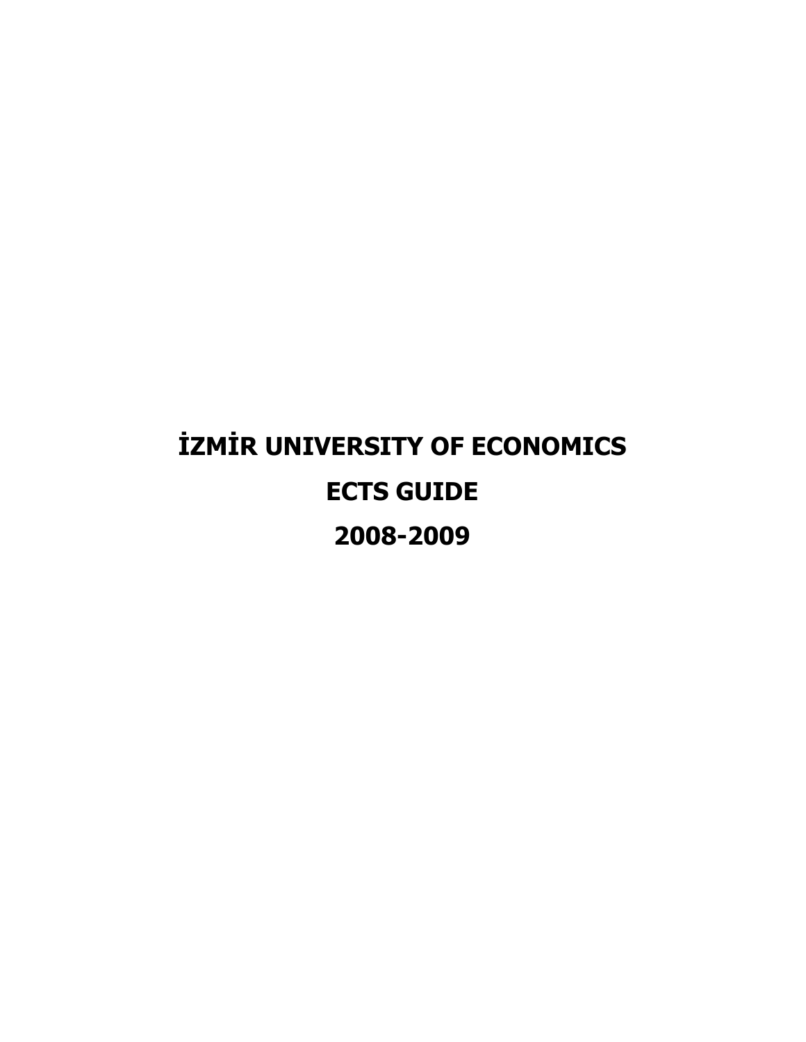# İZMİR UNIVERSITY OF ECONOMICS

# ECTS GUIDE

# 2008-2009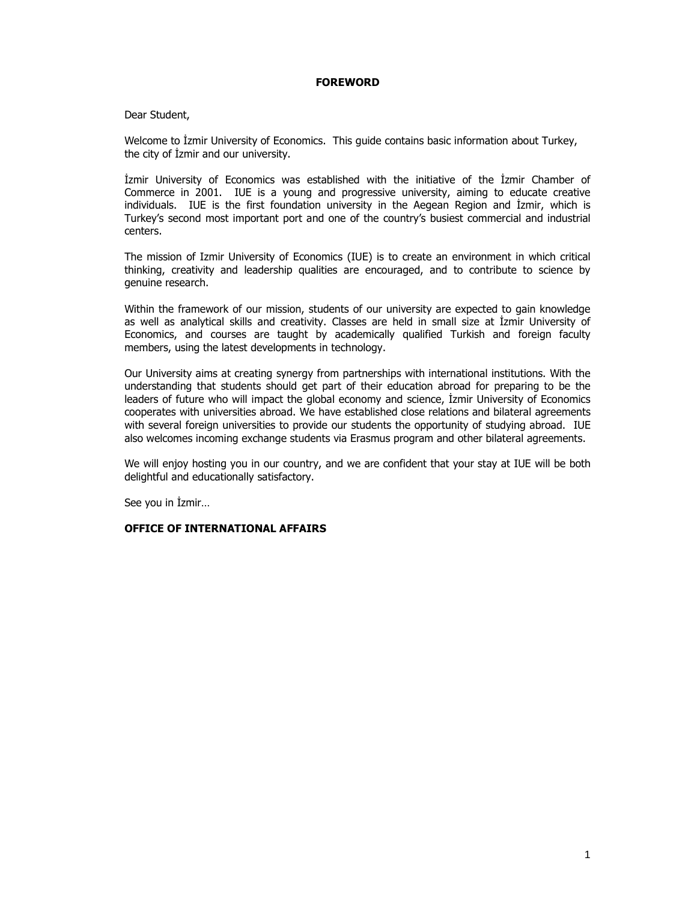# FOREWORD

Dear Student,

Welcome to İzmir University of Economics. This guide contains basic information about Turkey, the city of İzmir and our university.

İzmir University of Economics was established with the initiative of the İzmir Chamber of Commerce in 2001. IUE is a young and progressive university, aiming to educate creative individuals. IUE is the first foundation university in the Aegean Region and İzmir, which is Turkey's second most important port and one of the country's busiest commercial and industrial centers.

The mission of Izmir University of Economics (IUE) is to create an environment in which critical thinking, creativity and leadership qualities are encouraged, and to contribute to science by genuine research.

Within the framework of our mission, students of our university are expected to gain knowledge as well as analytical skills and creativity. Classes are held in small size at İzmir University of Economics, and courses are taught by academically qualified Turkish and foreign faculty members, using the latest developments in technology.

Our University aims at creating synergy from partnerships with international institutions. With the understanding that students should get part of their education abroad for preparing to be the leaders of future who will impact the global economy and science, İzmir University of Economics cooperates with universities abroad. We have established close relations and bilateral agreements with several foreign universities to provide our students the opportunity of studying abroad. IUE also welcomes incoming exchange students via Erasmus program and other bilateral agreements.

We will enjoy hosting you in our country, and we are confident that your stay at IUE will be both delightful and educationally satisfactory.

See you in İzmir…

**OFFICE OF INTERNATIONAL AFFAIRS**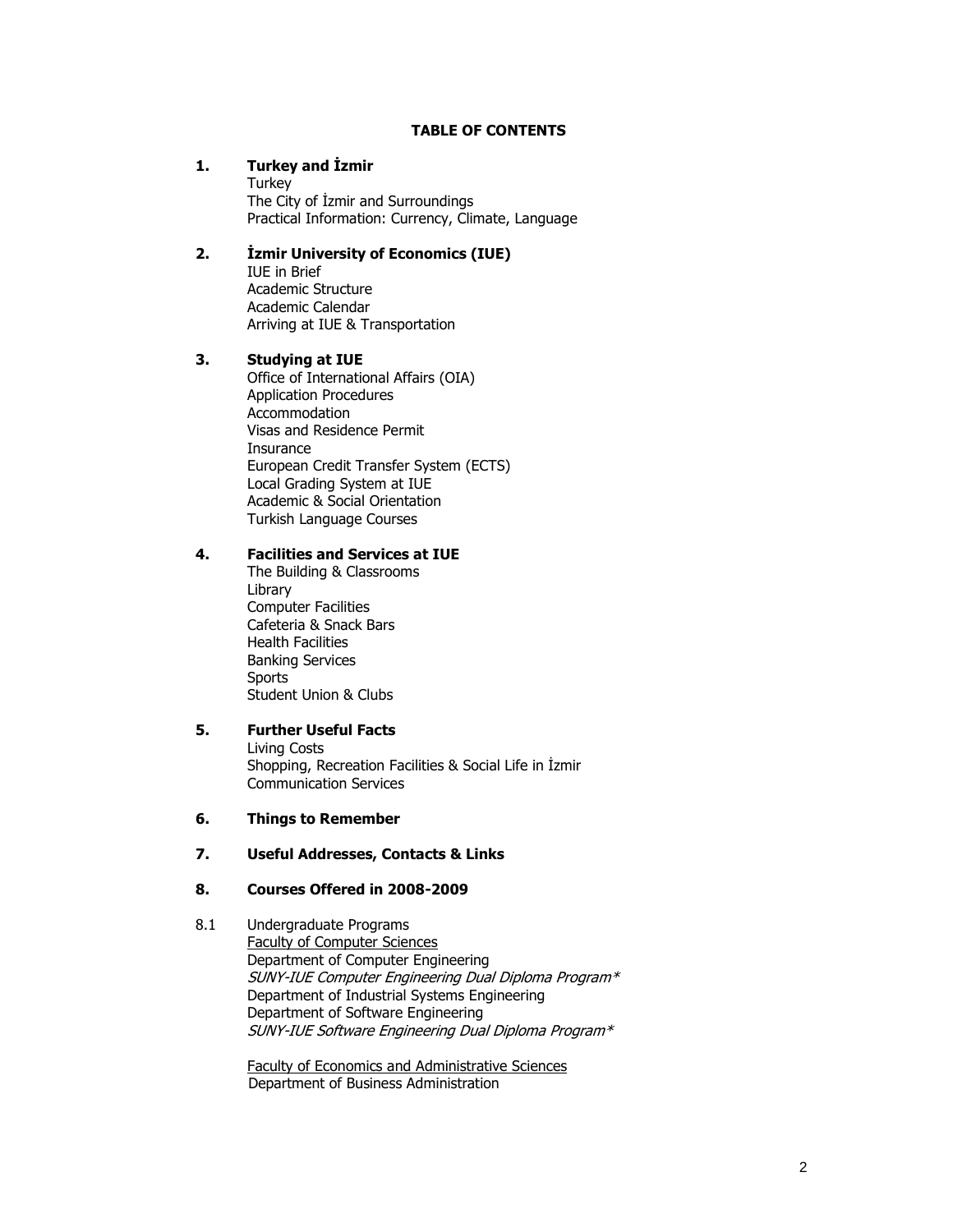# TABLE OF CONTENTS

**1. Turkey and İzmir**

Turkey
The City of İzmir and Surroundings
Practical Information: Currency, Climate, Language

**2. İzmir University of Economics (IUE)**

IUE in Brief
Academic Structure
Academic Calendar
Arriving at IUE & Transportation

**3. Studying at IUE**

Office of International Affairs (OIA)
Application Procedures
Accommodation
Visas and Residence Permit
Insurance
European Credit Transfer System (ECTS)
Local Grading System at IUE
Academic & Social Orientation
Turkish Language Courses

**4. Facilities and Services at IUE**

The Building & Classrooms
Library
Computer Facilities
Cafeteria & Snack Bars
Health Facilities
Banking Services
Sports
Student Union & Clubs

**5. Further Useful Facts**

Living Costs
Shopping, Recreation Facilities & Social Life in İzmir
Communication Services

**6. Things to Remember**

**7. Useful Addresses, Contacts & Links**

**8. Courses Offered in 2008-2009**

8.1 Undergraduate Programs

Faculty of Computer Sciences
Department of Computer Engineering
*SUNY-IUE Computer Engineering Dual Diploma Program**
Department of Industrial Systems Engineering
Department of Software Engineering
*SUNY-IUE Software Engineering Dual Diploma Program**

Faculty of Economics and Administrative Sciences
Department of Business Administration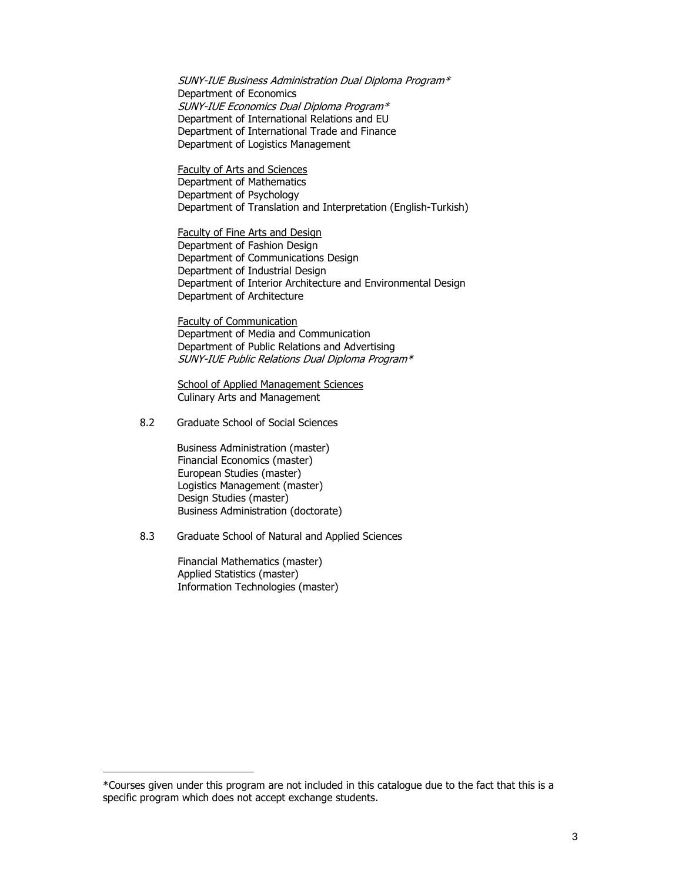*SUNY-IUE Business Administration Dual Diploma Program**
Department of Economics
*SUNY-IUE Economics Dual Diploma Program**
Department of International Relations and EU
Department of International Trade and Finance
Department of Logistics Management

Faculty of Arts and Sciences
Department of Mathematics
Department of Psychology
Department of Translation and Interpretation (English-Turkish)

Faculty of Fine Arts and Design
Department of Fashion Design
Department of Communications Design
Department of Industrial Design
Department of Interior Architecture and Environmental Design
Department of Architecture

Faculty of Communication
Department of Media and Communication
Department of Public Relations and Advertising
*SUNY-IUE Public Relations Dual Diploma Program**

School of Applied Management Sciences
Culinary Arts and Management

8.2 Graduate School of Social Sciences

Business Administration (master)
Financial Economics (master)
European Studies (master)
Logistics Management (master)
Design Studies (master)
Business Administration (doctorate)

8.3 Graduate School of Natural and Applied Sciences

Financial Mathematics (master)
Applied Statistics (master)
Information Technologies (master)

---

*Courses given under this program are not included in this catalogue due to the fact that this is a specific program which does not accept exchange students.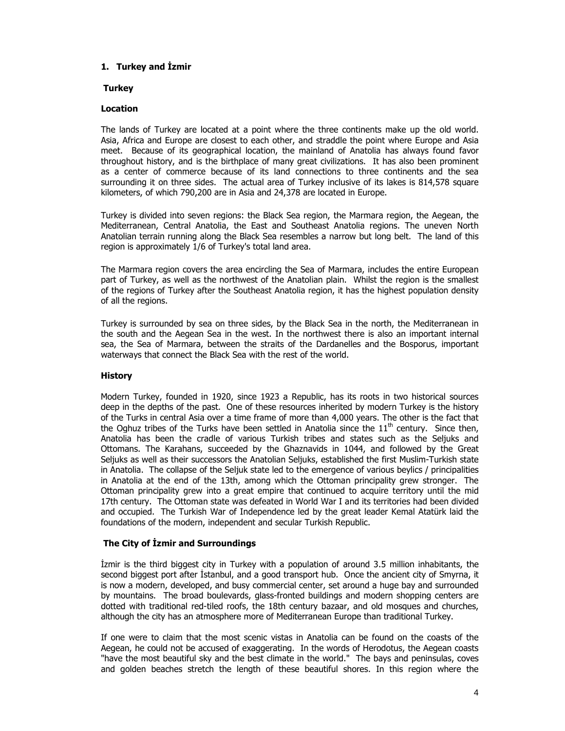## 1. Turkey and İzmir

### Turkey

#### Location

The lands of Turkey are located at a point where the three continents make up the old world. Asia, Africa and Europe are closest to each other, and straddle the point where Europe and Asia meet. Because of its geographical location, the mainland of Anatolia has always found favor throughout history, and is the birthplace of many great civilizations. It has also been prominent as a center of commerce because of its land connections to three continents and the sea surrounding it on three sides. The actual area of Turkey inclusive of its lakes is 814,578 square kilometers, of which 790,200 are in Asia and 24,378 are located in Europe.

Turkey is divided into seven regions: the Black Sea region, the Marmara region, the Aegean, the Mediterranean, Central Anatolia, the East and Southeast Anatolia regions. The uneven North Anatolian terrain running along the Black Sea resembles a narrow but long belt. The land of this region is approximately 1/6 of Turkey's total land area.

The Marmara region covers the area encircling the Sea of Marmara, includes the entire European part of Turkey, as well as the northwest of the Anatolian plain. Whilst the region is the smallest of the regions of Turkey after the Southeast Anatolia region, it has the highest population density of all the regions.

Turkey is surrounded by sea on three sides, by the Black Sea in the north, the Mediterranean in the south and the Aegean Sea in the west. In the northwest there is also an important internal sea, the Sea of Marmara, between the straits of the Dardanelles and the Bosporus, important waterways that connect the Black Sea with the rest of the world.

#### History

Modern Turkey, founded in 1920, since 1923 a Republic, has its roots in two historical sources deep in the depths of the past. One of these resources inherited by modern Turkey is the history of the Turks in central Asia over a time frame of more than 4,000 years. The other is the fact that the Oghuz tribes of the Turks have been settled in Anatolia since the 11th century. Since then, Anatolia has been the cradle of various Turkish tribes and states such as the Seljuks and Ottomans. The Karahans, succeeded by the Ghaznavids in 1044, and followed by the Great Seljuks as well as their successors the Anatolian Seljuks, established the first Muslim-Turkish state in Anatolia. The collapse of the Seljuk state led to the emergence of various beylics / principalities in Anatolia at the end of the 13th, among which the Ottoman principality grew stronger. The Ottoman principality grew into a great empire that continued to acquire territory until the mid 17th century. The Ottoman state was defeated in World War I and its territories had been divided and occupied. The Turkish War of Independence led by the great leader Kemal Atatürk laid the foundations of the modern, independent and secular Turkish Republic.

### The City of İzmir and Surroundings

İzmir is the third biggest city in Turkey with a population of around 3.5 million inhabitants, the second biggest port after İstanbul, and a good transport hub. Once the ancient city of Smyrna, it is now a modern, developed, and busy commercial center, set around a huge bay and surrounded by mountains. The broad boulevards, glass-fronted buildings and modern shopping centers are dotted with traditional red-tiled roofs, the 18th century bazaar, and old mosques and churches, although the city has an atmosphere more of Mediterranean Europe than traditional Turkey.

If one were to claim that the most scenic vistas in Anatolia can be found on the coasts of the Aegean, he could not be accused of exaggerating. In the words of Herodotus, the Aegean coasts "have the most beautiful sky and the best climate in the world." The bays and peninsulas, coves and golden beaches stretch the length of these beautiful shores. In this region where the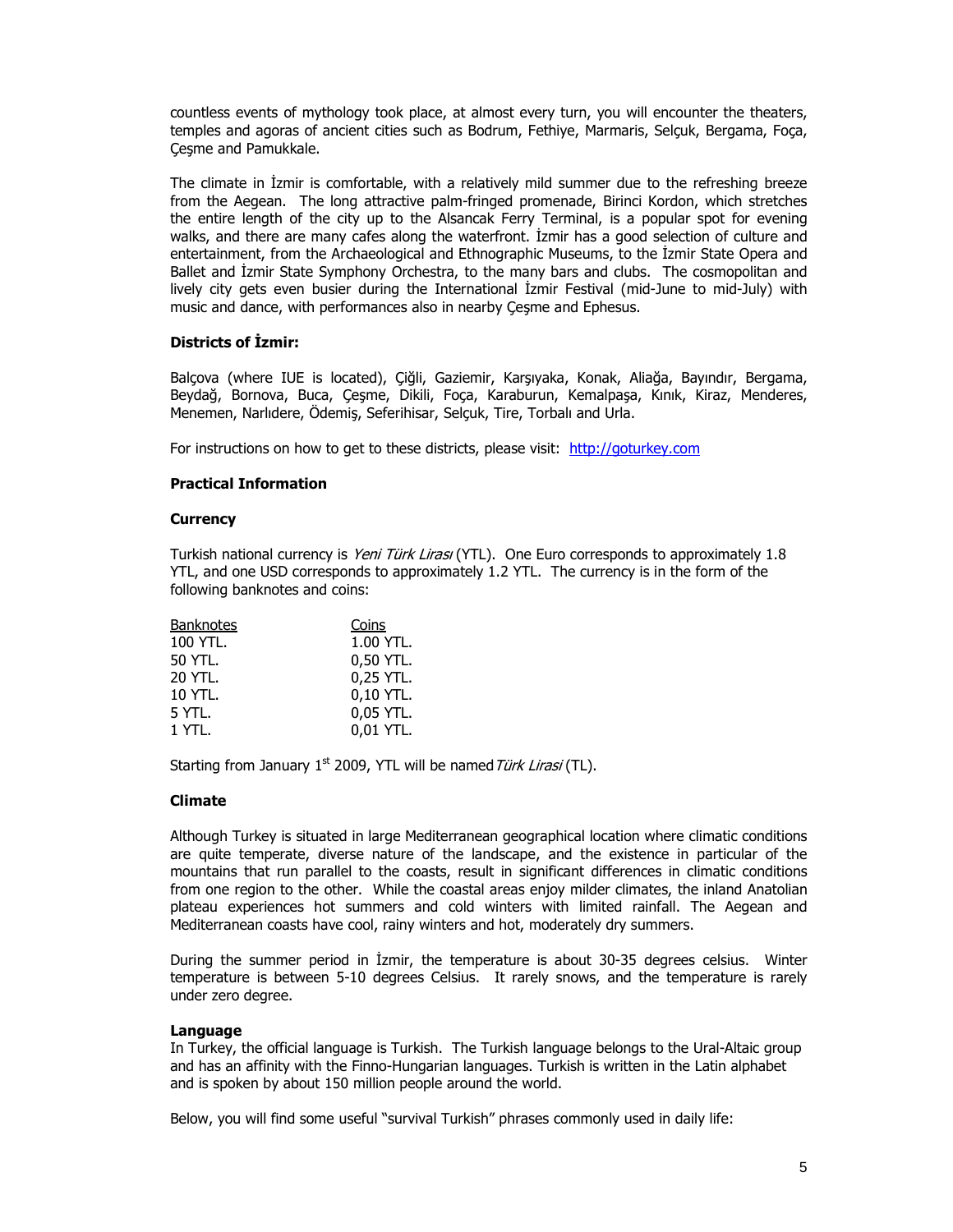countless events of mythology took place, at almost every turn, you will encounter the theaters, temples and agoras of ancient cities such as Bodrum, Fethiye, Marmaris, Selçuk, Bergama, Foça, Çeşme and Pamukkale.

The climate in İzmir is comfortable, with a relatively mild summer due to the refreshing breeze from the Aegean. The long attractive palm-fringed promenade, Birinci Kordon, which stretches the entire length of the city up to the Alsancak Ferry Terminal, is a popular spot for evening walks, and there are many cafes along the waterfront. İzmir has a good selection of culture and entertainment, from the Archaeological and Ethnographic Museums, to the İzmir State Opera and Ballet and İzmir State Symphony Orchestra, to the many bars and clubs. The cosmopolitan and lively city gets even busier during the International İzmir Festival (mid-June to mid-July) with music and dance, with performances also in nearby Çeşme and Ephesus.

### Districts of İzmir:

Balçova (where IUE is located), Çiğli, Gaziemir, Karşıyaka, Konak, Aliağa, Bayındır, Bergama, Beydağ, Bornova, Buca, Çeşme, Dikili, Foça, Karaburun, Kemalpaşa, Kınık, Kiraz, Menderes, Menemen, Narlıdere, Ödemiş, Seferihisar, Selçuk, Tire, Torbalı and Urla.

For instructions on how to get to these districts, please visit: [http://goturkey.com](http://goturkey.com)

### Practical Information

### Currency

Turkish national currency is *Yeni Türk Lirası* (YTL). One Euro corresponds to approximately 1.8 YTL, and one USD corresponds to approximately 1.2 YTL. The currency is in the form of the following banknotes and coins:

| Banknotes | Coins |
|---|---|
| 100 YTL. | 1.00 YTL. |
| 50 YTL. | 0,50 YTL. |
| 20 YTL. | 0,25 YTL. |
| 10 YTL. | 0,10 YTL. |
| 5 YTL. | 0,05 YTL. |
| 1 YTL. | 0,01 YTL. |

Starting from January 1st 2009, YTL will be named *Türk Lirasi* (TL).

### Climate

Although Turkey is situated in large Mediterranean geographical location where climatic conditions are quite temperate, diverse nature of the landscape, and the existence in particular of the mountains that run parallel to the coasts, result in significant differences in climatic conditions from one region to the other. While the coastal areas enjoy milder climates, the inland Anatolian plateau experiences hot summers and cold winters with limited rainfall. The Aegean and Mediterranean coasts have cool, rainy winters and hot, moderately dry summers.

During the summer period in İzmir, the temperature is about 30-35 degrees celsius. Winter temperature is between 5-10 degrees Celsius. It rarely snows, and the temperature is rarely under zero degree.

### Language

In Turkey, the official language is Turkish. The Turkish language belongs to the Ural-Altaic group and has an affinity with the Finno-Hungarian languages. Turkish is written in the Latin alphabet and is spoken by about 150 million people around the world.

Below, you will find some useful "survival Turkish" phrases commonly used in daily life: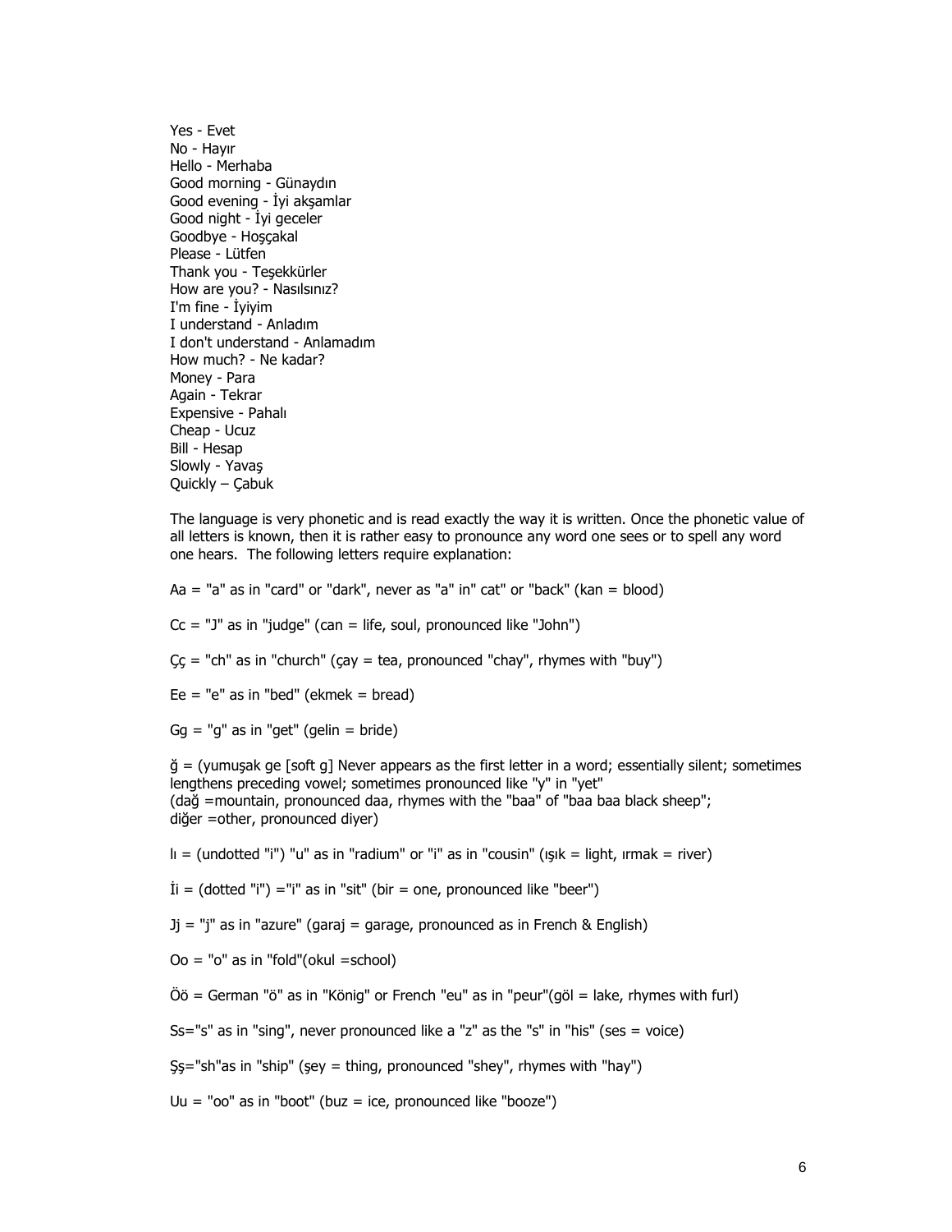Yes - Evet
No - Hayır
Hello - Merhaba
Good morning - Günaydın
Good evening - İyi akşamlar
Good night - İyi geceler
Goodbye - Hoşçakal
Please - Lütfen
Thank you - Teşekkürler
How are you? - Nasılsınız?
I'm fine - İyiyim
I understand - Anladım
I don't understand - Anlamadım
How much? - Ne kadar?
Money - Para
Again - Tekrar
Expensive - Pahalı
Cheap - Ucuz
Bill - Hesap
Slowly - Yavaş
Quickly – Çabuk

The language is very phonetic and is read exactly the way it is written. Once the phonetic value of all letters is known, then it is rather easy to pronounce any word one sees or to spell any word one hears. The following letters require explanation:

Aa = "a" as in "card" or "dark", never as "a" in" cat" or "back" (kan = blood)

Cc = "J" as in "judge" (can = life, soul, pronounced like "John")

Çç = "ch" as in "church" (çay = tea, pronounced "chay", rhymes with "buy")

Ee = "e" as in "bed" (ekmek = bread)

Gg = "g" as in "get" (gelin = bride)

ğ = (yumuşak ge [soft g] Never appears as the first letter in a word; essentially silent; sometimes lengthens preceding vowel; sometimes pronounced like "y" in "yet"
(dağ =mountain, pronounced daa, rhymes with the "baa" of "baa baa black sheep";
diğer =other, pronounced diyer)

Iı = (undotted "i") "u" as in "radium" or "i" as in "cousin" (ışık = light, ırmak = river)

İi = (dotted "i") ="i" as in "sit" (bir = one, pronounced like "beer")

Jj = "j" as in "azure" (garaj = garage, pronounced as in French & English)

Oo = "o" as in "fold"(okul =school)

Öö = German "ö" as in "König" or French "eu" as in "peur"(göl = lake, rhymes with furl)

Ss="s" as in "sing", never pronounced like a "z" as the "s" in "his" (ses = voice)

Şş="sh"as in "ship" (şey = thing, pronounced "shey", rhymes with "hay")

Uu = "oo" as in "boot" (buz = ice, pronounced like "booze")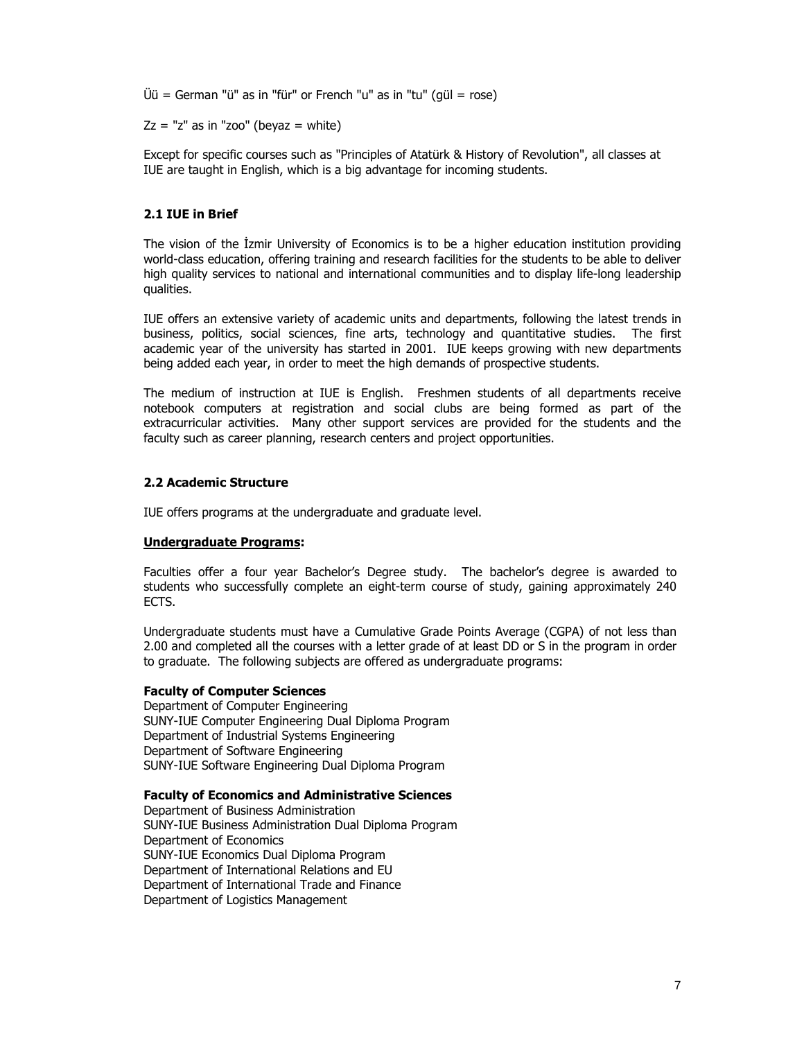Üü = German "ü" as in "für" or French "u" as in "tu" (gül = rose)

Zz = "z" as in "zoo" (beyaz = white)

Except for specific courses such as "Principles of Atatürk & History of Revolution", all classes at IUE are taught in English, which is a big advantage for incoming students.

### 2.1 IUE in Brief

The vision of the İzmir University of Economics is to be a higher education institution providing world-class education, offering training and research facilities for the students to be able to deliver high quality services to national and international communities and to display life-long leadership qualities.

IUE offers an extensive variety of academic units and departments, following the latest trends in business, politics, social sciences, fine arts, technology and quantitative studies. The first academic year of the university has started in 2001. IUE keeps growing with new departments being added each year, in order to meet the high demands of prospective students.

The medium of instruction at IUE is English. Freshmen students of all departments receive notebook computers at registration and social clubs are being formed as part of the extracurricular activities. Many other support services are provided for the students and the faculty such as career planning, research centers and project opportunities.

### 2.2 Academic Structure

IUE offers programs at the undergraduate and graduate level.

**Undergraduate Programs:**

Faculties offer a four year Bachelor's Degree study. The bachelor's degree is awarded to students who successfully complete an eight-term course of study, gaining approximately 240 ECTS.

Undergraduate students must have a Cumulative Grade Points Average (CGPA) of not less than 2.00 and completed all the courses with a letter grade of at least DD or S in the program in order to graduate. The following subjects are offered as undergraduate programs:

**Faculty of Computer Sciences**
Department of Computer Engineering
SUNY-IUE Computer Engineering Dual Diploma Program
Department of Industrial Systems Engineering
Department of Software Engineering
SUNY-IUE Software Engineering Dual Diploma Program

**Faculty of Economics and Administrative Sciences**
Department of Business Administration
SUNY-IUE Business Administration Dual Diploma Program
Department of Economics
SUNY-IUE Economics Dual Diploma Program
Department of International Relations and EU
Department of International Trade and Finance
Department of Logistics Management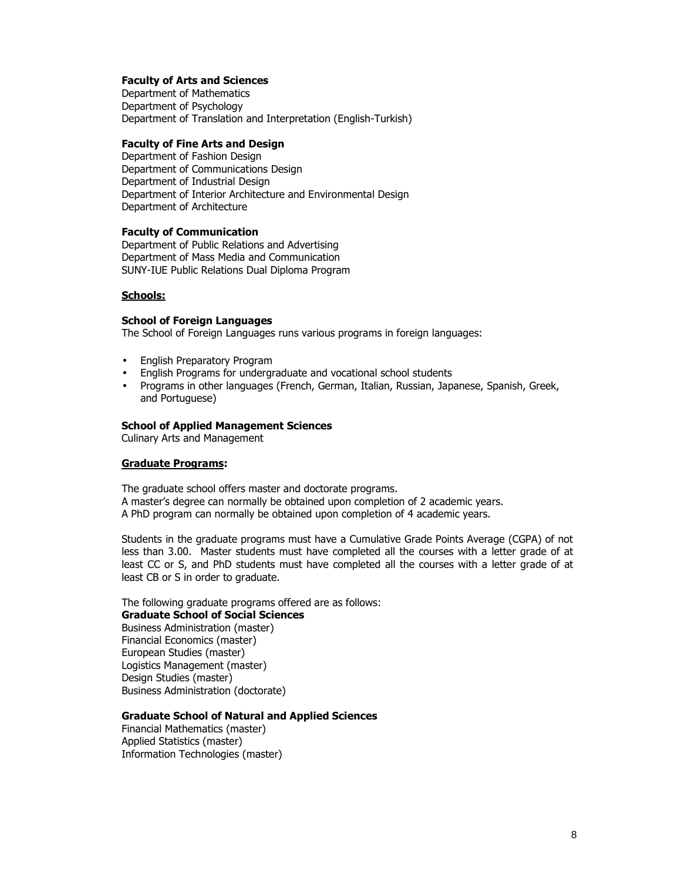**Faculty of Arts and Sciences**
Department of Mathematics
Department of Psychology
Department of Translation and Interpretation (English-Turkish)

**Faculty of Fine Arts and Design**
Department of Fashion Design
Department of Communications Design
Department of Industrial Design
Department of Interior Architecture and Environmental Design
Department of Architecture

**Faculty of Communication**
Department of Public Relations and Advertising
Department of Mass Media and Communication
SUNY-IUE Public Relations Dual Diploma Program

**Schools:**

**School of Foreign Languages**
The School of Foreign Languages runs various programs in foreign languages:

- English Preparatory Program
- English Programs for undergraduate and vocational school students
- Programs in other languages (French, German, Italian, Russian, Japanese, Spanish, Greek, and Portuguese)

**School of Applied Management Sciences**
Culinary Arts and Management

**Graduate Programs:**

The graduate school offers master and doctorate programs.
A master's degree can normally be obtained upon completion of 2 academic years.
A PhD program can normally be obtained upon completion of 4 academic years.

Students in the graduate programs must have a Cumulative Grade Points Average (CGPA) of not less than 3.00. Master students must have completed all the courses with a letter grade of at least CC or S, and PhD students must have completed all the courses with a letter grade of at least CB or S in order to graduate.

The following graduate programs offered are as follows:
**Graduate School of Social Sciences**
Business Administration (master)
Financial Economics (master)
European Studies (master)
Logistics Management (master)
Design Studies (master)
Business Administration (doctorate)

**Graduate School of Natural and Applied Sciences**
Financial Mathematics (master)
Applied Statistics (master)
Information Technologies (master)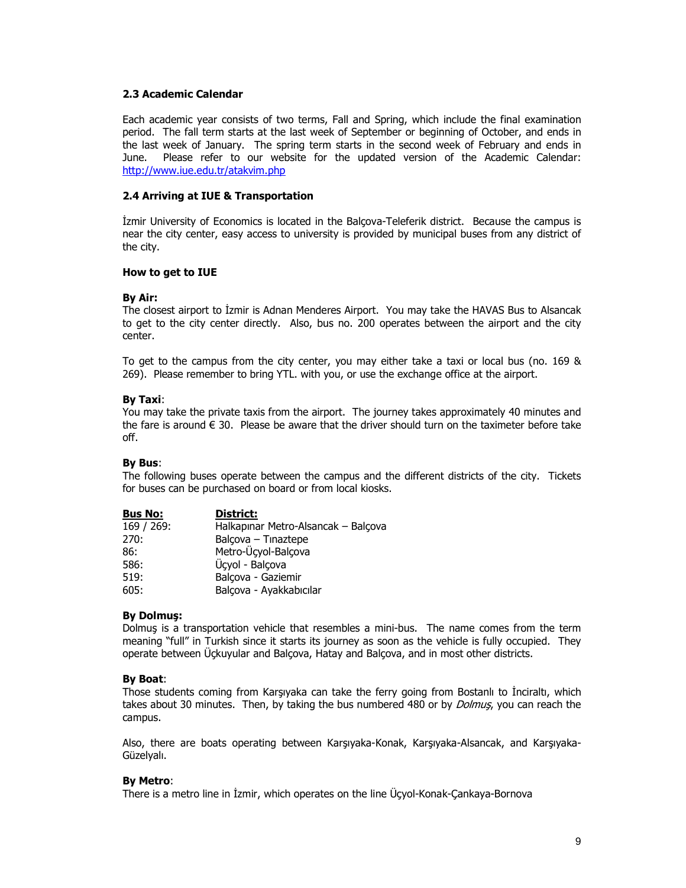### 2.3 Academic Calendar

Each academic year consists of two terms, Fall and Spring, which include the final examination period. The fall term starts at the last week of September or beginning of October, and ends in the last week of January. The spring term starts in the second week of February and ends in June. Please refer to our website for the updated version of the Academic Calendar: [http://www.iue.edu.tr/atakvim.php](http://www.iue.edu.tr/atakvim.php)

### 2.4 Arriving at IUE & Transportation

İzmir University of Economics is located in the Balçova-Teleferik district. Because the campus is near the city center, easy access to university is provided by municipal buses from any district of the city.

**How to get to IUE**

**By Air:**
The closest airport to İzmir is Adnan Menderes Airport. You may take the HAVAS Bus to Alsancak to get to the city center directly. Also, bus no. 200 operates between the airport and the city center.

To get to the campus from the city center, you may either take a taxi or local bus (no. 169 & 269). Please remember to bring YTL. with you, or use the exchange office at the airport.

**By Taxi**:
You may take the private taxis from the airport. The journey takes approximately 40 minutes and the fare is around € 30. Please be aware that the driver should turn on the taximeter before take off.

**By Bus**:
The following buses operate between the campus and the different districts of the city. Tickets for buses can be purchased on board or from local kiosks.

| Bus No: | District: |
|---|---|
| 169 / 269: | Halkapınar Metro-Alsancak – Balçova |
| 270: | Balçova – Tınaztepe |
| 86: | Metro-Üçyol-Balçova |
| 586: | Üçyol - Balçova |
| 519: | Balçova - Gaziemir |
| 605: | Balçova - Ayakkabıcılar |

**By Dolmuş:**
Dolmuş is a transportation vehicle that resembles a mini-bus. The name comes from the term meaning "full" in Turkish since it starts its journey as soon as the vehicle is fully occupied. They operate between Üçkuyular and Balçova, Hatay and Balçova, and in most other districts.

**By Boat**:
Those students coming from Karşıyaka can take the ferry going from Bostanlı to İnciraltı, which takes about 30 minutes. Then, by taking the bus numbered 480 or by *Dolmuş*, you can reach the campus.

Also, there are boats operating between Karşıyaka-Konak, Karşıyaka-Alsancak, and Karşıyaka-Güzelyalı.

**By Metro**:
There is a metro line in İzmir, which operates on the line Üçyol-Konak-Çankaya-Bornova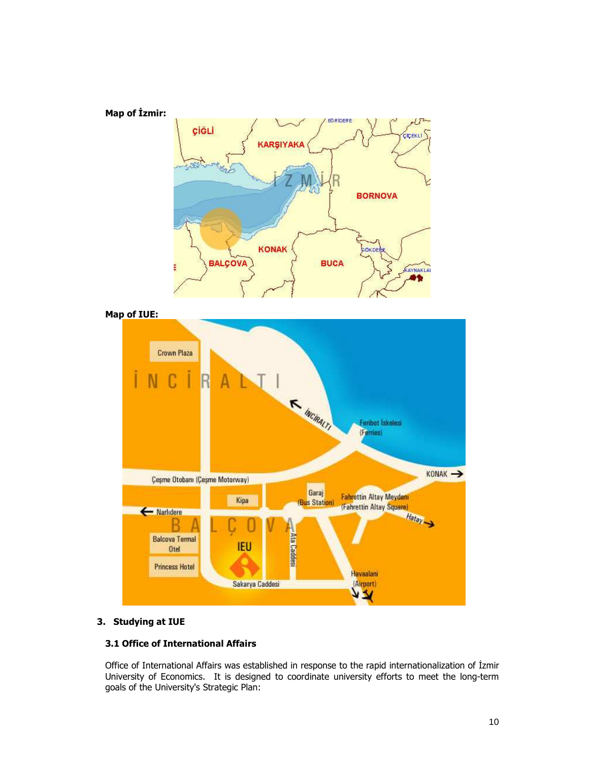**Map of İzmir:**

**Map of IUE:**

## 3. Studying at IUE

### 3.1 Office of International Affairs

Office of International Affairs was established in response to the rapid internationalization of İzmir University of Economics. It is designed to coordinate university efforts to meet the long-term goals of the University's Strategic Plan: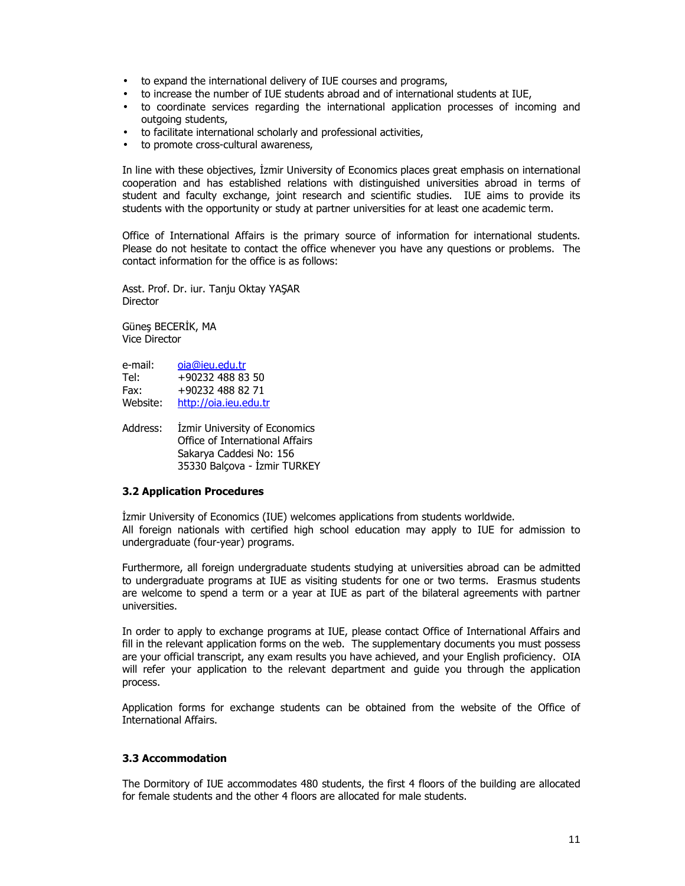- to expand the international delivery of IUE courses and programs,
- to increase the number of IUE students abroad and of international students at IUE,
- to coordinate services regarding the international application processes of incoming and outgoing students,
- to facilitate international scholarly and professional activities,
- to promote cross-cultural awareness,

In line with these objectives, İzmir University of Economics places great emphasis on international cooperation and has established relations with distinguished universities abroad in terms of student and faculty exchange, joint research and scientific studies. IUE aims to provide its students with the opportunity or study at partner universities for at least one academic term.

Office of International Affairs is the primary source of information for international students. Please do not hesitate to contact the office whenever you have any questions or problems. The contact information for the office is as follows:

Asst. Prof. Dr. iur. Tanju Oktay YAŞAR
Director

Güneş BECERİK, MA
Vice Director

e-mail: oia@ieu.edu.tr
Tel: +90232 488 83 50
Fax: +90232 488 82 71
Website: http://oia.ieu.edu.tr

Address: İzmir University of Economics
Office of International Affairs
Sakarya Caddesi No: 156
35330 Balçova - İzmir TURKEY

### 3.2 Application Procedures

İzmir University of Economics (IUE) welcomes applications from students worldwide.
All foreign nationals with certified high school education may apply to IUE for admission to undergraduate (four-year) programs.

Furthermore, all foreign undergraduate students studying at universities abroad can be admitted to undergraduate programs at IUE as visiting students for one or two terms. Erasmus students are welcome to spend a term or a year at IUE as part of the bilateral agreements with partner universities.

In order to apply to exchange programs at IUE, please contact Office of International Affairs and fill in the relevant application forms on the web. The supplementary documents you must possess are your official transcript, any exam results you have achieved, and your English proficiency. OIA will refer your application to the relevant department and guide you through the application process.

Application forms for exchange students can be obtained from the website of the Office of International Affairs.

### 3.3 Accommodation

The Dormitory of IUE accommodates 480 students, the first 4 floors of the building are allocated for female students and the other 4 floors are allocated for male students.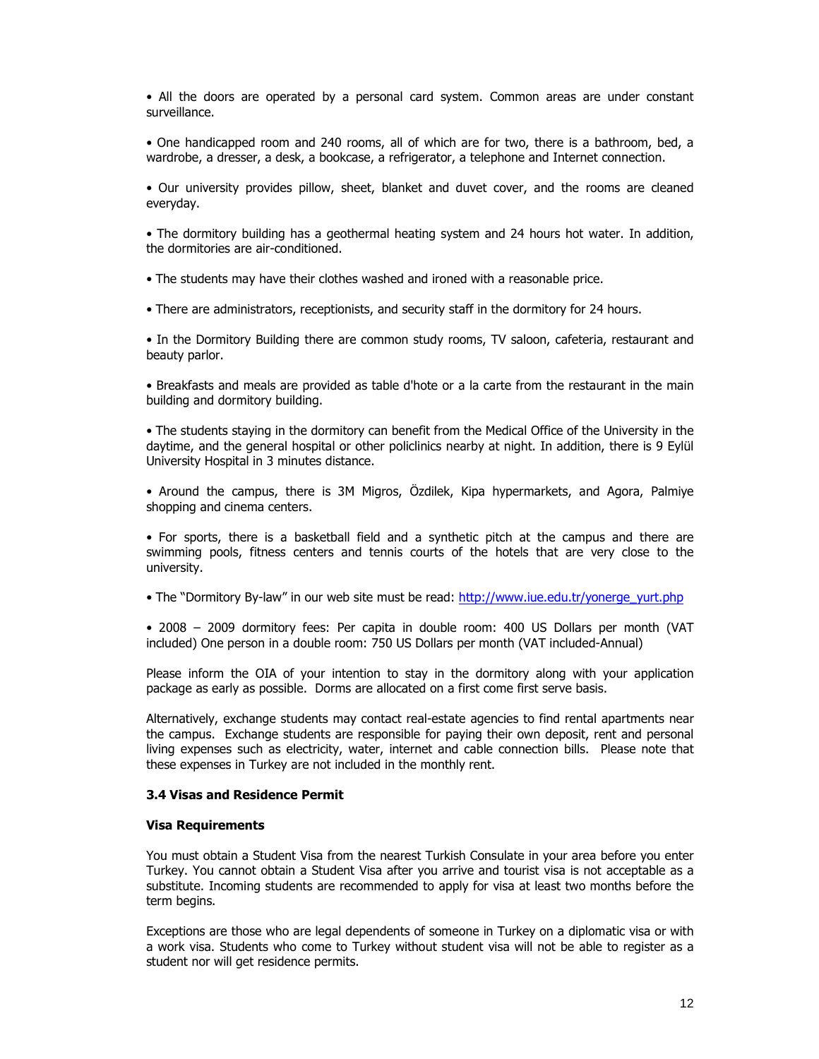- All the doors are operated by a personal card system. Common areas are under constant surveillance.

- One handicapped room and 240 rooms, all of which are for two, there is a bathroom, bed, a wardrobe, a dresser, a desk, a bookcase, a refrigerator, a telephone and Internet connection.

- Our university provides pillow, sheet, blanket and duvet cover, and the rooms are cleaned everyday.

- The dormitory building has a geothermal heating system and 24 hours hot water. In addition, the dormitories are air-conditioned.

- The students may have their clothes washed and ironed with a reasonable price.

- There are administrators, receptionists, and security staff in the dormitory for 24 hours.

- In the Dormitory Building there are common study rooms, TV saloon, cafeteria, restaurant and beauty parlor.

- Breakfasts and meals are provided as table d'hote or a la carte from the restaurant in the main building and dormitory building.

- The students staying in the dormitory can benefit from the Medical Office of the University in the daytime, and the general hospital or other policlinics nearby at night. In addition, there is 9 Eylül University Hospital in 3 minutes distance.

- Around the campus, there is 3M Migros, Özdilek, Kipa hypermarkets, and Agora, Palmiye shopping and cinema centers.

- For sports, there is a basketball field and a synthetic pitch at the campus and there are swimming pools, fitness centers and tennis courts of the hotels that are very close to the university.

- The "Dormitory By-law" in our web site must be read: http://www.iue.edu.tr/yonerge_yurt.php

- 2008 – 2009 dormitory fees: Per capita in double room: 400 US Dollars per month (VAT included) One person in a double room: 750 US Dollars per month (VAT included-Annual)

Please inform the OIA of your intention to stay in the dormitory along with your application package as early as possible. Dorms are allocated on a first come first serve basis.

Alternatively, exchange students may contact real-estate agencies to find rental apartments near the campus. Exchange students are responsible for paying their own deposit, rent and personal living expenses such as electricity, water, internet and cable connection bills. Please note that these expenses in Turkey are not included in the monthly rent.

### 3.4 Visas and Residence Permit

**Visa Requirements**

You must obtain a Student Visa from the nearest Turkish Consulate in your area before you enter Turkey. You cannot obtain a Student Visa after you arrive and tourist visa is not acceptable as a substitute. Incoming students are recommended to apply for visa at least two months before the term begins.

Exceptions are those who are legal dependents of someone in Turkey on a diplomatic visa or with a work visa. Students who come to Turkey without student visa will not be able to register as a student nor will get residence permits.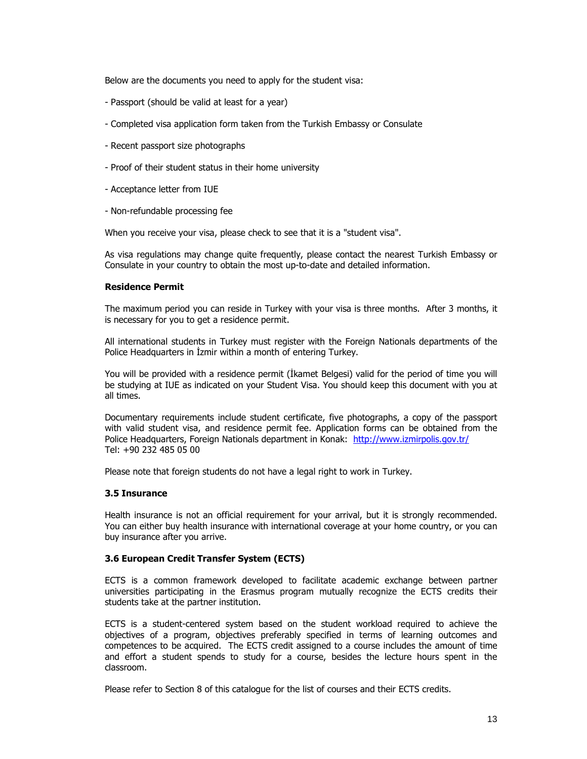Below are the documents you need to apply for the student visa:

- Passport (should be valid at least for a year)

- Completed visa application form taken from the Turkish Embassy or Consulate

- Recent passport size photographs

- Proof of their student status in their home university

- Acceptance letter from IUE

- Non-refundable processing fee

When you receive your visa, please check to see that it is a "student visa".

As visa regulations may change quite frequently, please contact the nearest Turkish Embassy or Consulate in your country to obtain the most up-to-date and detailed information.

**Residence Permit**

The maximum period you can reside in Turkey with your visa is three months. After 3 months, it is necessary for you to get a residence permit.

All international students in Turkey must register with the Foreign Nationals departments of the Police Headquarters in İzmir within a month of entering Turkey.

You will be provided with a residence permit (İkamet Belgesi) valid for the period of time you will be studying at IUE as indicated on your Student Visa. You should keep this document with you at all times.

Documentary requirements include student certificate, five photographs, a copy of the passport with valid student visa, and residence permit fee. Application forms can be obtained from the Police Headquarters, Foreign Nationals department in Konak: http://www.izmirpolis.gov.tr/
Tel: +90 232 485 05 00

Please note that foreign students do not have a legal right to work in Turkey.

### 3.5 Insurance

Health insurance is not an official requirement for your arrival, but it is strongly recommended. You can either buy health insurance with international coverage at your home country, or you can buy insurance after you arrive.

### 3.6 European Credit Transfer System (ECTS)

ECTS is a common framework developed to facilitate academic exchange between partner universities participating in the Erasmus program mutually recognize the ECTS credits their students take at the partner institution.

ECTS is a student-centered system based on the student workload required to achieve the objectives of a program, objectives preferably specified in terms of learning outcomes and competences to be acquired. The ECTS credit assigned to a course includes the amount of time and effort a student spends to study for a course, besides the lecture hours spent in the classroom.

Please refer to Section 8 of this catalogue for the list of courses and their ECTS credits.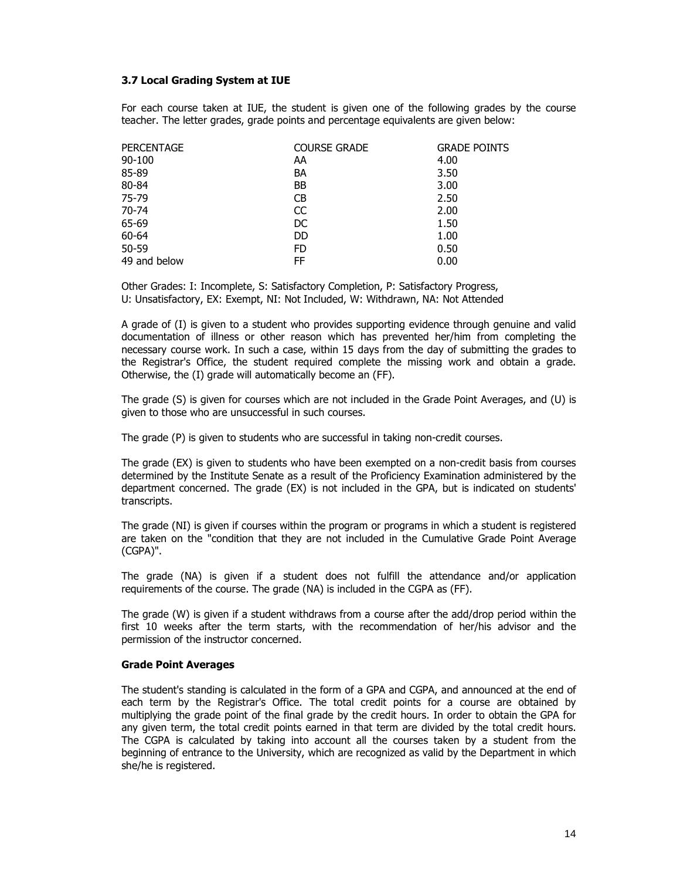### 3.7 Local Grading System at IUE

For each course taken at IUE, the student is given one of the following grades by the course teacher. The letter grades, grade points and percentage equivalents are given below:

| PERCENTAGE | COURSE GRADE | GRADE POINTS |
|---|---|---|
| 90-100 | AA | 4.00 |
| 85-89 | BA | 3.50 |
| 80-84 | BB | 3.00 |
| 75-79 | CB | 2.50 |
| 70-74 | CC | 2.00 |
| 65-69 | DC | 1.50 |
| 60-64 | DD | 1.00 |
| 50-59 | FD | 0.50 |
| 49 and below | FF | 0.00 |

Other Grades: I: Incomplete, S: Satisfactory Completion, P: Satisfactory Progress, U: Unsatisfactory, EX: Exempt, NI: Not Included, W: Withdrawn, NA: Not Attended

A grade of (I) is given to a student who provides supporting evidence through genuine and valid documentation of illness or other reason which has prevented her/him from completing the necessary course work. In such a case, within 15 days from the day of submitting the grades to the Registrar's Office, the student required complete the missing work and obtain a grade. Otherwise, the (I) grade will automatically become an (FF).

The grade (S) is given for courses which are not included in the Grade Point Averages, and (U) is given to those who are unsuccessful in such courses.

The grade (P) is given to students who are successful in taking non-credit courses.

The grade (EX) is given to students who have been exempted on a non-credit basis from courses determined by the Institute Senate as a result of the Proficiency Examination administered by the department concerned. The grade (EX) is not included in the GPA, but is indicated on students' transcripts.

The grade (NI) is given if courses within the program or programs in which a student is registered are taken on the "condition that they are not included in the Cumulative Grade Point Average (CGPA)".

The grade (NA) is given if a student does not fulfill the attendance and/or application requirements of the course. The grade (NA) is included in the CGPA as (FF).

The grade (W) is given if a student withdraws from a course after the add/drop period within the first 10 weeks after the term starts, with the recommendation of her/his advisor and the permission of the instructor concerned.

**Grade Point Averages**

The student's standing is calculated in the form of a GPA and CGPA, and announced at the end of each term by the Registrar's Office. The total credit points for a course are obtained by multiplying the grade point of the final grade by the credit hours. In order to obtain the GPA for any given term, the total credit points earned in that term are divided by the total credit hours. The CGPA is calculated by taking into account all the courses taken by a student from the beginning of entrance to the University, which are recognized as valid by the Department in which she/he is registered.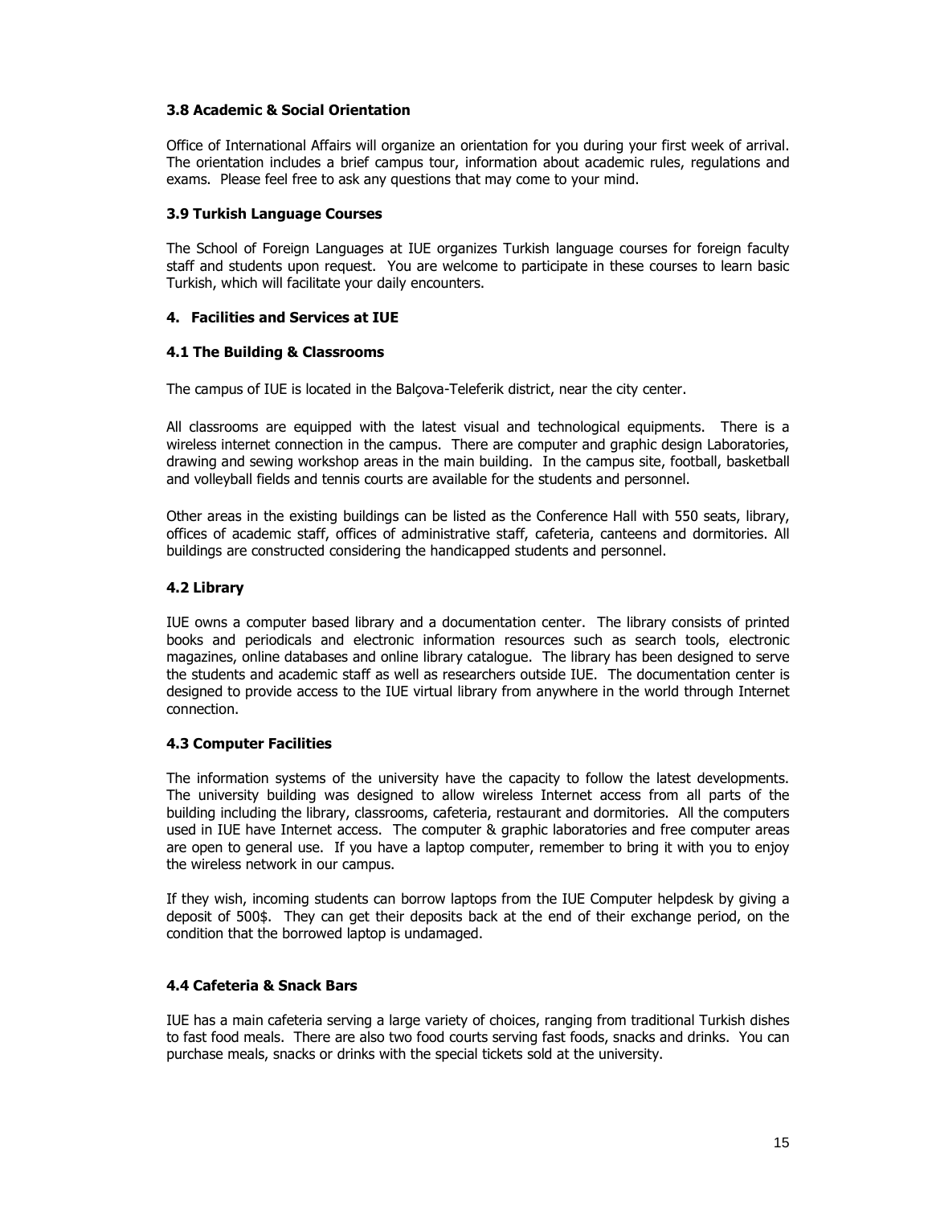### 3.8 Academic & Social Orientation

Office of International Affairs will organize an orientation for you during your first week of arrival. The orientation includes a brief campus tour, information about academic rules, regulations and exams. Please feel free to ask any questions that may come to your mind.

### 3.9 Turkish Language Courses

The School of Foreign Languages at IUE organizes Turkish language courses for foreign faculty staff and students upon request. You are welcome to participate in these courses to learn basic Turkish, which will facilitate your daily encounters.

## 4. Facilities and Services at IUE

### 4.1 The Building & Classrooms

The campus of IUE is located in the Balçova-Teleferik district, near the city center.

All classrooms are equipped with the latest visual and technological equipments. There is a wireless internet connection in the campus. There are computer and graphic design Laboratories, drawing and sewing workshop areas in the main building. In the campus site, football, basketball and volleyball fields and tennis courts are available for the students and personnel.

Other areas in the existing buildings can be listed as the Conference Hall with 550 seats, library, offices of academic staff, offices of administrative staff, cafeteria, canteens and dormitories. All buildings are constructed considering the handicapped students and personnel.

### 4.2 Library

IUE owns a computer based library and a documentation center. The library consists of printed books and periodicals and electronic information resources such as search tools, electronic magazines, online databases and online library catalogue. The library has been designed to serve the students and academic staff as well as researchers outside IUE. The documentation center is designed to provide access to the IUE virtual library from anywhere in the world through Internet connection.

### 4.3 Computer Facilities

The information systems of the university have the capacity to follow the latest developments. The university building was designed to allow wireless Internet access from all parts of the building including the library, classrooms, cafeteria, restaurant and dormitories. All the computers used in IUE have Internet access. The computer & graphic laboratories and free computer areas are open to general use. If you have a laptop computer, remember to bring it with you to enjoy the wireless network in our campus.

If they wish, incoming students can borrow laptops from the IUE Computer helpdesk by giving a deposit of 500$. They can get their deposits back at the end of their exchange period, on the condition that the borrowed laptop is undamaged.

### 4.4 Cafeteria & Snack Bars

IUE has a main cafeteria serving a large variety of choices, ranging from traditional Turkish dishes to fast food meals. There are also two food courts serving fast foods, snacks and drinks. You can purchase meals, snacks or drinks with the special tickets sold at the university.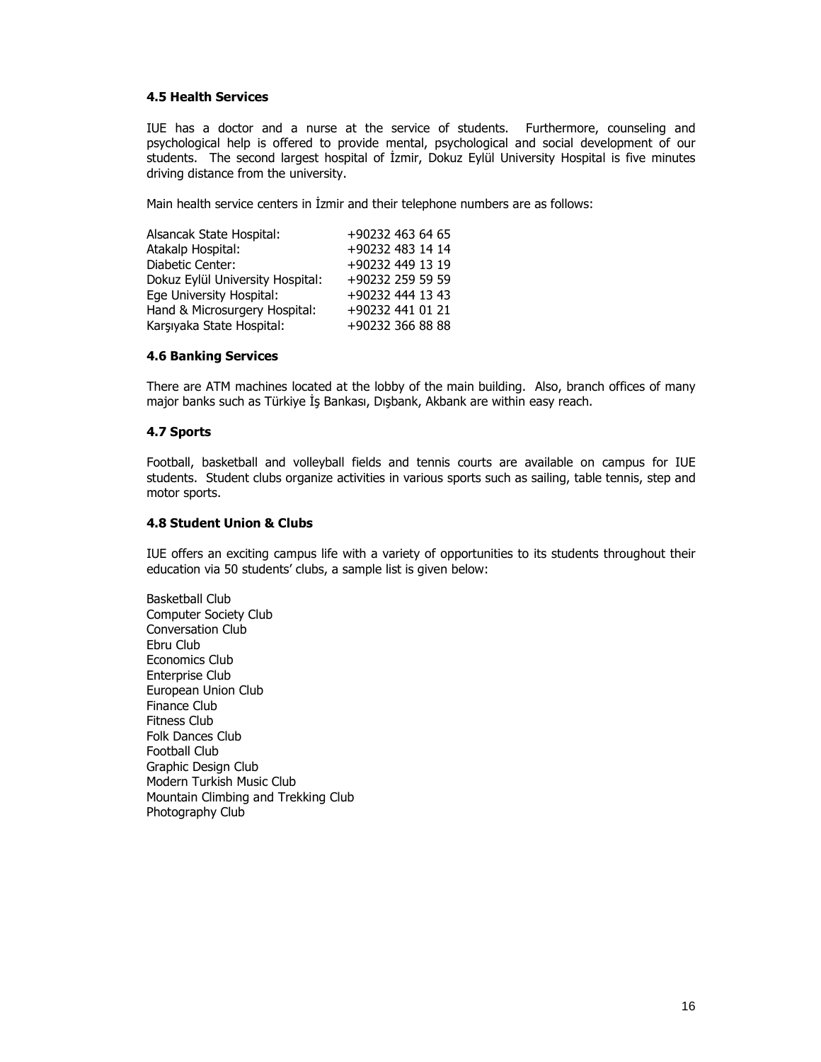### 4.5 Health Services

IUE has a doctor and a nurse at the service of students. Furthermore, counseling and psychological help is offered to provide mental, psychological and social development of our students. The second largest hospital of İzmir, Dokuz Eylül University Hospital is five minutes driving distance from the university.

Main health service centers in İzmir and their telephone numbers are as follows:

| | |
|---|---|
| Alsancak State Hospital: | +90232 463 64 65 |
| Atakalp Hospital: | +90232 483 14 14 |
| Diabetic Center: | +90232 449 13 19 |
| Dokuz Eylül University Hospital: | +90232 259 59 59 |
| Ege University Hospital: | +90232 444 13 43 |
| Hand & Microsurgery Hospital: | +90232 441 01 21 |
| Karşıyaka State Hospital: | +90232 366 88 88 |

### 4.6 Banking Services

There are ATM machines located at the lobby of the main building. Also, branch offices of many major banks such as Türkiye İş Bankası, Dışbank, Akbank are within easy reach.

### 4.7 Sports

Football, basketball and volleyball fields and tennis courts are available on campus for IUE students. Student clubs organize activities in various sports such as sailing, table tennis, step and motor sports.

### 4.8 Student Union & Clubs

IUE offers an exciting campus life with a variety of opportunities to its students throughout their education via 50 students' clubs, a sample list is given below:

Basketball Club
Computer Society Club
Conversation Club
Ebru Club
Economics Club
Enterprise Club
European Union Club
Finance Club
Fitness Club
Folk Dances Club
Football Club
Graphic Design Club
Modern Turkish Music Club
Mountain Climbing and Trekking Club
Photography Club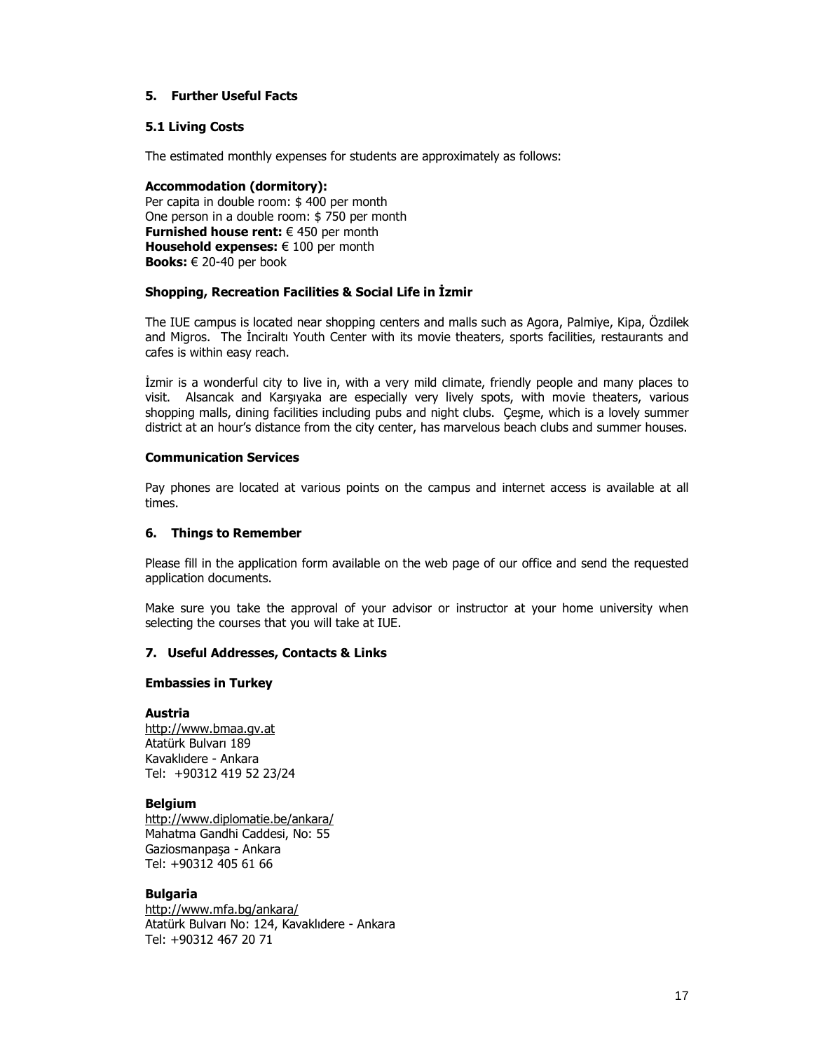## 5. Further Useful Facts

### 5.1 Living Costs

The estimated monthly expenses for students are approximately as follows:

**Accommodation (dormitory):**
Per capita in double room: $ 400 per month
One person in a double room: $ 750 per month
**Furnished house rent:** € 450 per month
**Household expenses:** € 100 per month
**Books:** € 20-40 per book

**Shopping, Recreation Facilities & Social Life in İzmir**

The IUE campus is located near shopping centers and malls such as Agora, Palmiye, Kipa, Özdilek and Migros. The İnciraltı Youth Center with its movie theaters, sports facilities, restaurants and cafes is within easy reach.

İzmir is a wonderful city to live in, with a very mild climate, friendly people and many places to visit. Alsancak and Karşıyaka are especially very lively spots, with movie theaters, various shopping malls, dining facilities including pubs and night clubs. Çeşme, which is a lovely summer district at an hour's distance from the city center, has marvelous beach clubs and summer houses.

**Communication Services**

Pay phones are located at various points on the campus and internet access is available at all times.

## 6. Things to Remember

Please fill in the application form available on the web page of our office and send the requested application documents.

Make sure you take the approval of your advisor or instructor at your home university when selecting the courses that you will take at IUE.

## 7. Useful Addresses, Contacts & Links

**Embassies in Turkey**

**Austria**
http://www.bmaa.gv.at
Atatürk Bulvarı 189
Kavaklıdere - Ankara
Tel: +90312 419 52 23/24

**Belgium**
http://www.diplomatie.be/ankara/
Mahatma Gandhi Caddesi, No: 55
Gaziosmanpaşa - Ankara
Tel: +90312 405 61 66

**Bulgaria**
http://www.mfa.bg/ankara/
Atatürk Bulvarı No: 124, Kavaklıdere - Ankara
Tel: +90312 467 20 71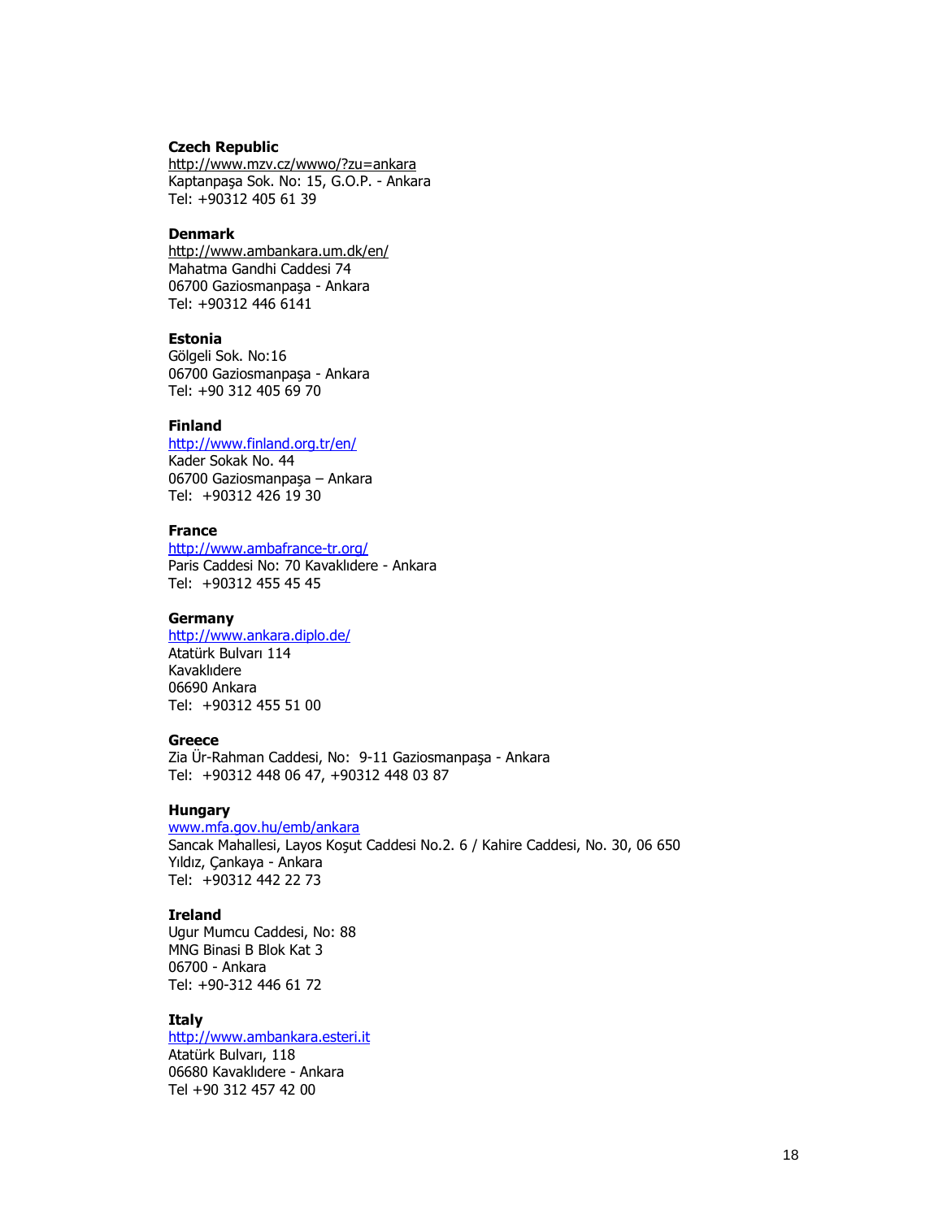**Czech Republic**
http://www.mzv.cz/wwwo/?zu=ankara
Kaptanpaşa Sok. No: 15, G.O.P. - Ankara
Tel: +90312 405 61 39

**Denmark**
http://www.ambankara.um.dk/en/
Mahatma Gandhi Caddesi 74
06700 Gaziosmanpaşa - Ankara
Tel: +90312 446 6141

**Estonia**
Gölgeli Sok. No:16
06700 Gaziosmanpaşa - Ankara
Tel: +90 312 405 69 70

**Finland**
http://www.finland.org.tr/en/
Kader Sokak No. 44
06700 Gaziosmanpaşa – Ankara
Tel: +90312 426 19 30

**France**
http://www.ambafrance-tr.org/
Paris Caddesi No: 70 Kavaklıdere - Ankara
Tel: +90312 455 45 45

**Germany**
http://www.ankara.diplo.de/
Atatürk Bulvarı 114
Kavaklıdere
06690 Ankara
Tel: +90312 455 51 00

**Greece**
Zia Ür-Rahman Caddesi, No: 9-11 Gaziosmanpaşa - Ankara
Tel: +90312 448 06 47, +90312 448 03 87

**Hungary**
www.mfa.gov.hu/emb/ankara
Sancak Mahallesi, Layos Koşut Caddesi No.2. 6 / Kahire Caddesi, No. 30, 06 650
Yıldız, Çankaya - Ankara
Tel: +90312 442 22 73

**Ireland**
Ugur Mumcu Caddesi, No: 88
MNG Binasi B Blok Kat 3
06700 - Ankara
Tel: +90-312 446 61 72

**Italy**
http://www.ambankara.esteri.it
Atatürk Bulvarı, 118
06680 Kavaklıdere - Ankara
Tel +90 312 457 42 00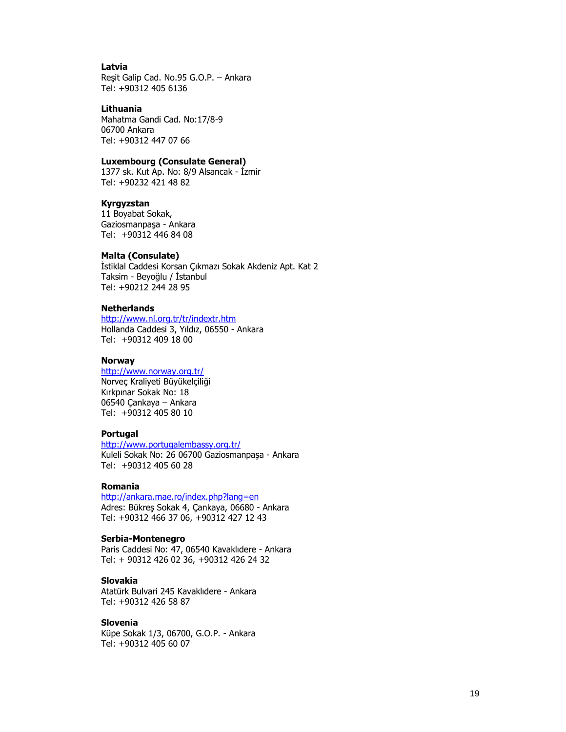**Latvia**
Reşit Galip Cad. No.95 G.O.P. – Ankara
Tel: +90312 405 6136

**Lithuania**
Mahatma Gandi Cad. No:17/8-9
06700 Ankara
Tel: +90312 447 07 66

**Luxembourg (Consulate General)**
1377 sk. Kut Ap. No: 8/9 Alsancak - İzmir
Tel: +90232 421 48 82

**Kyrgyzstan**
11 Boyabat Sokak,
Gaziosmanpaşa - Ankara
Tel: +90312 446 84 08

**Malta (Consulate)**
İstiklal Caddesi Korsan Çıkmazı Sokak Akdeniz Apt. Kat 2
Taksim - Beyoğlu / İstanbul
Tel: +90212 244 28 95

**Netherlands**
http://www.nl.org.tr/tr/indextr.htm
Hollanda Caddesi 3, Yıldız, 06550 - Ankara
Tel: +90312 409 18 00

**Norway**
http://www.norway.org.tr/
Norveç Kraliyeti Büyükelçiliği
Kırkpınar Sokak No: 18
06540 Çankaya – Ankara
Tel: +90312 405 80 10

**Portugal**
http://www.portugalembassy.org.tr/
Kuleli Sokak No: 26 06700 Gaziosmanpaşa - Ankara
Tel: +90312 405 60 28

**Romania**
http://ankara.mae.ro/index.php?lang=en
Adres: Bükreş Sokak 4, Çankaya, 06680 - Ankara
Tel: +90312 466 37 06, +90312 427 12 43

**Serbia-Montenegro**
Paris Caddesi No: 47, 06540 Kavaklıdere - Ankara
Tel: + 90312 426 02 36, +90312 426 24 32

**Slovakia**
Atatürk Bulvari 245 Kavaklıdere - Ankara
Tel: +90312 426 58 87

**Slovenia**
Küpe Sokak 1/3, 06700, G.O.P. - Ankara
Tel: +90312 405 60 07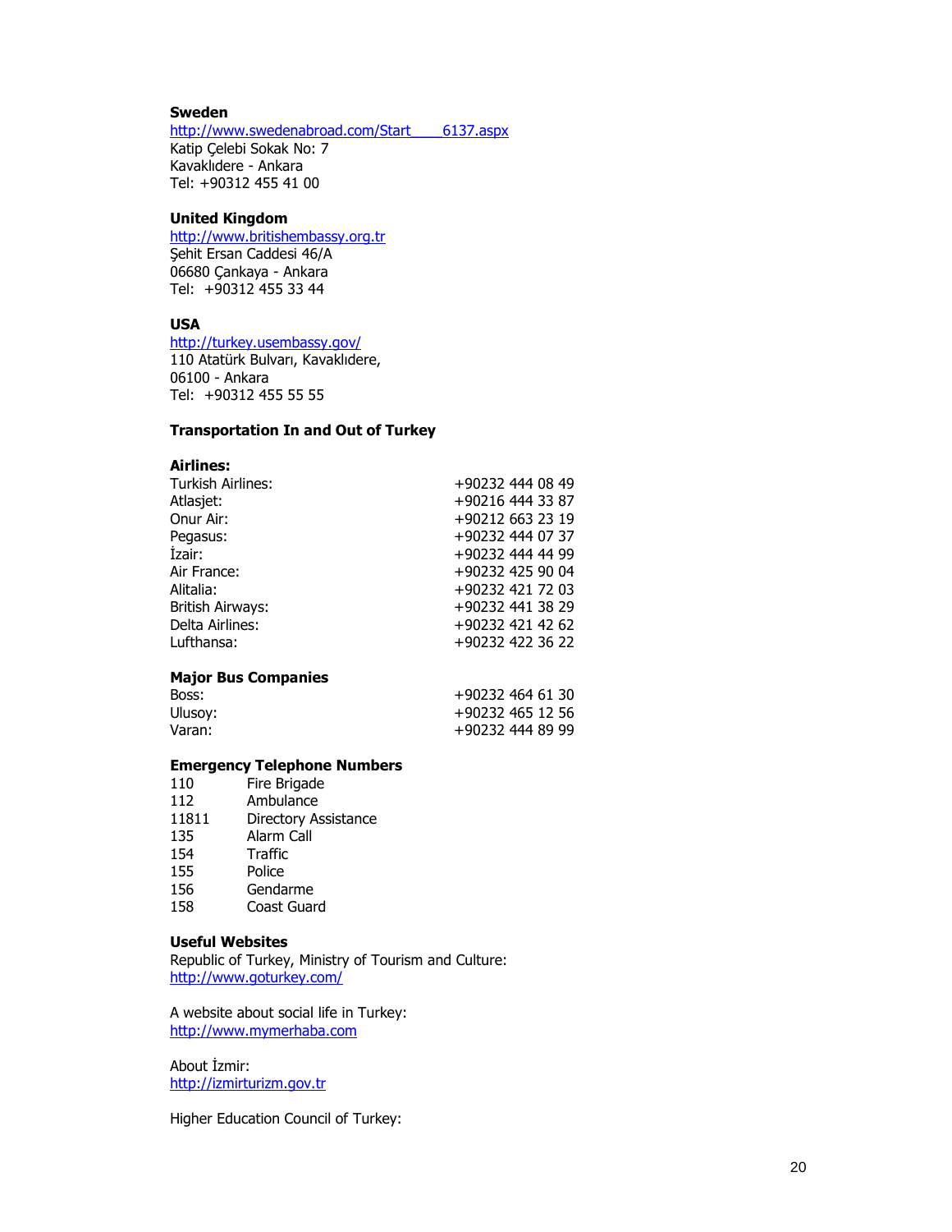**Sweden**
http://www.swedenabroad.com/Start____6137.aspx
Katip Çelebi Sokak No: 7
Kavaklıdere - Ankara
Tel: +90312 455 41 00

**United Kingdom**
http://www.britishembassy.org.tr
Şehit Ersan Caddesi 46/A
06680 Çankaya - Ankara
Tel: +90312 455 33 44

**USA**
http://turkey.usembassy.gov/
110 Atatürk Bulvarı, Kavaklıdere,
06100 - Ankara
Tel: +90312 455 55 55

**Transportation In and Out of Turkey**

**Airlines:**

| | |
|---|---|
| Turkish Airlines: | +90232 444 08 49 |
| Atlasjet: | +90216 444 33 87 |
| Onur Air: | +90212 663 23 19 |
| Pegasus: | +90232 444 07 37 |
| İzair: | +90232 444 44 99 |
| Air France: | +90232 425 90 04 |
| Alitalia: | +90232 421 72 03 |
| British Airways: | +90232 441 38 29 |
| Delta Airlines: | +90232 421 42 62 |
| Lufthansa: | +90232 422 36 22 |

**Major Bus Companies**

| | |
|---|---|
| Boss: | +90232 464 61 30 |
| Ulusoy: | +90232 465 12 56 |
| Varan: | +90232 444 89 99 |

**Emergency Telephone Numbers**

| | |
|---|---|
| 110 | Fire Brigade |
| 112 | Ambulance |
| 11811 | Directory Assistance |
| 135 | Alarm Call |
| 154 | Traffic |
| 155 | Police |
| 156 | Gendarme |
| 158 | Coast Guard |

**Useful Websites**

Republic of Turkey, Ministry of Tourism and Culture:
http://www.goturkey.com/

A website about social life in Turkey:
http://www.mymerhaba.com

About İzmir:
http://izmirturizm.gov.tr

Higher Education Council of Turkey: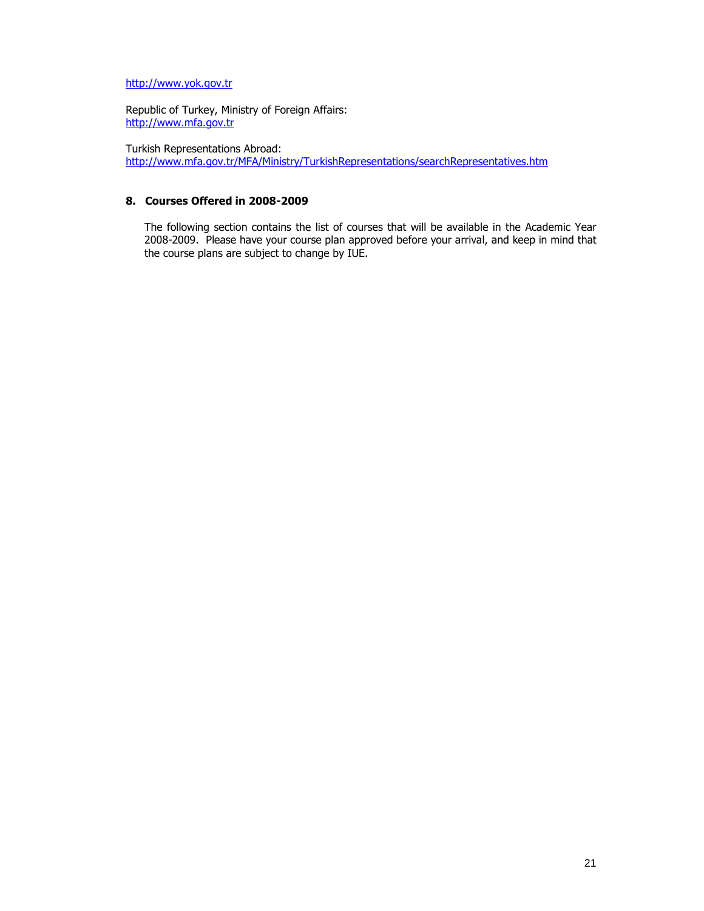http://www.yok.gov.tr

Republic of Turkey, Ministry of Foreign Affairs:
http://www.mfa.gov.tr

Turkish Representations Abroad:
http://www.mfa.gov.tr/MFA/Ministry/TurkishRepresentations/searchRepresentatives.htm

## 8. Courses Offered in 2008-2009

The following section contains the list of courses that will be available in the Academic Year 2008-2009. Please have your course plan approved before your arrival, and keep in mind that the course plans are subject to change by IUE.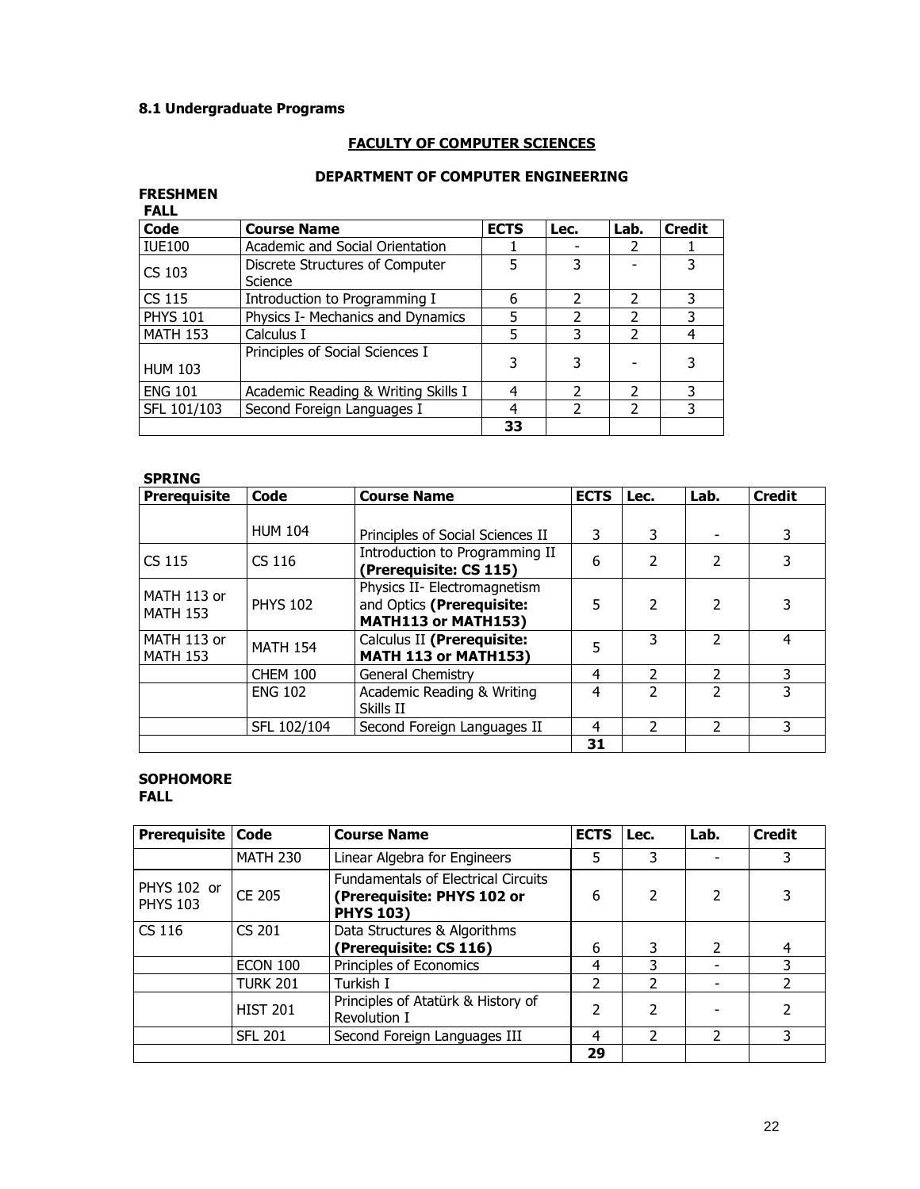### 8.1 Undergraduate Programs

## FACULTY OF COMPUTER SCIENCES

### DEPARTMENT OF COMPUTER ENGINEERING

**FRESHMEN**

**FALL**

| Code | Course Name | ECTS | Lec. | Lab. | Credit |
|---|---|---|---|---|---|
| IUE100 | Academic and Social Orientation | 1 | - | 2 | 1 |
| CS 103 | Discrete Structures of Computer Science | 5 | 3 | - | 3 |
| CS 115 | Introduction to Programming I | 6 | 2 | 2 | 3 |
| PHYS 101 | Physics I- Mechanics and Dynamics | 5 | 2 | 2 | 3 |
| MATH 153 | Calculus I | 5 | 3 | 2 | 4 |
| HUM 103 | Principles of Social Sciences I | 3 | 3 | - | 3 |
| ENG 101 | Academic Reading & Writing Skills I | 4 | 2 | 2 | 3 |
| SFL 101/103 | Second Foreign Languages I | 4 | 2 | 2 | 3 |
| | | **33** | | | |

**SPRING**

| Prerequisite | Code | Course Name | ECTS | Lec. | Lab. | Credit |
|---|---|---|---|---|---|---|
| | HUM 104 | Principles of Social Sciences II | 3 | 3 | - | 3 |
| CS 115 | CS 116 | Introduction to Programming II **(Prerequisite: CS 115)** | 6 | 2 | 2 | 3 |
| MATH 113 or MATH 153 | PHYS 102 | Physics II- Electromagnetism and Optics **(Prerequisite: MATH113 or MATH153)** | 5 | 2 | 2 | 3 |
| MATH 113 or MATH 153 | MATH 154 | Calculus II **(Prerequisite: MATH 113 or MATH153)** | 5 | 3 | 2 | 4 |
| | CHEM 100 | General Chemistry | 4 | 2 | 2 | 3 |
| | ENG 102 | Academic Reading & Writing Skills II | 4 | 2 | 2 | 3 |
| | SFL 102/104 | Second Foreign Languages II | 4 | 2 | 2 | 3 |
| | | | **31** | | | |

**SOPHOMORE**

**FALL**

| Prerequisite | Code | Course Name | ECTS | Lec. | Lab. | Credit |
|---|---|---|---|---|---|---|
| | MATH 230 | Linear Algebra for Engineers | 5 | 3 | - | 3 |
| PHYS 102 or PHYS 103 | CE 205 | Fundamentals of Electrical Circuits **(Prerequisite: PHYS 102 or PHYS 103)** | 6 | 2 | 2 | 3 |
| CS 116 | CS 201 | Data Structures & Algorithms **(Prerequisite: CS 116)** | 6 | 3 | 2 | 4 |
| | ECON 100 | Principles of Economics | 4 | 3 | - | 3 |
| | TURK 201 | Turkish I | 2 | 2 | - | 2 |
| | HIST 201 | Principles of Atatürk & History of Revolution I | 2 | 2 | - | 2 |
| | SFL 201 | Second Foreign Languages III | 4 | 2 | 2 | 3 |
| | | | **29** | | | |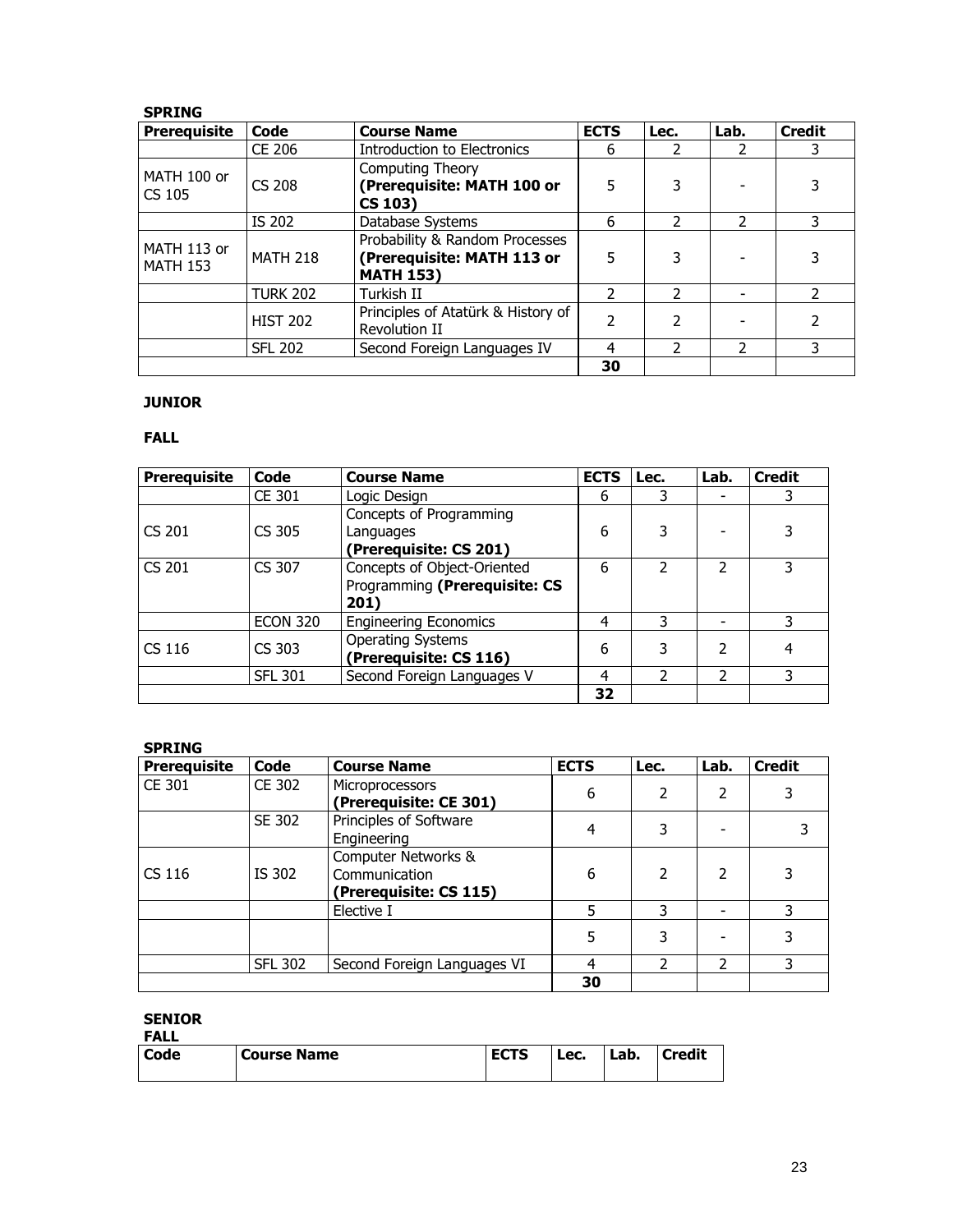**SPRING**

| Prerequisite | Code | Course Name | ECTS | Lec. | Lab. | Credit |
|---|---|---|---|---|---|---|
| | CE 206 | Introduction to Electronics | 6 | 2 | 2 | 3 |
| MATH 100 or CS 105 | CS 208 | Computing Theory **(Prerequisite: MATH 100 or CS 103)** | 5 | 3 | - | 3 |
| | IS 202 | Database Systems | 6 | 2 | 2 | 3 |
| MATH 113 or MATH 153 | MATH 218 | Probability & Random Processes **(Prerequisite: MATH 113 or MATH 153)** | 5 | 3 | - | 3 |
| | TURK 202 | Turkish II | 2 | 2 | - | 2 |
| | HIST 202 | Principles of Atatürk & History of Revolution II | 2 | 2 | - | 2 |
| | SFL 202 | Second Foreign Languages IV | 4 | 2 | 2 | 3 |
| | | | **30** | | | |

**JUNIOR**

**FALL**

| Prerequisite | Code | Course Name | ECTS | Lec. | Lab. | Credit |
|---|---|---|---|---|---|---|
| | CE 301 | Logic Design | 6 | 3 | - | 3 |
| CS 201 | CS 305 | Concepts of Programming Languages **(Prerequisite: CS 201)** | 6 | 3 | - | 3 |
| CS 201 | CS 307 | Concepts of Object-Oriented Programming **(Prerequisite: CS 201)** | 6 | 2 | 2 | 3 |
| | ECON 320 | Engineering Economics | 4 | 3 | - | 3 |
| CS 116 | CS 303 | Operating Systems **(Prerequisite: CS 116)** | 6 | 3 | 2 | 4 |
| | SFL 301 | Second Foreign Languages V | 4 | 2 | 2 | 3 |
| | | | **32** | | | |

**SPRING**

| Prerequisite | Code | Course Name | ECTS | Lec. | Lab. | Credit |
|---|---|---|---|---|---|---|
| CE 301 | CE 302 | Microprocessors **(Prerequisite: CE 301)** | 6 | 2 | 2 | 3 |
| | SE 302 | Principles of Software Engineering | 4 | 3 | - | 3 |
| CS 116 | IS 302 | Computer Networks & Communication **(Prerequisite: CS 115)** | 6 | 2 | 2 | 3 |
| | | Elective I | 5 | 3 | - | 3 |
| | | | 5 | 3 | - | 3 |
| | SFL 302 | Second Foreign Languages VI | 4 | 2 | 2 | 3 |
| | | | **30** | | | |

**SENIOR**

**FALL**

| Code | Course Name | ECTS | Lec. | Lab. | Credit |
|---|---|---|---|---|---|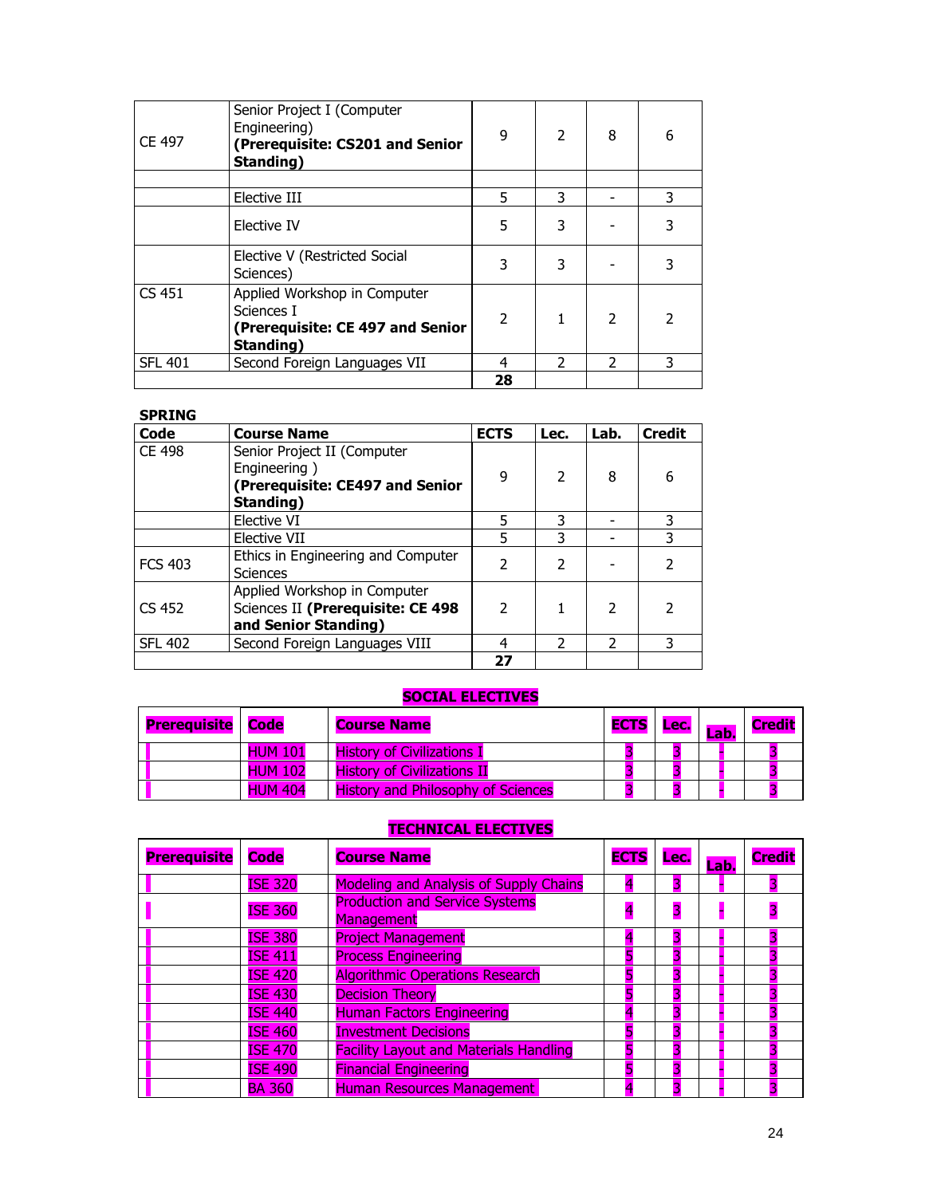| | | | | | |
|---|---|---|---|---|---|
| CE 497 | Senior Project I (Computer Engineering) **(Prerequisite: CS201 and Senior Standing)** | 9 | 2 | 8 | 6 |
| | | | | | |
| | Elective III | 5 | 3 | - | 3 |
| | Elective IV | 5 | 3 | - | 3 |
| | Elective V (Restricted Social Sciences) | 3 | 3 | - | 3 |
| CS 451 | Applied Workshop in Computer Sciences I **(Prerequisite: CE 497 and Senior Standing)** | 2 | 1 | 2 | 2 |
| SFL 401 | Second Foreign Languages VII | 4 | 2 | 2 | 3 |
| | | **28** | | | |

**SPRING**

| Code | Course Name | ECTS | Lec. | Lab. | Credit |
|---|---|---|---|---|---|
| CE 498 | Senior Project II (Computer Engineering ) **(Prerequisite: CE497 and Senior Standing)** | 9 | 2 | 8 | 6 |
| | Elective VI | 5 | 3 | - | 3 |
| | Elective VII | 5 | 3 | - | 3 |
| FCS 403 | Ethics in Engineering and Computer Sciences | 2 | 2 | - | 2 |
| CS 452 | Applied Workshop in Computer Sciences II **(Prerequisite: CE 498 and Senior Standing)** | 2 | 1 | 2 | 2 |
| SFL 402 | Second Foreign Languages VIII | 4 | 2 | 2 | 3 |
| | | **27** | | | |

**SOCIAL ELECTIVES**

| Prerequisite | Code | Course Name | ECTS | Lec. | Lab. | Credit |
|---|---|---|---|---|---|---|
| | HUM 101 | History of Civilizations I | 3 | 3 | - | 3 |
| | HUM 102 | History of Civilizations II | 3 | 3 | - | 3 |
| | HUM 404 | History and Philosophy of Sciences | 3 | 3 | - | 3 |

**TECHNICAL ELECTIVES**

| Prerequisite | Code | Course Name | ECTS | Lec. | Lab. | Credit |
|---|---|---|---|---|---|---|
| | ISE 320 | Modeling and Analysis of Supply Chains | 4 | 3 | - | 3 |
| | ISE 360 | Production and Service Systems Management | 4 | 3 | - | 3 |
| | ISE 380 | Project Management | 4 | 3 | - | 3 |
| | ISE 411 | Process Engineering | 5 | 3 | - | 3 |
| | ISE 420 | Algorithmic Operations Research | 5 | 3 | - | 3 |
| | ISE 430 | Decision Theory | 5 | 3 | - | 3 |
| | ISE 440 | Human Factors Engineering | 4 | 3 | - | 3 |
| | ISE 460 | Investment Decisions | 5 | 3 | - | 3 |
| | ISE 470 | Facility Layout and Materials Handling | 5 | 3 | - | 3 |
| | ISE 490 | Financial Engineering | 5 | 3 | - | 3 |
| | BA 360 | Human Resources Management | 4 | 3 | - | 3 |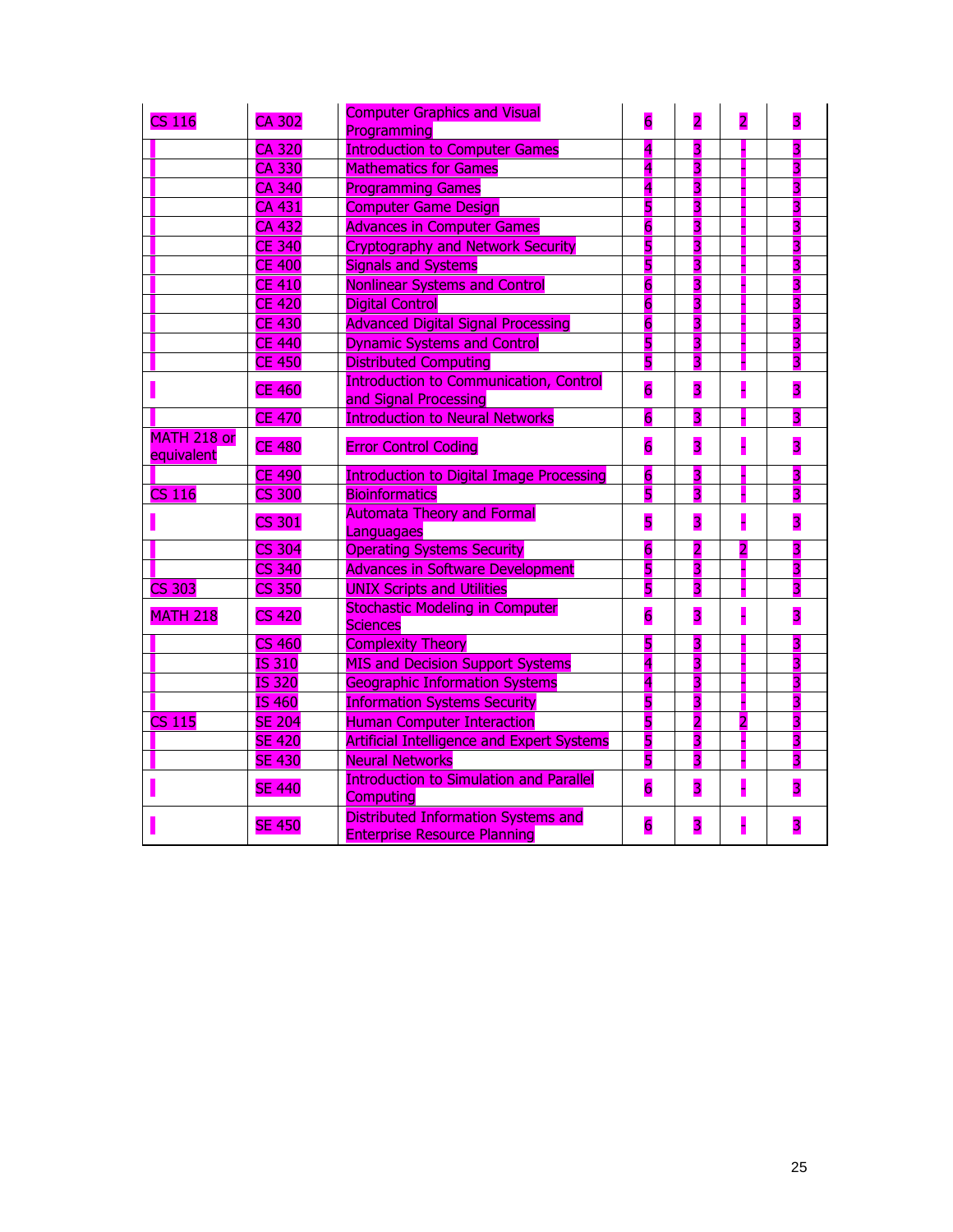| | | | | | | |
|---|---|---|---|---|---|---|
| CS 116 | CA 302 | Computer Graphics and Visual Programming | 6 | 2 | 2 | 3 |
| - | CA 320 | Introduction to Computer Games | 4 | 3 | - | 3 |
| - | CA 330 | Mathematics for Games | 4 | 3 | - | 3 |
| - | CA 340 | Programming Games | 4 | 3 | - | 3 |
| - | CA 431 | Computer Game Design | 5 | 3 | - | 3 |
| - | CA 432 | Advances in Computer Games | 6 | 3 | - | 3 |
| - | CE 340 | Cryptography and Network Security | 5 | 3 | - | 3 |
| - | CE 400 | Signals and Systems | 5 | 3 | - | 3 |
| - | CE 410 | Nonlinear Systems and Control | 6 | 3 | - | 3 |
| - | CE 420 | Digital Control | 6 | 3 | - | 3 |
| - | CE 430 | Advanced Digital Signal Processing | 6 | 3 | - | 3 |
| - | CE 440 | Dynamic Systems and Control | 5 | 3 | - | 3 |
| - | CE 450 | Distributed Computing | 5 | 3 | - | 3 |
| - | CE 460 | Introduction to Communication, Control and Signal Processing | 6 | 3 | - | 3 |
| - | CE 470 | Introduction to Neural Networks | 6 | 3 | - | 3 |
| MATH 218 or equivalent | CE 480 | Error Control Coding | 6 | 3 | - | 3 |
| - | CE 490 | Introduction to Digital Image Processing | 6 | 3 | - | 3 |
| CS 116 | CS 300 | Bioinformatics | 5 | 3 | - | 3 |
| - | CS 301 | Automata Theory and Formal Languagaes | 5 | 3 | - | 3 |
| - | CS 304 | Operating Systems Security | 6 | 2 | 2 | 3 |
| - | CS 340 | Advances in Software Development | 5 | 3 | - | 3 |
| CS 303 | CS 350 | UNIX Scripts and Utilities | 5 | 3 | - | 3 |
| MATH 218 | CS 420 | Stochastic Modeling in Computer Sciences | 6 | 3 | - | 3 |
| - | CS 460 | Complexity Theory | 5 | 3 | - | 3 |
| - | IS 310 | MIS and Decision Support Systems | 4 | 3 | - | 3 |
| - | IS 320 | Geographic Information Systems | 4 | 3 | - | 3 |
| - | IS 460 | Information Systems Security | 5 | 3 | - | 3 |
| CS 115 | SE 204 | Human Computer Interaction | 5 | 2 | 2 | 3 |
| - | SE 420 | Artificial Intelligence and Expert Systems | 5 | 3 | - | 3 |
| - | SE 430 | Neural Networks | 5 | 3 | - | 3 |
| - | SE 440 | Introduction to Simulation and Parallel Computing | 6 | 3 | - | 3 |
| - | SE 450 | Distributed Information Systems and Enterprise Resource Planning | 6 | 3 | - | 3 |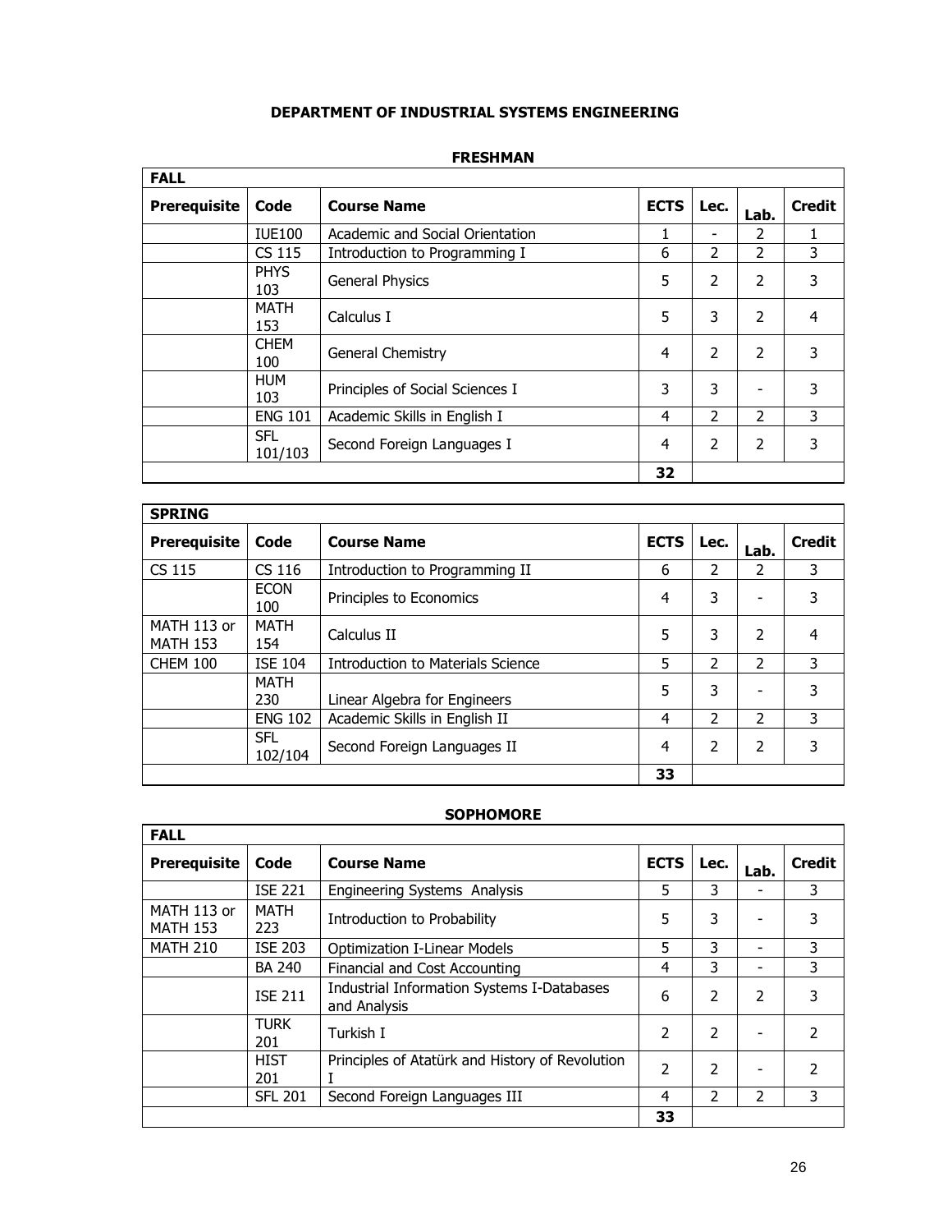# DEPARTMENT OF INDUSTRIAL SYSTEMS ENGINEERING

## FRESHMAN

| FALL | | | | | | |
|---|---|---|---|---|---|---|
| **Prerequisite** | **Code** | **Course Name** | **ECTS** | **Lec.** | **Lab.** | **Credit** |
| | IUE100 | Academic and Social Orientation | 1 | - | 2 | 1 |
| | CS 115 | Introduction to Programming I | 6 | 2 | 2 | 3 |
| | PHYS 103 | General Physics | 5 | 2 | 2 | 3 |
| | MATH 153 | Calculus I | 5 | 3 | 2 | 4 |
| | CHEM 100 | General Chemistry | 4 | 2 | 2 | 3 |
| | HUM 103 | Principles of Social Sciences I | 3 | 3 | - | 3 |
| | ENG 101 | Academic Skills in English I | 4 | 2 | 2 | 3 |
| | SFL 101/103 | Second Foreign Languages I | 4 | 2 | 2 | 3 |
| | | | **32** | | | |

| SPRING | | | | | | |
|---|---|---|---|---|---|---|
| **Prerequisite** | **Code** | **Course Name** | **ECTS** | **Lec.** | **Lab.** | **Credit** |
| CS 115 | CS 116 | Introduction to Programming II | 6 | 2 | 2 | 3 |
| | ECON 100 | Principles to Economics | 4 | 3 | - | 3 |
| MATH 113 or MATH 153 | MATH 154 | Calculus II | 5 | 3 | 2 | 4 |
| CHEM 100 | ISE 104 | Introduction to Materials Science | 5 | 2 | 2 | 3 |
| | MATH 230 | Linear Algebra for Engineers | 5 | 3 | - | 3 |
| | ENG 102 | Academic Skills in English II | 4 | 2 | 2 | 3 |
| | SFL 102/104 | Second Foreign Languages II | 4 | 2 | 2 | 3 |
| | | | **33** | | | |

## SOPHOMORE

| FALL | | | | | | |
|---|---|---|---|---|---|---|
| **Prerequisite** | **Code** | **Course Name** | **ECTS** | **Lec.** | **Lab.** | **Credit** |
| | ISE 221 | Engineering Systems Analysis | 5 | 3 | - | 3 |
| MATH 113 or MATH 153 | MATH 223 | Introduction to Probability | 5 | 3 | - | 3 |
| MATH 210 | ISE 203 | Optimization I-Linear Models | 5 | 3 | - | 3 |
| | BA 240 | Financial and Cost Accounting | 4 | 3 | - | 3 |
| | ISE 211 | Industrial Information Systems I-Databases and Analysis | 6 | 2 | 2 | 3 |
| | TURK 201 | Turkish I | 2 | 2 | - | 2 |
| | HIST 201 | Principles of Atatürk and History of Revolution I | 2 | 2 | - | 2 |
| | SFL 201 | Second Foreign Languages III | 4 | 2 | 2 | 3 |
| | | | **33** | | | |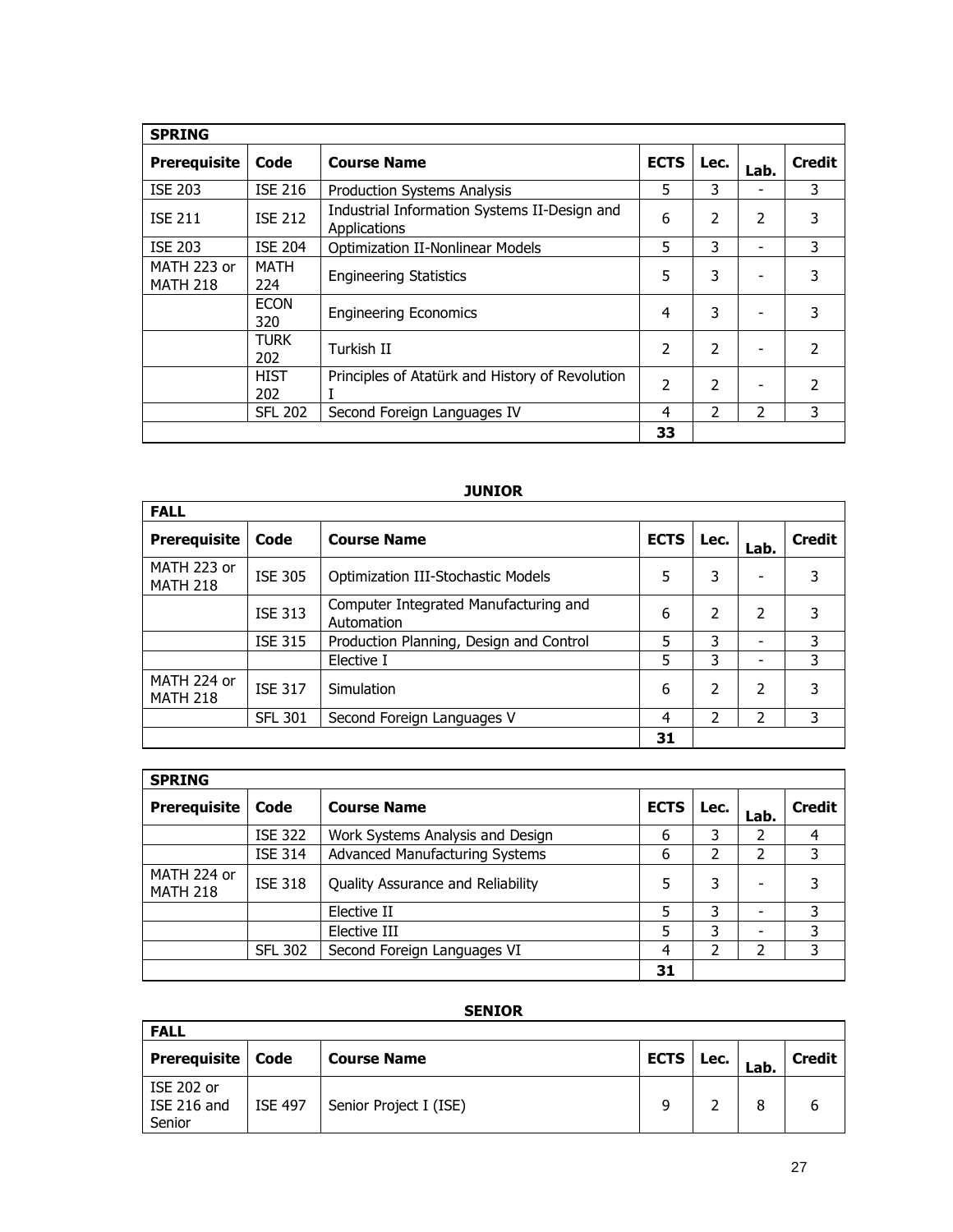| SPRING | | | | | | |
|---|---|---|---|---|---|---|
| **Prerequisite** | **Code** | **Course Name** | **ECTS** | **Lec.** | **Lab.** | **Credit** |
| ISE 203 | ISE 216 | Production Systems Analysis | 5 | 3 | - | 3 |
| ISE 211 | ISE 212 | Industrial Information Systems II-Design and Applications | 6 | 2 | 2 | 3 |
| ISE 203 | ISE 204 | Optimization II-Nonlinear Models | 5 | 3 | - | 3 |
| MATH 223 or MATH 218 | MATH 224 | Engineering Statistics | 5 | 3 | - | 3 |
| | ECON 320 | Engineering Economics | 4 | 3 | - | 3 |
| | TURK 202 | Turkish II | 2 | 2 | - | 2 |
| | HIST 202 | Principles of Atatürk and History of Revolution I | 2 | 2 | - | 2 |
| | SFL 202 | Second Foreign Languages IV | 4 | 2 | 2 | 3 |
| | | | **33** | | | |

**JUNIOR**

| FALL | | | | | | |
|---|---|---|---|---|---|---|
| **Prerequisite** | **Code** | **Course Name** | **ECTS** | **Lec.** | **Lab.** | **Credit** |
| MATH 223 or MATH 218 | ISE 305 | Optimization III-Stochastic Models | 5 | 3 | - | 3 |
| | ISE 313 | Computer Integrated Manufacturing and Automation | 6 | 2 | 2 | 3 |
| | ISE 315 | Production Planning, Design and Control | 5 | 3 | - | 3 |
| | | Elective I | 5 | 3 | - | 3 |
| MATH 224 or MATH 218 | ISE 317 | Simulation | 6 | 2 | 2 | 3 |
| | SFL 301 | Second Foreign Languages V | 4 | 2 | 2 | 3 |
| | | | **31** | | | |

| SPRING | | | | | | |
|---|---|---|---|---|---|---|
| **Prerequisite** | **Code** | **Course Name** | **ECTS** | **Lec.** | **Lab.** | **Credit** |
| | ISE 322 | Work Systems Analysis and Design | 6 | 3 | 2 | 4 |
| | ISE 314 | Advanced Manufacturing Systems | 6 | 2 | 2 | 3 |
| MATH 224 or MATH 218 | ISE 318 | Quality Assurance and Reliability | 5 | 3 | - | 3 |
| | | Elective II | 5 | 3 | - | 3 |
| | | Elective III | 5 | 3 | - | 3 |
| | SFL 302 | Second Foreign Languages VI | 4 | 2 | 2 | 3 |
| | | | **31** | | | |

**SENIOR**

| FALL | | | | | | |
|---|---|---|---|---|---|---|
| **Prerequisite** | **Code** | **Course Name** | **ECTS** | **Lec.** | **Lab.** | **Credit** |
| ISE 202 or ISE 216 and Senior | ISE 497 | Senior Project I (ISE) | 9 | 2 | 8 | 6 |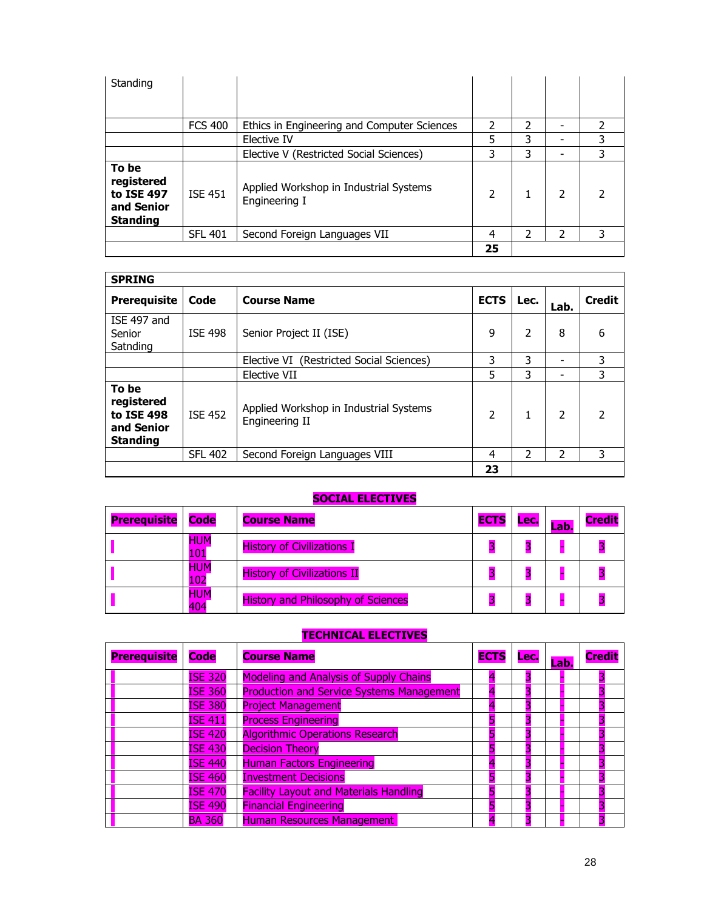| Prerequisite | Code | Course Name | ECTS | Lec. | Lab. | Credit |
|---|---|---|---|---|---|---|
| Standing | | | | | | |
| | FCS 400 | Ethics in Engineering and Computer Sciences | 2 | 2 | - | 2 |
| | | Elective IV | 5 | 3 | - | 3 |
| | | Elective V (Restricted Social Sciences) | 3 | 3 | - | 3 |
| **To be registered to ISE 497 and Senior Standing** | ISE 451 | Applied Workshop in Industrial Systems Engineering I | 2 | 1 | 2 | 2 |
| | SFL 401 | Second Foreign Languages VII | 4 | 2 | 2 | 3 |
| | | | **25** | | | |

**SPRING**

| Prerequisite | Code | Course Name | ECTS | Lec. | Lab. | Credit |
|---|---|---|---|---|---|---|
| ISE 497 and Senior Satnding | ISE 498 | Senior Project II (ISE) | 9 | 2 | 8 | 6 |
| | | Elective VI (Restricted Social Sciences) | 3 | 3 | - | 3 |
| | | Elective VII | 5 | 3 | - | 3 |
| **To be registered to ISE 498 and Senior Standing** | ISE 452 | Applied Workshop in Industrial Systems Engineering II | 2 | 1 | 2 | 2 |
| | SFL 402 | Second Foreign Languages VIII | 4 | 2 | 2 | 3 |
| | | | **23** | | | |

**SOCIAL ELECTIVES**

| Prerequisite | Code | Course Name | ECTS | Lec. | Lab. | Credit |
|---|---|---|---|---|---|---|
| | HUM 101 | History of Civilizations I | 3 | 3 | - | 3 |
| | HUM 102 | History of Civilizations II | 3 | 3 | - | 3 |
| | HUM 404 | History and Philosophy of Sciences | 3 | 3 | - | 3 |

**TECHNICAL ELECTIVES**

| Prerequisite | Code | Course Name | ECTS | Lec. | Lab. | Credit |
|---|---|---|---|---|---|---|
| | ISE 320 | Modeling and Analysis of Supply Chains | 4 | 3 | - | 3 |
| | ISE 360 | Production and Service Systems Management | 4 | 3 | - | 3 |
| | ISE 380 | Project Management | 4 | 3 | - | 3 |
| | ISE 411 | Process Engineering | 5 | 3 | - | 3 |
| | ISE 420 | Algorithmic Operations Research | 5 | 3 | - | 3 |
| | ISE 430 | Decision Theory | 5 | 3 | - | 3 |
| | ISE 440 | Human Factors Engineering | 4 | 3 | - | 3 |
| | ISE 460 | Investment Decisions | 5 | 3 | - | 3 |
| | ISE 470 | Facility Layout and Materials Handling | 5 | 3 | - | 3 |
| | ISE 490 | Financial Engineering | 5 | 3 | - | 3 |
| | BA 360 | Human Resources Management | 4 | 3 | - | 3 |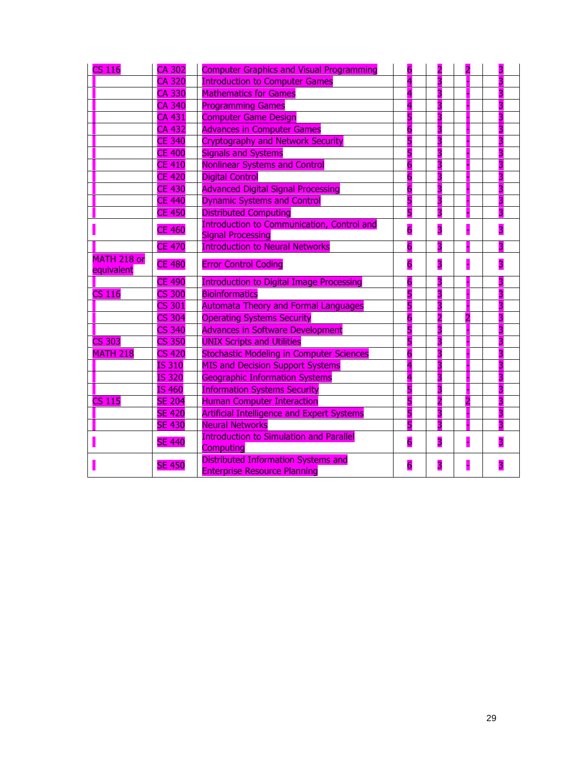| | | | | | | |
|---|---|---|---|---|---|---|
| CS 116 | CA 302 | Computer Graphics and Visual Programming | 6 | 2 | 2 | 3 |
| | CA 320 | Introduction to Computer Games | 4 | 3 | - | 3 |
| | CA 330 | Mathematics for Games | 4 | 3 | - | 3 |
| | CA 340 | Programming Games | 4 | 3 | - | 3 |
| | CA 431 | Computer Game Design | 5 | 3 | - | 3 |
| | CA 432 | Advances in Computer Games | 6 | 3 | - | 3 |
| | CE 340 | Cryptography and Network Security | 5 | 3 | - | 3 |
| | CE 400 | Signals and Systems | 5 | 3 | - | 3 |
| | CE 410 | Nonlinear Systems and Control | 6 | 3 | - | 3 |
| | CE 420 | Digital Control | 6 | 3 | - | 3 |
| | CE 430 | Advanced Digital Signal Processing | 6 | 3 | - | 3 |
| | CE 440 | Dynamic Systems and Control | 5 | 3 | - | 3 |
| | CE 450 | Distributed Computing | 5 | 3 | - | 3 |
| | CE 460 | Introduction to Communication, Control and Signal Processing | 6 | 3 | - | 3 |
| | CE 470 | Introduction to Neural Networks | 6 | 3 | - | 3 |
| MATH 218 or equivalent | CE 480 | Error Control Coding | 6 | 3 | - | 3 |
| | CE 490 | Introduction to Digital Image Processing | 6 | 3 | - | 3 |
| CS 116 | CS 300 | Bioinformatics | 5 | 3 | - | 3 |
| | CS 301 | Automata Theory and Formal Languages | 5 | 3 | - | 3 |
| | CS 304 | Operating Systems Security | 6 | 2 | 2 | 3 |
| | CS 340 | Advances in Software Development | 5 | 3 | - | 3 |
| CS 303 | CS 350 | UNIX Scripts and Utilities | 5 | 3 | - | 3 |
| MATH 218 | CS 420 | Stochastic Modeling in Computer Sciences | 6 | 3 | - | 3 |
| | IS 310 | MIS and Decision Support Systems | 4 | 3 | - | 3 |
| | IS 320 | Geographic Information Systems | 4 | 3 | - | 3 |
| | IS 460 | Information Systems Security | 5 | 3 | - | 3 |
| CS 115 | SE 204 | Human Computer Interaction | 5 | 2 | 2 | 3 |
| | SE 420 | Artificial Intelligence and Expert Systems | 5 | 3 | - | 3 |
| | SE 430 | Neural Networks | 5 | 3 | - | 3 |
| | SE 440 | Introduction to Simulation and Parallel Computing | 6 | 3 | - | 3 |
| | SE 450 | Distributed Information Systems and Enterprise Resource Planning | 6 | 3 | - | 3 |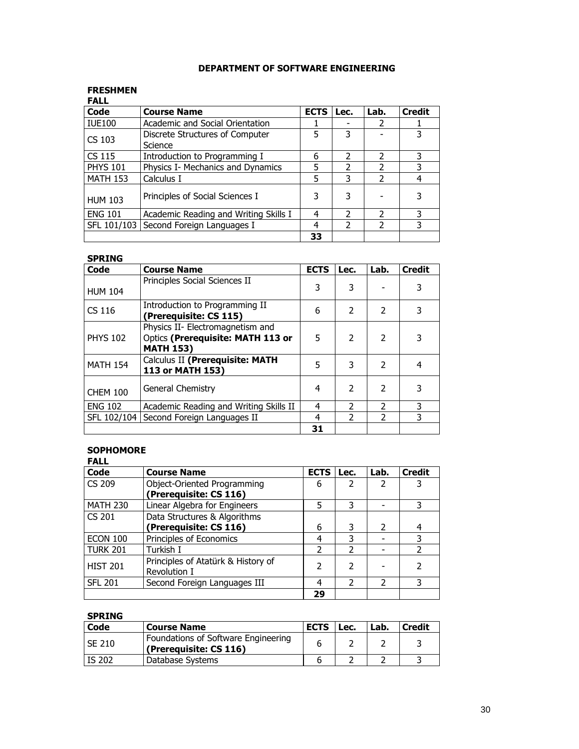# DEPARTMENT OF SOFTWARE ENGINEERING

## FRESHMEN

### FALL

| Code | Course Name | ECTS | Lec. | Lab. | Credit |
|---|---|---|---|---|---|
| IUE100 | Academic and Social Orientation | 1 | - | 2 | 1 |
| CS 103 | Discrete Structures of Computer Science | 5 | 3 | - | 3 |
| CS 115 | Introduction to Programming I | 6 | 2 | 2 | 3 |
| PHYS 101 | Physics I- Mechanics and Dynamics | 5 | 2 | 2 | 3 |
| MATH 153 | Calculus I | 5 | 3 | 2 | 4 |
| HUM 103 | Principles of Social Sciences I | 3 | 3 | - | 3 |
| ENG 101 | Academic Reading and Writing Skills I | 4 | 2 | 2 | 3 |
| SFL 101/103 | Second Foreign Languages I | 4 | 2 | 2 | 3 |
| | | **33** | | | |

### SPRING

| Code | Course Name | ECTS | Lec. | Lab. | Credit |
|---|---|---|---|---|---|
| HUM 104 | Principles Social Sciences II | 3 | 3 | - | 3 |
| CS 116 | Introduction to Programming II **(Prerequisite: CS 115)** | 6 | 2 | 2 | 3 |
| PHYS 102 | Physics II- Electromagnetism and Optics **(Prerequisite: MATH 113 or MATH 153)** | 5 | 2 | 2 | 3 |
| MATH 154 | Calculus II **(Prerequisite: MATH 113 or MATH 153)** | 5 | 3 | 2 | 4 |
| CHEM 100 | General Chemistry | 4 | 2 | 2 | 3 |
| ENG 102 | Academic Reading and Writing Skills II | 4 | 2 | 2 | 3 |
| SFL 102/104 | Second Foreign Languages II | 4 | 2 | 2 | 3 |
| | | **31** | | | |

## SOPHOMORE

### FALL

| Code | Course Name | ECTS | Lec. | Lab. | Credit |
|---|---|---|---|---|---|
| CS 209 | Object-Oriented Programming **(Prerequisite: CS 116)** | 6 | 2 | 2 | 3 |
| MATH 230 | Linear Algebra for Engineers | 5 | 3 | - | 3 |
| CS 201 | Data Structures & Algorithms **(Prerequisite: CS 116)** | 6 | 3 | 2 | 4 |
| ECON 100 | Principles of Economics | 4 | 3 | - | 3 |
| TURK 201 | Turkish I | 2 | 2 | - | 2 |
| HIST 201 | Principles of Atatürk & History of Revolution I | 2 | 2 | - | 2 |
| SFL 201 | Second Foreign Languages III | 4 | 2 | 2 | 3 |
| | | **29** | | | |

### SPRING

| Code | Course Name | ECTS | Lec. | Lab. | Credit |
|---|---|---|---|---|---|
| SE 210 | Foundations of Software Engineering **(Prerequisite: CS 116)** | 6 | 2 | 2 | 3 |
| IS 202 | Database Systems | 6 | 2 | 2 | 3 |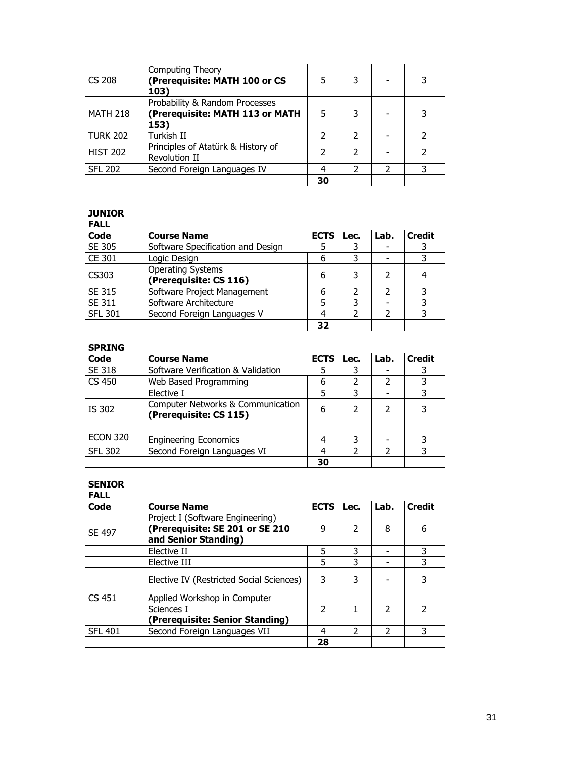| | | | | | |
|---|---|---|---|---|---|
| CS 208 | Computing Theory **(Prerequisite: MATH 100 or CS 103)** | 5 | 3 | - | 3 |
| MATH 218 | Probability & Random Processes **(Prerequisite: MATH 113 or MATH 153)** | 5 | 3 | - | 3 |
| TURK 202 | Turkish II | 2 | 2 | - | 2 |
| HIST 202 | Principles of Atatürk & History of Revolution II | 2 | 2 | - | 2 |
| SFL 202 | Second Foreign Languages IV | 4 | 2 | 2 | 3 |
| | | **30** | | | |

**JUNIOR**

**FALL**

| Code | Course Name | ECTS | Lec. | Lab. | Credit |
|---|---|---|---|---|---|
| SE 305 | Software Specification and Design | 5 | 3 | - | 3 |
| CE 301 | Logic Design | 6 | 3 | - | 3 |
| CS303 | Operating Systems **(Prerequisite: CS 116)** | 6 | 3 | 2 | 4 |
| SE 315 | Software Project Management | 6 | 2 | 2 | 3 |
| SE 311 | Software Architecture | 5 | 3 | - | 3 |
| SFL 301 | Second Foreign Languages V | 4 | 2 | 2 | 3 |
| | | **32** | | | |

**SPRING**

| Code | Course Name | ECTS | Lec. | Lab. | Credit |
|---|---|---|---|---|---|
| SE 318 | Software Verification & Validation | 5 | 3 | - | 3 |
| CS 450 | Web Based Programming | 6 | 2 | 2 | 3 |
| | Elective I | 5 | 3 | - | 3 |
| IS 302 | Computer Networks & Communication **(Prerequisite: CS 115)** | 6 | 2 | 2 | 3 |
| ECON 320 | Engineering Economics | 4 | 3 | - | 3 |
| SFL 302 | Second Foreign Languages VI | 4 | 2 | 2 | 3 |
| | | **30** | | | |

**SENIOR**

**FALL**

| Code | Course Name | ECTS | Lec. | Lab. | Credit |
|---|---|---|---|---|---|
| SE 497 | Project I (Software Engineering) **(Prerequisite: SE 201 or SE 210 and Senior Standing)** | 9 | 2 | 8 | 6 |
| | Elective II | 5 | 3 | - | 3 |
| | Elective III | 5 | 3 | - | 3 |
| | Elective IV (Restricted Social Sciences) | 3 | 3 | - | 3 |
| CS 451 | Applied Workshop in Computer Sciences I **(Prerequisite: Senior Standing)** | 2 | 1 | 2 | 2 |
| SFL 401 | Second Foreign Languages VII | 4 | 2 | 2 | 3 |
| | | **28** | | | |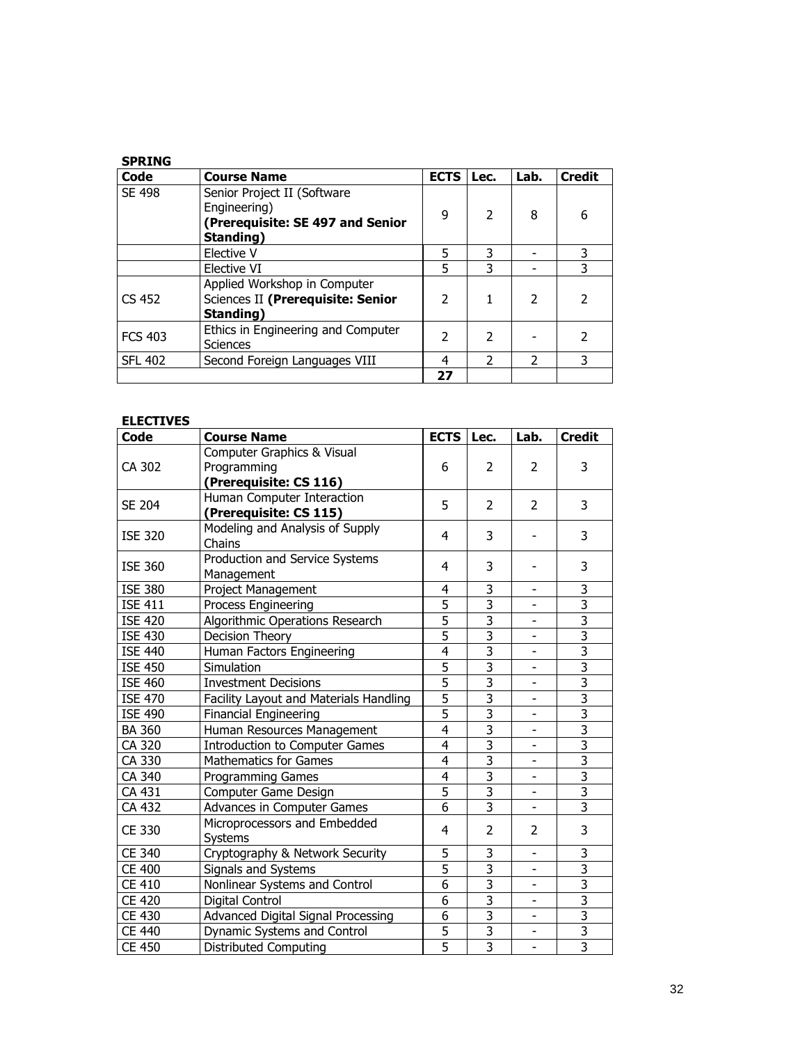**SPRING**

| Code | Course Name | ECTS | Lec. | Lab. | Credit |
|---|---|---|---|---|---|
| SE 498 | Senior Project II (Software Engineering) **(Prerequisite: SE 497 and Senior Standing)** | 9 | 2 | 8 | 6 |
| | Elective V | 5 | 3 | - | 3 |
| | Elective VI | 5 | 3 | - | 3 |
| CS 452 | Applied Workshop in Computer Sciences II **(Prerequisite: Senior Standing)** | 2 | 1 | 2 | 2 |
| FCS 403 | Ethics in Engineering and Computer Sciences | 2 | 2 | - | 2 |
| SFL 402 | Second Foreign Languages VIII | 4 | 2 | 2 | 3 |
| | | **27** | | | |

**ELECTIVES**

| Code | Course Name | ECTS | Lec. | Lab. | Credit |
|---|---|---|---|---|---|
| CA 302 | Computer Graphics & Visual Programming **(Prerequisite: CS 116)** | 6 | 2 | 2 | 3 |
| SE 204 | Human Computer Interaction **(Prerequisite: CS 115)** | 5 | 2 | 2 | 3 |
| ISE 320 | Modeling and Analysis of Supply Chains | 4 | 3 | - | 3 |
| ISE 360 | Production and Service Systems Management | 4 | 3 | - | 3 |
| ISE 380 | Project Management | 4 | 3 | - | 3 |
| ISE 411 | Process Engineering | 5 | 3 | - | 3 |
| ISE 420 | Algorithmic Operations Research | 5 | 3 | - | 3 |
| ISE 430 | Decision Theory | 5 | 3 | - | 3 |
| ISE 440 | Human Factors Engineering | 4 | 3 | - | 3 |
| ISE 450 | Simulation | 5 | 3 | - | 3 |
| ISE 460 | Investment Decisions | 5 | 3 | - | 3 |
| ISE 470 | Facility Layout and Materials Handling | 5 | 3 | - | 3 |
| ISE 490 | Financial Engineering | 5 | 3 | - | 3 |
| BA 360 | Human Resources Management | 4 | 3 | - | 3 |
| CA 320 | Introduction to Computer Games | 4 | 3 | - | 3 |
| CA 330 | Mathematics for Games | 4 | 3 | - | 3 |
| CA 340 | Programming Games | 4 | 3 | - | 3 |
| CA 431 | Computer Game Design | 5 | 3 | - | 3 |
| CA 432 | Advances in Computer Games | 6 | 3 | - | 3 |
| CE 330 | Microprocessors and Embedded Systems | 4 | 2 | 2 | 3 |
| CE 340 | Cryptography & Network Security | 5 | 3 | - | 3 |
| CE 400 | Signals and Systems | 5 | 3 | - | 3 |
| CE 410 | Nonlinear Systems and Control | 6 | 3 | - | 3 |
| CE 420 | Digital Control | 6 | 3 | - | 3 |
| CE 430 | Advanced Digital Signal Processing | 6 | 3 | - | 3 |
| CE 440 | Dynamic Systems and Control | 5 | 3 | - | 3 |
| CE 450 | Distributed Computing | 5 | 3 | - | 3 |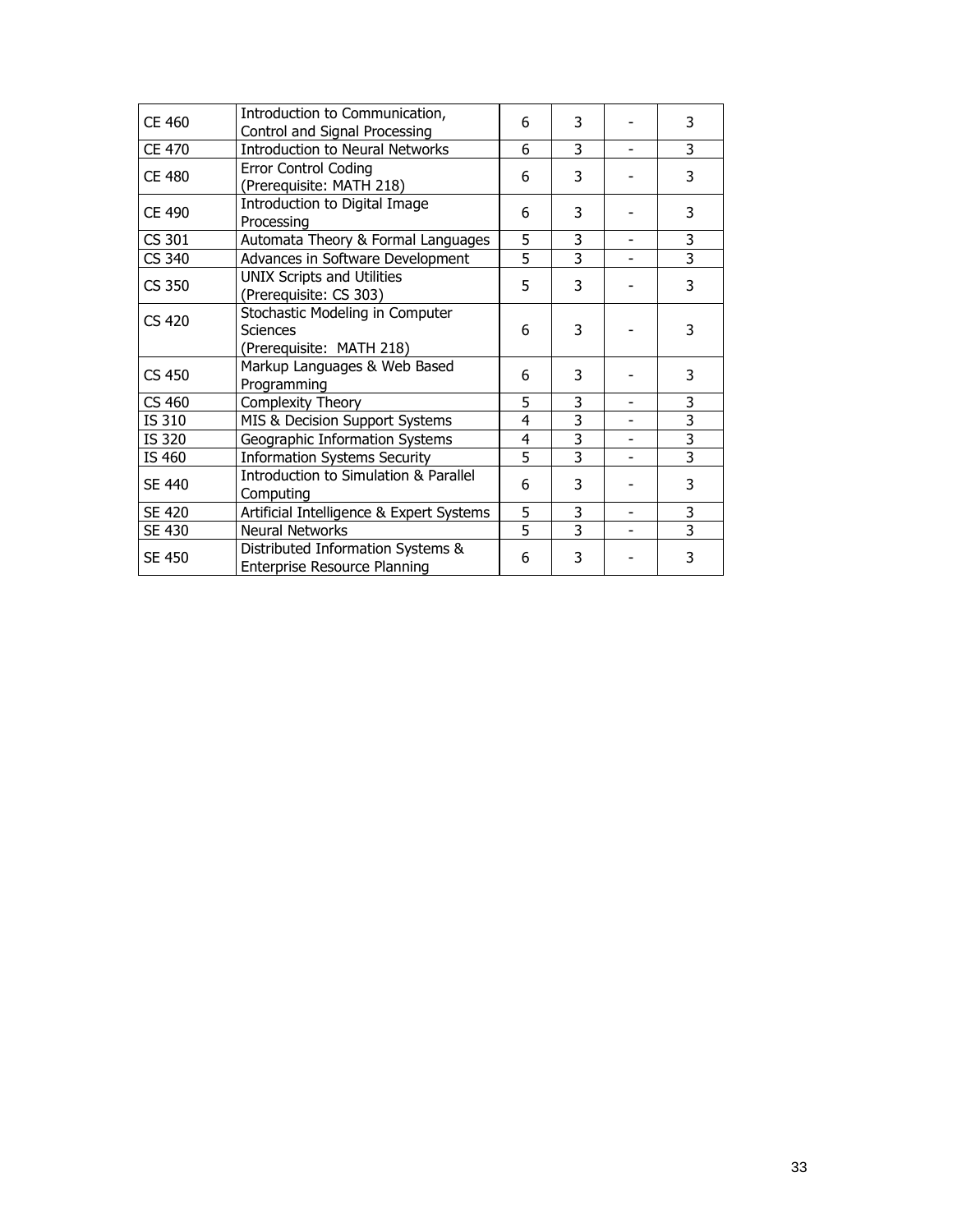| | | | | | |
|---|---|---|---|---|---|
| CE 460 | Introduction to Communication, Control and Signal Processing | 6 | 3 | - | 3 |
| CE 470 | Introduction to Neural Networks | 6 | 3 | - | 3 |
| CE 480 | Error Control Coding (Prerequisite: MATH 218) | 6 | 3 | - | 3 |
| CE 490 | Introduction to Digital Image Processing | 6 | 3 | - | 3 |
| CS 301 | Automata Theory & Formal Languages | 5 | 3 | - | 3 |
| CS 340 | Advances in Software Development | 5 | 3 | - | 3 |
| CS 350 | UNIX Scripts and Utilities (Prerequisite: CS 303) | 5 | 3 | - | 3 |
| CS 420 | Stochastic Modeling in Computer Sciences (Prerequisite: MATH 218) | 6 | 3 | - | 3 |
| CS 450 | Markup Languages & Web Based Programming | 6 | 3 | - | 3 |
| CS 460 | Complexity Theory | 5 | 3 | - | 3 |
| IS 310 | MIS & Decision Support Systems | 4 | 3 | - | 3 |
| IS 320 | Geographic Information Systems | 4 | 3 | - | 3 |
| IS 460 | Information Systems Security | 5 | 3 | - | 3 |
| SE 440 | Introduction to Simulation & Parallel Computing | 6 | 3 | - | 3 |
| SE 420 | Artificial Intelligence & Expert Systems | 5 | 3 | - | 3 |
| SE 430 | Neural Networks | 5 | 3 | - | 3 |
| SE 450 | Distributed Information Systems & Enterprise Resource Planning | 6 | 3 | - | 3 |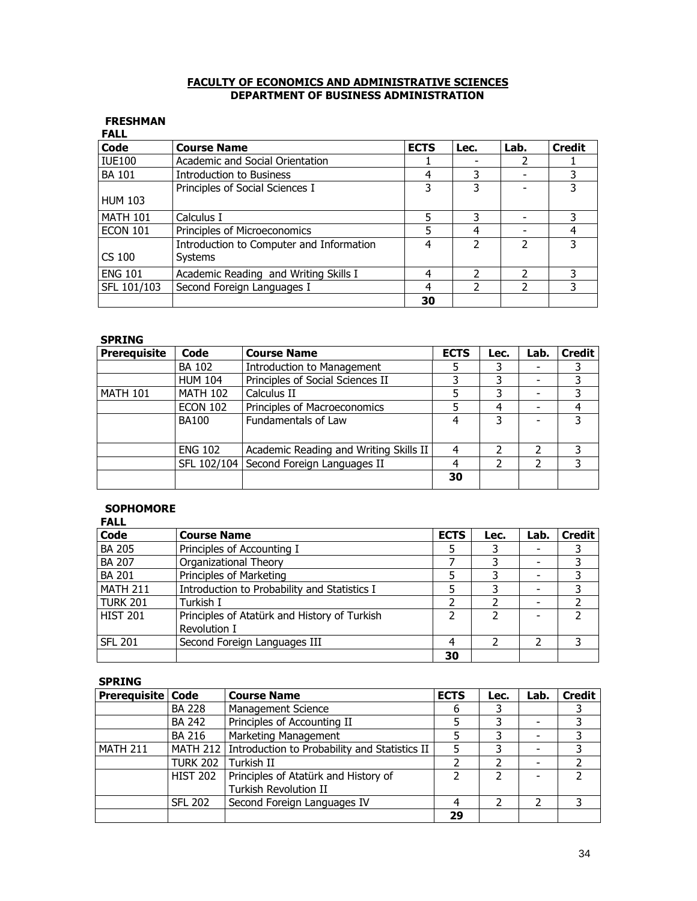**FACULTY OF ECONOMICS AND ADMINISTRATIVE SCIENCES**
**DEPARTMENT OF BUSINESS ADMINISTRATION**

**FRESHMAN**

**FALL**

| Code | Course Name | ECTS | Lec. | Lab. | Credit |
|---|---|---|---|---|---|
| IUE100 | Academic and Social Orientation | 1 | - | 2 | 1 |
| BA 101 | Introduction to Business | 4 | 3 | - | 3 |
| HUM 103 | Principles of Social Sciences I | 3 | 3 | - | 3 |
| MATH 101 | Calculus I | 5 | 3 | - | 3 |
| ECON 101 | Principles of Microeconomics | 5 | 4 | - | 4 |
| CS 100 | Introduction to Computer and Information Systems | 4 | 2 | 2 | 3 |
| ENG 101 | Academic Reading and Writing Skills I | 4 | 2 | 2 | 3 |
| SFL 101/103 | Second Foreign Languages I | 4 | 2 | 2 | 3 |
| | | **30** | | | |

**SPRING**

| Prerequisite | Code | Course Name | ECTS | Lec. | Lab. | Credit |
|---|---|---|---|---|---|---|
| | BA 102 | Introduction to Management | 5 | 3 | - | 3 |
| | HUM 104 | Principles of Social Sciences II | 3 | 3 | - | 3 |
| MATH 101 | MATH 102 | Calculus II | 5 | 3 | - | 3 |
| | ECON 102 | Principles of Macroeconomics | 5 | 4 | - | 4 |
| | BA100 | Fundamentals of Law | 4 | 3 | - | 3 |
| | ENG 102 | Academic Reading and Writing Skills II | 4 | 2 | 2 | 3 |
| | SFL 102/104 | Second Foreign Languages II | 4 | 2 | 2 | 3 |
| | | | **30** | | | |

**SOPHOMORE**

**FALL**

| Code | Course Name | ECTS | Lec. | Lab. | Credit |
|---|---|---|---|---|---|
| BA 205 | Principles of Accounting I | 5 | 3 | - | 3 |
| BA 207 | Organizational Theory | 7 | 3 | - | 3 |
| BA 201 | Principles of Marketing | 5 | 3 | - | 3 |
| MATH 211 | Introduction to Probability and Statistics I | 5 | 3 | - | 3 |
| TURK 201 | Turkish I | 2 | 2 | - | 2 |
| HIST 201 | Principles of Atatürk and History of Turkish Revolution I | 2 | 2 | - | 2 |
| SFL 201 | Second Foreign Languages III | 4 | 2 | 2 | 3 |
| | | **30** | | | |

**SPRING**

| Prerequisite | Code | Course Name | ECTS | Lec. | Lab. | Credit |
|---|---|---|---|---|---|---|
| | BA 228 | Management Science | 6 | 3 | | 3 |
| | BA 242 | Principles of Accounting II | 5 | 3 | - | 3 |
| | BA 216 | Marketing Management | 5 | 3 | - | 3 |
| MATH 211 | MATH 212 | Introduction to Probability and Statistics II | 5 | 3 | - | 3 |
| | TURK 202 | Turkish II | 2 | 2 | - | 2 |
| | HIST 202 | Principles of Atatürk and History of Turkish Revolution II | 2 | 2 | - | 2 |
| | SFL 202 | Second Foreign Languages IV | 4 | 2 | 2 | 3 |
| | | | **29** | | | |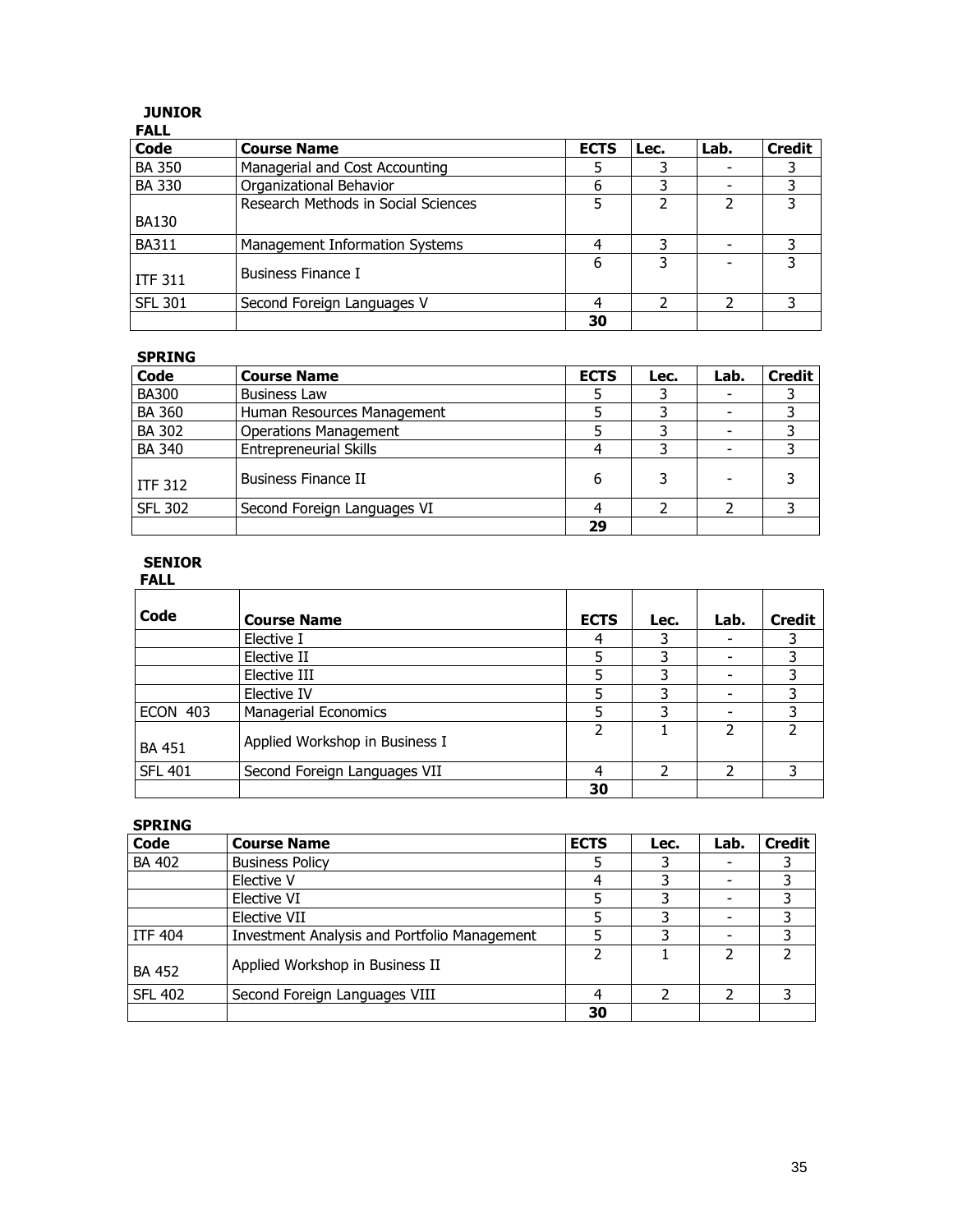**JUNIOR**

**FALL**

| Code | Course Name | ECTS | Lec. | Lab. | Credit |
|---|---|---|---|---|---|
| BA 350 | Managerial and Cost Accounting | 5 | 3 | - | 3 |
| BA 330 | Organizational Behavior | 6 | 3 | - | 3 |
| BA130 | Research Methods in Social Sciences | 5 | 2 | 2 | 3 |
| BA311 | Management Information Systems | 4 | 3 | - | 3 |
| ITF 311 | Business Finance I | 6 | 3 | - | 3 |
| SFL 301 | Second Foreign Languages V | 4 | 2 | 2 | 3 |
| | | **30** | | | |

**SPRING**

| Code | Course Name | ECTS | Lec. | Lab. | Credit |
|---|---|---|---|---|---|
| BA300 | Business Law | 5 | 3 | - | 3 |
| BA 360 | Human Resources Management | 5 | 3 | - | 3 |
| BA 302 | Operations Management | 5 | 3 | - | 3 |
| BA 340 | Entrepreneurial Skills | 4 | 3 | - | 3 |
| ITF 312 | Business Finance II | 6 | 3 | - | 3 |
| SFL 302 | Second Foreign Languages VI | 4 | 2 | 2 | 3 |
| | | **29** | | | |

**SENIOR**

**FALL**

| Code | Course Name | ECTS | Lec. | Lab. | Credit |
|---|---|---|---|---|---|
| | Elective I | 4 | 3 | - | 3 |
| | Elective II | 5 | 3 | - | 3 |
| | Elective III | 5 | 3 | - | 3 |
| | Elective IV | 5 | 3 | - | 3 |
| ECON 403 | Managerial Economics | 5 | 3 | - | 3 |
| BA 451 | Applied Workshop in Business I | 2 | 1 | 2 | 2 |
| SFL 401 | Second Foreign Languages VII | 4 | 2 | 2 | 3 |
| | | **30** | | | |

**SPRING**

| Code | Course Name | ECTS | Lec. | Lab. | Credit |
|---|---|---|---|---|---|
| BA 402 | Business Policy | 5 | 3 | - | 3 |
| | Elective V | 4 | 3 | - | 3 |
| | Elective VI | 5 | 3 | - | 3 |
| | Elective VII | 5 | 3 | - | 3 |
| ITF 404 | Investment Analysis and Portfolio Management | 5 | 3 | - | 3 |
| BA 452 | Applied Workshop in Business II | 2 | 1 | 2 | 2 |
| SFL 402 | Second Foreign Languages VIII | 4 | 2 | 2 | 3 |
| | | **30** | | | |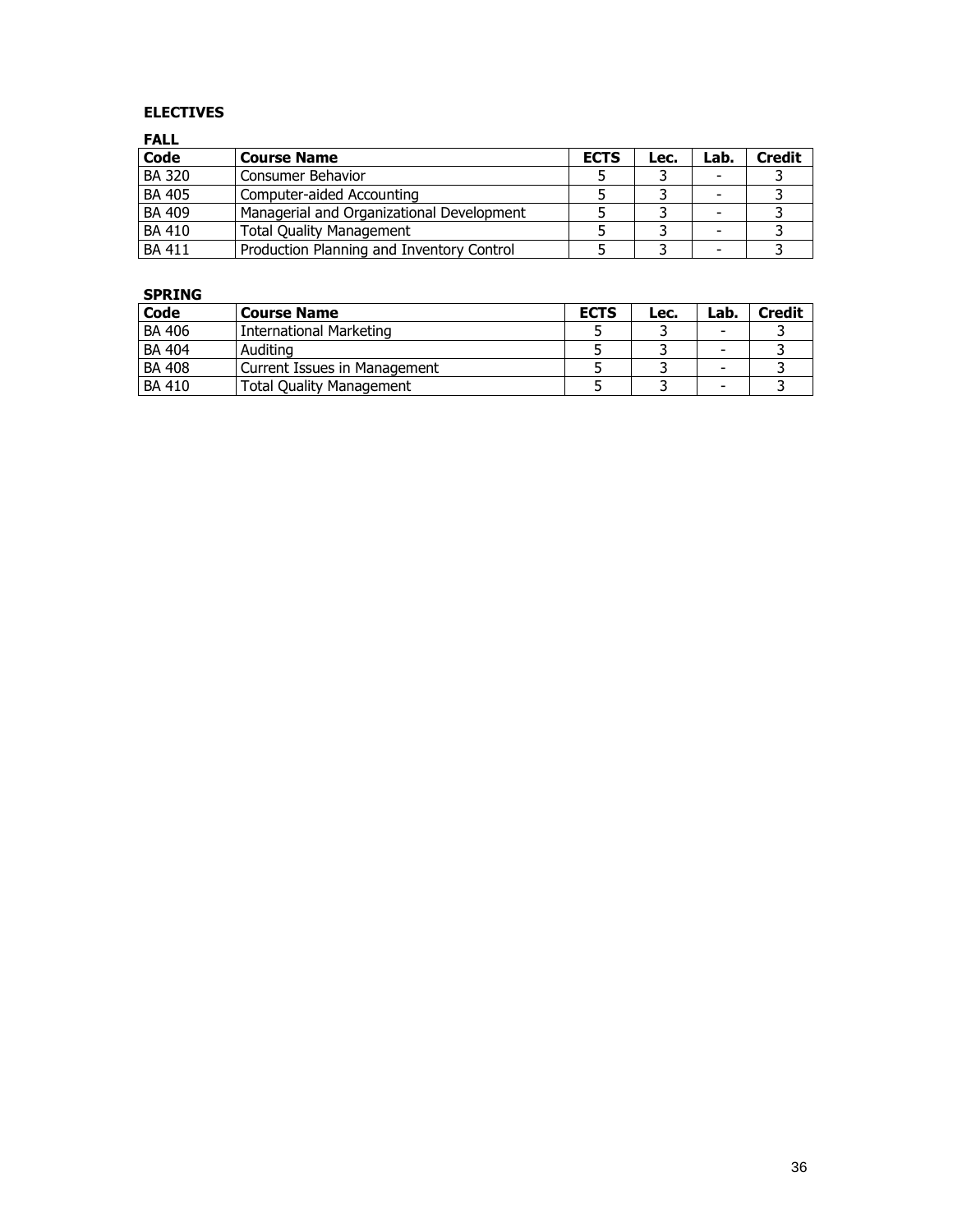### ELECTIVES

#### FALL

| Code | Course Name | ECTS | Lec. | Lab. | Credit |
|---|---|---|---|---|---|
| BA 320 | Consumer Behavior | 5 | 3 | - | 3 |
| BA 405 | Computer-aided Accounting | 5 | 3 | - | 3 |
| BA 409 | Managerial and Organizational Development | 5 | 3 | - | 3 |
| BA 410 | Total Quality Management | 5 | 3 | - | 3 |
| BA 411 | Production Planning and Inventory Control | 5 | 3 | - | 3 |

#### SPRING

| Code | Course Name | ECTS | Lec. | Lab. | Credit |
|---|---|---|---|---|---|
| BA 406 | International Marketing | 5 | 3 | - | 3 |
| BA 404 | Auditing | 5 | 3 | - | 3 |
| BA 408 | Current Issues in Management | 5 | 3 | - | 3 |
| BA 410 | Total Quality Management | 5 | 3 | - | 3 |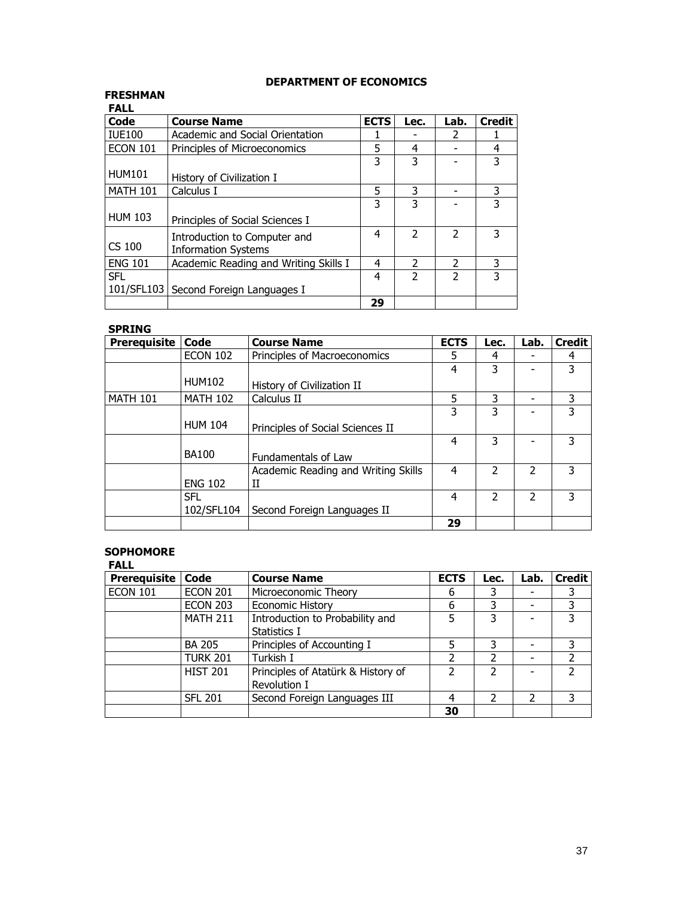# DEPARTMENT OF ECONOMICS

## FRESHMAN

### FALL

| Code | Course Name | ECTS | Lec. | Lab. | Credit |
|---|---|---|---|---|---|
| IUE100 | Academic and Social Orientation | 1 | - | 2 | 1 |
| ECON 101 | Principles of Microeconomics | 5 | 4 | - | 4 |
| HUM101 | History of Civilization I | 3 | 3 | - | 3 |
| MATH 101 | Calculus I | 5 | 3 | - | 3 |
| HUM 103 | Principles of Social Sciences I | 3 | 3 | - | 3 |
| CS 100 | Introduction to Computer and Information Systems | 4 | 2 | 2 | 3 |
| ENG 101 | Academic Reading and Writing Skills I | 4 | 2 | 2 | 3 |
| SFL 101/SFL103 | Second Foreign Languages I | 4 | 2 | 2 | 3 |
| | | **29** | | | |

### SPRING

| Prerequisite | Code | Course Name | ECTS | Lec. | Lab. | Credit |
|---|---|---|---|---|---|---|
| | ECON 102 | Principles of Macroeconomics | 5 | 4 | - | 4 |
| | HUM102 | History of Civilization II | 4 | 3 | - | 3 |
| MATH 101 | MATH 102 | Calculus II | 5 | 3 | - | 3 |
| | HUM 104 | Principles of Social Sciences II | 3 | 3 | - | 3 |
| | BA100 | Fundamentals of Law | 4 | 3 | - | 3 |
| | ENG 102 | Academic Reading and Writing Skills II | 4 | 2 | 2 | 3 |
| | SFL 102/SFL104 | Second Foreign Languages II | 4 | 2 | 2 | 3 |
| | | | **29** | | | |

## SOPHOMORE

### FALL

| Prerequisite | Code | Course Name | ECTS | Lec. | Lab. | Credit |
|---|---|---|---|---|---|---|
| ECON 101 | ECON 201 | Microeconomic Theory | 6 | 3 | - | 3 |
| | ECON 203 | Economic History | 6 | 3 | - | 3 |
| | MATH 211 | Introduction to Probability and Statistics I | 5 | 3 | - | 3 |
| | BA 205 | Principles of Accounting I | 5 | 3 | - | 3 |
| | TURK 201 | Turkish I | 2 | 2 | - | 2 |
| | HIST 201 | Principles of Atatürk & History of Revolution I | 2 | 2 | - | 2 |
| | SFL 201 | Second Foreign Languages III | 4 | 2 | 2 | 3 |
| | | | **30** | | | |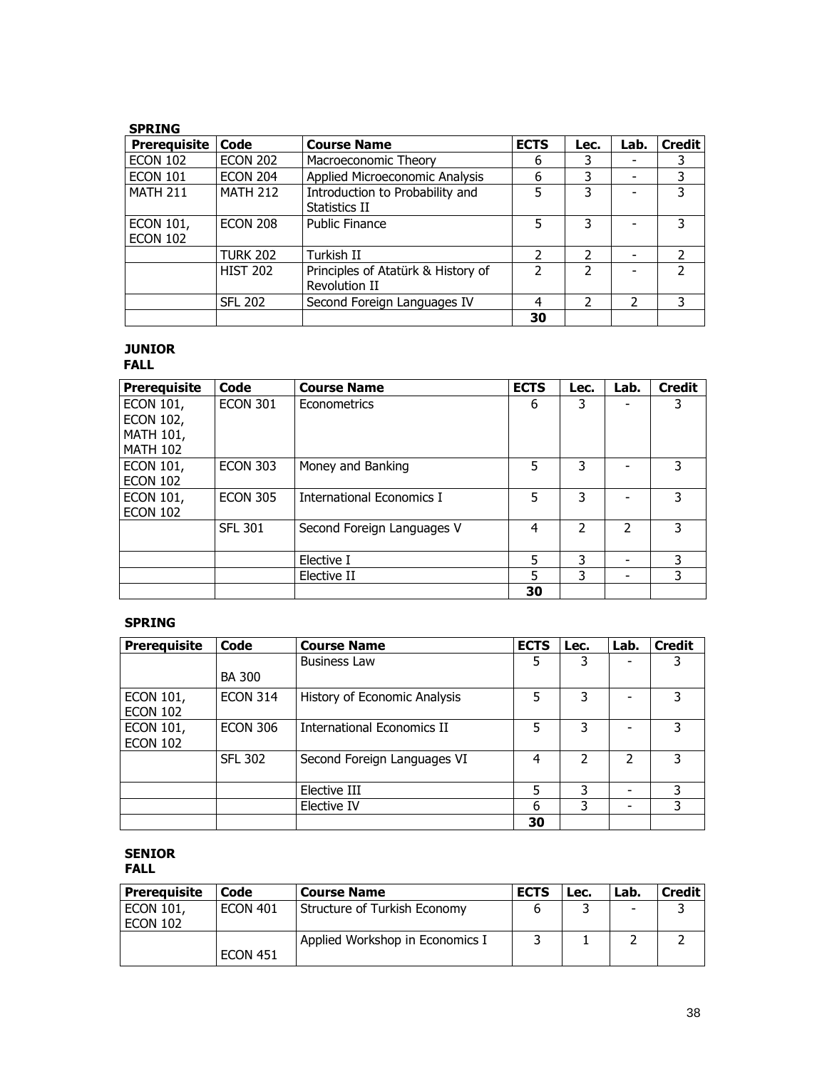**SPRING**

| Prerequisite | Code | Course Name | ECTS | Lec. | Lab. | Credit |
|---|---|---|---|---|---|---|
| ECON 102 | ECON 202 | Macroeconomic Theory | 6 | 3 | - | 3 |
| ECON 101 | ECON 204 | Applied Microeconomic Analysis | 6 | 3 | - | 3 |
| MATH 211 | MATH 212 | Introduction to Probability and Statistics II | 5 | 3 | - | 3 |
| ECON 101, ECON 102 | ECON 208 | Public Finance | 5 | 3 | - | 3 |
| | TURK 202 | Turkish II | 2 | 2 | - | 2 |
| | HIST 202 | Principles of Atatürk & History of Revolution II | 2 | 2 | - | 2 |
| | SFL 202 | Second Foreign Languages IV | 4 | 2 | 2 | 3 |
| | | | **30** | | | |

**JUNIOR**
**FALL**

| Prerequisite | Code | Course Name | ECTS | Lec. | Lab. | Credit |
|---|---|---|---|---|---|---|
| ECON 101, ECON 102, MATH 101, MATH 102 | ECON 301 | Econometrics | 6 | 3 | - | 3 |
| ECON 101, ECON 102 | ECON 303 | Money and Banking | 5 | 3 | - | 3 |
| ECON 101, ECON 102 | ECON 305 | International Economics I | 5 | 3 | - | 3 |
| | SFL 301 | Second Foreign Languages V | 4 | 2 | 2 | 3 |
| | | Elective I | 5 | 3 | - | 3 |
| | | Elective II | 5 | 3 | - | 3 |
| | | | **30** | | | |

**SPRING**

| Prerequisite | Code | Course Name | ECTS | Lec. | Lab. | Credit |
|---|---|---|---|---|---|---|
| | BA 300 | Business Law | 5 | 3 | - | 3 |
| ECON 101, ECON 102 | ECON 314 | History of Economic Analysis | 5 | 3 | - | 3 |
| ECON 101, ECON 102 | ECON 306 | International Economics II | 5 | 3 | - | 3 |
| | SFL 302 | Second Foreign Languages VI | 4 | 2 | 2 | 3 |
| | | Elective III | 5 | 3 | - | 3 |
| | | Elective IV | 6 | 3 | - | 3 |
| | | | **30** | | | |

**SENIOR**
**FALL**

| Prerequisite | Code | Course Name | ECTS | Lec. | Lab. | Credit |
|---|---|---|---|---|---|---|
| ECON 101, ECON 102 | ECON 401 | Structure of Turkish Economy | 6 | 3 | - | 3 |
| | ECON 451 | Applied Workshop in Economics I | 3 | 1 | 2 | 2 |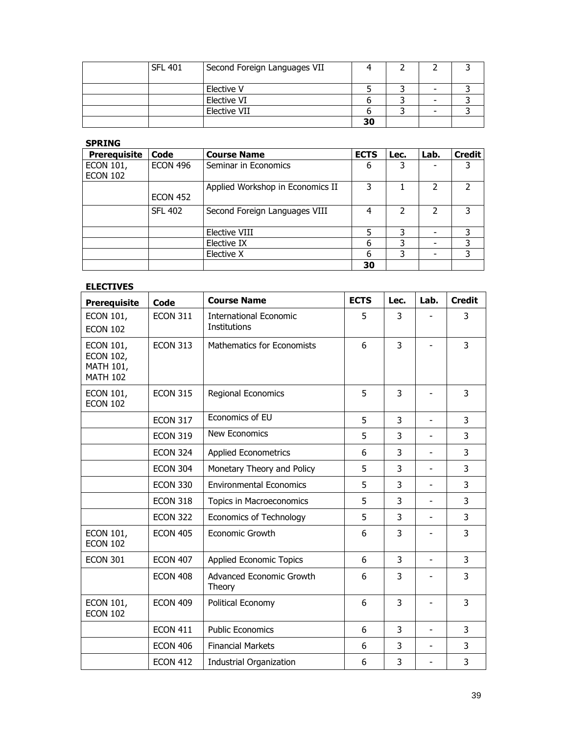| | SFL 401 | Second Foreign Languages VII | 4 | 2 | 2 | 3 |
|---|---|---|---|---|---|---|
| | | Elective V | 5 | 3 | - | 3 |
| | | Elective VI | 6 | 3 | - | 3 |
| | | Elective VII | 6 | 3 | - | 3 |
| | | | **30** | | | |

**SPRING**

| Prerequisite | Code | Course Name | ECTS | Lec. | Lab. | Credit |
|---|---|---|---|---|---|---|
| ECON 101, ECON 102 | ECON 496 | Seminar in Economics | 6 | 3 | - | 3 |
| | ECON 452 | Applied Workshop in Economics II | 3 | 1 | 2 | 2 |
| | SFL 402 | Second Foreign Languages VIII | 4 | 2 | 2 | 3 |
| | | Elective VIII | 5 | 3 | - | 3 |
| | | Elective IX | 6 | 3 | - | 3 |
| | | Elective X | 6 | 3 | - | 3 |
| | | | **30** | | | |

**ELECTIVES**

| Prerequisite | Code | Course Name | ECTS | Lec. | Lab. | Credit |
|---|---|---|---|---|---|---|
| ECON 101, ECON 102 | ECON 311 | International Economic Institutions | 5 | 3 | - | 3 |
| ECON 101, ECON 102, MATH 101, MATH 102 | ECON 313 | Mathematics for Economists | 6 | 3 | - | 3 |
| ECON 101, ECON 102 | ECON 315 | Regional Economics | 5 | 3 | - | 3 |
| | ECON 317 | Economics of EU | 5 | 3 | - | 3 |
| | ECON 319 | New Economics | 5 | 3 | - | 3 |
| | ECON 324 | Applied Econometrics | 6 | 3 | - | 3 |
| | ECON 304 | Monetary Theory and Policy | 5 | 3 | - | 3 |
| | ECON 330 | Environmental Economics | 5 | 3 | - | 3 |
| | ECON 318 | Topics in Macroeconomics | 5 | 3 | - | 3 |
| | ECON 322 | Economics of Technology | 5 | 3 | - | 3 |
| ECON 101, ECON 102 | ECON 405 | Economic Growth | 6 | 3 | - | 3 |
| ECON 301 | ECON 407 | Applied Economic Topics | 6 | 3 | - | 3 |
| | ECON 408 | Advanced Economic Growth Theory | 6 | 3 | - | 3 |
| ECON 101, ECON 102 | ECON 409 | Political Economy | 6 | 3 | - | 3 |
| | ECON 411 | Public Economics | 6 | 3 | - | 3 |
| | ECON 406 | Financial Markets | 6 | 3 | - | 3 |
| | ECON 412 | Industrial Organization | 6 | 3 | - | 3 |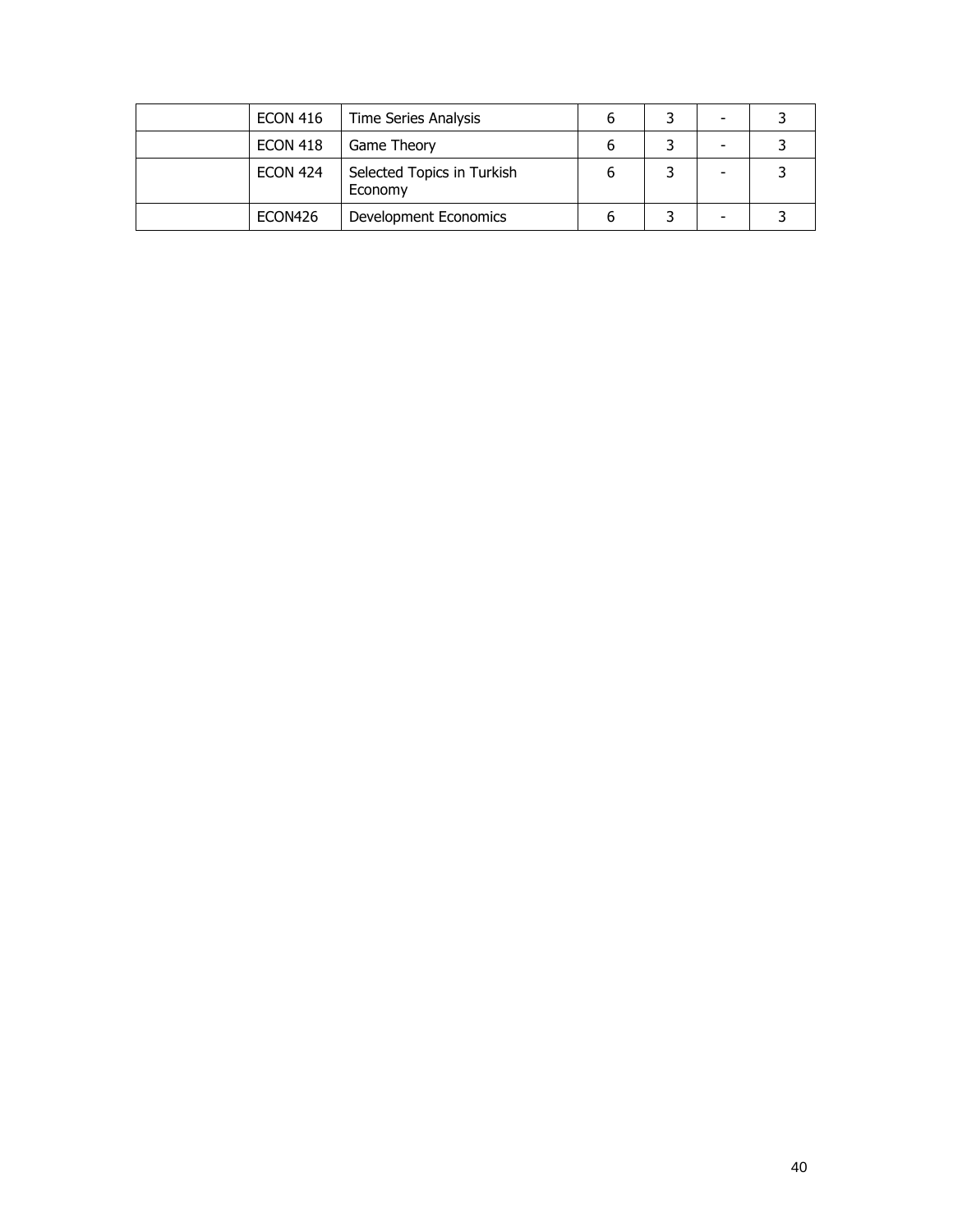| | | | | | | |
|---|---|---|---|---|---|---|
| | ECON 416 | Time Series Analysis | 6 | 3 | - | 3 |
| | ECON 418 | Game Theory | 6 | 3 | - | 3 |
| | ECON 424 | Selected Topics in Turkish Economy | 6 | 3 | - | 3 |
| | ECON426 | Development Economics | 6 | 3 | - | 3 |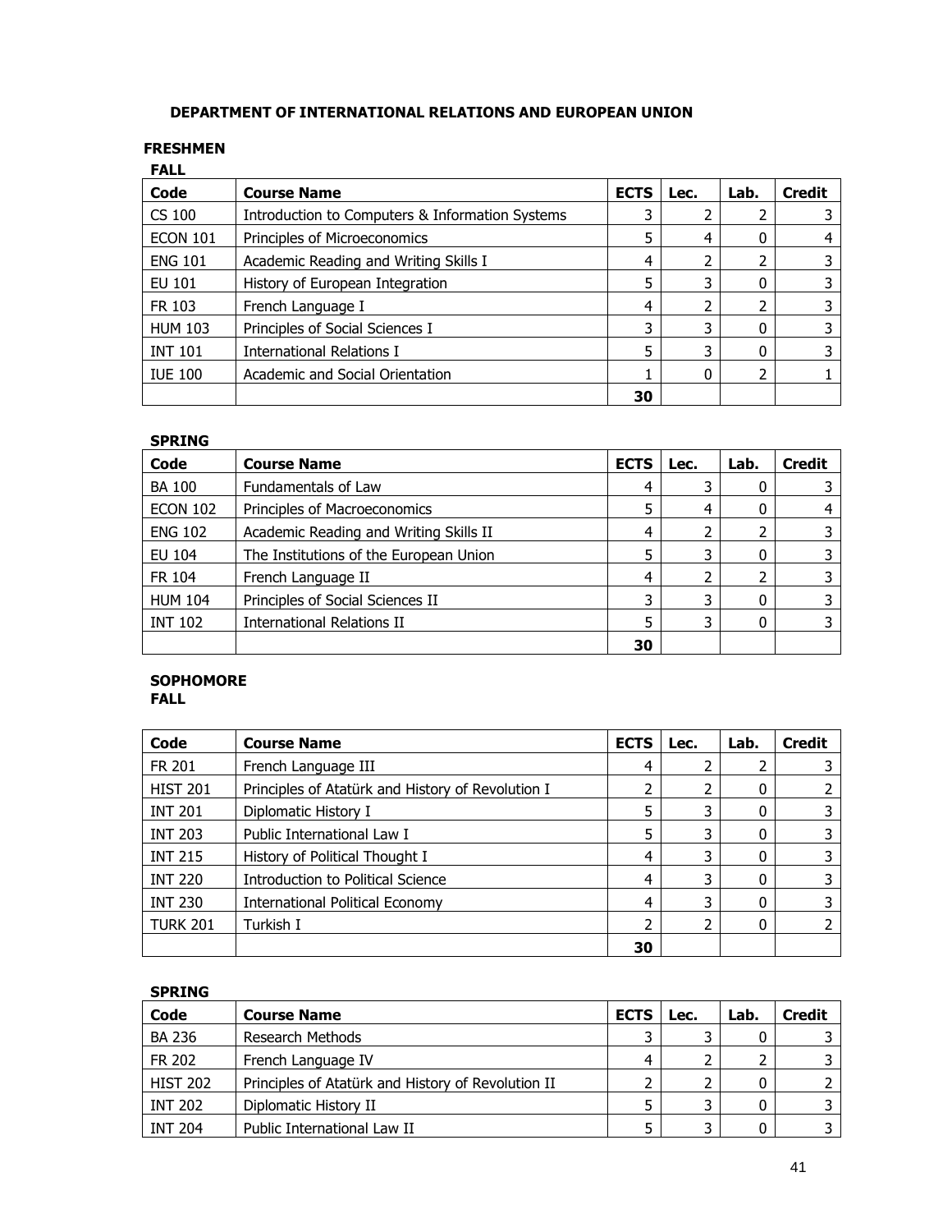## DEPARTMENT OF INTERNATIONAL RELATIONS AND EUROPEAN UNION

### FRESHMEN

**FALL**

| Code | Course Name | ECTS | Lec. | Lab. | Credit |
|---|---|---|---|---|---|
| CS 100 | Introduction to Computers & Information Systems | 3 | 2 | 2 | 3 |
| ECON 101 | Principles of Microeconomics | 5 | 4 | 0 | 4 |
| ENG 101 | Academic Reading and Writing Skills I | 4 | 2 | 2 | 3 |
| EU 101 | History of European Integration | 5 | 3 | 0 | 3 |
| FR 103 | French Language I | 4 | 2 | 2 | 3 |
| HUM 103 | Principles of Social Sciences I | 3 | 3 | 0 | 3 |
| INT 101 | International Relations I | 5 | 3 | 0 | 3 |
| IUE 100 | Academic and Social Orientation | 1 | 0 | 2 | 1 |
| | | **30** | | | |

**SPRING**

| Code | Course Name | ECTS | Lec. | Lab. | Credit |
|---|---|---|---|---|---|
| BA 100 | Fundamentals of Law | 4 | 3 | 0 | 3 |
| ECON 102 | Principles of Macroeconomics | 5 | 4 | 0 | 4 |
| ENG 102 | Academic Reading and Writing Skills II | 4 | 2 | 2 | 3 |
| EU 104 | The Institutions of the European Union | 5 | 3 | 0 | 3 |
| FR 104 | French Language II | 4 | 2 | 2 | 3 |
| HUM 104 | Principles of Social Sciences II | 3 | 3 | 0 | 3 |
| INT 102 | International Relations II | 5 | 3 | 0 | 3 |
| | | **30** | | | |

### SOPHOMORE

**FALL**

| Code | Course Name | ECTS | Lec. | Lab. | Credit |
|---|---|---|---|---|---|
| FR 201 | French Language III | 4 | 2 | 2 | 3 |
| HIST 201 | Principles of Atatürk and History of Revolution I | 2 | 2 | 0 | 2 |
| INT 201 | Diplomatic History I | 5 | 3 | 0 | 3 |
| INT 203 | Public International Law I | 5 | 3 | 0 | 3 |
| INT 215 | History of Political Thought I | 4 | 3 | 0 | 3 |
| INT 220 | Introduction to Political Science | 4 | 3 | 0 | 3 |
| INT 230 | International Political Economy | 4 | 3 | 0 | 3 |
| TURK 201 | Turkish I | 2 | 2 | 0 | 2 |
| | | **30** | | | |

**SPRING**

| Code | Course Name | ECTS | Lec. | Lab. | Credit |
|---|---|---|---|---|---|
| BA 236 | Research Methods | 3 | 3 | 0 | 3 |
| FR 202 | French Language IV | 4 | 2 | 2 | 3 |
| HIST 202 | Principles of Atatürk and History of Revolution II | 2 | 2 | 0 | 2 |
| INT 202 | Diplomatic History II | 5 | 3 | 0 | 3 |
| INT 204 | Public International Law II | 5 | 3 | 0 | 3 |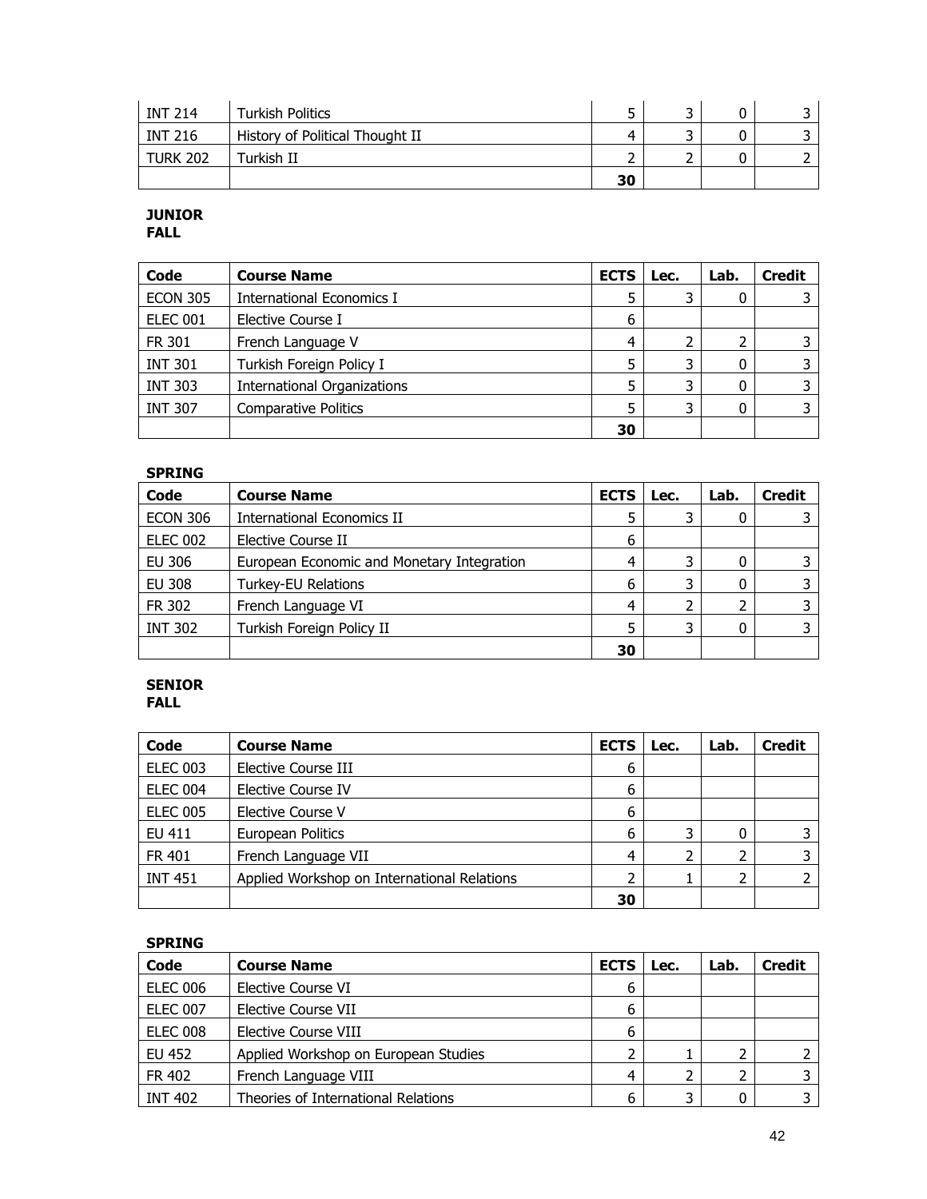| INT 214 | Turkish Politics | 5 | 3 | 0 | 3 |
|---|---|---|---|---|---|
| INT 216 | History of Political Thought II | 4 | 3 | 0 | 3 |
| TURK 202 | Turkish II | 2 | 2 | 0 | 2 |
| | | **30** | | | |

**JUNIOR**
**FALL**

| Code | Course Name | ECTS | Lec. | Lab. | Credit |
|---|---|---|---|---|---|
| ECON 305 | International Economics I | 5 | 3 | 0 | 3 |
| ELEC 001 | Elective Course I | 6 | | | |
| FR 301 | French Language V | 4 | 2 | 2 | 3 |
| INT 301 | Turkish Foreign Policy I | 5 | 3 | 0 | 3 |
| INT 303 | International Organizations | 5 | 3 | 0 | 3 |
| INT 307 | Comparative Politics | 5 | 3 | 0 | 3 |
| | | **30** | | | |

**SPRING**

| Code | Course Name | ECTS | Lec. | Lab. | Credit |
|---|---|---|---|---|---|
| ECON 306 | International Economics II | 5 | 3 | 0 | 3 |
| ELEC 002 | Elective Course II | 6 | | | |
| EU 306 | European Economic and Monetary Integration | 4 | 3 | 0 | 3 |
| EU 308 | Turkey-EU Relations | 6 | 3 | 0 | 3 |
| FR 302 | French Language VI | 4 | 2 | 2 | 3 |
| INT 302 | Turkish Foreign Policy II | 5 | 3 | 0 | 3 |
| | | **30** | | | |

**SENIOR**
**FALL**

| Code | Course Name | ECTS | Lec. | Lab. | Credit |
|---|---|---|---|---|---|
| ELEC 003 | Elective Course III | 6 | | | |
| ELEC 004 | Elective Course IV | 6 | | | |
| ELEC 005 | Elective Course V | 6 | | | |
| EU 411 | European Politics | 6 | 3 | 0 | 3 |
| FR 401 | French Language VII | 4 | 2 | 2 | 3 |
| INT 451 | Applied Workshop on International Relations | 2 | 1 | 2 | 2 |
| | | **30** | | | |

**SPRING**

| Code | Course Name | ECTS | Lec. | Lab. | Credit |
|---|---|---|---|---|---|
| ELEC 006 | Elective Course VI | 6 | | | |
| ELEC 007 | Elective Course VII | 6 | | | |
| ELEC 008 | Elective Course VIII | 6 | | | |
| EU 452 | Applied Workshop on European Studies | 2 | 1 | 2 | 2 |
| FR 402 | French Language VIII | 4 | 2 | 2 | 3 |
| INT 402 | Theories of International Relations | 6 | 3 | 0 | 3 |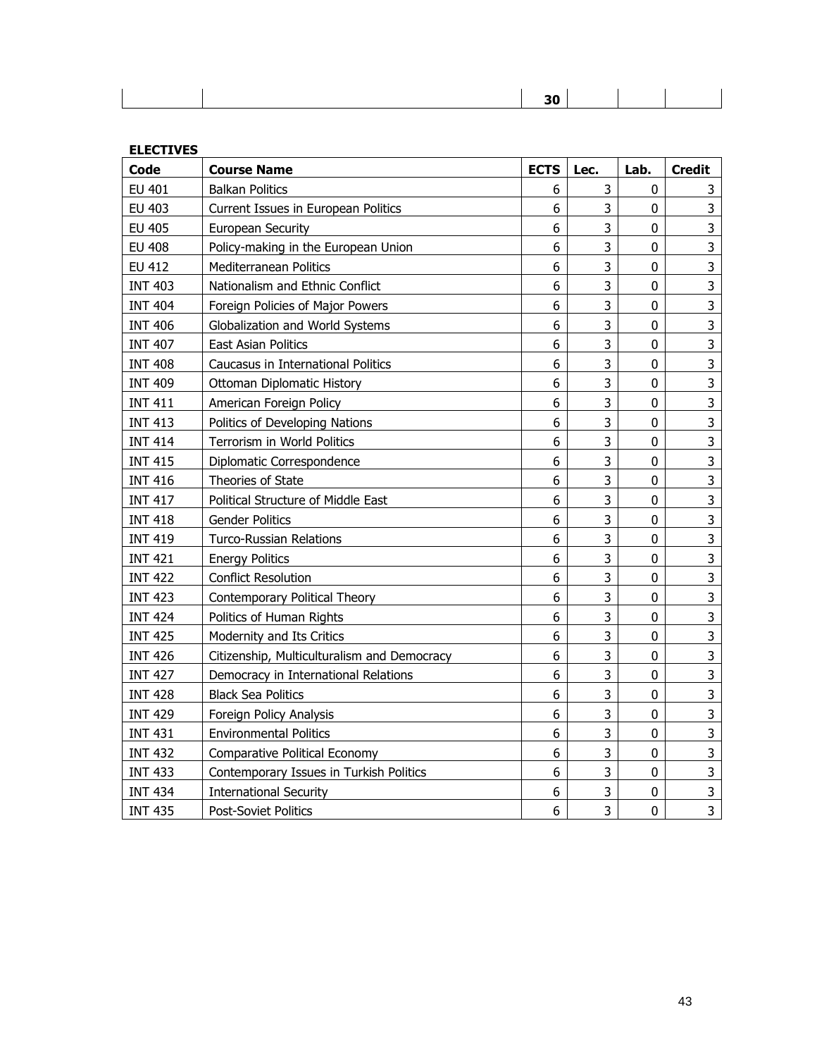| | | 30 | | | |
|---|---|---|---|---|---|

**ELECTIVES**

| Code | Course Name | ECTS | Lec. | Lab. | Credit |
|---|---|---|---|---|---|
| EU 401 | Balkan Politics | 6 | 3 | 0 | 3 |
| EU 403 | Current Issues in European Politics | 6 | 3 | 0 | 3 |
| EU 405 | European Security | 6 | 3 | 0 | 3 |
| EU 408 | Policy-making in the European Union | 6 | 3 | 0 | 3 |
| EU 412 | Mediterranean Politics | 6 | 3 | 0 | 3 |
| INT 403 | Nationalism and Ethnic Conflict | 6 | 3 | 0 | 3 |
| INT 404 | Foreign Policies of Major Powers | 6 | 3 | 0 | 3 |
| INT 406 | Globalization and World Systems | 6 | 3 | 0 | 3 |
| INT 407 | East Asian Politics | 6 | 3 | 0 | 3 |
| INT 408 | Caucasus in International Politics | 6 | 3 | 0 | 3 |
| INT 409 | Ottoman Diplomatic History | 6 | 3 | 0 | 3 |
| INT 411 | American Foreign Policy | 6 | 3 | 0 | 3 |
| INT 413 | Politics of Developing Nations | 6 | 3 | 0 | 3 |
| INT 414 | Terrorism in World Politics | 6 | 3 | 0 | 3 |
| INT 415 | Diplomatic Correspondence | 6 | 3 | 0 | 3 |
| INT 416 | Theories of State | 6 | 3 | 0 | 3 |
| INT 417 | Political Structure of Middle East | 6 | 3 | 0 | 3 |
| INT 418 | Gender Politics | 6 | 3 | 0 | 3 |
| INT 419 | Turco-Russian Relations | 6 | 3 | 0 | 3 |
| INT 421 | Energy Politics | 6 | 3 | 0 | 3 |
| INT 422 | Conflict Resolution | 6 | 3 | 0 | 3 |
| INT 423 | Contemporary Political Theory | 6 | 3 | 0 | 3 |
| INT 424 | Politics of Human Rights | 6 | 3 | 0 | 3 |
| INT 425 | Modernity and Its Critics | 6 | 3 | 0 | 3 |
| INT 426 | Citizenship, Multiculturalism and Democracy | 6 | 3 | 0 | 3 |
| INT 427 | Democracy in International Relations | 6 | 3 | 0 | 3 |
| INT 428 | Black Sea Politics | 6 | 3 | 0 | 3 |
| INT 429 | Foreign Policy Analysis | 6 | 3 | 0 | 3 |
| INT 431 | Environmental Politics | 6 | 3 | 0 | 3 |
| INT 432 | Comparative Political Economy | 6 | 3 | 0 | 3 |
| INT 433 | Contemporary Issues in Turkish Politics | 6 | 3 | 0 | 3 |
| INT 434 | International Security | 6 | 3 | 0 | 3 |
| INT 435 | Post-Soviet Politics | 6 | 3 | 0 | 3 |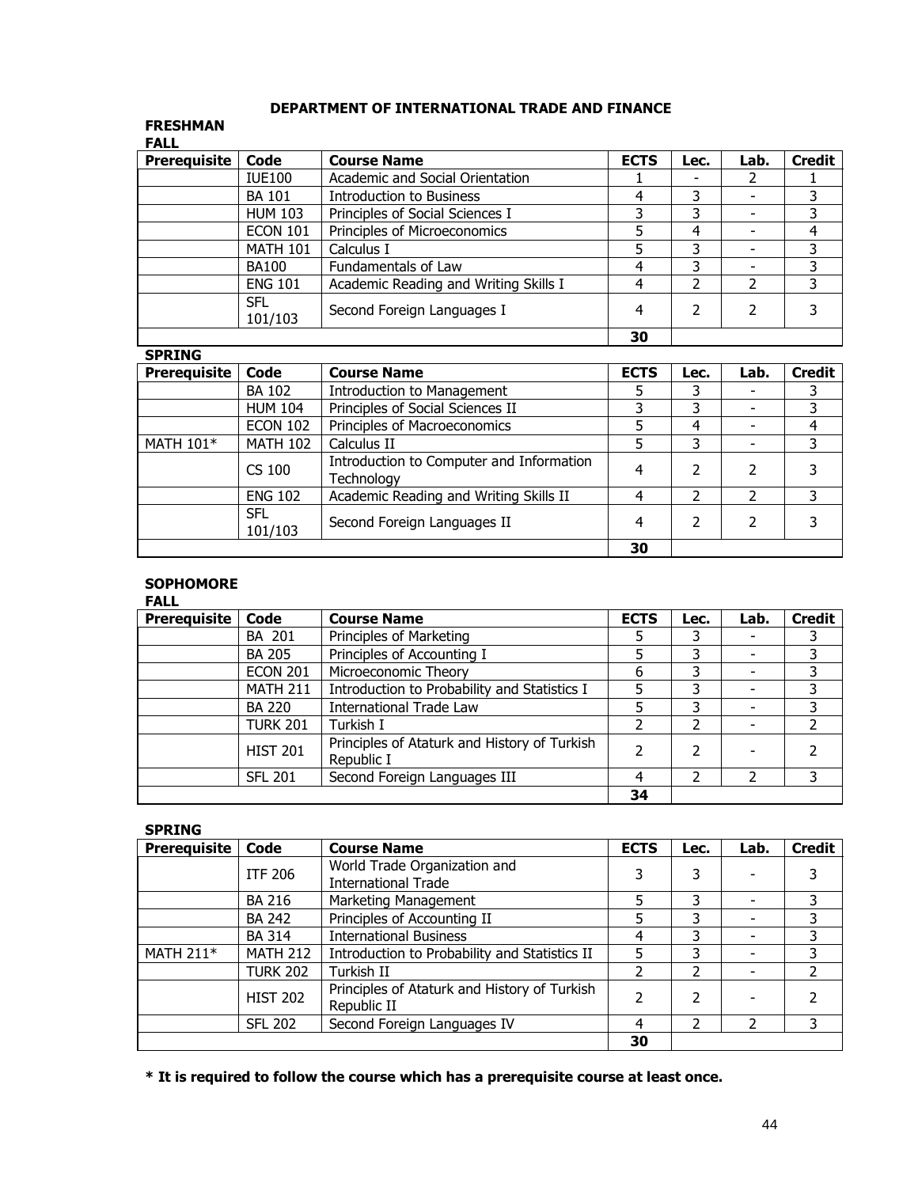## DEPARTMENT OF INTERNATIONAL TRADE AND FINANCE

### FRESHMAN

**FALL**

| Prerequisite | Code | Course Name | ECTS | Lec. | Lab. | Credit |
|---|---|---|---|---|---|---|
| | IUE100 | Academic and Social Orientation | 1 | - | 2 | 1 |
| | BA 101 | Introduction to Business | 4 | 3 | - | 3 |
| | HUM 103 | Principles of Social Sciences I | 3 | 3 | - | 3 |
| | ECON 101 | Principles of Microeconomics | 5 | 4 | - | 4 |
| | MATH 101 | Calculus I | 5 | 3 | - | 3 |
| | BA100 | Fundamentals of Law | 4 | 3 | - | 3 |
| | ENG 101 | Academic Reading and Writing Skills I | 4 | 2 | 2 | 3 |
| | SFL 101/103 | Second Foreign Languages I | 4 | 2 | 2 | 3 |
| | | | 30 | | | |

**SPRING**

| Prerequisite | Code | Course Name | ECTS | Lec. | Lab. | Credit |
|---|---|---|---|---|---|---|
| | BA 102 | Introduction to Management | 5 | 3 | - | 3 |
| | HUM 104 | Principles of Social Sciences II | 3 | 3 | - | 3 |
| | ECON 102 | Principles of Macroeconomics | 5 | 4 | - | 4 |
| MATH 101* | MATH 102 | Calculus II | 5 | 3 | - | 3 |
| | CS 100 | Introduction to Computer and Information Technology | 4 | 2 | 2 | 3 |
| | ENG 102 | Academic Reading and Writing Skills II | 4 | 2 | 2 | 3 |
| | SFL 101/103 | Second Foreign Languages II | 4 | 2 | 2 | 3 |
| | | | 30 | | | |

### SOPHOMORE

**FALL**

| Prerequisite | Code | Course Name | ECTS | Lec. | Lab. | Credit |
|---|---|---|---|---|---|---|
| | BA 201 | Principles of Marketing | 5 | 3 | - | 3 |
| | BA 205 | Principles of Accounting I | 5 | 3 | - | 3 |
| | ECON 201 | Microeconomic Theory | 6 | 3 | - | 3 |
| | MATH 211 | Introduction to Probability and Statistics I | 5 | 3 | - | 3 |
| | BA 220 | International Trade Law | 5 | 3 | - | 3 |
| | TURK 201 | Turkish I | 2 | 2 | - | 2 |
| | HIST 201 | Principles of Ataturk and History of Turkish Republic I | 2 | 2 | - | 2 |
| | SFL 201 | Second Foreign Languages III | 4 | 2 | 2 | 3 |
| | | | 34 | | | |

**SPRING**

| Prerequisite | Code | Course Name | ECTS | Lec. | Lab. | Credit |
|---|---|---|---|---|---|---|
| | ITF 206 | World Trade Organization and International Trade | 3 | 3 | - | 3 |
| | BA 216 | Marketing Management | 5 | 3 | - | 3 |
| | BA 242 | Principles of Accounting II | 5 | 3 | - | 3 |
| | BA 314 | International Business | 4 | 3 | - | 3 |
| MATH 211* | MATH 212 | Introduction to Probability and Statistics II | 5 | 3 | - | 3 |
| | TURK 202 | Turkish II | 2 | 2 | - | 2 |
| | HIST 202 | Principles of Ataturk and History of Turkish Republic II | 2 | 2 | - | 2 |
| | SFL 202 | Second Foreign Languages IV | 4 | 2 | 2 | 3 |
| | | | 30 | | | |

**\* It is required to follow the course which has a prerequisite course at least once.**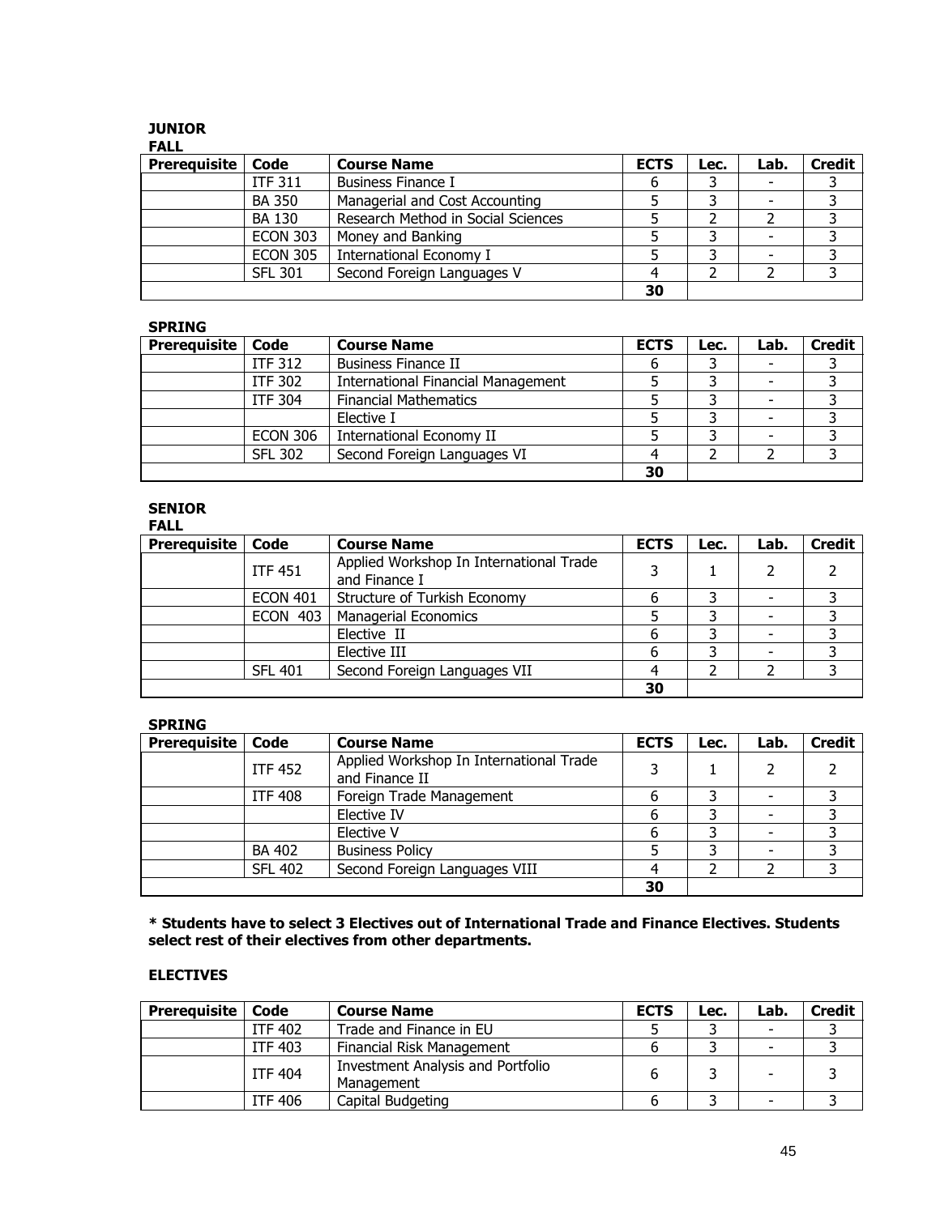**JUNIOR**

**FALL**

| Prerequisite | Code | Course Name | ECTS | Lec. | Lab. | Credit |
|---|---|---|---|---|---|---|
| | ITF 311 | Business Finance I | 6 | 3 | - | 3 |
| | BA 350 | Managerial and Cost Accounting | 5 | 3 | - | 3 |
| | BA 130 | Research Method in Social Sciences | 5 | 2 | 2 | 3 |
| | ECON 303 | Money and Banking | 5 | 3 | - | 3 |
| | ECON 305 | International Economy I | 5 | 3 | - | 3 |
| | SFL 301 | Second Foreign Languages V | 4 | 2 | 2 | 3 |
| | | | 30 | | | |

**SPRING**

| Prerequisite | Code | Course Name | ECTS | Lec. | Lab. | Credit |
|---|---|---|---|---|---|---|
| | ITF 312 | Business Finance II | 6 | 3 | - | 3 |
| | ITF 302 | International Financial Management | 5 | 3 | - | 3 |
| | ITF 304 | Financial Mathematics | 5 | 3 | - | 3 |
| | | Elective I | 5 | 3 | - | 3 |
| | ECON 306 | International Economy II | 5 | 3 | - | 3 |
| | SFL 302 | Second Foreign Languages VI | 4 | 2 | 2 | 3 |
| | | | 30 | | | |

**SENIOR**

**FALL**

| Prerequisite | Code | Course Name | ECTS | Lec. | Lab. | Credit |
|---|---|---|---|---|---|---|
| | ITF 451 | Applied Workshop In International Trade and Finance I | 3 | 1 | 2 | 2 |
| | ECON 401 | Structure of Turkish Economy | 6 | 3 | - | 3 |
| | ECON 403 | Managerial Economics | 5 | 3 | - | 3 |
| | | Elective II | 6 | 3 | - | 3 |
| | | Elective III | 6 | 3 | - | 3 |
| | SFL 401 | Second Foreign Languages VII | 4 | 2 | 2 | 3 |
| | | | 30 | | | |

**SPRING**

| Prerequisite | Code | Course Name | ECTS | Lec. | Lab. | Credit |
|---|---|---|---|---|---|---|
| | ITF 452 | Applied Workshop In International Trade and Finance II | 3 | 1 | 2 | 2 |
| | ITF 408 | Foreign Trade Management | 6 | 3 | - | 3 |
| | | Elective IV | 6 | 3 | - | 3 |
| | | Elective V | 6 | 3 | - | 3 |
| | BA 402 | Business Policy | 5 | 3 | - | 3 |
| | SFL 402 | Second Foreign Languages VIII | 4 | 2 | 2 | 3 |
| | | | 30 | | | |

**\* Students have to select 3 Electives out of International Trade and Finance Electives. Students select rest of their electives from other departments.**

**ELECTIVES**

| Prerequisite | Code | Course Name | ECTS | Lec. | Lab. | Credit |
|---|---|---|---|---|---|---|
| | ITF 402 | Trade and Finance in EU | 5 | 3 | - | 3 |
| | ITF 403 | Financial Risk Management | 6 | 3 | - | 3 |
| | ITF 404 | Investment Analysis and Portfolio Management | 6 | 3 | - | 3 |
| | ITF 406 | Capital Budgeting | 6 | 3 | - | 3 |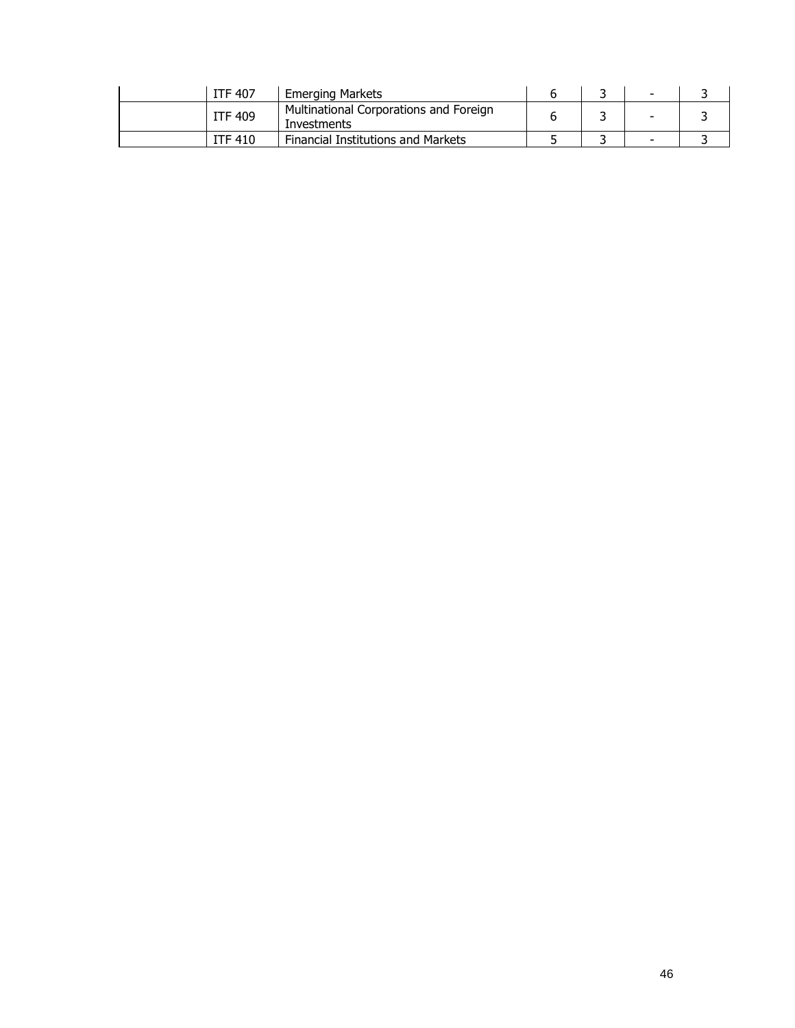| | | | | | | |
|---|---|---|---|---|---|---|
| | ITF 407 | Emerging Markets | 6 | 3 | - | 3 |
| | ITF 409 | Multinational Corporations and Foreign Investments | 6 | 3 | - | 3 |
| | ITF 410 | Financial Institutions and Markets | 5 | 3 | - | 3 |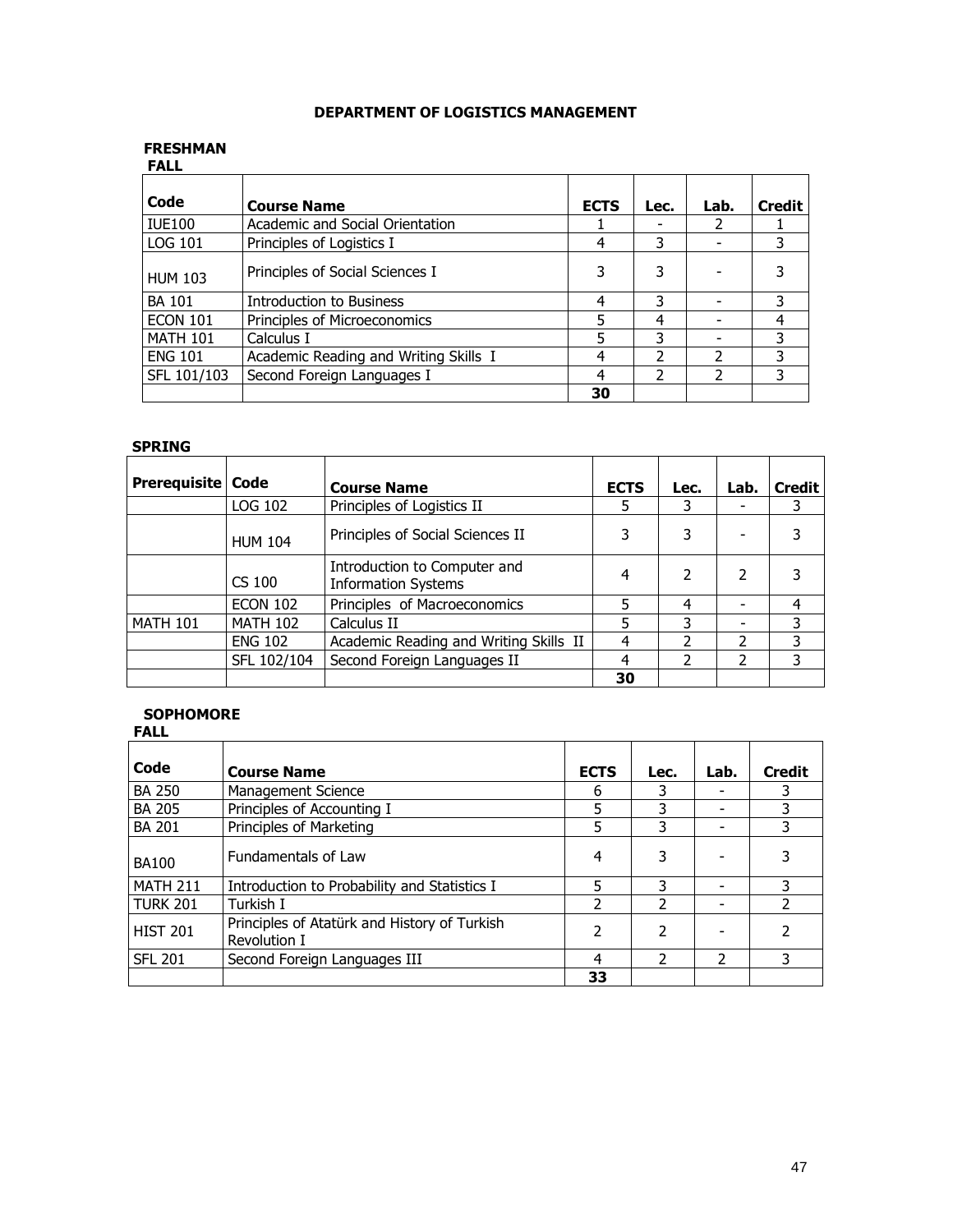# DEPARTMENT OF LOGISTICS MANAGEMENT

## FRESHMAN

### FALL

| Code | Course Name | ECTS | Lec. | Lab. | Credit |
|---|---|---|---|---|---|
| IUE100 | Academic and Social Orientation | 1 | - | 2 | 1 |
| LOG 101 | Principles of Logistics I | 4 | 3 | - | 3 |
| HUM 103 | Principles of Social Sciences I | 3 | 3 | - | 3 |
| BA 101 | Introduction to Business | 4 | 3 | - | 3 |
| ECON 101 | Principles of Microeconomics | 5 | 4 | - | 4 |
| MATH 101 | Calculus I | 5 | 3 | - | 3 |
| ENG 101 | Academic Reading and Writing Skills I | 4 | 2 | 2 | 3 |
| SFL 101/103 | Second Foreign Languages I | 4 | 2 | 2 | 3 |
| | | **30** | | | |

### SPRING

| Prerequisite | Code | Course Name | ECTS | Lec. | Lab. | Credit |
|---|---|---|---|---|---|---|
| | LOG 102 | Principles of Logistics II | 5 | 3 | - | 3 |
| | HUM 104 | Principles of Social Sciences II | 3 | 3 | - | 3 |
| | CS 100 | Introduction to Computer and Information Systems | 4 | 2 | 2 | 3 |
| | ECON 102 | Principles of Macroeconomics | 5 | 4 | - | 4 |
| MATH 101 | MATH 102 | Calculus II | 5 | 3 | - | 3 |
| | ENG 102 | Academic Reading and Writing Skills II | 4 | 2 | 2 | 3 |
| | SFL 102/104 | Second Foreign Languages II | 4 | 2 | 2 | 3 |
| | | | **30** | | | |

## SOPHOMORE

### FALL

| Code | Course Name | ECTS | Lec. | Lab. | Credit |
|---|---|---|---|---|---|
| BA 250 | Management Science | 6 | 3 | - | 3 |
| BA 205 | Principles of Accounting I | 5 | 3 | - | 3 |
| BA 201 | Principles of Marketing | 5 | 3 | - | 3 |
| BA100 | Fundamentals of Law | 4 | 3 | - | 3 |
| MATH 211 | Introduction to Probability and Statistics I | 5 | 3 | - | 3 |
| TURK 201 | Turkish I | 2 | 2 | - | 2 |
| HIST 201 | Principles of Atatürk and History of Turkish Revolution I | 2 | 2 | - | 2 |
| SFL 201 | Second Foreign Languages III | 4 | 2 | 2 | 3 |
| | | **33** | | | |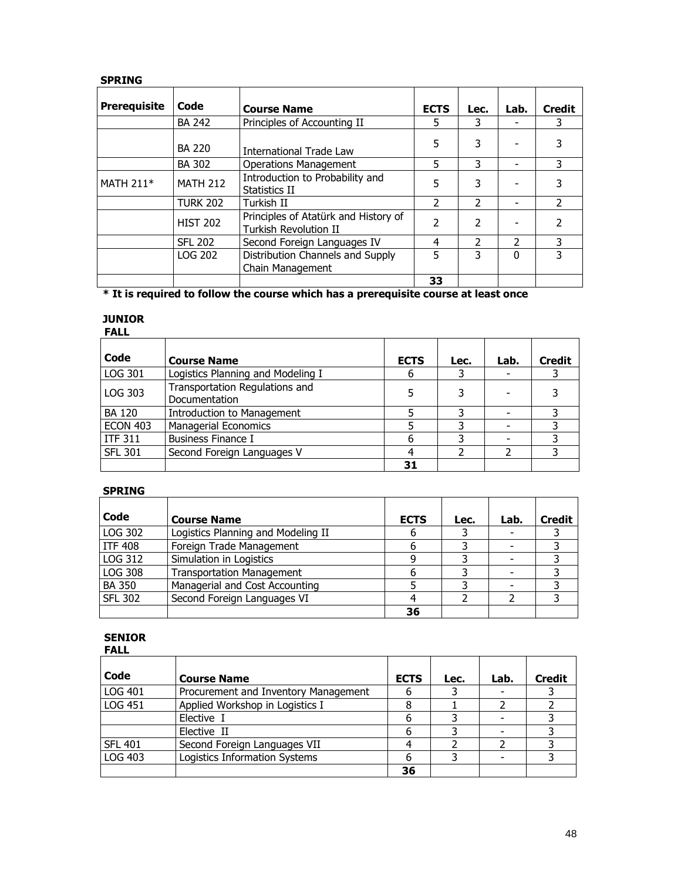**SPRING**

| Prerequisite | Code | Course Name | ECTS | Lec. | Lab. | Credit |
|---|---|---|---|---|---|---|
| | BA 242 | Principles of Accounting II | 5 | 3 | - | 3 |
| | BA 220 | International Trade Law | 5 | 3 | - | 3 |
| | BA 302 | Operations Management | 5 | 3 | - | 3 |
| MATH 211* | MATH 212 | Introduction to Probability and Statistics II | 5 | 3 | - | 3 |
| | TURK 202 | Turkish II | 2 | 2 | - | 2 |
| | HIST 202 | Principles of Atatürk and History of Turkish Revolution II | 2 | 2 | - | 2 |
| | SFL 202 | Second Foreign Languages IV | 4 | 2 | 2 | 3 |
| | LOG 202 | Distribution Channels and Supply Chain Management | 5 | 3 | 0 | 3 |
| | | | **33** | | | |

**\* It is required to follow the course which has a prerequisite course at least once**

**JUNIOR**

**FALL**

| Code | Course Name | ECTS | Lec. | Lab. | Credit |
|---|---|---|---|---|---|
| LOG 301 | Logistics Planning and Modeling I | 6 | 3 | - | 3 |
| LOG 303 | Transportation Regulations and Documentation | 5 | 3 | - | 3 |
| BA 120 | Introduction to Management | 5 | 3 | - | 3 |
| ECON 403 | Managerial Economics | 5 | 3 | - | 3 |
| ITF 311 | Business Finance I | 6 | 3 | - | 3 |
| SFL 301 | Second Foreign Languages V | 4 | 2 | 2 | 3 |
| | | **31** | | | |

**SPRING**

| Code | Course Name | ECTS | Lec. | Lab. | Credit |
|---|---|---|---|---|---|
| LOG 302 | Logistics Planning and Modeling II | 6 | 3 | - | 3 |
| ITF 408 | Foreign Trade Management | 6 | 3 | - | 3 |
| LOG 312 | Simulation in Logistics | 9 | 3 | - | 3 |
| LOG 308 | Transportation Management | 6 | 3 | - | 3 |
| BA 350 | Managerial and Cost Accounting | 5 | 3 | - | 3 |
| SFL 302 | Second Foreign Languages VI | 4 | 2 | 2 | 3 |
| | | **36** | | | |

**SENIOR**

**FALL**

| Code | Course Name | ECTS | Lec. | Lab. | Credit |
|---|---|---|---|---|---|
| LOG 401 | Procurement and Inventory Management | 6 | 3 | - | 3 |
| LOG 451 | Applied Workshop in Logistics I | 8 | 1 | 2 | 2 |
| | Elective I | 6 | 3 | - | 3 |
| | Elective II | 6 | 3 | - | 3 |
| SFL 401 | Second Foreign Languages VII | 4 | 2 | 2 | 3 |
| LOG 403 | Logistics Information Systems | 6 | 3 | - | 3 |
| | | **36** | | | |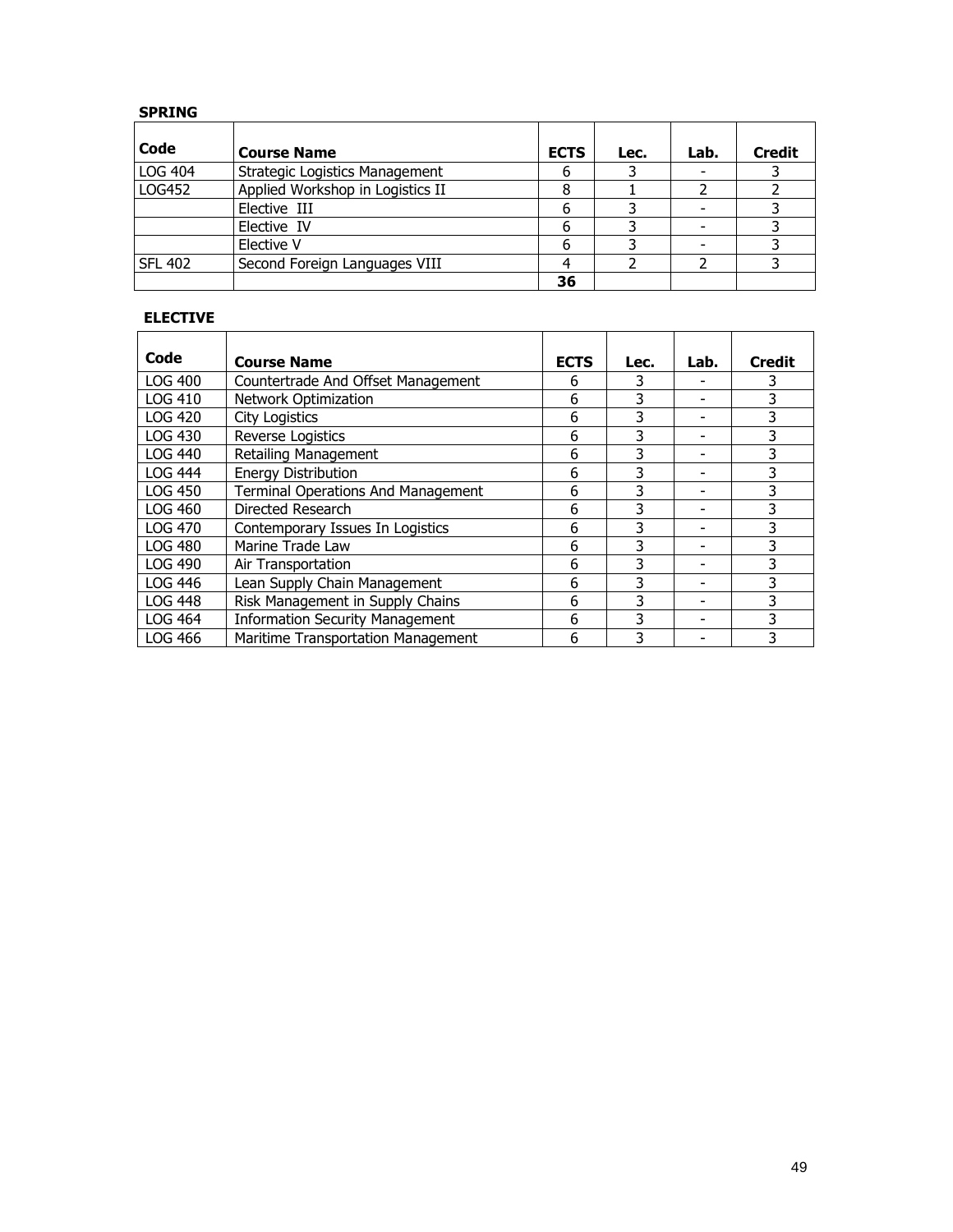**SPRING**

| Code | Course Name | ECTS | Lec. | Lab. | Credit |
|---|---|---|---|---|---|
| LOG 404 | Strategic Logistics Management | 6 | 3 | - | 3 |
| LOG452 | Applied Workshop in Logistics II | 8 | 1 | 2 | 2 |
| | Elective III | 6 | 3 | - | 3 |
| | Elective IV | 6 | 3 | - | 3 |
| | Elective V | 6 | 3 | - | 3 |
| SFL 402 | Second Foreign Languages VIII | 4 | 2 | 2 | 3 |
| | | **36** | | | |

**ELECTIVE**

| Code | Course Name | ECTS | Lec. | Lab. | Credit |
|---|---|---|---|---|---|
| LOG 400 | Countertrade And Offset Management | 6 | 3 | - | 3 |
| LOG 410 | Network Optimization | 6 | 3 | - | 3 |
| LOG 420 | City Logistics | 6 | 3 | - | 3 |
| LOG 430 | Reverse Logistics | 6 | 3 | - | 3 |
| LOG 440 | Retailing Management | 6 | 3 | - | 3 |
| LOG 444 | Energy Distribution | 6 | 3 | - | 3 |
| LOG 450 | Terminal Operations And Management | 6 | 3 | - | 3 |
| LOG 460 | Directed Research | 6 | 3 | - | 3 |
| LOG 470 | Contemporary Issues In Logistics | 6 | 3 | - | 3 |
| LOG 480 | Marine Trade Law | 6 | 3 | - | 3 |
| LOG 490 | Air Transportation | 6 | 3 | - | 3 |
| LOG 446 | Lean Supply Chain Management | 6 | 3 | - | 3 |
| LOG 448 | Risk Management in Supply Chains | 6 | 3 | - | 3 |
| LOG 464 | Information Security Management | 6 | 3 | - | 3 |
| LOG 466 | Maritime Transportation Management | 6 | 3 | - | 3 |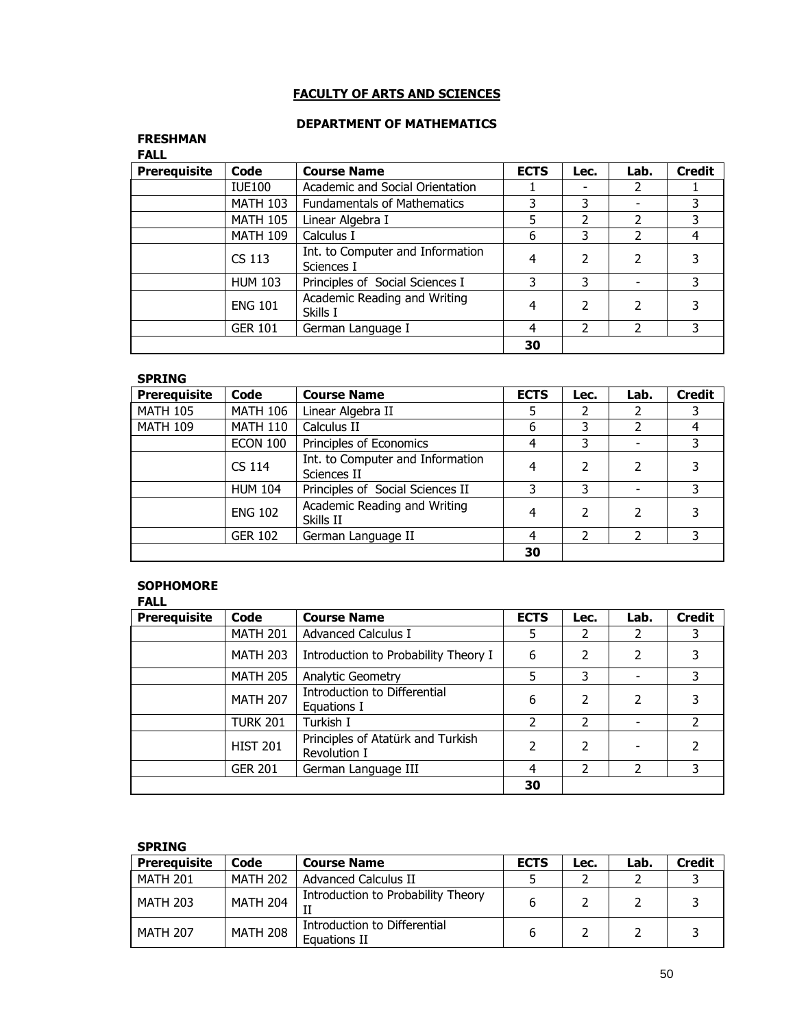## FACULTY OF ARTS AND SCIENCES

### DEPARTMENT OF MATHEMATICS

**FRESHMAN**

**FALL**

| Prerequisite | Code | Course Name | ECTS | Lec. | Lab. | Credit |
|---|---|---|---|---|---|---|
| | IUE100 | Academic and Social Orientation | 1 | - | 2 | 1 |
| | MATH 103 | Fundamentals of Mathematics | 3 | 3 | - | 3 |
| | MATH 105 | Linear Algebra I | 5 | 2 | 2 | 3 |
| | MATH 109 | Calculus I | 6 | 3 | 2 | 4 |
| | CS 113 | Int. to Computer and Information Sciences I | 4 | 2 | 2 | 3 |
| | HUM 103 | Principles of Social Sciences I | 3 | 3 | - | 3 |
| | ENG 101 | Academic Reading and Writing Skills I | 4 | 2 | 2 | 3 |
| | GER 101 | German Language I | 4 | 2 | 2 | 3 |
| | | | 30 | | | |

**SPRING**

| Prerequisite | Code | Course Name | ECTS | Lec. | Lab. | Credit |
|---|---|---|---|---|---|---|
| MATH 105 | MATH 106 | Linear Algebra II | 5 | 2 | 2 | 3 |
| MATH 109 | MATH 110 | Calculus II | 6 | 3 | 2 | 4 |
| | ECON 100 | Principles of Economics | 4 | 3 | - | 3 |
| | CS 114 | Int. to Computer and Information Sciences II | 4 | 2 | 2 | 3 |
| | HUM 104 | Principles of Social Sciences II | 3 | 3 | - | 3 |
| | ENG 102 | Academic Reading and Writing Skills II | 4 | 2 | 2 | 3 |
| | GER 102 | German Language II | 4 | 2 | 2 | 3 |
| | | | 30 | | | |

**SOPHOMORE**

**FALL**

| Prerequisite | Code | Course Name | ECTS | Lec. | Lab. | Credit |
|---|---|---|---|---|---|---|
| | MATH 201 | Advanced Calculus I | 5 | 2 | 2 | 3 |
| | MATH 203 | Introduction to Probability Theory I | 6 | 2 | 2 | 3 |
| | MATH 205 | Analytic Geometry | 5 | 3 | - | 3 |
| | MATH 207 | Introduction to Differential Equations I | 6 | 2 | 2 | 3 |
| | TURK 201 | Turkish I | 2 | 2 | - | 2 |
| | HIST 201 | Principles of Atatürk and Turkish Revolution I | 2 | 2 | - | 2 |
| | GER 201 | German Language III | 4 | 2 | 2 | 3 |
| | | | 30 | | | |

**SPRING**

| Prerequisite | Code | Course Name | ECTS | Lec. | Lab. | Credit |
|---|---|---|---|---|---|---|
| MATH 201 | MATH 202 | Advanced Calculus II | 5 | 2 | 2 | 3 |
| MATH 203 | MATH 204 | Introduction to Probability Theory II | 6 | 2 | 2 | 3 |
| MATH 207 | MATH 208 | Introduction to Differential Equations II | 6 | 2 | 2 | 3 |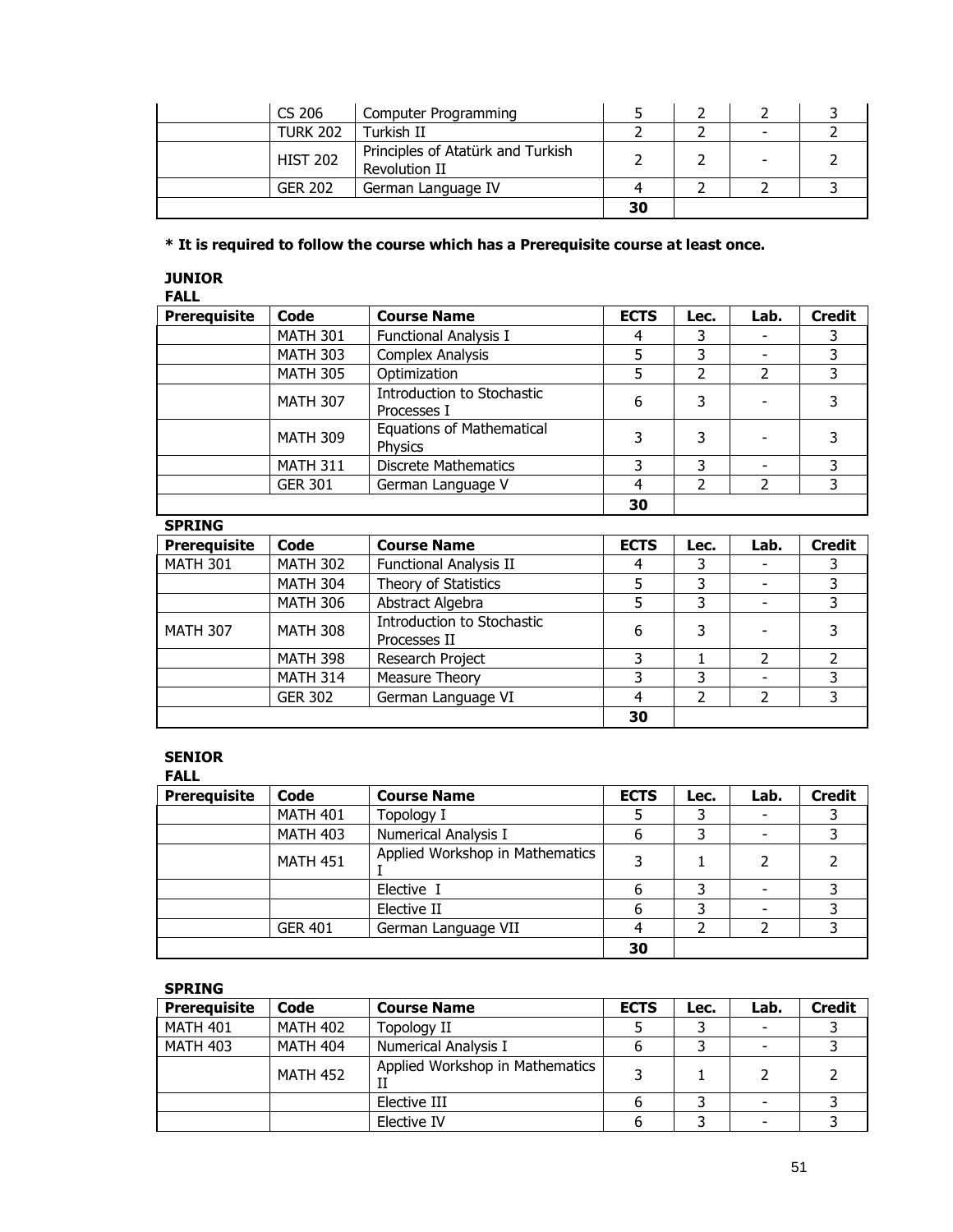| | | | | | | |
|---|---|---|---|---|---|---|
| | CS 206 | Computer Programming | 5 | 2 | 2 | 3 |
| | TURK 202 | Turkish II | 2 | 2 | - | 2 |
| | HIST 202 | Principles of Atatürk and Turkish Revolution II | 2 | 2 | - | 2 |
| | GER 202 | German Language IV | 4 | 2 | 2 | 3 |
| | | | **30** | | | |

**\* It is required to follow the course which has a Prerequisite course at least once.**

## JUNIOR

### FALL

| Prerequisite | Code | Course Name | ECTS | Lec. | Lab. | Credit |
|---|---|---|---|---|---|---|
| | MATH 301 | Functional Analysis I | 4 | 3 | - | 3 |
| | MATH 303 | Complex Analysis | 5 | 3 | - | 3 |
| | MATH 305 | Optimization | 5 | 2 | 2 | 3 |
| | MATH 307 | Introduction to Stochastic Processes I | 6 | 3 | - | 3 |
| | MATH 309 | Equations of Mathematical Physics | 3 | 3 | - | 3 |
| | MATH 311 | Discrete Mathematics | 3 | 3 | - | 3 |
| | GER 301 | German Language V | 4 | 2 | 2 | 3 |
| | | | **30** | | | |

### SPRING

| Prerequisite | Code | Course Name | ECTS | Lec. | Lab. | Credit |
|---|---|---|---|---|---|---|
| MATH 301 | MATH 302 | Functional Analysis II | 4 | 3 | - | 3 |
| | MATH 304 | Theory of Statistics | 5 | 3 | - | 3 |
| | MATH 306 | Abstract Algebra | 5 | 3 | - | 3 |
| MATH 307 | MATH 308 | Introduction to Stochastic Processes II | 6 | 3 | - | 3 |
| | MATH 398 | Research Project | 3 | 1 | 2 | 2 |
| | MATH 314 | Measure Theory | 3 | 3 | - | 3 |
| | GER 302 | German Language VI | 4 | 2 | 2 | 3 |
| | | | **30** | | | |

## SENIOR

### FALL

| Prerequisite | Code | Course Name | ECTS | Lec. | Lab. | Credit |
|---|---|---|---|---|---|---|
| | MATH 401 | Topology I | 5 | 3 | - | 3 |
| | MATH 403 | Numerical Analysis I | 6 | 3 | - | 3 |
| | MATH 451 | Applied Workshop in Mathematics I | 3 | 1 | 2 | 2 |
| | | Elective I | 6 | 3 | - | 3 |
| | | Elective II | 6 | 3 | - | 3 |
| | GER 401 | German Language VII | 4 | 2 | 2 | 3 |
| | | | **30** | | | |

### SPRING

| Prerequisite | Code | Course Name | ECTS | Lec. | Lab. | Credit |
|---|---|---|---|---|---|---|
| MATH 401 | MATH 402 | Topology II | 5 | 3 | - | 3 |
| MATH 403 | MATH 404 | Numerical Analysis I | 6 | 3 | - | 3 |
| | MATH 452 | Applied Workshop in Mathematics II | 3 | 1 | 2 | 2 |
| | | Elective III | 6 | 3 | - | 3 |
| | | Elective IV | 6 | 3 | - | 3 |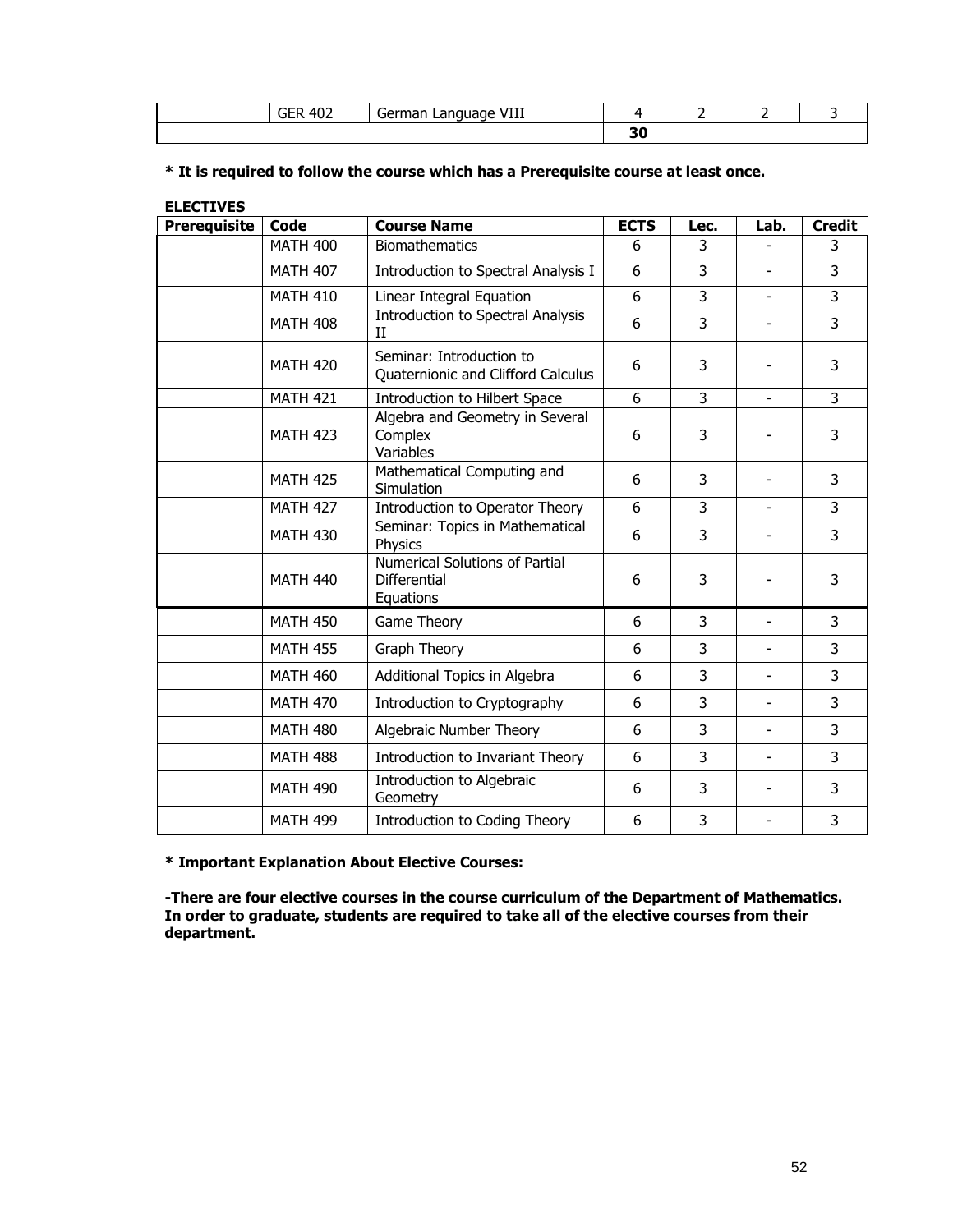| | GER 402 | German Language VIII | 4 | 2 | 2 | 3 |
|---|---|---|---|---|---|---|
| | | | 30 | | | |

**\* It is required to follow the course which has a Prerequisite course at least once.**

**ELECTIVES**

| Prerequisite | Code | Course Name | ECTS | Lec. | Lab. | Credit |
|---|---|---|---|---|---|---|
| | MATH 400 | Biomathematics | 6 | 3 | - | 3 |
| | MATH 407 | Introduction to Spectral Analysis I | 6 | 3 | - | 3 |
| | MATH 410 | Linear Integral Equation | 6 | 3 | - | 3 |
| | MATH 408 | Introduction to Spectral Analysis II | 6 | 3 | - | 3 |
| | MATH 420 | Seminar: Introduction to Quaternionic and Clifford Calculus | 6 | 3 | - | 3 |
| | MATH 421 | Introduction to Hilbert Space | 6 | 3 | - | 3 |
| | MATH 423 | Algebra and Geometry in Several Complex Variables | 6 | 3 | - | 3 |
| | MATH 425 | Mathematical Computing and Simulation | 6 | 3 | - | 3 |
| | MATH 427 | Introduction to Operator Theory | 6 | 3 | - | 3 |
| | MATH 430 | Seminar: Topics in Mathematical Physics | 6 | 3 | - | 3 |
| | MATH 440 | Numerical Solutions of Partial Differential Equations | 6 | 3 | - | 3 |
| | MATH 450 | Game Theory | 6 | 3 | - | 3 |
| | MATH 455 | Graph Theory | 6 | 3 | - | 3 |
| | MATH 460 | Additional Topics in Algebra | 6 | 3 | - | 3 |
| | MATH 470 | Introduction to Cryptography | 6 | 3 | - | 3 |
| | MATH 480 | Algebraic Number Theory | 6 | 3 | - | 3 |
| | MATH 488 | Introduction to Invariant Theory | 6 | 3 | - | 3 |
| | MATH 490 | Introduction to Algebraic Geometry | 6 | 3 | - | 3 |
| | MATH 499 | Introduction to Coding Theory | 6 | 3 | - | 3 |

**\* Important Explanation About Elective Courses:**

**-There are four elective courses in the course curriculum of the Department of Mathematics. In order to graduate, students are required to take all of the elective courses from their department.**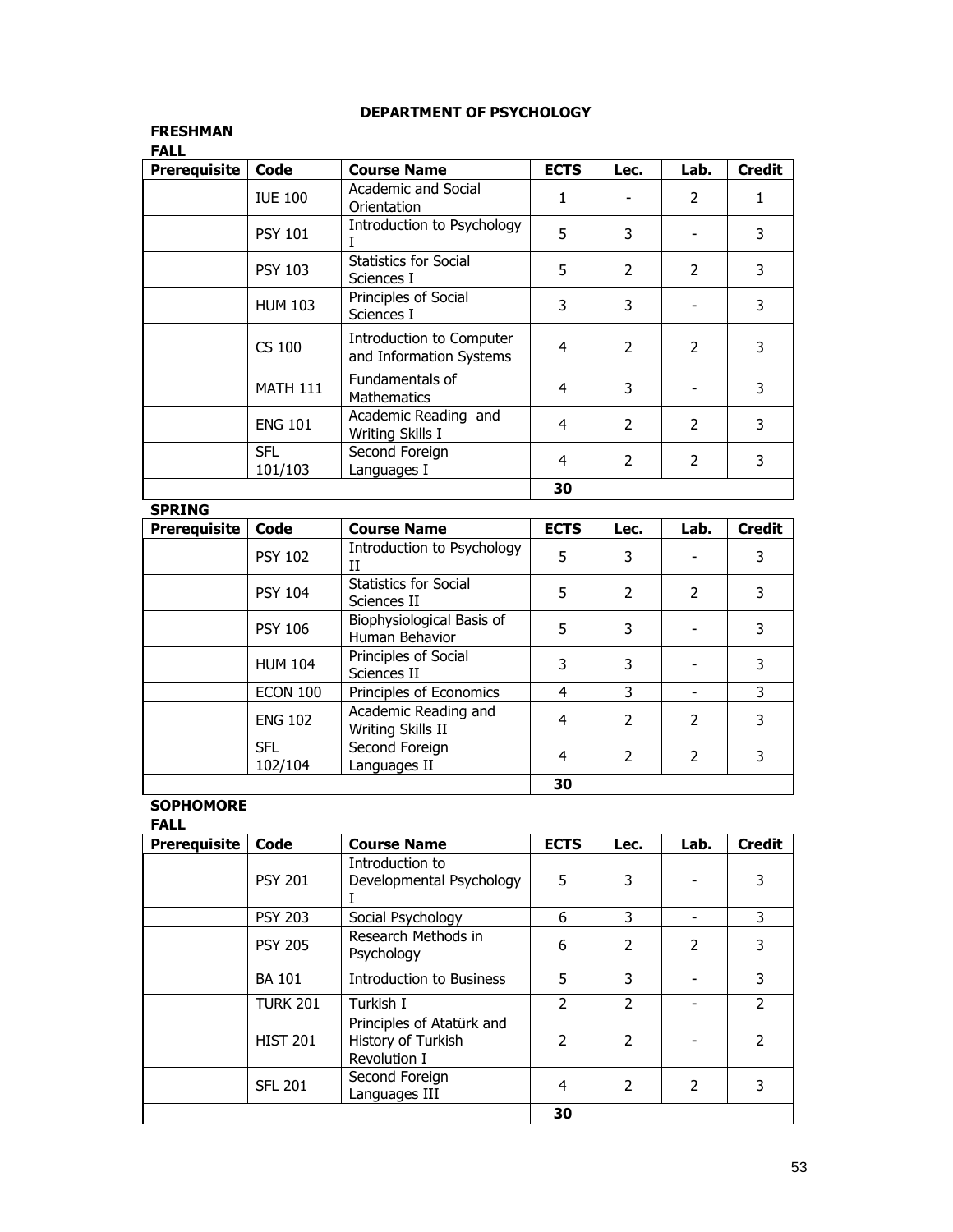# DEPARTMENT OF PSYCHOLOGY

## FRESHMAN

### FALL

| Prerequisite | Code | Course Name | ECTS | Lec. | Lab. | Credit |
|---|---|---|---|---|---|---|
| | IUE 100 | Academic and Social Orientation | 1 | - | 2 | 1 |
| | PSY 101 | Introduction to Psychology I | 5 | 3 | - | 3 |
| | PSY 103 | Statistics for Social Sciences I | 5 | 2 | 2 | 3 |
| | HUM 103 | Principles of Social Sciences I | 3 | 3 | - | 3 |
| | CS 100 | Introduction to Computer and Information Systems | 4 | 2 | 2 | 3 |
| | MATH 111 | Fundamentals of Mathematics | 4 | 3 | - | 3 |
| | ENG 101 | Academic Reading and Writing Skills I | 4 | 2 | 2 | 3 |
| | SFL 101/103 | Second Foreign Languages I | 4 | 2 | 2 | 3 |
| | | | **30** | | | |

### SPRING

| Prerequisite | Code | Course Name | ECTS | Lec. | Lab. | Credit |
|---|---|---|---|---|---|---|
| | PSY 102 | Introduction to Psychology II | 5 | 3 | - | 3 |
| | PSY 104 | Statistics for Social Sciences II | 5 | 2 | 2 | 3 |
| | PSY 106 | Biophysiological Basis of Human Behavior | 5 | 3 | - | 3 |
| | HUM 104 | Principles of Social Sciences II | 3 | 3 | - | 3 |
| | ECON 100 | Principles of Economics | 4 | 3 | - | 3 |
| | ENG 102 | Academic Reading and Writing Skills II | 4 | 2 | 2 | 3 |
| | SFL 102/104 | Second Foreign Languages II | 4 | 2 | 2 | 3 |
| | | | **30** | | | |

## SOPHOMORE

### FALL

| Prerequisite | Code | Course Name | ECTS | Lec. | Lab. | Credit |
|---|---|---|---|---|---|---|
| | PSY 201 | Introduction to Developmental Psychology I | 5 | 3 | - | 3 |
| | PSY 203 | Social Psychology | 6 | 3 | - | 3 |
| | PSY 205 | Research Methods in Psychology | 6 | 2 | 2 | 3 |
| | BA 101 | Introduction to Business | 5 | 3 | - | 3 |
| | TURK 201 | Turkish I | 2 | 2 | - | 2 |
| | HIST 201 | Principles of Atatürk and History of Turkish Revolution I | 2 | 2 | - | 2 |
| | SFL 201 | Second Foreign Languages III | 4 | 2 | 2 | 3 |
| | | | **30** | | | |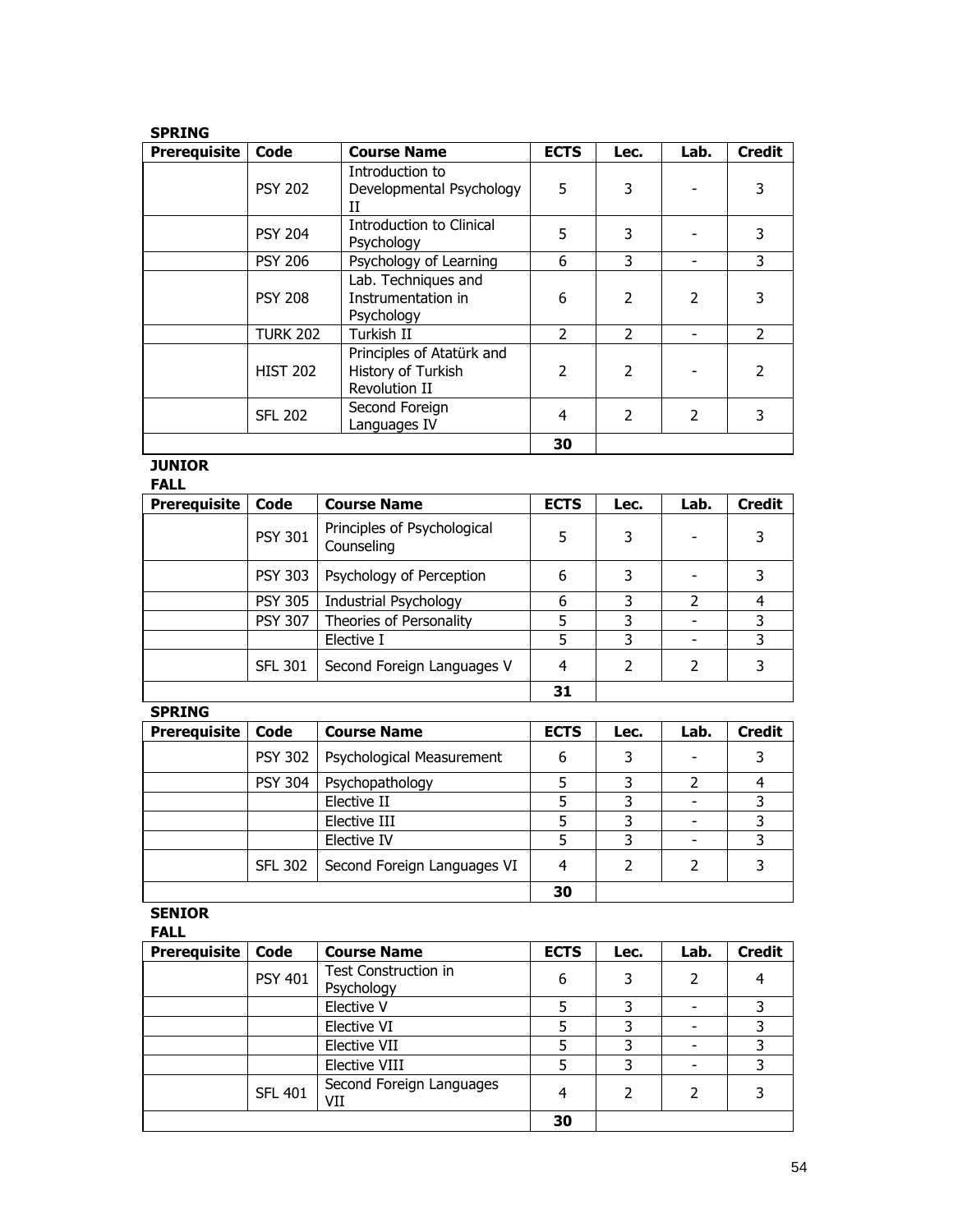**SPRING**

| Prerequisite | Code | Course Name | ECTS | Lec. | Lab. | Credit |
|---|---|---|---|---|---|---|
| | PSY 202 | Introduction to Developmental Psychology II | 5 | 3 | - | 3 |
| | PSY 204 | Introduction to Clinical Psychology | 5 | 3 | - | 3 |
| | PSY 206 | Psychology of Learning | 6 | 3 | - | 3 |
| | PSY 208 | Lab. Techniques and Instrumentation in Psychology | 6 | 2 | 2 | 3 |
| | TURK 202 | Turkish II | 2 | 2 | - | 2 |
| | HIST 202 | Principles of Atatürk and History of Turkish Revolution II | 2 | 2 | - | 2 |
| | SFL 202 | Second Foreign Languages IV | 4 | 2 | 2 | 3 |
| | | | **30** | | | |

**JUNIOR**

**FALL**

| Prerequisite | Code | Course Name | ECTS | Lec. | Lab. | Credit |
|---|---|---|---|---|---|---|
| | PSY 301 | Principles of Psychological Counseling | 5 | 3 | - | 3 |
| | PSY 303 | Psychology of Perception | 6 | 3 | - | 3 |
| | PSY 305 | Industrial Psychology | 6 | 3 | 2 | 4 |
| | PSY 307 | Theories of Personality | 5 | 3 | - | 3 |
| | | Elective I | 5 | 3 | - | 3 |
| | SFL 301 | Second Foreign Languages V | 4 | 2 | 2 | 3 |
| | | | **31** | | | |

**SPRING**

| Prerequisite | Code | Course Name | ECTS | Lec. | Lab. | Credit |
|---|---|---|---|---|---|---|
| | PSY 302 | Psychological Measurement | 6 | 3 | - | 3 |
| | PSY 304 | Psychopathology | 5 | 3 | 2 | 4 |
| | | Elective II | 5 | 3 | - | 3 |
| | | Elective III | 5 | 3 | - | 3 |
| | | Elective IV | 5 | 3 | - | 3 |
| | SFL 302 | Second Foreign Languages VI | 4 | 2 | 2 | 3 |
| | | | **30** | | | |

**SENIOR**

**FALL**

| Prerequisite | Code | Course Name | ECTS | Lec. | Lab. | Credit |
|---|---|---|---|---|---|---|
| | PSY 401 | Test Construction in Psychology | 6 | 3 | 2 | 4 |
| | | Elective V | 5 | 3 | - | 3 |
| | | Elective VI | 5 | 3 | - | 3 |
| | | Elective VII | 5 | 3 | - | 3 |
| | | Elective VIII | 5 | 3 | - | 3 |
| | SFL 401 | Second Foreign Languages VII | 4 | 2 | 2 | 3 |
| | | | **30** | | | |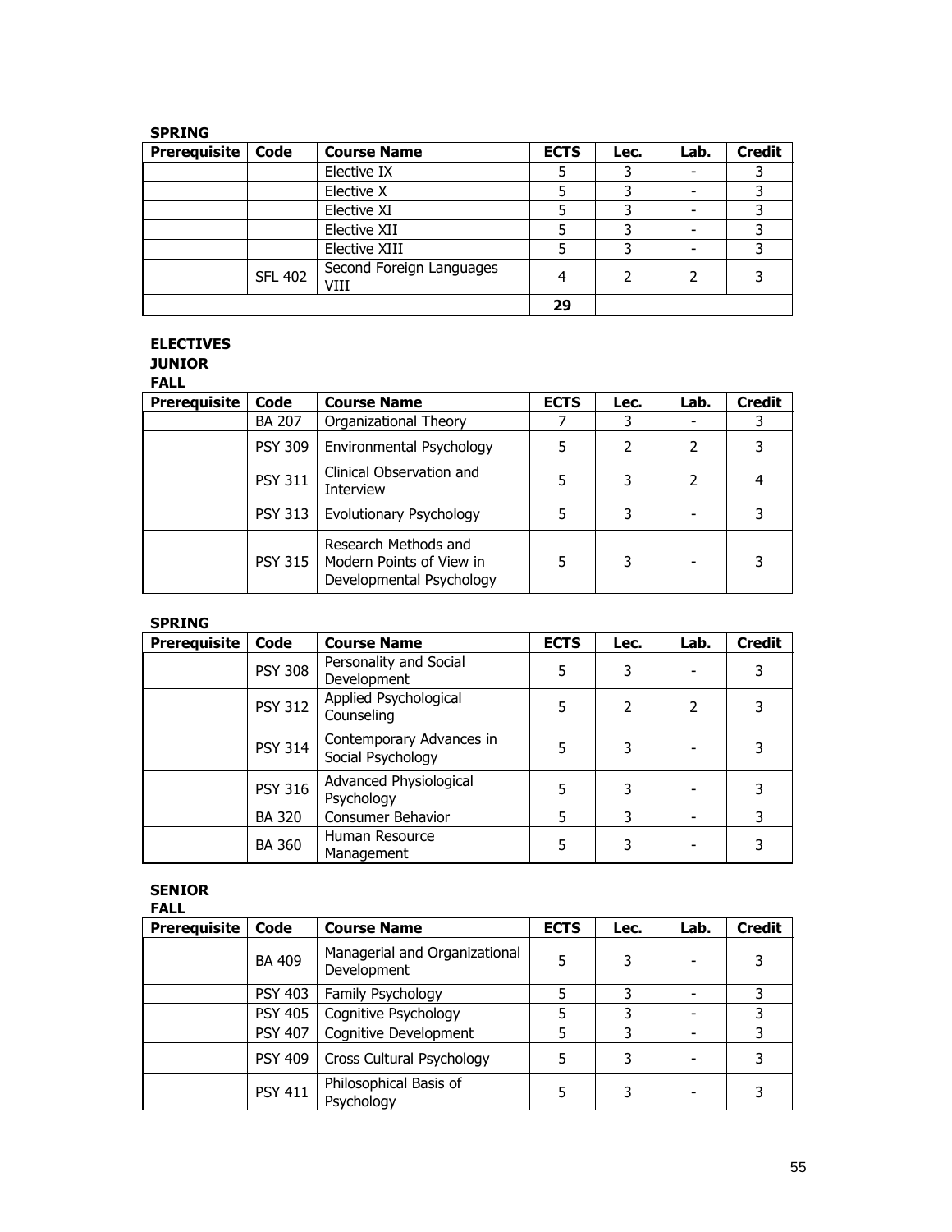**SPRING**

| Prerequisite | Code | Course Name | ECTS | Lec. | Lab. | Credit |
|---|---|---|---|---|---|---|
| | | Elective IX | 5 | 3 | - | 3 |
| | | Elective X | 5 | 3 | - | 3 |
| | | Elective XI | 5 | 3 | - | 3 |
| | | Elective XII | 5 | 3 | - | 3 |
| | | Elective XIII | 5 | 3 | - | 3 |
| | SFL 402 | Second Foreign Languages VIII | 4 | 2 | 2 | 3 |
| | | | 29 | | | |

**ELECTIVES**
**JUNIOR**
**FALL**

| Prerequisite | Code | Course Name | ECTS | Lec. | Lab. | Credit |
|---|---|---|---|---|---|---|
| | BA 207 | Organizational Theory | 7 | 3 | - | 3 |
| | PSY 309 | Environmental Psychology | 5 | 2 | 2 | 3 |
| | PSY 311 | Clinical Observation and Interview | 5 | 3 | 2 | 4 |
| | PSY 313 | Evolutionary Psychology | 5 | 3 | - | 3 |
| | PSY 315 | Research Methods and Modern Points of View in Developmental Psychology | 5 | 3 | - | 3 |

**SPRING**

| Prerequisite | Code | Course Name | ECTS | Lec. | Lab. | Credit |
|---|---|---|---|---|---|---|
| | PSY 308 | Personality and Social Development | 5 | 3 | - | 3 |
| | PSY 312 | Applied Psychological Counseling | 5 | 2 | 2 | 3 |
| | PSY 314 | Contemporary Advances in Social Psychology | 5 | 3 | - | 3 |
| | PSY 316 | Advanced Physiological Psychology | 5 | 3 | - | 3 |
| | BA 320 | Consumer Behavior | 5 | 3 | - | 3 |
| | BA 360 | Human Resource Management | 5 | 3 | - | 3 |

**SENIOR**
**FALL**

| Prerequisite | Code | Course Name | ECTS | Lec. | Lab. | Credit |
|---|---|---|---|---|---|---|
| | BA 409 | Managerial and Organizational Development | 5 | 3 | - | 3 |
| | PSY 403 | Family Psychology | 5 | 3 | - | 3 |
| | PSY 405 | Cognitive Psychology | 5 | 3 | - | 3 |
| | PSY 407 | Cognitive Development | 5 | 3 | - | 3 |
| | PSY 409 | Cross Cultural Psychology | 5 | 3 | - | 3 |
| | PSY 411 | Philosophical Basis of Psychology | 5 | 3 | - | 3 |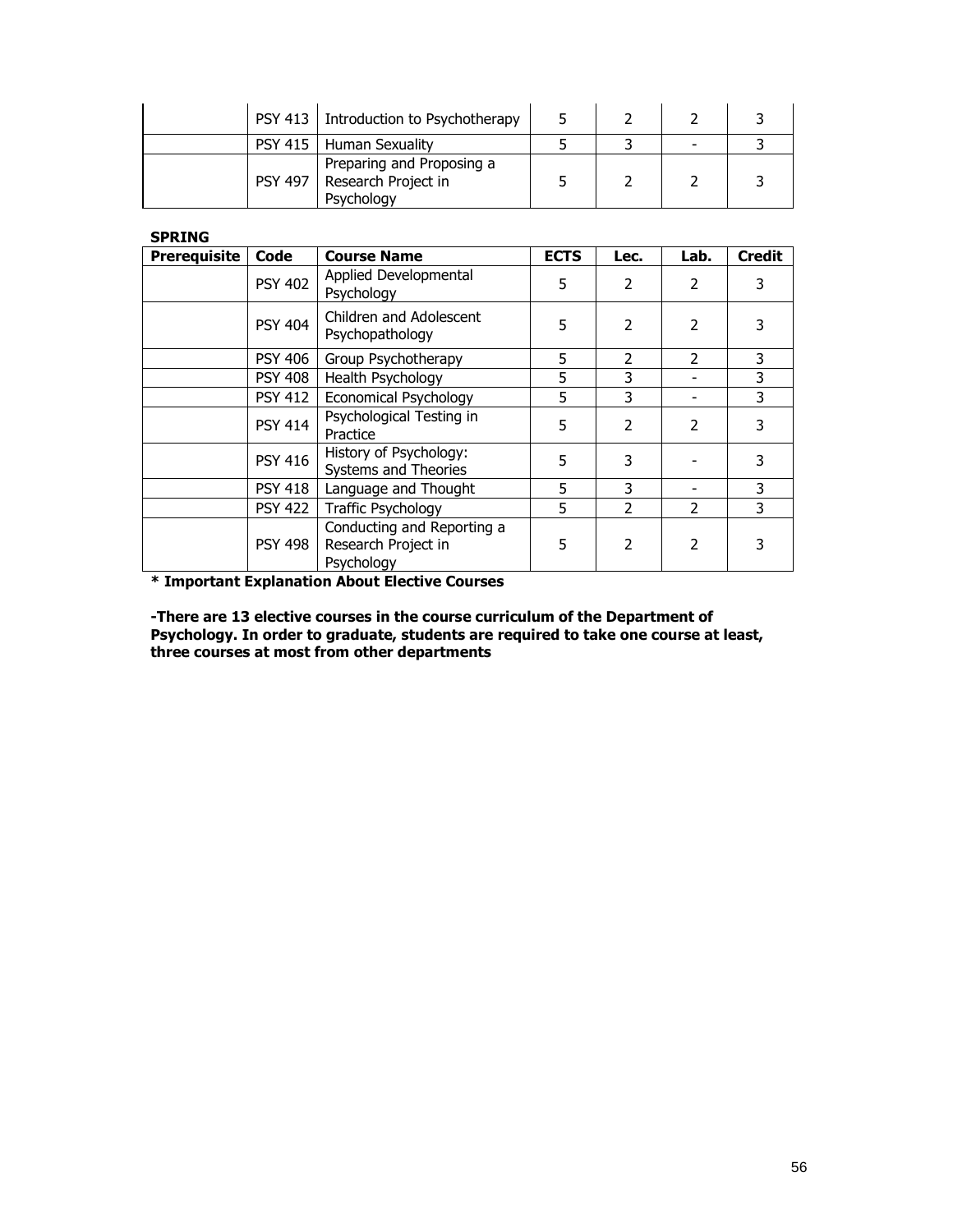|  | PSY 413 | Introduction to Psychotherapy | 5 | 2 | 2 | 3 |
|---|---|---|---|---|---|---|
|  | PSY 415 | Human Sexuality | 5 | 3 | - | 3 |
|  | PSY 497 | Preparing and Proposing a Research Project in Psychology | 5 | 2 | 2 | 3 |

**SPRING**

| Prerequisite | Code | Course Name | ECTS | Lec. | Lab. | Credit |
|---|---|---|---|---|---|---|
|  | PSY 402 | Applied Developmental Psychology | 5 | 2 | 2 | 3 |
|  | PSY 404 | Children and Adolescent Psychopathology | 5 | 2 | 2 | 3 |
|  | PSY 406 | Group Psychotherapy | 5 | 2 | 2 | 3 |
|  | PSY 408 | Health Psychology | 5 | 3 | - | 3 |
|  | PSY 412 | Economical Psychology | 5 | 3 | - | 3 |
|  | PSY 414 | Psychological Testing in Practice | 5 | 2 | 2 | 3 |
|  | PSY 416 | History of Psychology: Systems and Theories | 5 | 3 | - | 3 |
|  | PSY 418 | Language and Thought | 5 | 3 | - | 3 |
|  | PSY 422 | Traffic Psychology | 5 | 2 | 2 | 3 |
|  | PSY 498 | Conducting and Reporting a Research Project in Psychology | 5 | 2 | 2 | 3 |

**\* Important Explanation About Elective Courses**

**-There are 13 elective courses in the course curriculum of the Department of Psychology. In order to graduate, students are required to take one course at least, three courses at most from other departments**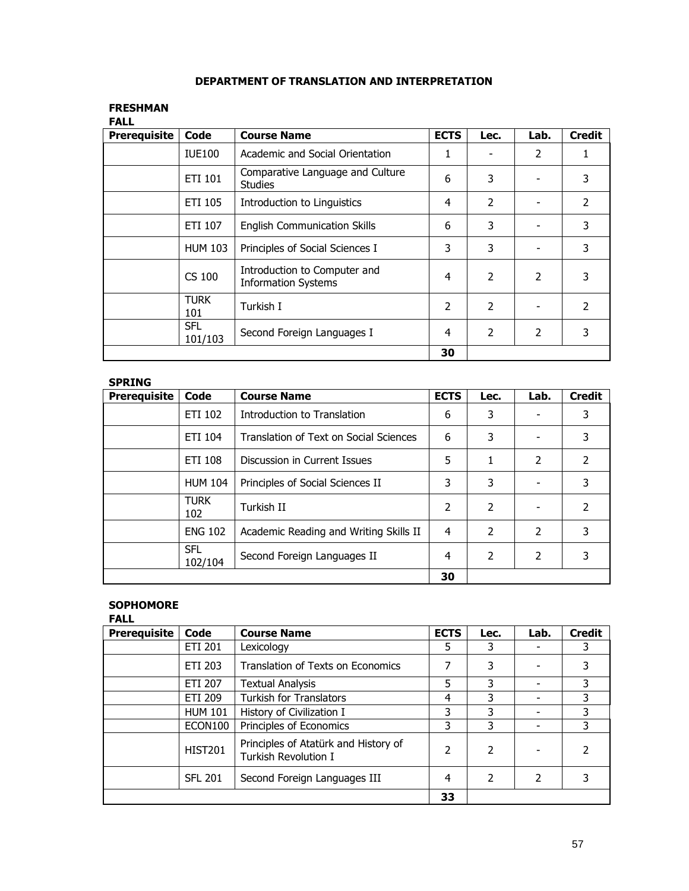# DEPARTMENT OF TRANSLATION AND INTERPRETATION

## FRESHMAN

### FALL

| Prerequisite | Code | Course Name | ECTS | Lec. | Lab. | Credit |
|---|---|---|---|---|---|---|
| | IUE100 | Academic and Social Orientation | 1 | - | 2 | 1 |
| | ETI 101 | Comparative Language and Culture Studies | 6 | 3 | - | 3 |
| | ETI 105 | Introduction to Linguistics | 4 | 2 | - | 2 |
| | ETI 107 | English Communication Skills | 6 | 3 | - | 3 |
| | HUM 103 | Principles of Social Sciences I | 3 | 3 | - | 3 |
| | CS 100 | Introduction to Computer and Information Systems | 4 | 2 | 2 | 3 |
| | TURK 101 | Turkish I | 2 | 2 | - | 2 |
| | SFL 101/103 | Second Foreign Languages I | 4 | 2 | 2 | 3 |
| | | | 30 | | | |

### SPRING

| Prerequisite | Code | Course Name | ECTS | Lec. | Lab. | Credit |
|---|---|---|---|---|---|---|
| | ETI 102 | Introduction to Translation | 6 | 3 | - | 3 |
| | ETI 104 | Translation of Text on Social Sciences | 6 | 3 | - | 3 |
| | ETI 108 | Discussion in Current Issues | 5 | 1 | 2 | 2 |
| | HUM 104 | Principles of Social Sciences II | 3 | 3 | - | 3 |
| | TURK 102 | Turkish II | 2 | 2 | - | 2 |
| | ENG 102 | Academic Reading and Writing Skills II | 4 | 2 | 2 | 3 |
| | SFL 102/104 | Second Foreign Languages II | 4 | 2 | 2 | 3 |
| | | | 30 | | | |

## SOPHOMORE

### FALL

| Prerequisite | Code | Course Name | ECTS | Lec. | Lab. | Credit |
|---|---|---|---|---|---|---|
| | ETI 201 | Lexicology | 5 | 3 | - | 3 |
| | ETI 203 | Translation of Texts on Economics | 7 | 3 | - | 3 |
| | ETI 207 | Textual Analysis | 5 | 3 | - | 3 |
| | ETI 209 | Turkish for Translators | 4 | 3 | - | 3 |
| | HUM 101 | History of Civilization I | 3 | 3 | - | 3 |
| | ECON100 | Principles of Economics | 3 | 3 | - | 3 |
| | HIST201 | Principles of Atatürk and History of Turkish Revolution I | 2 | 2 | - | 2 |
| | SFL 201 | Second Foreign Languages III | 4 | 2 | 2 | 3 |
| | | | 33 | | | |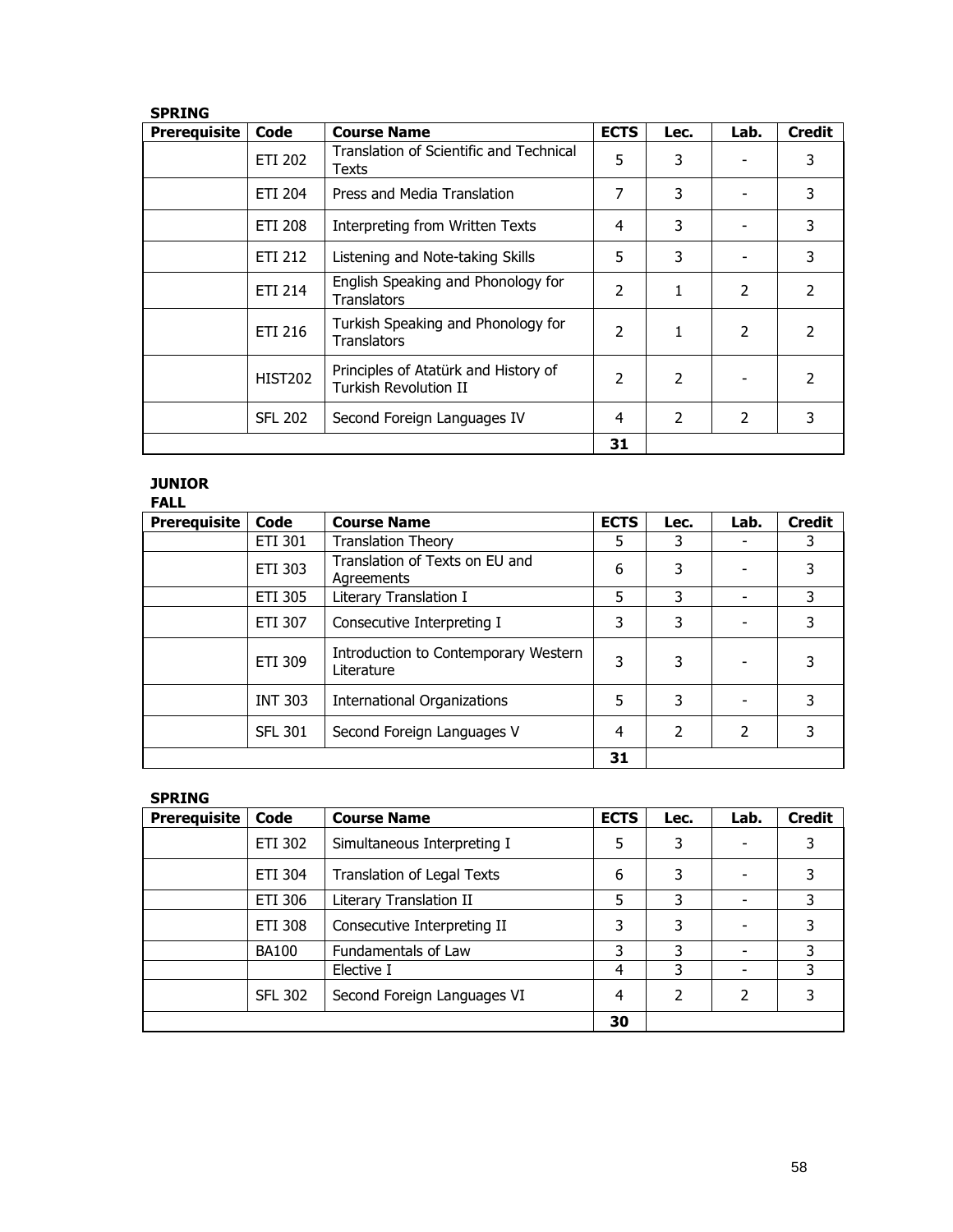**SPRING**

| Prerequisite | Code | Course Name | ECTS | Lec. | Lab. | Credit |
|---|---|---|---|---|---|---|
| | ETI 202 | Translation of Scientific and Technical Texts | 5 | 3 | - | 3 |
| | ETI 204 | Press and Media Translation | 7 | 3 | - | 3 |
| | ETI 208 | Interpreting from Written Texts | 4 | 3 | - | 3 |
| | ETI 212 | Listening and Note-taking Skills | 5 | 3 | - | 3 |
| | ETI 214 | English Speaking and Phonology for Translators | 2 | 1 | 2 | 2 |
| | ETI 216 | Turkish Speaking and Phonology for Translators | 2 | 1 | 2 | 2 |
| | HIST202 | Principles of Atatürk and History of Turkish Revolution II | 2 | 2 | - | 2 |
| | SFL 202 | Second Foreign Languages IV | 4 | 2 | 2 | 3 |
| | | | **31** | | | |

**JUNIOR**

**FALL**

| Prerequisite | Code | Course Name | ECTS | Lec. | Lab. | Credit |
|---|---|---|---|---|---|---|
| | ETI 301 | Translation Theory | 5 | 3 | - | 3 |
| | ETI 303 | Translation of Texts on EU and Agreements | 6 | 3 | - | 3 |
| | ETI 305 | Literary Translation I | 5 | 3 | - | 3 |
| | ETI 307 | Consecutive Interpreting I | 3 | 3 | - | 3 |
| | ETI 309 | Introduction to Contemporary Western Literature | 3 | 3 | - | 3 |
| | INT 303 | International Organizations | 5 | 3 | - | 3 |
| | SFL 301 | Second Foreign Languages V | 4 | 2 | 2 | 3 |
| | | | **31** | | | |

**SPRING**

| Prerequisite | Code | Course Name | ECTS | Lec. | Lab. | Credit |
|---|---|---|---|---|---|---|
| | ETI 302 | Simultaneous Interpreting I | 5 | 3 | - | 3 |
| | ETI 304 | Translation of Legal Texts | 6 | 3 | - | 3 |
| | ETI 306 | Literary Translation II | 5 | 3 | - | 3 |
| | ETI 308 | Consecutive Interpreting II | 3 | 3 | - | 3 |
| | BA100 | Fundamentals of Law | 3 | 3 | - | 3 |
| | | Elective I | 4 | 3 | - | 3 |
| | SFL 302 | Second Foreign Languages VI | 4 | 2 | 2 | 3 |
| | | | **30** | | | |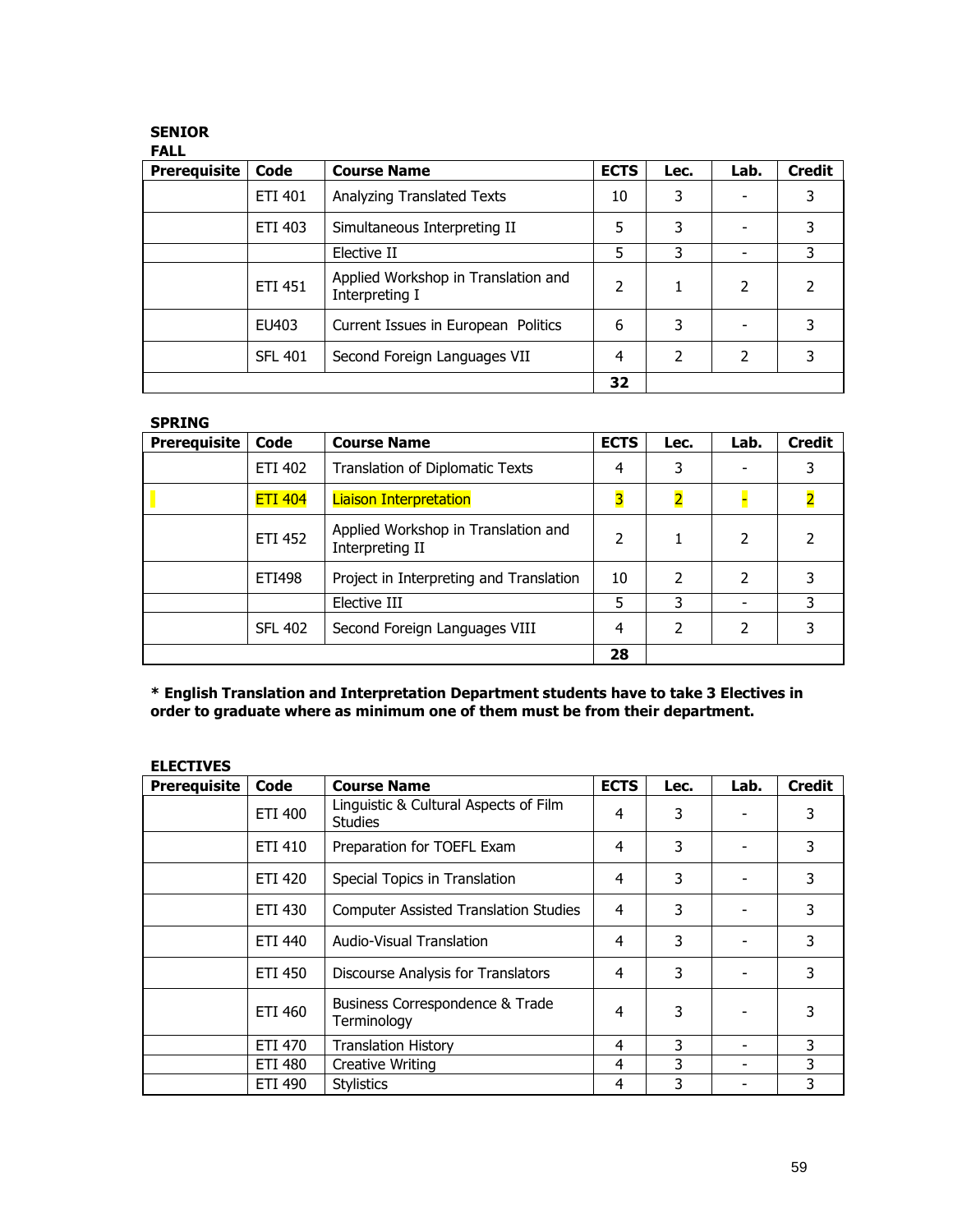**SENIOR**

**FALL**

| Prerequisite | Code | Course Name | ECTS | Lec. | Lab. | Credit |
|---|---|---|---|---|---|---|
| | ETI 401 | Analyzing Translated Texts | 10 | 3 | - | 3 |
| | ETI 403 | Simultaneous Interpreting II | 5 | 3 | - | 3 |
| | | Elective II | 5 | 3 | - | 3 |
| | ETI 451 | Applied Workshop in Translation and Interpreting I | 2 | 1 | 2 | 2 |
| | EU403 | Current Issues in European Politics | 6 | 3 | - | 3 |
| | SFL 401 | Second Foreign Languages VII | 4 | 2 | 2 | 3 |
| | | | **32** | | | |

**SPRING**

| Prerequisite | Code | Course Name | ECTS | Lec. | Lab. | Credit |
|---|---|---|---|---|---|---|
| | ETI 402 | Translation of Diplomatic Texts | 4 | 3 | - | 3 |
| | ETI 404 | Liaison Interpretation | 3 | 2 | - | 2 |
| | ETI 452 | Applied Workshop in Translation and Interpreting II | 2 | 1 | 2 | 2 |
| | ETI498 | Project in Interpreting and Translation | 10 | 2 | 2 | 3 |
| | | Elective III | 5 | 3 | - | 3 |
| | SFL 402 | Second Foreign Languages VIII | 4 | 2 | 2 | 3 |
| | | | **28** | | | |

**\* English Translation and Interpretation Department students have to take 3 Electives in order to graduate where as minimum one of them must be from their department.**

**ELECTIVES**

| Prerequisite | Code | Course Name | ECTS | Lec. | Lab. | Credit |
|---|---|---|---|---|---|---|
| | ETI 400 | Linguistic & Cultural Aspects of Film Studies | 4 | 3 | - | 3 |
| | ETI 410 | Preparation for TOEFL Exam | 4 | 3 | - | 3 |
| | ETI 420 | Special Topics in Translation | 4 | 3 | - | 3 |
| | ETI 430 | Computer Assisted Translation Studies | 4 | 3 | - | 3 |
| | ETI 440 | Audio-Visual Translation | 4 | 3 | - | 3 |
| | ETI 450 | Discourse Analysis for Translators | 4 | 3 | - | 3 |
| | ETI 460 | Business Correspondence & Trade Terminology | 4 | 3 | - | 3 |
| | ETI 470 | Translation History | 4 | 3 | - | 3 |
| | ETI 480 | Creative Writing | 4 | 3 | - | 3 |
| | ETI 490 | Stylistics | 4 | 3 | - | 3 |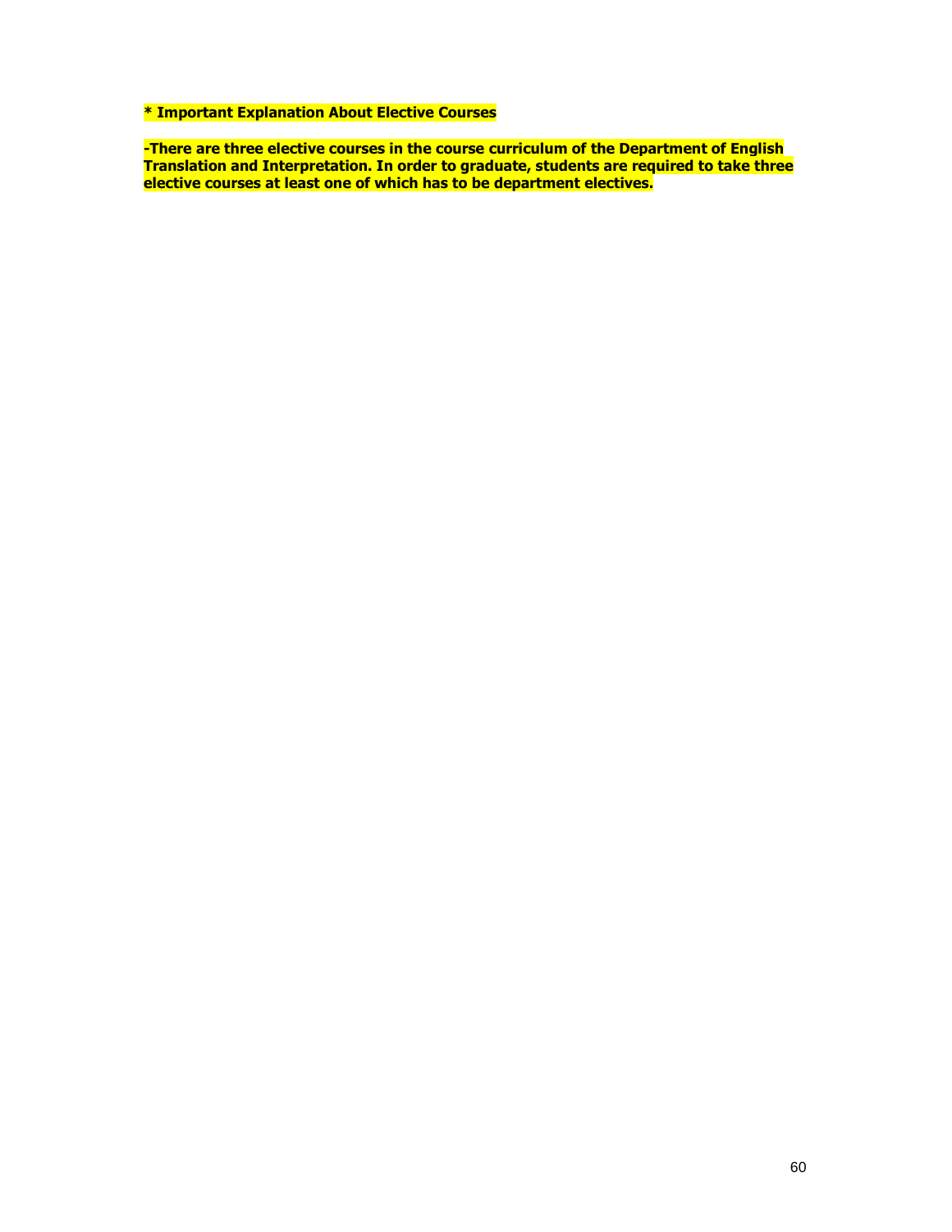**\* Important Explanation About Elective Courses**

**-There are three elective courses in the course curriculum of the Department of English Translation and Interpretation. In order to graduate, students are required to take three elective courses at least one of which has to be department electives.**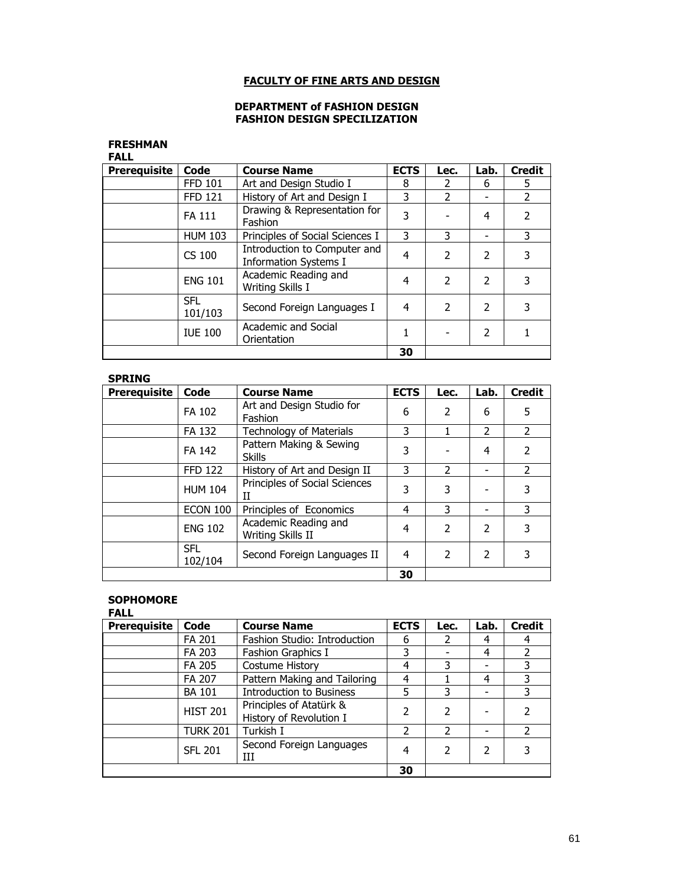# FACULTY OF FINE ARTS AND DESIGN

## DEPARTMENT of FASHION DESIGN
## FASHION DESIGN SPECILIZATION

### FRESHMAN

**FALL**

| Prerequisite | Code | Course Name | ECTS | Lec. | Lab. | Credit |
|---|---|---|---|---|---|---|
| | FFD 101 | Art and Design Studio I | 8 | 2 | 6 | 5 |
| | FFD 121 | History of Art and Design I | 3 | 2 | - | 2 |
| | FA 111 | Drawing & Representation for Fashion | 3 | - | 4 | 2 |
| | HUM 103 | Principles of Social Sciences I | 3 | 3 | - | 3 |
| | CS 100 | Introduction to Computer and Information Systems I | 4 | 2 | 2 | 3 |
| | ENG 101 | Academic Reading and Writing Skills I | 4 | 2 | 2 | 3 |
| | SFL 101/103 | Second Foreign Languages I | 4 | 2 | 2 | 3 |
| | IUE 100 | Academic and Social Orientation | 1 | - | 2 | 1 |
| | | | 30 | | | |

**SPRING**

| Prerequisite | Code | Course Name | ECTS | Lec. | Lab. | Credit |
|---|---|---|---|---|---|---|
| | FA 102 | Art and Design Studio for Fashion | 6 | 2 | 6 | 5 |
| | FA 132 | Technology of Materials | 3 | 1 | 2 | 2 |
| | FA 142 | Pattern Making & Sewing Skills | 3 | - | 4 | 2 |
| | FFD 122 | History of Art and Design II | 3 | 2 | - | 2 |
| | HUM 104 | Principles of Social Sciences II | 3 | 3 | - | 3 |
| | ECON 100 | Principles of Economics | 4 | 3 | - | 3 |
| | ENG 102 | Academic Reading and Writing Skills II | 4 | 2 | 2 | 3 |
| | SFL 102/104 | Second Foreign Languages II | 4 | 2 | 2 | 3 |
| | | | 30 | | | |

### SOPHOMORE

**FALL**

| Prerequisite | Code | Course Name | ECTS | Lec. | Lab. | Credit |
|---|---|---|---|---|---|---|
| | FA 201 | Fashion Studio: Introduction | 6 | 2 | 4 | 4 |
| | FA 203 | Fashion Graphics I | 3 | - | 4 | 2 |
| | FA 205 | Costume History | 4 | 3 | - | 3 |
| | FA 207 | Pattern Making and Tailoring | 4 | 1 | 4 | 3 |
| | BA 101 | Introduction to Business | 5 | 3 | - | 3 |
| | HIST 201 | Principles of Atatürk & History of Revolution I | 2 | 2 | - | 2 |
| | TURK 201 | Turkish I | 2 | 2 | - | 2 |
| | SFL 201 | Second Foreign Languages III | 4 | 2 | 2 | 3 |
| | | | 30 | | | |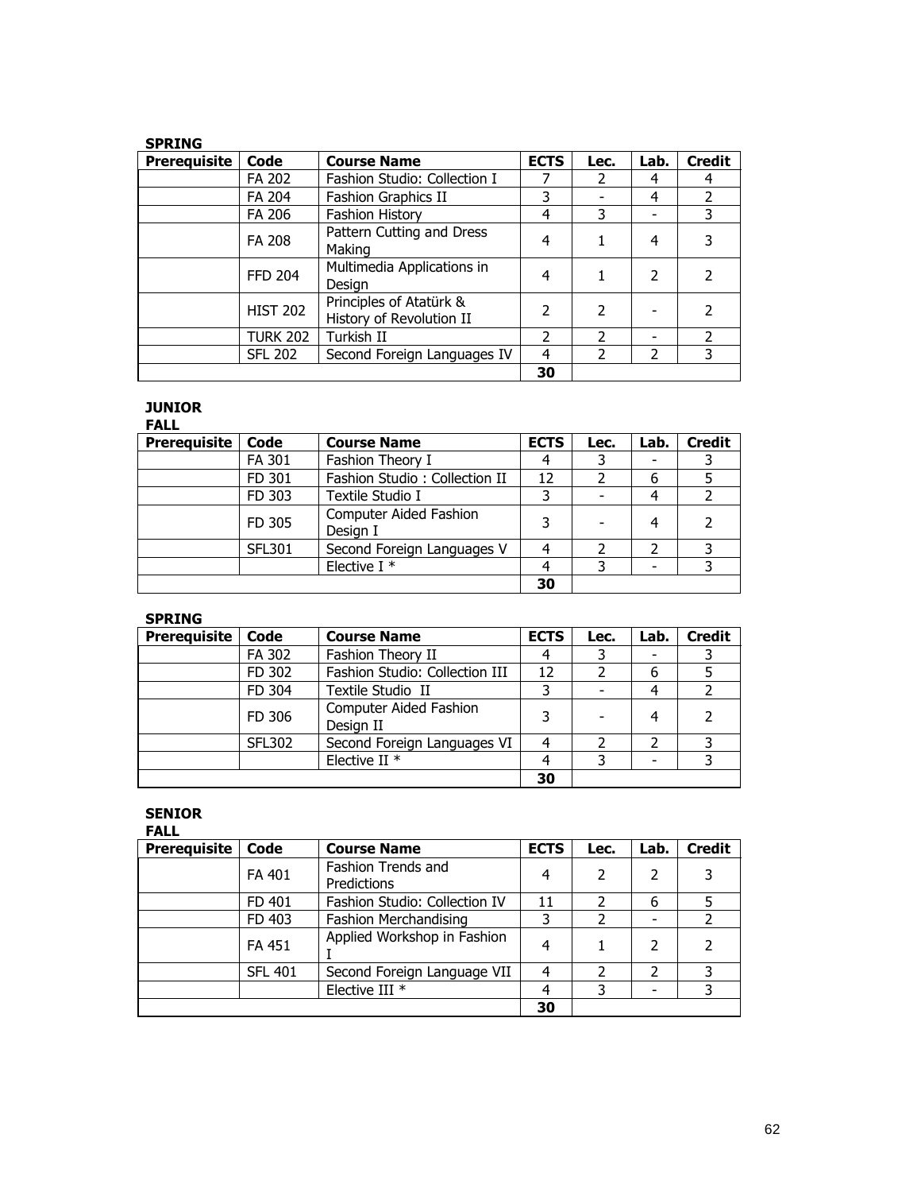**SPRING**

| Prerequisite | Code | Course Name | ECTS | Lec. | Lab. | Credit |
|---|---|---|---|---|---|---|
| | FA 202 | Fashion Studio: Collection I | 7 | 2 | 4 | 4 |
| | FA 204 | Fashion Graphics II | 3 | - | 4 | 2 |
| | FA 206 | Fashion History | 4 | 3 | - | 3 |
| | FA 208 | Pattern Cutting and Dress Making | 4 | 1 | 4 | 3 |
| | FFD 204 | Multimedia Applications in Design | 4 | 1 | 2 | 2 |
| | HIST 202 | Principles of Atatürk & History of Revolution II | 2 | 2 | - | 2 |
| | TURK 202 | Turkish II | 2 | 2 | - | 2 |
| | SFL 202 | Second Foreign Languages IV | 4 | 2 | 2 | 3 |
| | | | 30 | | | |

**JUNIOR**

**FALL**

| Prerequisite | Code | Course Name | ECTS | Lec. | Lab. | Credit |
|---|---|---|---|---|---|---|
| | FA 301 | Fashion Theory I | 4 | 3 | - | 3 |
| | FD 301 | Fashion Studio : Collection II | 12 | 2 | 6 | 5 |
| | FD 303 | Textile Studio I | 3 | - | 4 | 2 |
| | FD 305 | Computer Aided Fashion Design I | 3 | - | 4 | 2 |
| | SFL301 | Second Foreign Languages V | 4 | 2 | 2 | 3 |
| | | Elective I * | 4 | 3 | - | 3 |
| | | | 30 | | | |

**SPRING**

| Prerequisite | Code | Course Name | ECTS | Lec. | Lab. | Credit |
|---|---|---|---|---|---|---|
| | FA 302 | Fashion Theory II | 4 | 3 | - | 3 |
| | FD 302 | Fashion Studio: Collection III | 12 | 2 | 6 | 5 |
| | FD 304 | Textile Studio II | 3 | - | 4 | 2 |
| | FD 306 | Computer Aided Fashion Design II | 3 | - | 4 | 2 |
| | SFL302 | Second Foreign Languages VI | 4 | 2 | 2 | 3 |
| | | Elective II * | 4 | 3 | - | 3 |
| | | | 30 | | | |

**SENIOR**

**FALL**

| Prerequisite | Code | Course Name | ECTS | Lec. | Lab. | Credit |
|---|---|---|---|---|---|---|
| | FA 401 | Fashion Trends and Predictions | 4 | 2 | 2 | 3 |
| | FD 401 | Fashion Studio: Collection IV | 11 | 2 | 6 | 5 |
| | FD 403 | Fashion Merchandising | 3 | 2 | - | 2 |
| | FA 451 | Applied Workshop in Fashion I | 4 | 1 | 2 | 2 |
| | SFL 401 | Second Foreign Language VII | 4 | 2 | 2 | 3 |
| | | Elective III * | 4 | 3 | - | 3 |
| | | | 30 | | | |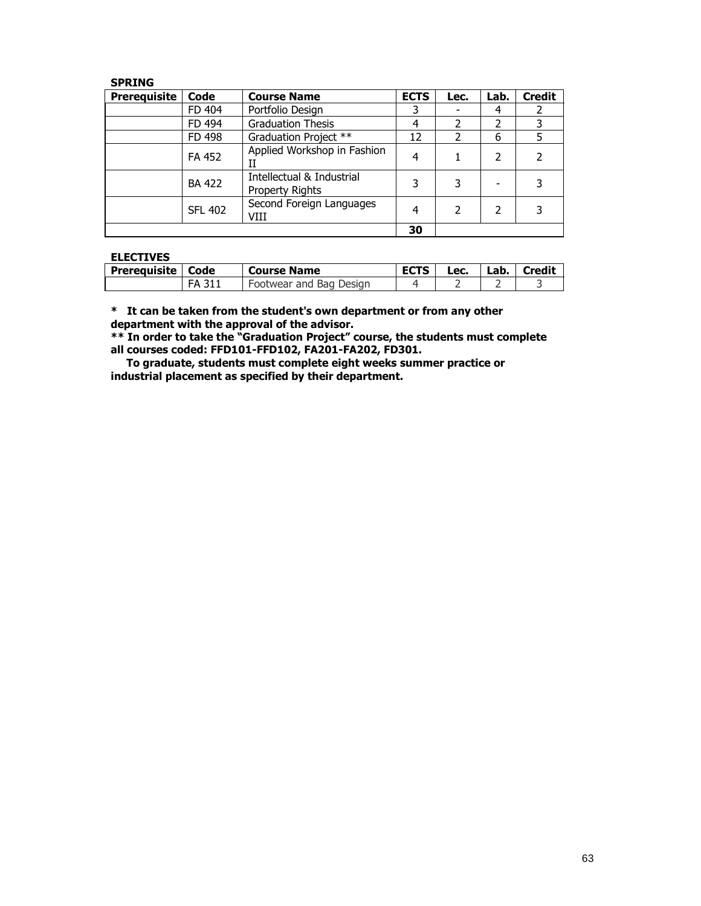**SPRING**

| Prerequisite | Code | Course Name | ECTS | Lec. | Lab. | Credit |
|---|---|---|---|---|---|---|
| | FD 404 | Portfolio Design | 3 | - | 4 | 2 |
| | FD 494 | Graduation Thesis | 4 | 2 | 2 | 3 |
| | FD 498 | Graduation Project ** | 12 | 2 | 6 | 5 |
| | FA 452 | Applied Workshop in Fashion II | 4 | 1 | 2 | 2 |
| | BA 422 | Intellectual & Industrial Property Rights | 3 | 3 | - | 3 |
| | SFL 402 | Second Foreign Languages VIII | 4 | 2 | 2 | 3 |
| | | | **30** | | | |

**ELECTIVES**

| Prerequisite | Code | Course Name | ECTS | Lec. | Lab. | Credit |
|---|---|---|---|---|---|---|
| | FA 311 | Footwear and Bag Design | 4 | 2 | 2 | 3 |

**\* It can be taken from the student's own department or from any other department with the approval of the advisor.**

**\*\* In order to take the "Graduation Project" course, the students must complete all courses coded: FFD101-FFD102, FA201-FA202, FD301.**

**To graduate, students must complete eight weeks summer practice or industrial placement as specified by their department.**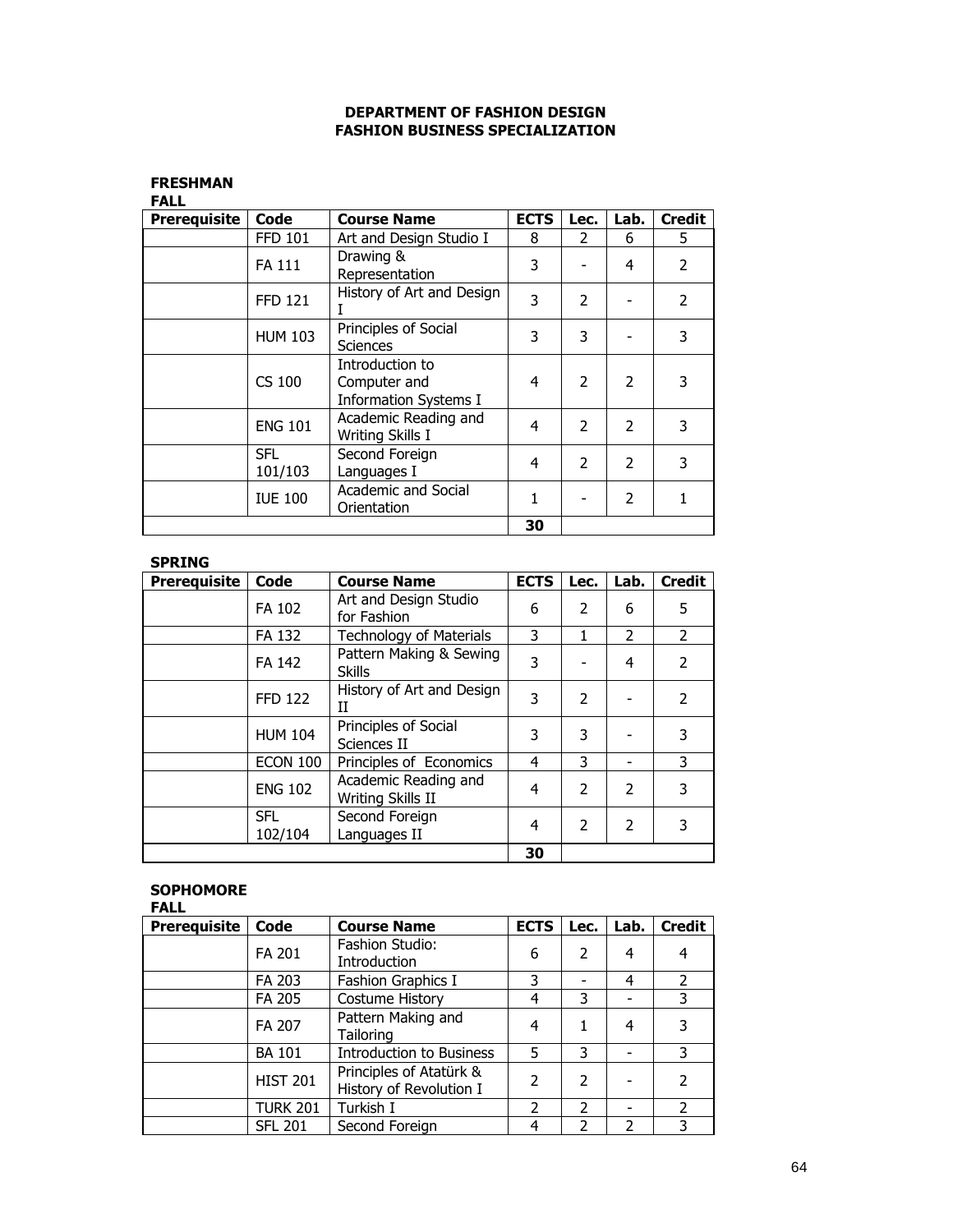# DEPARTMENT OF FASHION DESIGN
## FASHION BUSINESS SPECIALIZATION

### FRESHMAN

**FALL**

| Prerequisite | Code | Course Name | ECTS | Lec. | Lab. | Credit |
|---|---|---|---|---|---|---|
| | FFD 101 | Art and Design Studio I | 8 | 2 | 6 | 5 |
| | FA 111 | Drawing & Representation | 3 | - | 4 | 2 |
| | FFD 121 | History of Art and Design I | 3 | 2 | - | 2 |
| | HUM 103 | Principles of Social Sciences | 3 | 3 | - | 3 |
| | CS 100 | Introduction to Computer and Information Systems I | 4 | 2 | 2 | 3 |
| | ENG 101 | Academic Reading and Writing Skills I | 4 | 2 | 2 | 3 |
| | SFL 101/103 | Second Foreign Languages I | 4 | 2 | 2 | 3 |
| | IUE 100 | Academic and Social Orientation | 1 | - | 2 | 1 |
| | | | **30** | | | |

**SPRING**

| Prerequisite | Code | Course Name | ECTS | Lec. | Lab. | Credit |
|---|---|---|---|---|---|---|
| | FA 102 | Art and Design Studio for Fashion | 6 | 2 | 6 | 5 |
| | FA 132 | Technology of Materials | 3 | 1 | 2 | 2 |
| | FA 142 | Pattern Making & Sewing Skills | 3 | - | 4 | 2 |
| | FFD 122 | History of Art and Design II | 3 | 2 | - | 2 |
| | HUM 104 | Principles of Social Sciences II | 3 | 3 | - | 3 |
| | ECON 100 | Principles of Economics | 4 | 3 | - | 3 |
| | ENG 102 | Academic Reading and Writing Skills II | 4 | 2 | 2 | 3 |
| | SFL 102/104 | Second Foreign Languages II | 4 | 2 | 2 | 3 |
| | | | **30** | | | |

### SOPHOMORE

**FALL**

| Prerequisite | Code | Course Name | ECTS | Lec. | Lab. | Credit |
|---|---|---|---|---|---|---|
| | FA 201 | Fashion Studio: Introduction | 6 | 2 | 4 | 4 |
| | FA 203 | Fashion Graphics I | 3 | - | 4 | 2 |
| | FA 205 | Costume History | 4 | 3 | - | 3 |
| | FA 207 | Pattern Making and Tailoring | 4 | 1 | 4 | 3 |
| | BA 101 | Introduction to Business | 5 | 3 | - | 3 |
| | HIST 201 | Principles of Atatürk & History of Revolution I | 2 | 2 | - | 2 |
| | TURK 201 | Turkish I | 2 | 2 | - | 2 |
| | SFL 201 | Second Foreign | 4 | 2 | 2 | 3 |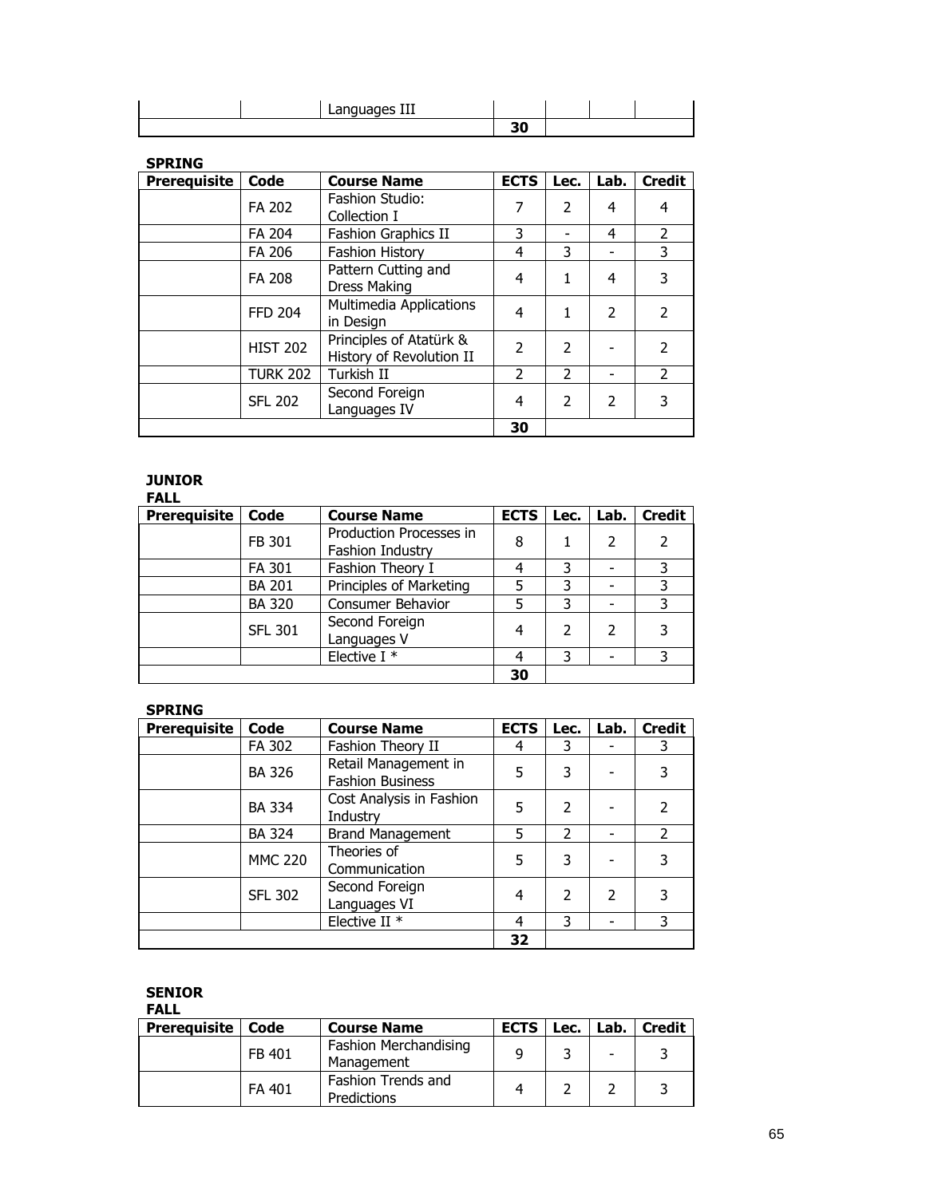| | | Languages III | | | | |
|---|---|---|---|---|---|---|
| | | | **30** | | | |

**SPRING**

| Prerequisite | Code | Course Name | ECTS | Lec. | Lab. | Credit |
|---|---|---|---|---|---|---|
| | FA 202 | Fashion Studio: Collection I | 7 | 2 | 4 | 4 |
| | FA 204 | Fashion Graphics II | 3 | - | 4 | 2 |
| | FA 206 | Fashion History | 4 | 3 | - | 3 |
| | FA 208 | Pattern Cutting and Dress Making | 4 | 1 | 4 | 3 |
| | FFD 204 | Multimedia Applications in Design | 4 | 1 | 2 | 2 |
| | HIST 202 | Principles of Atatürk & History of Revolution II | 2 | 2 | - | 2 |
| | TURK 202 | Turkish II | 2 | 2 | - | 2 |
| | SFL 202 | Second Foreign Languages IV | 4 | 2 | 2 | 3 |
| | | | **30** | | | |

**JUNIOR**
**FALL**

| Prerequisite | Code | Course Name | ECTS | Lec. | Lab. | Credit |
|---|---|---|---|---|---|---|
| | FB 301 | Production Processes in Fashion Industry | 8 | 1 | 2 | 2 |
| | FA 301 | Fashion Theory I | 4 | 3 | - | 3 |
| | BA 201 | Principles of Marketing | 5 | 3 | - | 3 |
| | BA 320 | Consumer Behavior | 5 | 3 | - | 3 |
| | SFL 301 | Second Foreign Languages V | 4 | 2 | 2 | 3 |
| | | Elective I * | 4 | 3 | - | 3 |
| | | | **30** | | | |

**SPRING**

| Prerequisite | Code | Course Name | ECTS | Lec. | Lab. | Credit |
|---|---|---|---|---|---|---|
| | FA 302 | Fashion Theory II | 4 | 3 | - | 3 |
| | BA 326 | Retail Management in Fashion Business | 5 | 3 | - | 3 |
| | BA 334 | Cost Analysis in Fashion Industry | 5 | 2 | - | 2 |
| | BA 324 | Brand Management | 5 | 2 | - | 2 |
| | MMC 220 | Theories of Communication | 5 | 3 | - | 3 |
| | SFL 302 | Second Foreign Languages VI | 4 | 2 | 2 | 3 |
| | | Elective II * | 4 | 3 | - | 3 |
| | | | **32** | | | |

**SENIOR**
**FALL**

| Prerequisite | Code | Course Name | ECTS | Lec. | Lab. | Credit |
|---|---|---|---|---|---|---|
| | FB 401 | Fashion Merchandising Management | 9 | 3 | - | 3 |
| | FA 401 | Fashion Trends and Predictions | 4 | 2 | 2 | 3 |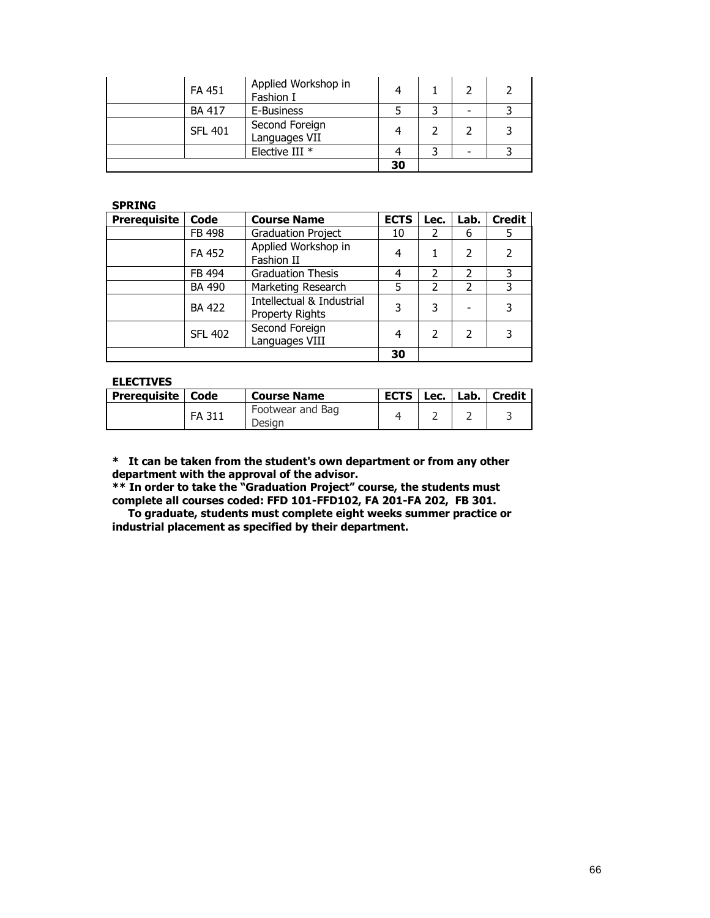| Prerequisite | Code | Course Name | ECTS | Lec. | Lab. | Credit |
|---|---|---|---|---|---|---|
| | FA 451 | Applied Workshop in Fashion I | 4 | 1 | 2 | 2 |
| | BA 417 | E-Business | 5 | 3 | - | 3 |
| | SFL 401 | Second Foreign Languages VII | 4 | 2 | 2 | 3 |
| | | Elective III * | 4 | 3 | - | 3 |
| | | | 30 | | | |

**SPRING**

| Prerequisite | Code | Course Name | ECTS | Lec. | Lab. | Credit |
|---|---|---|---|---|---|---|
| | FB 498 | Graduation Project | 10 | 2 | 6 | 5 |
| | FA 452 | Applied Workshop in Fashion II | 4 | 1 | 2 | 2 |
| | FB 494 | Graduation Thesis | 4 | 2 | 2 | 3 |
| | BA 490 | Marketing Research | 5 | 2 | 2 | 3 |
| | BA 422 | Intellectual & Industrial Property Rights | 3 | 3 | - | 3 |
| | SFL 402 | Second Foreign Languages VIII | 4 | 2 | 2 | 3 |
| | | | 30 | | | |

**ELECTIVES**

| Prerequisite | Code | Course Name | ECTS | Lec. | Lab. | Credit |
|---|---|---|---|---|---|---|
| | FA 311 | Footwear and Bag Design | 4 | 2 | 2 | 3 |

*** It can be taken from the student's own department or from any other department with the approval of the advisor.**

**** In order to take the "Graduation Project" course, the students must complete all courses coded: FFD 101-FFD102, FA 201-FA 202, FB 301.**

**To graduate, students must complete eight weeks summer practice or industrial placement as specified by their department.**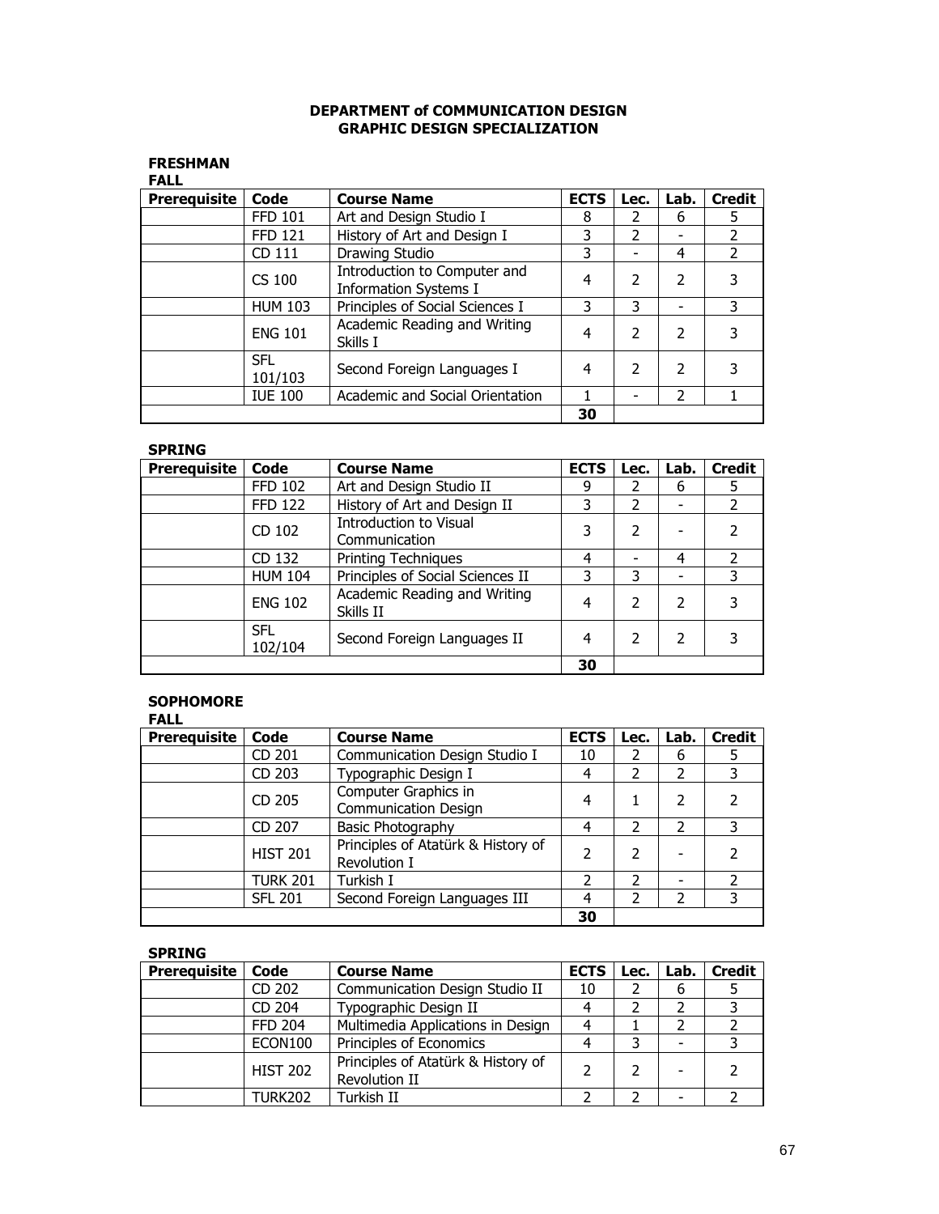# DEPARTMENT of COMMUNICATION DESIGN
## GRAPHIC DESIGN SPECIALIZATION

### FRESHMAN

#### FALL

| Prerequisite | Code | Course Name | ECTS | Lec. | Lab. | Credit |
|---|---|---|---|---|---|---|
| | FFD 101 | Art and Design Studio I | 8 | 2 | 6 | 5 |
| | FFD 121 | History of Art and Design I | 3 | 2 | - | 2 |
| | CD 111 | Drawing Studio | 3 | - | 4 | 2 |
| | CS 100 | Introduction to Computer and Information Systems I | 4 | 2 | 2 | 3 |
| | HUM 103 | Principles of Social Sciences I | 3 | 3 | - | 3 |
| | ENG 101 | Academic Reading and Writing Skills I | 4 | 2 | 2 | 3 |
| | SFL 101/103 | Second Foreign Languages I | 4 | 2 | 2 | 3 |
| | IUE 100 | Academic and Social Orientation | 1 | - | 2 | 1 |
| | | | **30** | | | |

#### SPRING

| Prerequisite | Code | Course Name | ECTS | Lec. | Lab. | Credit |
|---|---|---|---|---|---|---|
| | FFD 102 | Art and Design Studio II | 9 | 2 | 6 | 5 |
| | FFD 122 | History of Art and Design II | 3 | 2 | - | 2 |
| | CD 102 | Introduction to Visual Communication | 3 | 2 | - | 2 |
| | CD 132 | Printing Techniques | 4 | - | 4 | 2 |
| | HUM 104 | Principles of Social Sciences II | 3 | 3 | - | 3 |
| | ENG 102 | Academic Reading and Writing Skills II | 4 | 2 | 2 | 3 |
| | SFL 102/104 | Second Foreign Languages II | 4 | 2 | 2 | 3 |
| | | | **30** | | | |

### SOPHOMORE

#### FALL

| Prerequisite | Code | Course Name | ECTS | Lec. | Lab. | Credit |
|---|---|---|---|---|---|---|
| | CD 201 | Communication Design Studio I | 10 | 2 | 6 | 5 |
| | CD 203 | Typographic Design I | 4 | 2 | 2 | 3 |
| | CD 205 | Computer Graphics in Communication Design | 4 | 1 | 2 | 2 |
| | CD 207 | Basic Photography | 4 | 2 | 2 | 3 |
| | HIST 201 | Principles of Atatürk & History of Revolution I | 2 | 2 | - | 2 |
| | TURK 201 | Turkish I | 2 | 2 | - | 2 |
| | SFL 201 | Second Foreign Languages III | 4 | 2 | 2 | 3 |
| | | | **30** | | | |

#### SPRING

| Prerequisite | Code | Course Name | ECTS | Lec. | Lab. | Credit |
|---|---|---|---|---|---|---|
| | CD 202 | Communication Design Studio II | 10 | 2 | 6 | 5 |
| | CD 204 | Typographic Design II | 4 | 2 | 2 | 3 |
| | FFD 204 | Multimedia Applications in Design | 4 | 1 | 2 | 2 |
| | ECON100 | Principles of Economics | 4 | 3 | - | 3 |
| | HIST 202 | Principles of Atatürk & History of Revolution II | 2 | 2 | - | 2 |
| | TURK202 | Turkish II | 2 | 2 | - | 2 |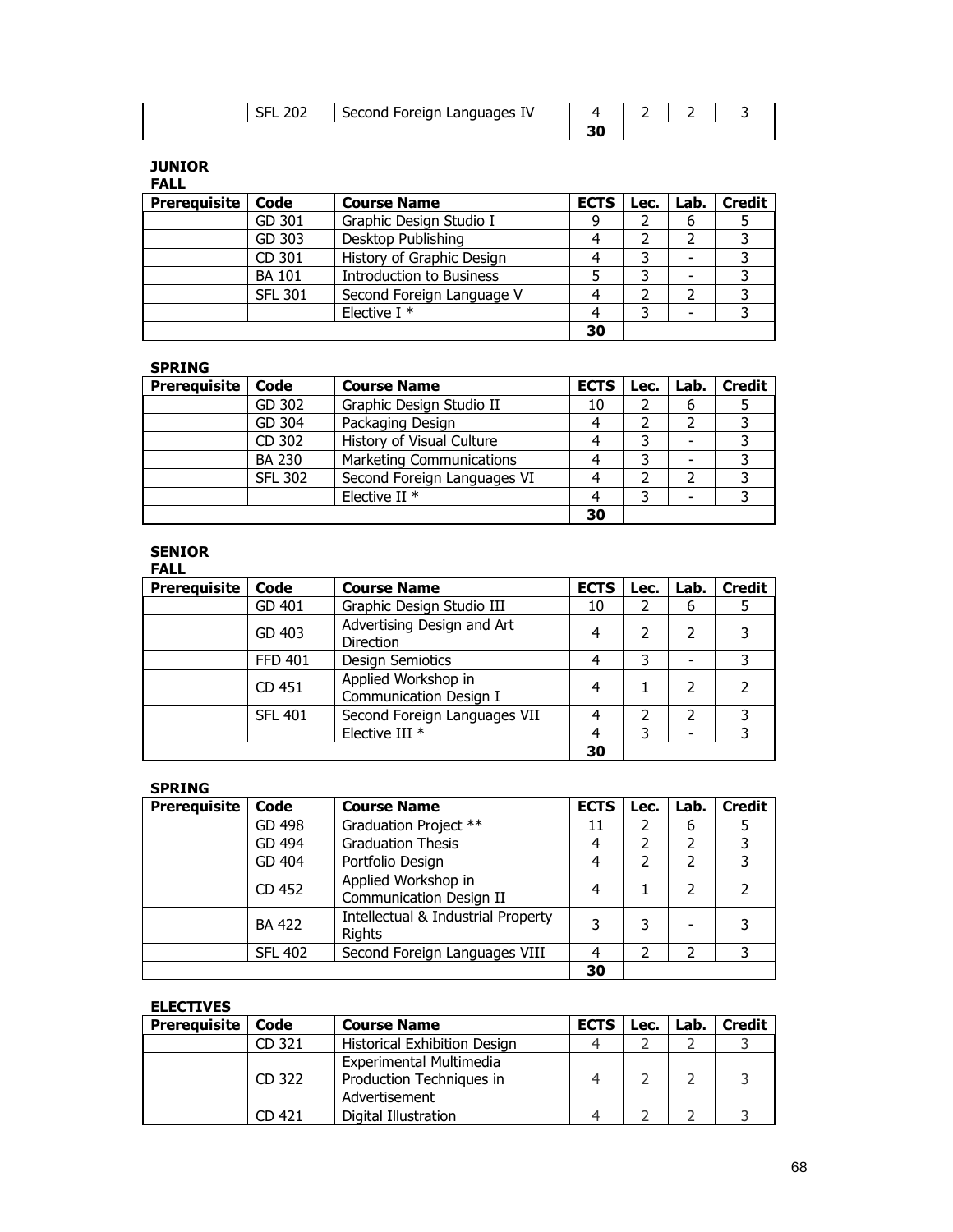| Prerequisite | Code | Course Name | ECTS | Lec. | Lab. | Credit |
|---|---|---|---|---|---|---|
| | SFL 202 | Second Foreign Languages IV | 4 | 2 | 2 | 3 |
| | | | **30** | | | |

**JUNIOR**

**FALL**

| Prerequisite | Code | Course Name | ECTS | Lec. | Lab. | Credit |
|---|---|---|---|---|---|---|
| | GD 301 | Graphic Design Studio I | 9 | 2 | 6 | 5 |
| | GD 303 | Desktop Publishing | 4 | 2 | 2 | 3 |
| | CD 301 | History of Graphic Design | 4 | 3 | - | 3 |
| | BA 101 | Introduction to Business | 5 | 3 | - | 3 |
| | SFL 301 | Second Foreign Language V | 4 | 2 | 2 | 3 |
| | | Elective I * | 4 | 3 | - | 3 |
| | | | **30** | | | |

**SPRING**

| Prerequisite | Code | Course Name | ECTS | Lec. | Lab. | Credit |
|---|---|---|---|---|---|---|
| | GD 302 | Graphic Design Studio II | 10 | 2 | 6 | 5 |
| | GD 304 | Packaging Design | 4 | 2 | 2 | 3 |
| | CD 302 | History of Visual Culture | 4 | 3 | - | 3 |
| | BA 230 | Marketing Communications | 4 | 3 | - | 3 |
| | SFL 302 | Second Foreign Languages VI | 4 | 2 | 2 | 3 |
| | | Elective II * | 4 | 3 | - | 3 |
| | | | **30** | | | |

**SENIOR**

**FALL**

| Prerequisite | Code | Course Name | ECTS | Lec. | Lab. | Credit |
|---|---|---|---|---|---|---|
| | GD 401 | Graphic Design Studio III | 10 | 2 | 6 | 5 |
| | GD 403 | Advertising Design and Art Direction | 4 | 2 | 2 | 3 |
| | FFD 401 | Design Semiotics | 4 | 3 | - | 3 |
| | CD 451 | Applied Workshop in Communication Design I | 4 | 1 | 2 | 2 |
| | SFL 401 | Second Foreign Languages VII | 4 | 2 | 2 | 3 |
| | | Elective III * | 4 | 3 | - | 3 |
| | | | **30** | | | |

**SPRING**

| Prerequisite | Code | Course Name | ECTS | Lec. | Lab. | Credit |
|---|---|---|---|---|---|---|
| | GD 498 | Graduation Project ** | 11 | 2 | 6 | 5 |
| | GD 494 | Graduation Thesis | 4 | 2 | 2 | 3 |
| | GD 404 | Portfolio Design | 4 | 2 | 2 | 3 |
| | CD 452 | Applied Workshop in Communication Design II | 4 | 1 | 2 | 2 |
| | BA 422 | Intellectual & Industrial Property Rights | 3 | 3 | - | 3 |
| | SFL 402 | Second Foreign Languages VIII | 4 | 2 | 2 | 3 |
| | | | **30** | | | |

**ELECTIVES**

| Prerequisite | Code | Course Name | ECTS | Lec. | Lab. | Credit |
|---|---|---|---|---|---|---|
| | CD 321 | Historical Exhibition Design | 4 | 2 | 2 | 3 |
| | CD 322 | Experimental Multimedia Production Techniques in Advertisement | 4 | 2 | 2 | 3 |
| | CD 421 | Digital Illustration | 4 | 2 | 2 | 3 |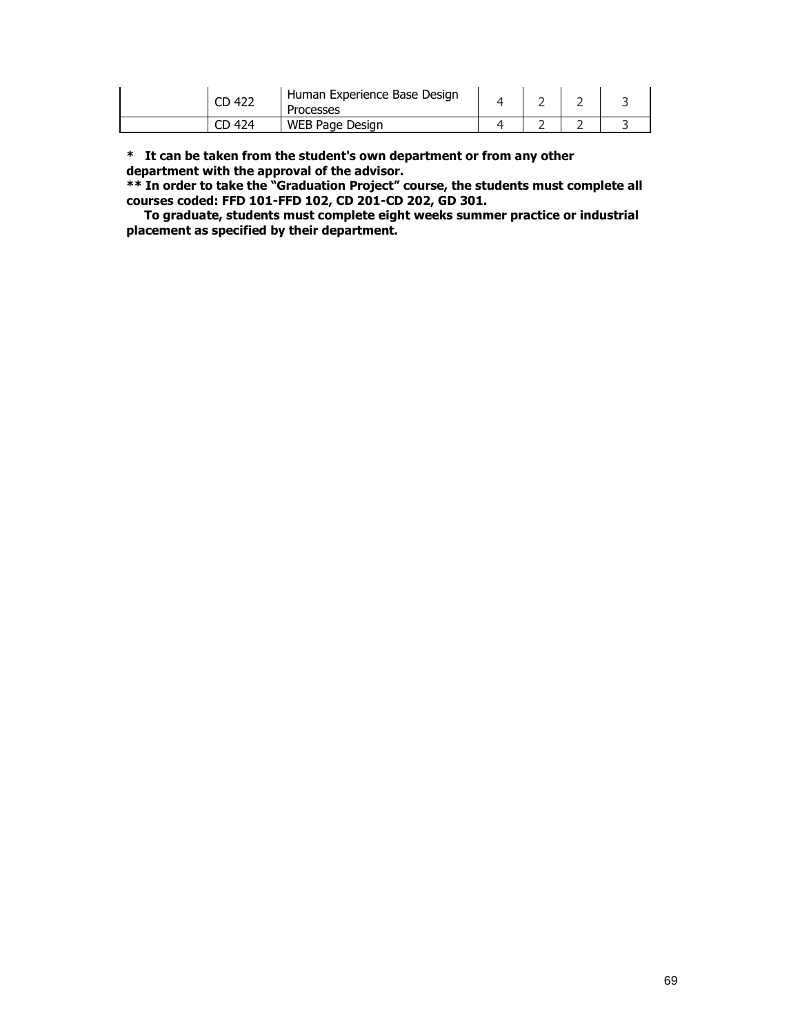|  | CD 422 | Human Experience Base Design Processes | 4 | 2 | 2 | 3 |
|---|---|---|---|---|---|---|
|  | CD 424 | WEB Page Design | 4 | 2 | 2 | 3 |

**\* It can be taken from the student's own department or from any other department with the approval of the advisor.**
**\*\* In order to take the "Graduation Project" course, the students must complete all courses coded: FFD 101-FFD 102, CD 201-CD 202, GD 301.**
**To graduate, students must complete eight weeks summer practice or industrial placement as specified by their department.**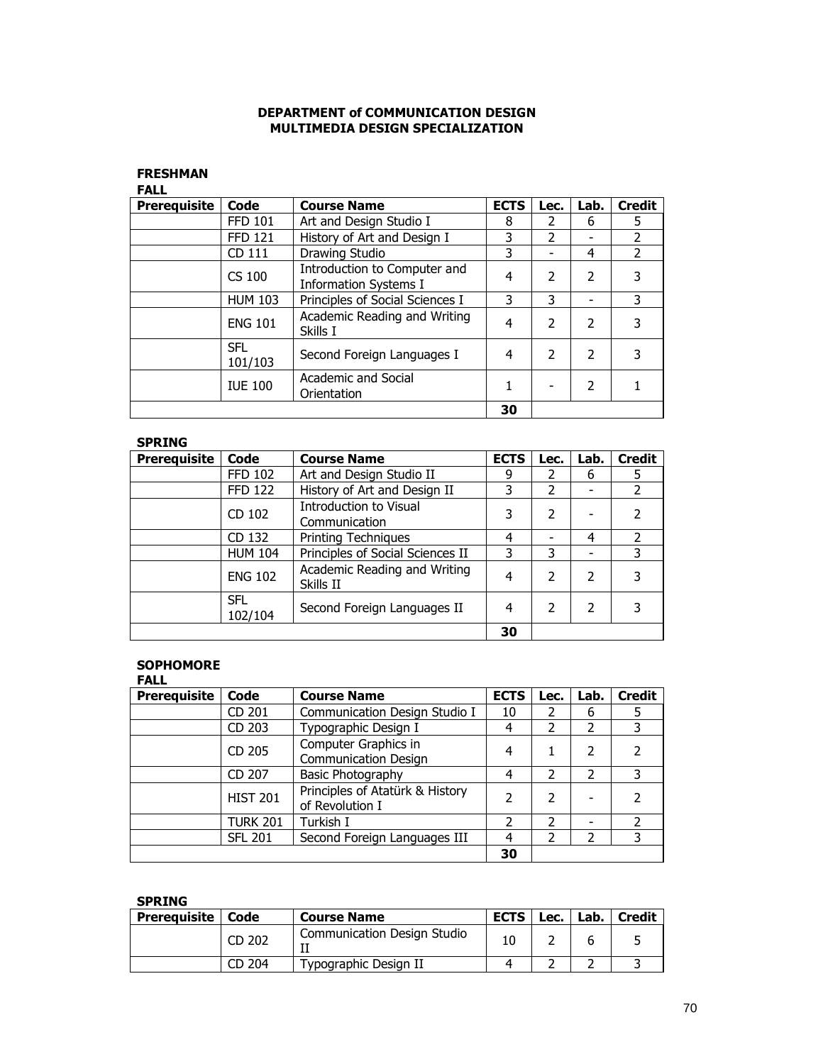# DEPARTMENT of COMMUNICATION DESIGN
## MULTIMEDIA DESIGN SPECIALIZATION

### FRESHMAN

**FALL**

| Prerequisite | Code | Course Name | ECTS | Lec. | Lab. | Credit |
|---|---|---|---|---|---|---|
| | FFD 101 | Art and Design Studio I | 8 | 2 | 6 | 5 |
| | FFD 121 | History of Art and Design I | 3 | 2 | - | 2 |
| | CD 111 | Drawing Studio | 3 | - | 4 | 2 |
| | CS 100 | Introduction to Computer and Information Systems I | 4 | 2 | 2 | 3 |
| | HUM 103 | Principles of Social Sciences I | 3 | 3 | - | 3 |
| | ENG 101 | Academic Reading and Writing Skills I | 4 | 2 | 2 | 3 |
| | SFL 101/103 | Second Foreign Languages I | 4 | 2 | 2 | 3 |
| | IUE 100 | Academic and Social Orientation | 1 | - | 2 | 1 |
| | | | **30** | | | |

**SPRING**

| Prerequisite | Code | Course Name | ECTS | Lec. | Lab. | Credit |
|---|---|---|---|---|---|---|
| | FFD 102 | Art and Design Studio II | 9 | 2 | 6 | 5 |
| | FFD 122 | History of Art and Design II | 3 | 2 | - | 2 |
| | CD 102 | Introduction to Visual Communication | 3 | 2 | - | 2 |
| | CD 132 | Printing Techniques | 4 | - | 4 | 2 |
| | HUM 104 | Principles of Social Sciences II | 3 | 3 | - | 3 |
| | ENG 102 | Academic Reading and Writing Skills II | 4 | 2 | 2 | 3 |
| | SFL 102/104 | Second Foreign Languages II | 4 | 2 | 2 | 3 |
| | | | **30** | | | |

### SOPHOMORE

**FALL**

| Prerequisite | Code | Course Name | ECTS | Lec. | Lab. | Credit |
|---|---|---|---|---|---|---|
| | CD 201 | Communication Design Studio I | 10 | 2 | 6 | 5 |
| | CD 203 | Typographic Design I | 4 | 2 | 2 | 3 |
| | CD 205 | Computer Graphics in Communication Design | 4 | 1 | 2 | 2 |
| | CD 207 | Basic Photography | 4 | 2 | 2 | 3 |
| | HIST 201 | Principles of Atatürk & History of Revolution I | 2 | 2 | - | 2 |
| | TURK 201 | Turkish I | 2 | 2 | - | 2 |
| | SFL 201 | Second Foreign Languages III | 4 | 2 | 2 | 3 |
| | | | **30** | | | |

**SPRING**

| Prerequisite | Code | Course Name | ECTS | Lec. | Lab. | Credit |
|---|---|---|---|---|---|---|
| | CD 202 | Communication Design Studio II | 10 | 2 | 6 | 5 |
| | CD 204 | Typographic Design II | 4 | 2 | 2 | 3 |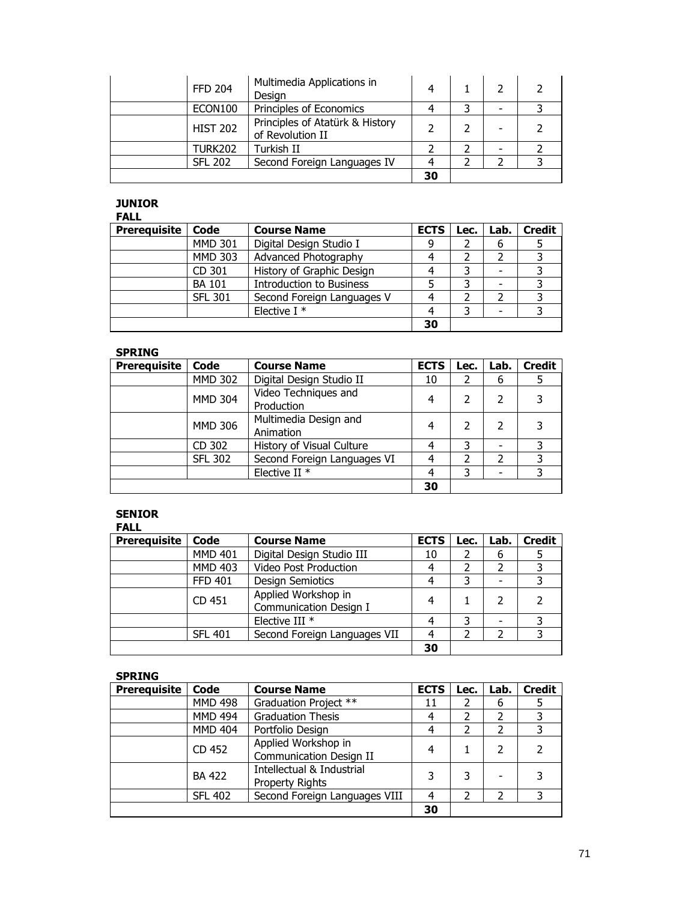| Prerequisite | Code | Course Name | ECTS | Lec. | Lab. | Credit |
|---|---|---|---|---|---|---|
| | FFD 204 | Multimedia Applications in Design | 4 | 1 | 2 | 2 |
| | ECON100 | Principles of Economics | 4 | 3 | - | 3 |
| | HIST 202 | Principles of Atatürk & History of Revolution II | 2 | 2 | - | 2 |
| | TURK202 | Turkish II | 2 | 2 | - | 2 |
| | SFL 202 | Second Foreign Languages IV | 4 | 2 | 2 | 3 |
| | | | **30** | | | |

**JUNIOR**

**FALL**

| Prerequisite | Code | Course Name | ECTS | Lec. | Lab. | Credit |
|---|---|---|---|---|---|---|
| | MMD 301 | Digital Design Studio I | 9 | 2 | 6 | 5 |
| | MMD 303 | Advanced Photography | 4 | 2 | 2 | 3 |
| | CD 301 | History of Graphic Design | 4 | 3 | - | 3 |
| | BA 101 | Introduction to Business | 5 | 3 | - | 3 |
| | SFL 301 | Second Foreign Languages V | 4 | 2 | 2 | 3 |
| | | Elective I * | 4 | 3 | - | 3 |
| | | | **30** | | | |

**SPRING**

| Prerequisite | Code | Course Name | ECTS | Lec. | Lab. | Credit |
|---|---|---|---|---|---|---|
| | MMD 302 | Digital Design Studio II | 10 | 2 | 6 | 5 |
| | MMD 304 | Video Techniques and Production | 4 | 2 | 2 | 3 |
| | MMD 306 | Multimedia Design and Animation | 4 | 2 | 2 | 3 |
| | CD 302 | History of Visual Culture | 4 | 3 | - | 3 |
| | SFL 302 | Second Foreign Languages VI | 4 | 2 | 2 | 3 |
| | | Elective II * | 4 | 3 | - | 3 |
| | | | **30** | | | |

**SENIOR**

**FALL**

| Prerequisite | Code | Course Name | ECTS | Lec. | Lab. | Credit |
|---|---|---|---|---|---|---|
| | MMD 401 | Digital Design Studio III | 10 | 2 | 6 | 5 |
| | MMD 403 | Video Post Production | 4 | 2 | 2 | 3 |
| | FFD 401 | Design Semiotics | 4 | 3 | - | 3 |
| | CD 451 | Applied Workshop in Communication Design I | 4 | 1 | 2 | 2 |
| | | Elective III * | 4 | 3 | - | 3 |
| | SFL 401 | Second Foreign Languages VII | 4 | 2 | 2 | 3 |
| | | | **30** | | | |

**SPRING**

| Prerequisite | Code | Course Name | ECTS | Lec. | Lab. | Credit |
|---|---|---|---|---|---|---|
| | MMD 498 | Graduation Project ** | 11 | 2 | 6 | 5 |
| | MMD 494 | Graduation Thesis | 4 | 2 | 2 | 3 |
| | MMD 404 | Portfolio Design | 4 | 2 | 2 | 3 |
| | CD 452 | Applied Workshop in Communication Design II | 4 | 1 | 2 | 2 |
| | BA 422 | Intellectual & Industrial Property Rights | 3 | 3 | - | 3 |
| | SFL 402 | Second Foreign Languages VIII | 4 | 2 | 2 | 3 |
| | | | **30** | | | |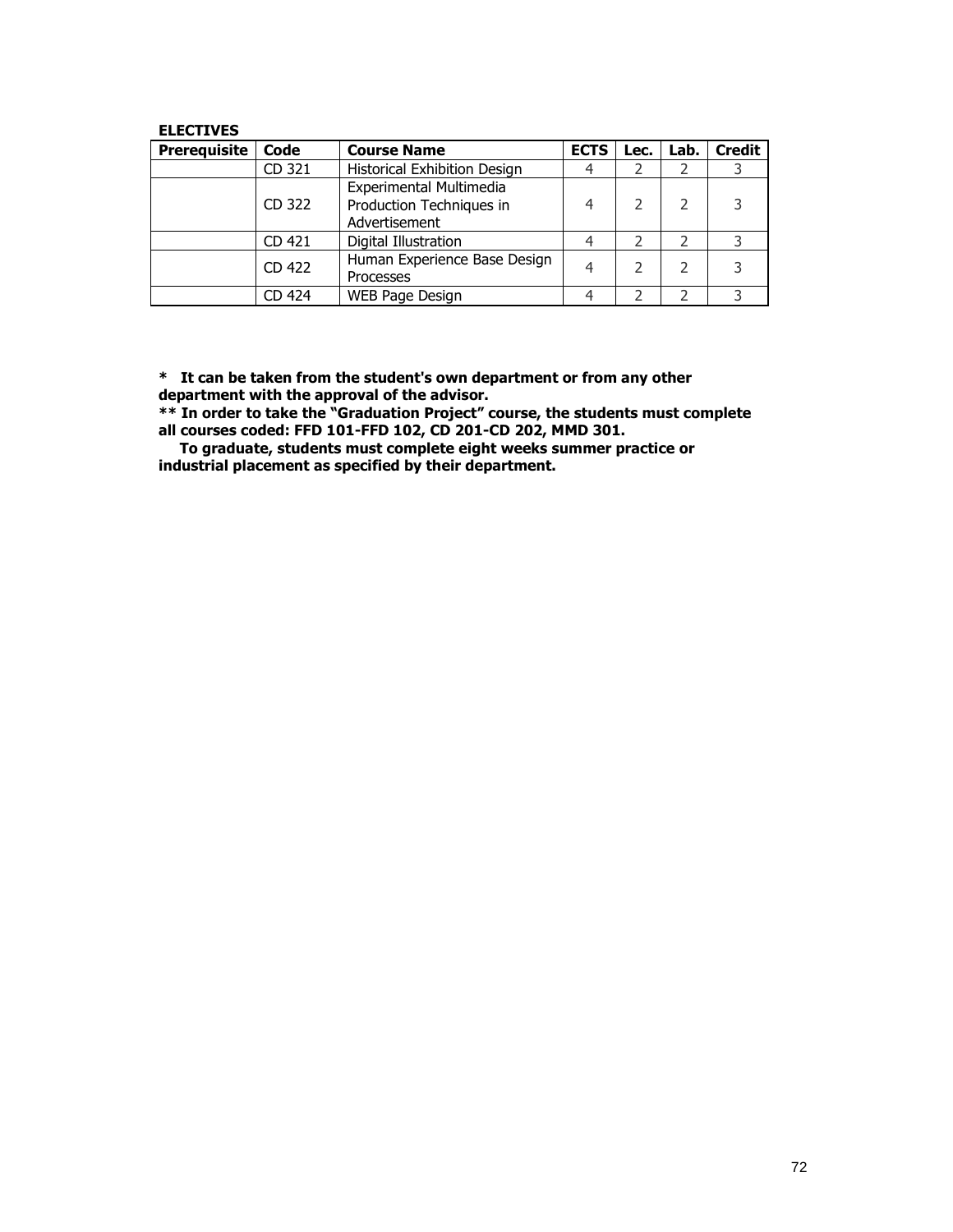**ELECTIVES**

| Prerequisite | Code | Course Name | ECTS | Lec. | Lab. | Credit |
|---|---|---|---|---|---|---|
| | CD 321 | Historical Exhibition Design | 4 | 2 | 2 | 3 |
| | CD 322 | Experimental Multimedia Production Techniques in Advertisement | 4 | 2 | 2 | 3 |
| | CD 421 | Digital Illustration | 4 | 2 | 2 | 3 |
| | CD 422 | Human Experience Base Design Processes | 4 | 2 | 2 | 3 |
| | CD 424 | WEB Page Design | 4 | 2 | 2 | 3 |

**\* It can be taken from the student's own department or from any other department with the approval of the advisor.**

**\*\* In order to take the "Graduation Project" course, the students must complete all courses coded: FFD 101-FFD 102, CD 201-CD 202, MMD 301.**

**To graduate, students must complete eight weeks summer practice or industrial placement as specified by their department.**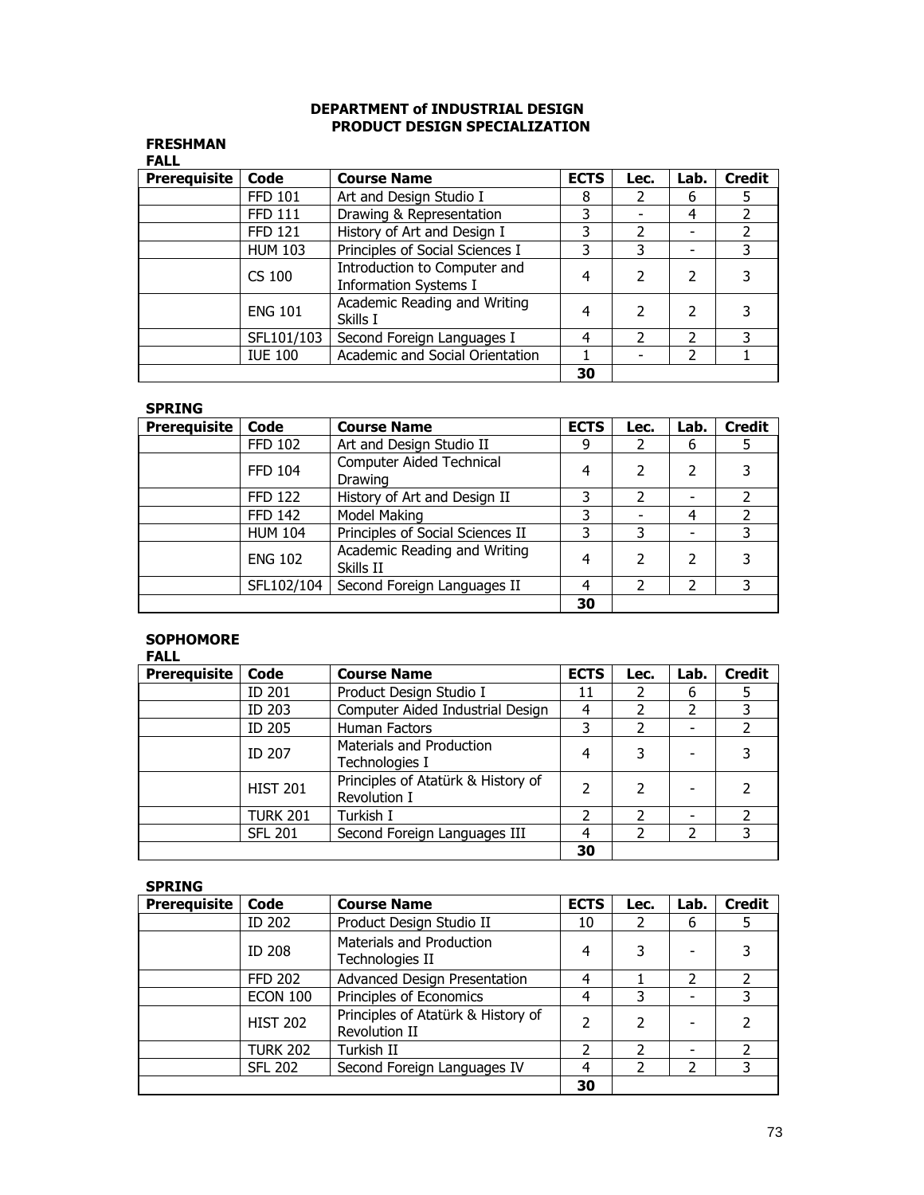# DEPARTMENT of INDUSTRIAL DESIGN
## PRODUCT DESIGN SPECIALIZATION

### FRESHMAN

**FALL**

| Prerequisite | Code | Course Name | ECTS | Lec. | Lab. | Credit |
|---|---|---|---|---|---|---|
| | FFD 101 | Art and Design Studio I | 8 | 2 | 6 | 5 |
| | FFD 111 | Drawing & Representation | 3 | - | 4 | 2 |
| | FFD 121 | History of Art and Design I | 3 | 2 | - | 2 |
| | HUM 103 | Principles of Social Sciences I | 3 | 3 | - | 3 |
| | CS 100 | Introduction to Computer and Information Systems I | 4 | 2 | 2 | 3 |
| | ENG 101 | Academic Reading and Writing Skills I | 4 | 2 | 2 | 3 |
| | SFL101/103 | Second Foreign Languages I | 4 | 2 | 2 | 3 |
| | IUE 100 | Academic and Social Orientation | 1 | - | 2 | 1 |
| | | | 30 | | | |

**SPRING**

| Prerequisite | Code | Course Name | ECTS | Lec. | Lab. | Credit |
|---|---|---|---|---|---|---|
| | FFD 102 | Art and Design Studio II | 9 | 2 | 6 | 5 |
| | FFD 104 | Computer Aided Technical Drawing | 4 | 2 | 2 | 3 |
| | FFD 122 | History of Art and Design II | 3 | 2 | - | 2 |
| | FFD 142 | Model Making | 3 | - | 4 | 2 |
| | HUM 104 | Principles of Social Sciences II | 3 | 3 | - | 3 |
| | ENG 102 | Academic Reading and Writing Skills II | 4 | 2 | 2 | 3 |
| | SFL102/104 | Second Foreign Languages II | 4 | 2 | 2 | 3 |
| | | | 30 | | | |

### SOPHOMORE

**FALL**

| Prerequisite | Code | Course Name | ECTS | Lec. | Lab. | Credit |
|---|---|---|---|---|---|---|
| | ID 201 | Product Design Studio I | 11 | 2 | 6 | 5 |
| | ID 203 | Computer Aided Industrial Design | 4 | 2 | 2 | 3 |
| | ID 205 | Human Factors | 3 | 2 | - | 2 |
| | ID 207 | Materials and Production Technologies I | 4 | 3 | - | 3 |
| | HIST 201 | Principles of Atatürk & History of Revolution I | 2 | 2 | - | 2 |
| | TURK 201 | Turkish I | 2 | 2 | - | 2 |
| | SFL 201 | Second Foreign Languages III | 4 | 2 | 2 | 3 |
| | | | 30 | | | |

**SPRING**

| Prerequisite | Code | Course Name | ECTS | Lec. | Lab. | Credit |
|---|---|---|---|---|---|---|
| | ID 202 | Product Design Studio II | 10 | 2 | 6 | 5 |
| | ID 208 | Materials and Production Technologies II | 4 | 3 | - | 3 |
| | FFD 202 | Advanced Design Presentation | 4 | 1 | 2 | 2 |
| | ECON 100 | Principles of Economics | 4 | 3 | - | 3 |
| | HIST 202 | Principles of Atatürk & History of Revolution II | 2 | 2 | - | 2 |
| | TURK 202 | Turkish II | 2 | 2 | - | 2 |
| | SFL 202 | Second Foreign Languages IV | 4 | 2 | 2 | 3 |
| | | | 30 | | | |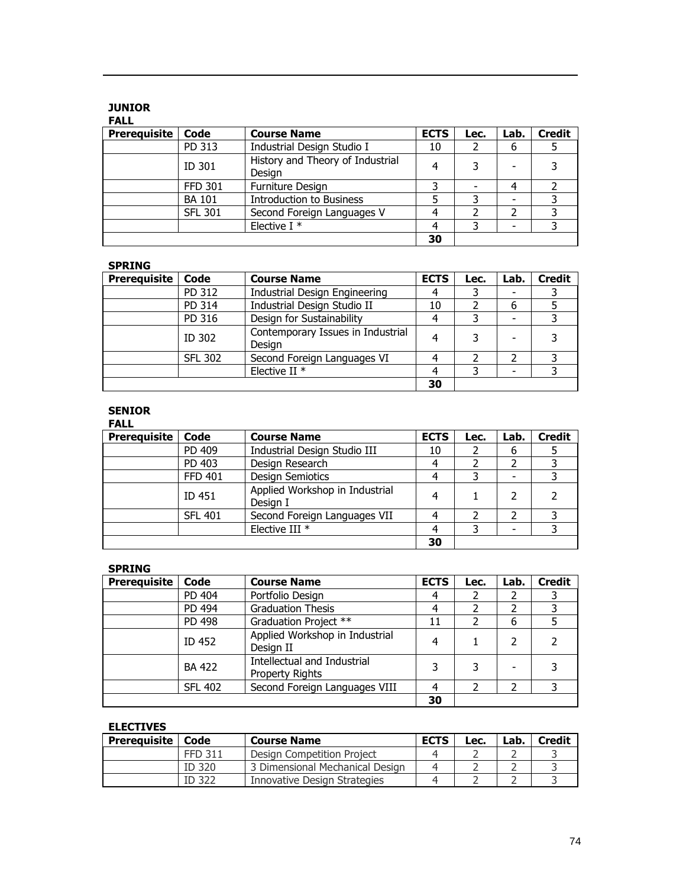## JUNIOR

### FALL

| Prerequisite | Code | Course Name | ECTS | Lec. | Lab. | Credit |
|---|---|---|---|---|---|---|
| | PD 313 | Industrial Design Studio I | 10 | 2 | 6 | 5 |
| | ID 301 | History and Theory of Industrial Design | 4 | 3 | - | 3 |
| | FFD 301 | Furniture Design | 3 | - | 4 | 2 |
| | BA 101 | Introduction to Business | 5 | 3 | - | 3 |
| | SFL 301 | Second Foreign Languages V | 4 | 2 | 2 | 3 |
| | | Elective I * | 4 | 3 | - | 3 |
| | | | 30 | | | |

### SPRING

| Prerequisite | Code | Course Name | ECTS | Lec. | Lab. | Credit |
|---|---|---|---|---|---|---|
| | PD 312 | Industrial Design Engineering | 4 | 3 | - | 3 |
| | PD 314 | Industrial Design Studio II | 10 | 2 | 6 | 5 |
| | PD 316 | Design for Sustainability | 4 | 3 | - | 3 |
| | ID 302 | Contemporary Issues in Industrial Design | 4 | 3 | - | 3 |
| | SFL 302 | Second Foreign Languages VI | 4 | 2 | 2 | 3 |
| | | Elective II * | 4 | 3 | - | 3 |
| | | | 30 | | | |

## SENIOR

### FALL

| Prerequisite | Code | Course Name | ECTS | Lec. | Lab. | Credit |
|---|---|---|---|---|---|---|
| | PD 409 | Industrial Design Studio III | 10 | 2 | 6 | 5 |
| | PD 403 | Design Research | 4 | 2 | 2 | 3 |
| | FFD 401 | Design Semiotics | 4 | 3 | - | 3 |
| | ID 451 | Applied Workshop in Industrial Design I | 4 | 1 | 2 | 2 |
| | SFL 401 | Second Foreign Languages VII | 4 | 2 | 2 | 3 |
| | | Elective III * | 4 | 3 | - | 3 |
| | | | 30 | | | |

### SPRING

| Prerequisite | Code | Course Name | ECTS | Lec. | Lab. | Credit |
|---|---|---|---|---|---|---|
| | PD 404 | Portfolio Design | 4 | 2 | 2 | 3 |
| | PD 494 | Graduation Thesis | 4 | 2 | 2 | 3 |
| | PD 498 | Graduation Project ** | 11 | 2 | 6 | 5 |
| | ID 452 | Applied Workshop in Industrial Design II | 4 | 1 | 2 | 2 |
| | BA 422 | Intellectual and Industrial Property Rights | 3 | 3 | - | 3 |
| | SFL 402 | Second Foreign Languages VIII | 4 | 2 | 2 | 3 |
| | | | 30 | | | |

### ELECTIVES

| Prerequisite | Code | Course Name | ECTS | Lec. | Lab. | Credit |
|---|---|---|---|---|---|---|
| | FFD 311 | Design Competition Project | 4 | 2 | 2 | 3 |
| | ID 320 | 3 Dimensional Mechanical Design | 4 | 2 | 2 | 3 |
| | ID 322 | Innovative Design Strategies | 4 | 2 | 2 | 3 |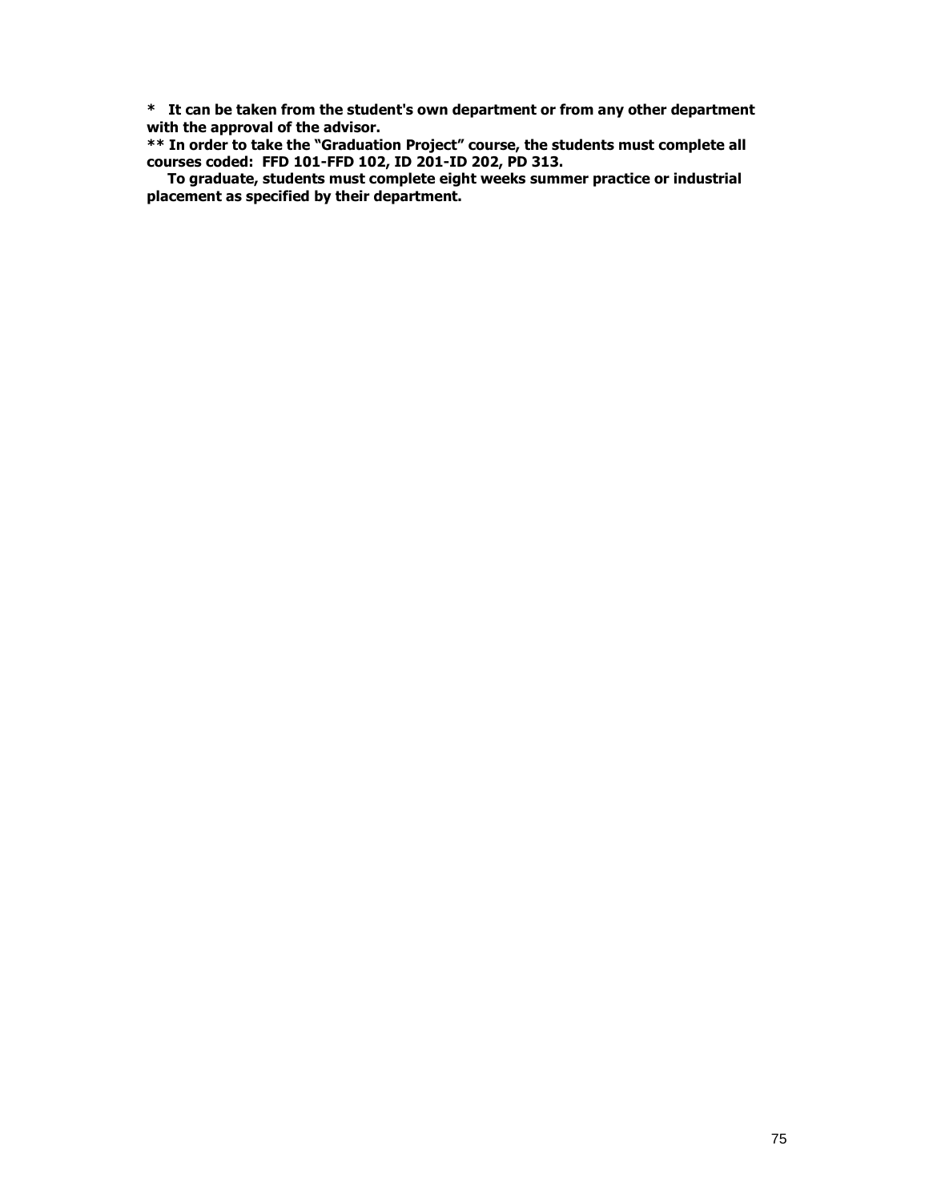**\* It can be taken from the student's own department or from any other department with the approval of the advisor.**

**\*\* In order to take the "Graduation Project" course, the students must complete all courses coded: FFD 101-FFD 102, ID 201-ID 202, PD 313.**

**To graduate, students must complete eight weeks summer practice or industrial placement as specified by their department.**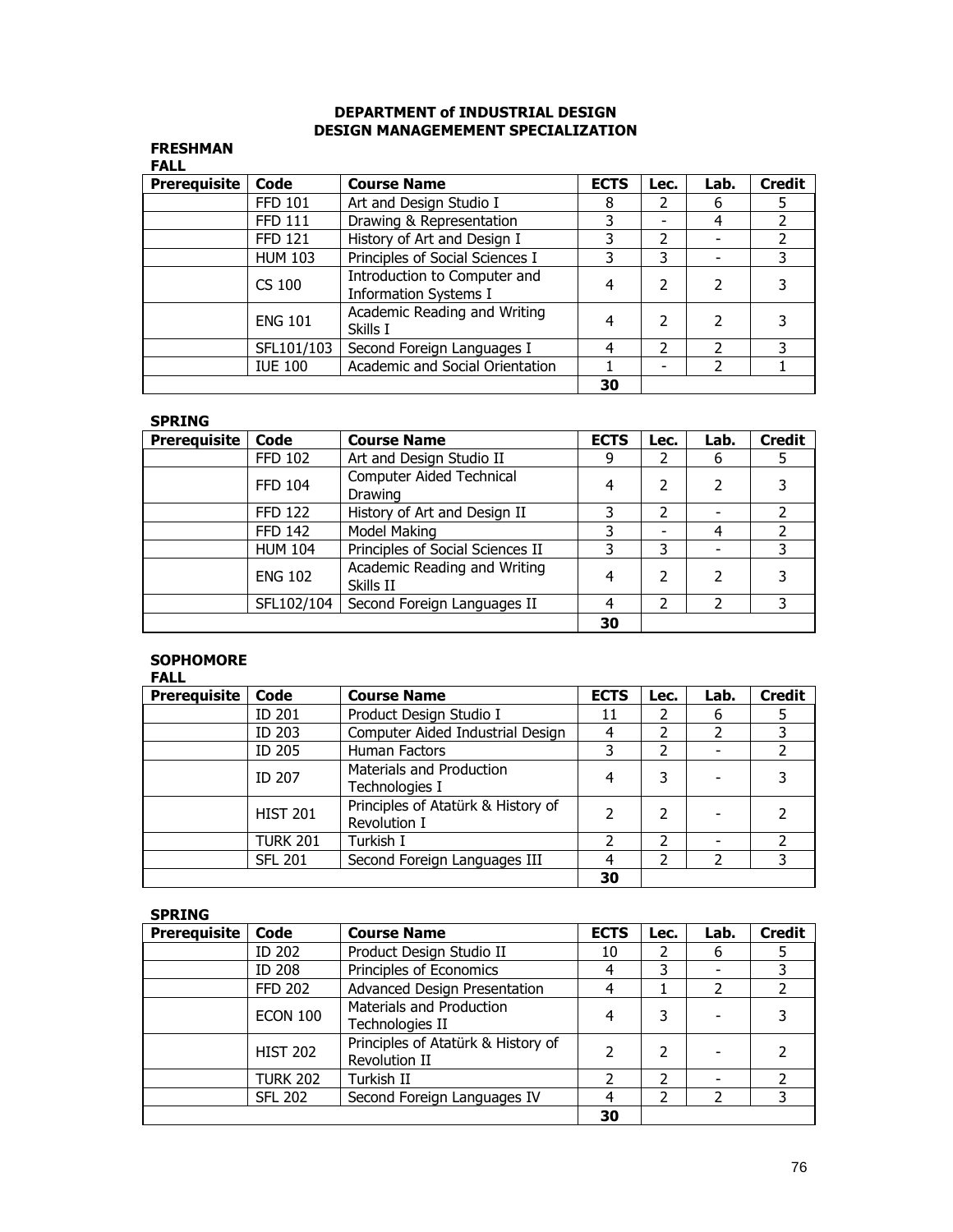# DEPARTMENT of INDUSTRIAL DESIGN
## DESIGN MANAGEMEMENT SPECIALIZATION

### FRESHMAN

#### FALL

| Prerequisite | Code | Course Name | ECTS | Lec. | Lab. | Credit |
|---|---|---|---|---|---|---|
| | FFD 101 | Art and Design Studio I | 8 | 2 | 6 | 5 |
| | FFD 111 | Drawing & Representation | 3 | - | 4 | 2 |
| | FFD 121 | History of Art and Design I | 3 | 2 | - | 2 |
| | HUM 103 | Principles of Social Sciences I | 3 | 3 | - | 3 |
| | CS 100 | Introduction to Computer and Information Systems I | 4 | 2 | 2 | 3 |
| | ENG 101 | Academic Reading and Writing Skills I | 4 | 2 | 2 | 3 |
| | SFL101/103 | Second Foreign Languages I | 4 | 2 | 2 | 3 |
| | IUE 100 | Academic and Social Orientation | 1 | - | 2 | 1 |
| | | | 30 | | | |

#### SPRING

| Prerequisite | Code | Course Name | ECTS | Lec. | Lab. | Credit |
|---|---|---|---|---|---|---|
| | FFD 102 | Art and Design Studio II | 9 | 2 | 6 | 5 |
| | FFD 104 | Computer Aided Technical Drawing | 4 | 2 | 2 | 3 |
| | FFD 122 | History of Art and Design II | 3 | 2 | - | 2 |
| | FFD 142 | Model Making | 3 | - | 4 | 2 |
| | HUM 104 | Principles of Social Sciences II | 3 | 3 | - | 3 |
| | ENG 102 | Academic Reading and Writing Skills II | 4 | 2 | 2 | 3 |
| | SFL102/104 | Second Foreign Languages II | 4 | 2 | 2 | 3 |
| | | | 30 | | | |

### SOPHOMORE

#### FALL

| Prerequisite | Code | Course Name | ECTS | Lec. | Lab. | Credit |
|---|---|---|---|---|---|---|
| | ID 201 | Product Design Studio I | 11 | 2 | 6 | 5 |
| | ID 203 | Computer Aided Industrial Design | 4 | 2 | 2 | 3 |
| | ID 205 | Human Factors | 3 | 2 | - | 2 |
| | ID 207 | Materials and Production Technologies I | 4 | 3 | - | 3 |
| | HIST 201 | Principles of Atatürk & History of Revolution I | 2 | 2 | - | 2 |
| | TURK 201 | Turkish I | 2 | 2 | - | 2 |
| | SFL 201 | Second Foreign Languages III | 4 | 2 | 2 | 3 |
| | | | 30 | | | |

#### SPRING

| Prerequisite | Code | Course Name | ECTS | Lec. | Lab. | Credit |
|---|---|---|---|---|---|---|
| | ID 202 | Product Design Studio II | 10 | 2 | 6 | 5 |
| | ID 208 | Principles of Economics | 4 | 3 | - | 3 |
| | FFD 202 | Advanced Design Presentation | 4 | 1 | 2 | 2 |
| | ECON 100 | Materials and Production Technologies II | 4 | 3 | - | 3 |
| | HIST 202 | Principles of Atatürk & History of Revolution II | 2 | 2 | - | 2 |
| | TURK 202 | Turkish II | 2 | 2 | - | 2 |
| | SFL 202 | Second Foreign Languages IV | 4 | 2 | 2 | 3 |
| | | | 30 | | | |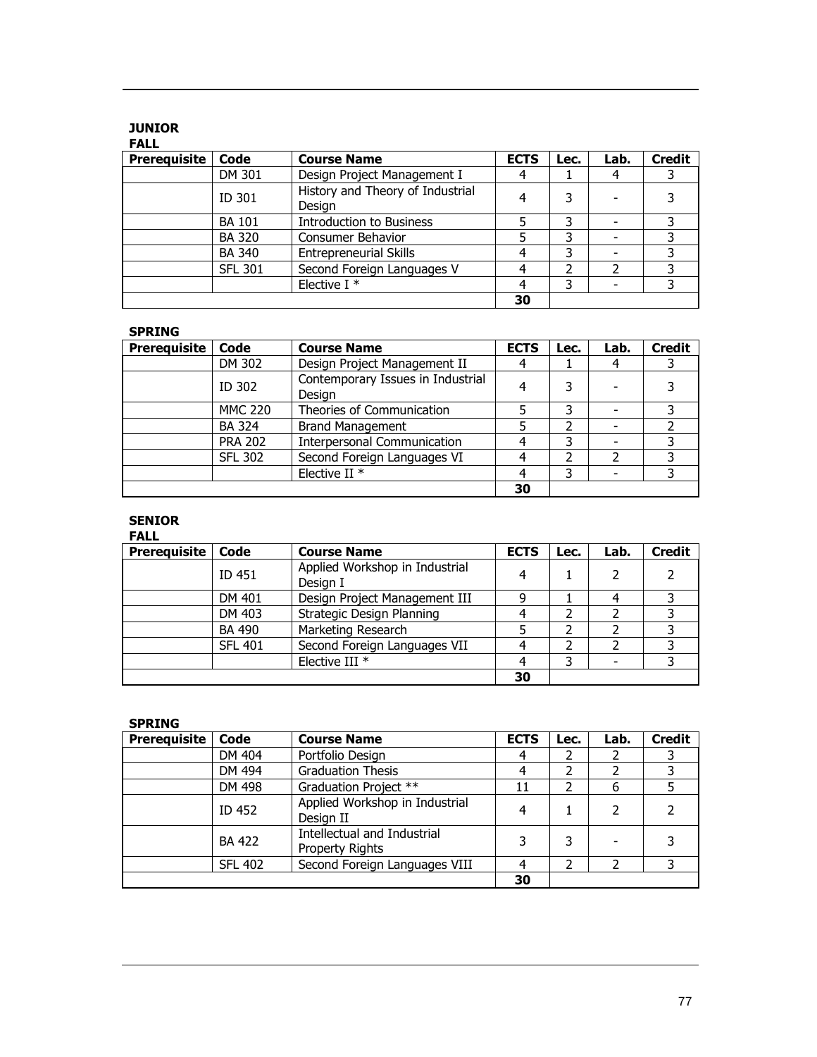**JUNIOR**

**FALL**

| Prerequisite | Code | Course Name | ECTS | Lec. | Lab. | Credit |
|---|---|---|---|---|---|---|
| | DM 301 | Design Project Management I | 4 | 1 | 4 | 3 |
| | ID 301 | History and Theory of Industrial Design | 4 | 3 | - | 3 |
| | BA 101 | Introduction to Business | 5 | 3 | - | 3 |
| | BA 320 | Consumer Behavior | 5 | 3 | - | 3 |
| | BA 340 | Entrepreneurial Skills | 4 | 3 | - | 3 |
| | SFL 301 | Second Foreign Languages V | 4 | 2 | 2 | 3 |
| | | Elective I * | 4 | 3 | - | 3 |
| | | | **30** | | | |

**SPRING**

| Prerequisite | Code | Course Name | ECTS | Lec. | Lab. | Credit |
|---|---|---|---|---|---|---|
| | DM 302 | Design Project Management II | 4 | 1 | 4 | 3 |
| | ID 302 | Contemporary Issues in Industrial Design | 4 | 3 | - | 3 |
| | MMC 220 | Theories of Communication | 5 | 3 | - | 3 |
| | BA 324 | Brand Management | 5 | 2 | - | 2 |
| | PRA 202 | Interpersonal Communication | 4 | 3 | - | 3 |
| | SFL 302 | Second Foreign Languages VI | 4 | 2 | 2 | 3 |
| | | Elective II * | 4 | 3 | - | 3 |
| | | | **30** | | | |

**SENIOR**

**FALL**

| Prerequisite | Code | Course Name | ECTS | Lec. | Lab. | Credit |
|---|---|---|---|---|---|---|
| | ID 451 | Applied Workshop in Industrial Design I | 4 | 1 | 2 | 2 |
| | DM 401 | Design Project Management III | 9 | 1 | 4 | 3 |
| | DM 403 | Strategic Design Planning | 4 | 2 | 2 | 3 |
| | BA 490 | Marketing Research | 5 | 2 | 2 | 3 |
| | SFL 401 | Second Foreign Languages VII | 4 | 2 | 2 | 3 |
| | | Elective III * | 4 | 3 | - | 3 |
| | | | **30** | | | |

**SPRING**

| Prerequisite | Code | Course Name | ECTS | Lec. | Lab. | Credit |
|---|---|---|---|---|---|---|
| | DM 404 | Portfolio Design | 4 | 2 | 2 | 3 |
| | DM 494 | Graduation Thesis | 4 | 2 | 2 | 3 |
| | DM 498 | Graduation Project ** | 11 | 2 | 6 | 5 |
| | ID 452 | Applied Workshop in Industrial Design II | 4 | 1 | 2 | 2 |
| | BA 422 | Intellectual and Industrial Property Rights | 3 | 3 | - | 3 |
| | SFL 402 | Second Foreign Languages VIII | 4 | 2 | 2 | 3 |
| | | | **30** | | | |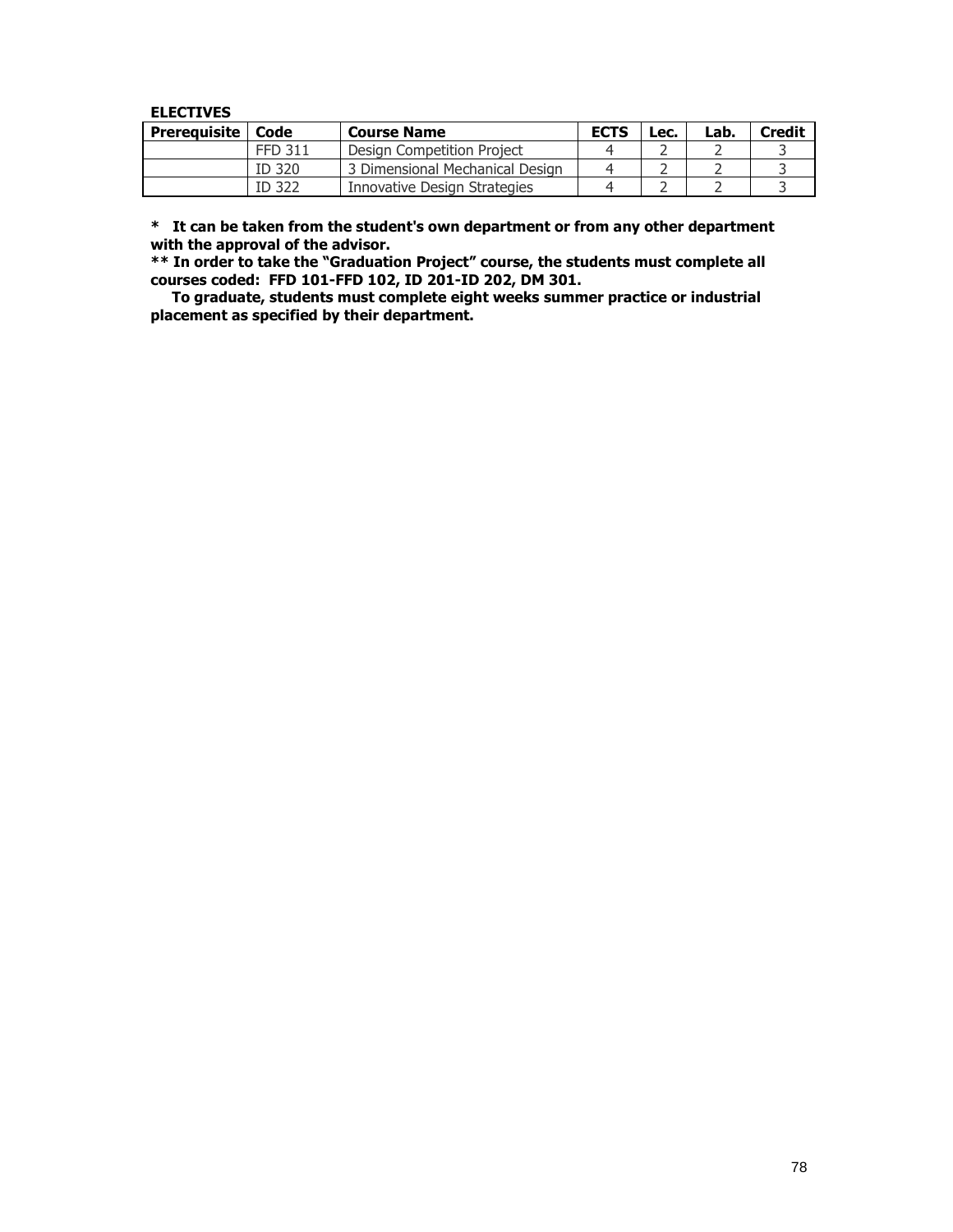**ELECTIVES**

| Prerequisite | Code | Course Name | ECTS | Lec. | Lab. | Credit |
|---|---|---|---|---|---|---|
| | FFD 311 | Design Competition Project | 4 | 2 | 2 | 3 |
| | ID 320 | 3 Dimensional Mechanical Design | 4 | 2 | 2 | 3 |
| | ID 322 | Innovative Design Strategies | 4 | 2 | 2 | 3 |

**\* It can be taken from the student's own department or from any other department with the approval of the advisor.**

**\*\* In order to take the "Graduation Project" course, the students must complete all courses coded: FFD 101-FFD 102, ID 201-ID 202, DM 301.**

**To graduate, students must complete eight weeks summer practice or industrial placement as specified by their department.**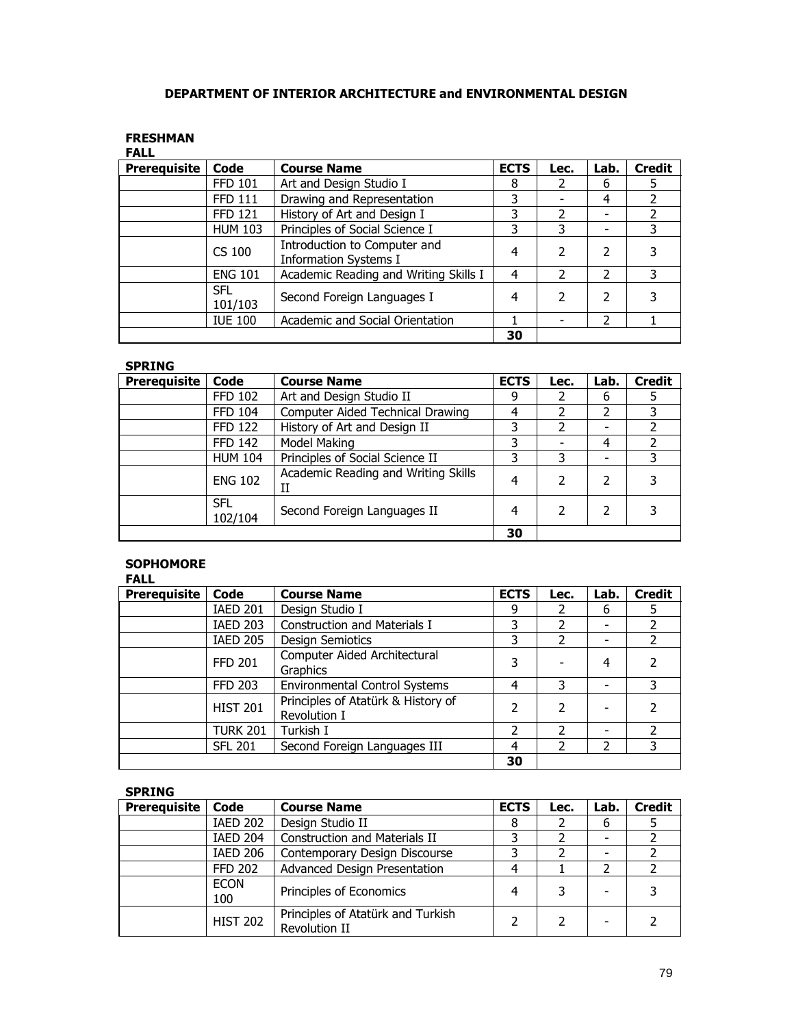# DEPARTMENT OF INTERIOR ARCHITECTURE and ENVIRONMENTAL DESIGN

## FRESHMAN

### FALL

| Prerequisite | Code | Course Name | ECTS | Lec. | Lab. | Credit |
|---|---|---|---|---|---|---|
| | FFD 101 | Art and Design Studio I | 8 | 2 | 6 | 5 |
| | FFD 111 | Drawing and Representation | 3 | - | 4 | 2 |
| | FFD 121 | History of Art and Design I | 3 | 2 | - | 2 |
| | HUM 103 | Principles of Social Science I | 3 | 3 | - | 3 |
| | CS 100 | Introduction to Computer and Information Systems I | 4 | 2 | 2 | 3 |
| | ENG 101 | Academic Reading and Writing Skills I | 4 | 2 | 2 | 3 |
| | SFL 101/103 | Second Foreign Languages I | 4 | 2 | 2 | 3 |
| | IUE 100 | Academic and Social Orientation | 1 | - | 2 | 1 |
| | | | 30 | | | |

### SPRING

| Prerequisite | Code | Course Name | ECTS | Lec. | Lab. | Credit |
|---|---|---|---|---|---|---|
| | FFD 102 | Art and Design Studio II | 9 | 2 | 6 | 5 |
| | FFD 104 | Computer Aided Technical Drawing | 4 | 2 | 2 | 3 |
| | FFD 122 | History of Art and Design II | 3 | 2 | - | 2 |
| | FFD 142 | Model Making | 3 | - | 4 | 2 |
| | HUM 104 | Principles of Social Science II | 3 | 3 | - | 3 |
| | ENG 102 | Academic Reading and Writing Skills II | 4 | 2 | 2 | 3 |
| | SFL 102/104 | Second Foreign Languages II | 4 | 2 | 2 | 3 |
| | | | 30 | | | |

## SOPHOMORE

### FALL

| Prerequisite | Code | Course Name | ECTS | Lec. | Lab. | Credit |
|---|---|---|---|---|---|---|
| | IAED 201 | Design Studio I | 9 | 2 | 6 | 5 |
| | IAED 203 | Construction and Materials I | 3 | 2 | - | 2 |
| | IAED 205 | Design Semiotics | 3 | 2 | - | 2 |
| | FFD 201 | Computer Aided Architectural Graphics | 3 | - | 4 | 2 |
| | FFD 203 | Environmental Control Systems | 4 | 3 | - | 3 |
| | HIST 201 | Principles of Atatürk & History of Revolution I | 2 | 2 | - | 2 |
| | TURK 201 | Turkish I | 2 | 2 | - | 2 |
| | SFL 201 | Second Foreign Languages III | 4 | 2 | 2 | 3 |
| | | | 30 | | | |

### SPRING

| Prerequisite | Code | Course Name | ECTS | Lec. | Lab. | Credit |
|---|---|---|---|---|---|---|
| | IAED 202 | Design Studio II | 8 | 2 | 6 | 5 |
| | IAED 204 | Construction and Materials II | 3 | 2 | - | 2 |
| | IAED 206 | Contemporary Design Discourse | 3 | 2 | - | 2 |
| | FFD 202 | Advanced Design Presentation | 4 | 1 | 2 | 2 |
| | ECON 100 | Principles of Economics | 4 | 3 | - | 3 |
| | HIST 202 | Principles of Atatürk and Turkish Revolution II | 2 | 2 | - | 2 |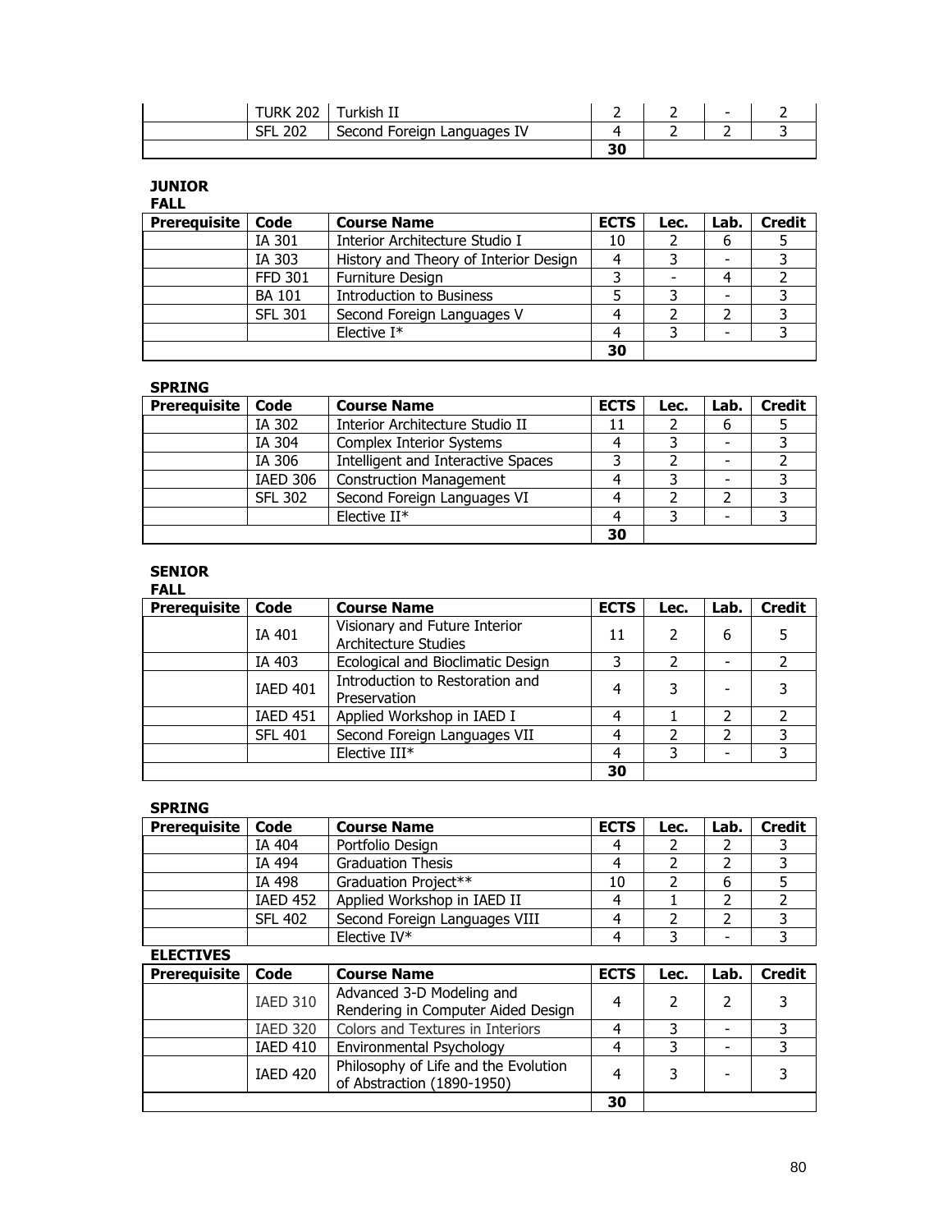| | | | | | | |
|---|---|---|---|---|---|---|
| | TURK 202 | Turkish II | 2 | 2 | - | 2 |
| | SFL 202 | Second Foreign Languages IV | 4 | 2 | 2 | 3 |
| | | | 30 | | | |

**JUNIOR**

**FALL**

| Prerequisite | Code | Course Name | ECTS | Lec. | Lab. | Credit |
|---|---|---|---|---|---|---|
| | IA 301 | Interior Architecture Studio I | 10 | 2 | 6 | 5 |
| | IA 303 | History and Theory of Interior Design | 4 | 3 | - | 3 |
| | FFD 301 | Furniture Design | 3 | - | 4 | 2 |
| | BA 101 | Introduction to Business | 5 | 3 | - | 3 |
| | SFL 301 | Second Foreign Languages V | 4 | 2 | 2 | 3 |
| | | Elective I* | 4 | 3 | - | 3 |
| | | | 30 | | | |

**SPRING**

| Prerequisite | Code | Course Name | ECTS | Lec. | Lab. | Credit |
|---|---|---|---|---|---|---|
| | IA 302 | Interior Architecture Studio II | 11 | 2 | 6 | 5 |
| | IA 304 | Complex Interior Systems | 4 | 3 | - | 3 |
| | IA 306 | Intelligent and Interactive Spaces | 3 | 2 | - | 2 |
| | IAED 306 | Construction Management | 4 | 3 | - | 3 |
| | SFL 302 | Second Foreign Languages VI | 4 | 2 | 2 | 3 |
| | | Elective II* | 4 | 3 | - | 3 |
| | | | 30 | | | |

**SENIOR**

**FALL**

| Prerequisite | Code | Course Name | ECTS | Lec. | Lab. | Credit |
|---|---|---|---|---|---|---|
| | IA 401 | Visionary and Future Interior Architecture Studies | 11 | 2 | 6 | 5 |
| | IA 403 | Ecological and Bioclimatic Design | 3 | 2 | - | 2 |
| | IAED 401 | Introduction to Restoration and Preservation | 4 | 3 | - | 3 |
| | IAED 451 | Applied Workshop in IAED I | 4 | 1 | 2 | 2 |
| | SFL 401 | Second Foreign Languages VII | 4 | 2 | 2 | 3 |
| | | Elective III* | 4 | 3 | - | 3 |
| | | | 30 | | | |

**SPRING**

| Prerequisite | Code | Course Name | ECTS | Lec. | Lab. | Credit |
|---|---|---|---|---|---|---|
| | IA 404 | Portfolio Design | 4 | 2 | 2 | 3 |
| | IA 494 | Graduation Thesis | 4 | 2 | 2 | 3 |
| | IA 498 | Graduation Project** | 10 | 2 | 6 | 5 |
| | IAED 452 | Applied Workshop in IAED II | 4 | 1 | 2 | 2 |
| | SFL 402 | Second Foreign Languages VIII | 4 | 2 | 2 | 3 |
| | | Elective IV* | 4 | 3 | - | 3 |

**ELECTIVES**

| Prerequisite | Code | Course Name | ECTS | Lec. | Lab. | Credit |
|---|---|---|---|---|---|---|
| | IAED 310 | Advanced 3-D Modeling and Rendering in Computer Aided Design | 4 | 2 | 2 | 3 |
| | IAED 320 | Colors and Textures in Interiors | 4 | 3 | - | 3 |
| | IAED 410 | Environmental Psychology | 4 | 3 | - | 3 |
| | IAED 420 | Philosophy of Life and the Evolution of Abstraction (1890-1950) | 4 | 3 | - | 3 |
| | | | 30 | | | |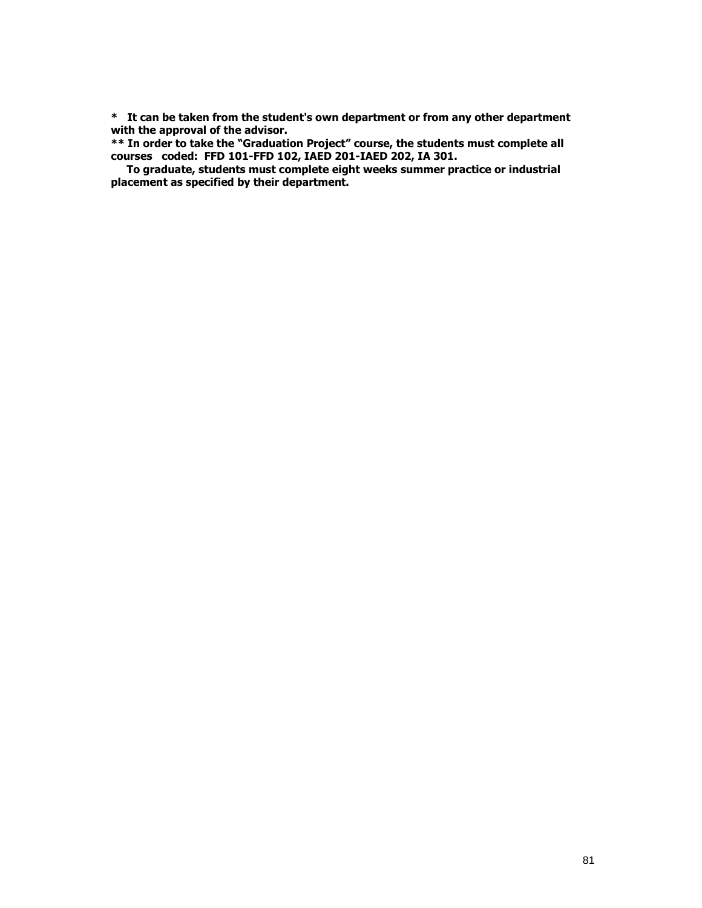**\* It can be taken from the student's own department or from any other department with the approval of the advisor.**

**\*\* In order to take the "Graduation Project" course, the students must complete all courses coded: FFD 101-FFD 102, IAED 201-IAED 202, IA 301.**

**To graduate, students must complete eight weeks summer practice or industrial placement as specified by their department.**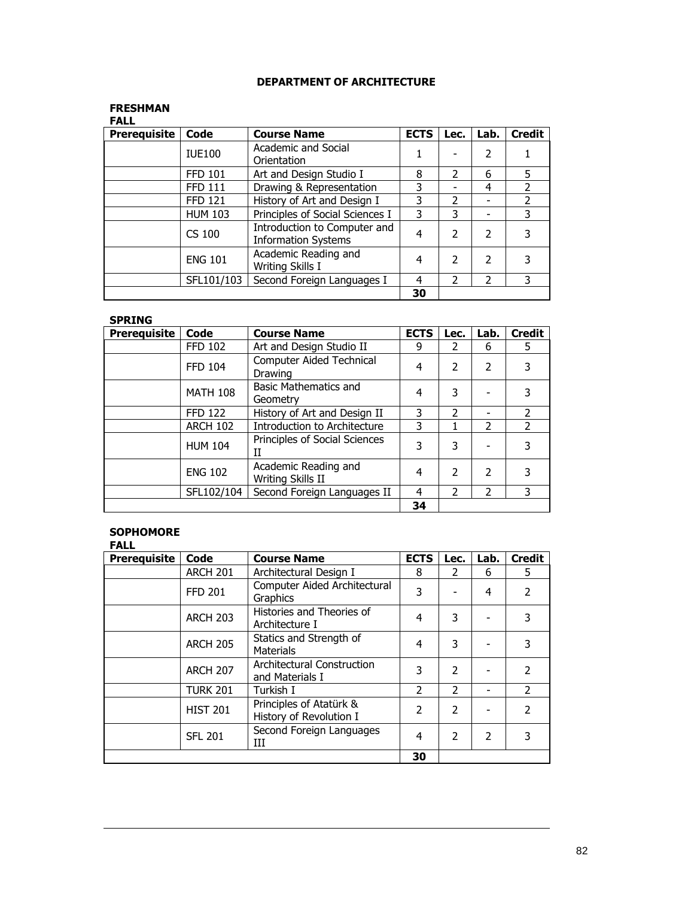## DEPARTMENT OF ARCHITECTURE

### FRESHMAN

**FALL**

| Prerequisite | Code | Course Name | ECTS | Lec. | Lab. | Credit |
|---|---|---|---|---|---|---|
| | IUE100 | Academic and Social Orientation | 1 | - | 2 | 1 |
| | FFD 101 | Art and Design Studio I | 8 | 2 | 6 | 5 |
| | FFD 111 | Drawing & Representation | 3 | - | 4 | 2 |
| | FFD 121 | History of Art and Design I | 3 | 2 | - | 2 |
| | HUM 103 | Principles of Social Sciences I | 3 | 3 | - | 3 |
| | CS 100 | Introduction to Computer and Information Systems | 4 | 2 | 2 | 3 |
| | ENG 101 | Academic Reading and Writing Skills I | 4 | 2 | 2 | 3 |
| | SFL101/103 | Second Foreign Languages I | 4 | 2 | 2 | 3 |
| | | | **30** | | | |

**SPRING**

| Prerequisite | Code | Course Name | ECTS | Lec. | Lab. | Credit |
|---|---|---|---|---|---|---|
| | FFD 102 | Art and Design Studio II | 9 | 2 | 6 | 5 |
| | FFD 104 | Computer Aided Technical Drawing | 4 | 2 | 2 | 3 |
| | MATH 108 | Basic Mathematics and Geometry | 4 | 3 | - | 3 |
| | FFD 122 | History of Art and Design II | 3 | 2 | - | 2 |
| | ARCH 102 | Introduction to Architecture | 3 | 1 | 2 | 2 |
| | HUM 104 | Principles of Social Sciences II | 3 | 3 | - | 3 |
| | ENG 102 | Academic Reading and Writing Skills II | 4 | 2 | 2 | 3 |
| | SFL102/104 | Second Foreign Languages II | 4 | 2 | 2 | 3 |
| | | | **34** | | | |

### SOPHOMORE

**FALL**

| Prerequisite | Code | Course Name | ECTS | Lec. | Lab. | Credit |
|---|---|---|---|---|---|---|
| | ARCH 201 | Architectural Design I | 8 | 2 | 6 | 5 |
| | FFD 201 | Computer Aided Architectural Graphics | 3 | - | 4 | 2 |
| | ARCH 203 | Histories and Theories of Architecture I | 4 | 3 | - | 3 |
| | ARCH 205 | Statics and Strength of Materials | 4 | 3 | - | 3 |
| | ARCH 207 | Architectural Construction and Materials I | 3 | 2 | - | 2 |
| | TURK 201 | Turkish I | 2 | 2 | - | 2 |
| | HIST 201 | Principles of Atatürk & History of Revolution I | 2 | 2 | - | 2 |
| | SFL 201 | Second Foreign Languages III | 4 | 2 | 2 | 3 |
| | | | **30** | | | |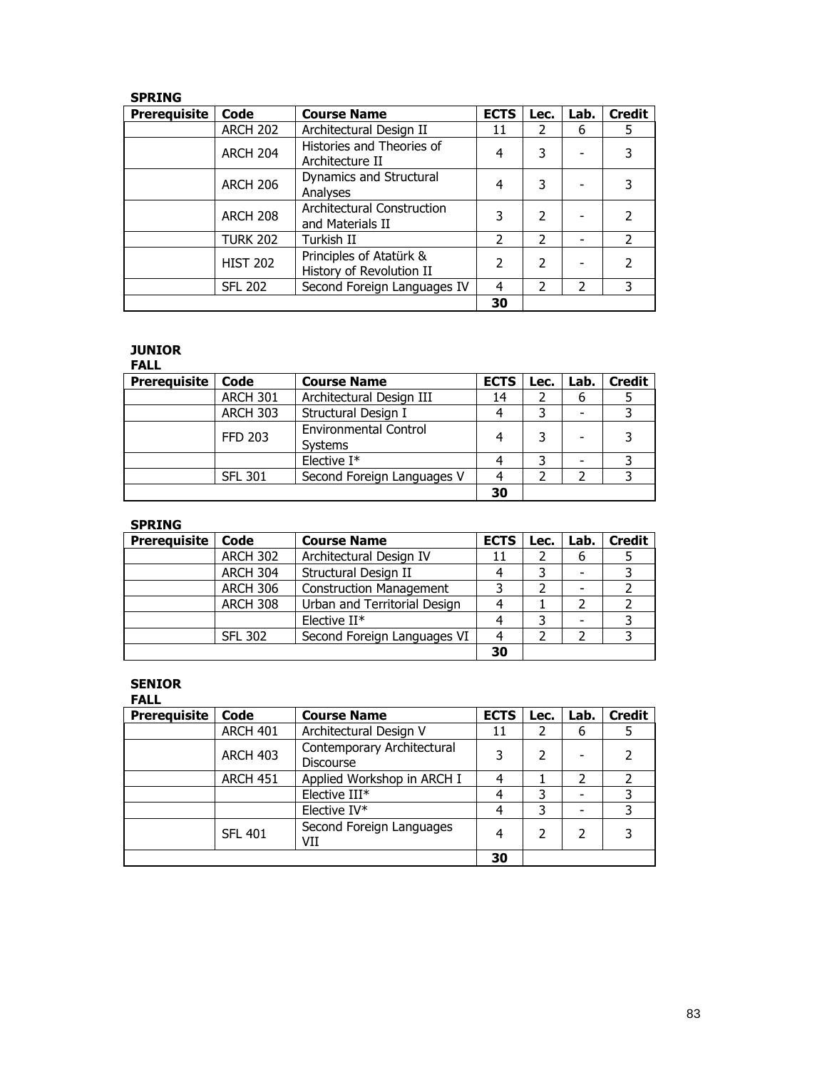**SPRING**

| Prerequisite | Code | Course Name | ECTS | Lec. | Lab. | Credit |
|---|---|---|---|---|---|---|
| | ARCH 202 | Architectural Design II | 11 | 2 | 6 | 5 |
| | ARCH 204 | Histories and Theories of Architecture II | 4 | 3 | - | 3 |
| | ARCH 206 | Dynamics and Structural Analyses | 4 | 3 | - | 3 |
| | ARCH 208 | Architectural Construction and Materials II | 3 | 2 | - | 2 |
| | TURK 202 | Turkish II | 2 | 2 | - | 2 |
| | HIST 202 | Principles of Atatürk & History of Revolution II | 2 | 2 | - | 2 |
| | SFL 202 | Second Foreign Languages IV | 4 | 2 | 2 | 3 |
| | | | 30 | | | |

**JUNIOR**

**FALL**

| Prerequisite | Code | Course Name | ECTS | Lec. | Lab. | Credit |
|---|---|---|---|---|---|---|
| | ARCH 301 | Architectural Design III | 14 | 2 | 6 | 5 |
| | ARCH 303 | Structural Design I | 4 | 3 | - | 3 |
| | FFD 203 | Environmental Control Systems | 4 | 3 | - | 3 |
| | | Elective I* | 4 | 3 | - | 3 |
| | SFL 301 | Second Foreign Languages V | 4 | 2 | 2 | 3 |
| | | | 30 | | | |

**SPRING**

| Prerequisite | Code | Course Name | ECTS | Lec. | Lab. | Credit |
|---|---|---|---|---|---|---|
| | ARCH 302 | Architectural Design IV | 11 | 2 | 6 | 5 |
| | ARCH 304 | Structural Design II | 4 | 3 | - | 3 |
| | ARCH 306 | Construction Management | 3 | 2 | - | 2 |
| | ARCH 308 | Urban and Territorial Design | 4 | 1 | 2 | 2 |
| | | Elective II* | 4 | 3 | - | 3 |
| | SFL 302 | Second Foreign Languages VI | 4 | 2 | 2 | 3 |
| | | | 30 | | | |

**SENIOR**

**FALL**

| Prerequisite | Code | Course Name | ECTS | Lec. | Lab. | Credit |
|---|---|---|---|---|---|---|
| | ARCH 401 | Architectural Design V | 11 | 2 | 6 | 5 |
| | ARCH 403 | Contemporary Architectural Discourse | 3 | 2 | - | 2 |
| | ARCH 451 | Applied Workshop in ARCH I | 4 | 1 | 2 | 2 |
| | | Elective III* | 4 | 3 | - | 3 |
| | | Elective IV* | 4 | 3 | - | 3 |
| | SFL 401 | Second Foreign Languages VII | 4 | 2 | 2 | 3 |
| | | | 30 | | | |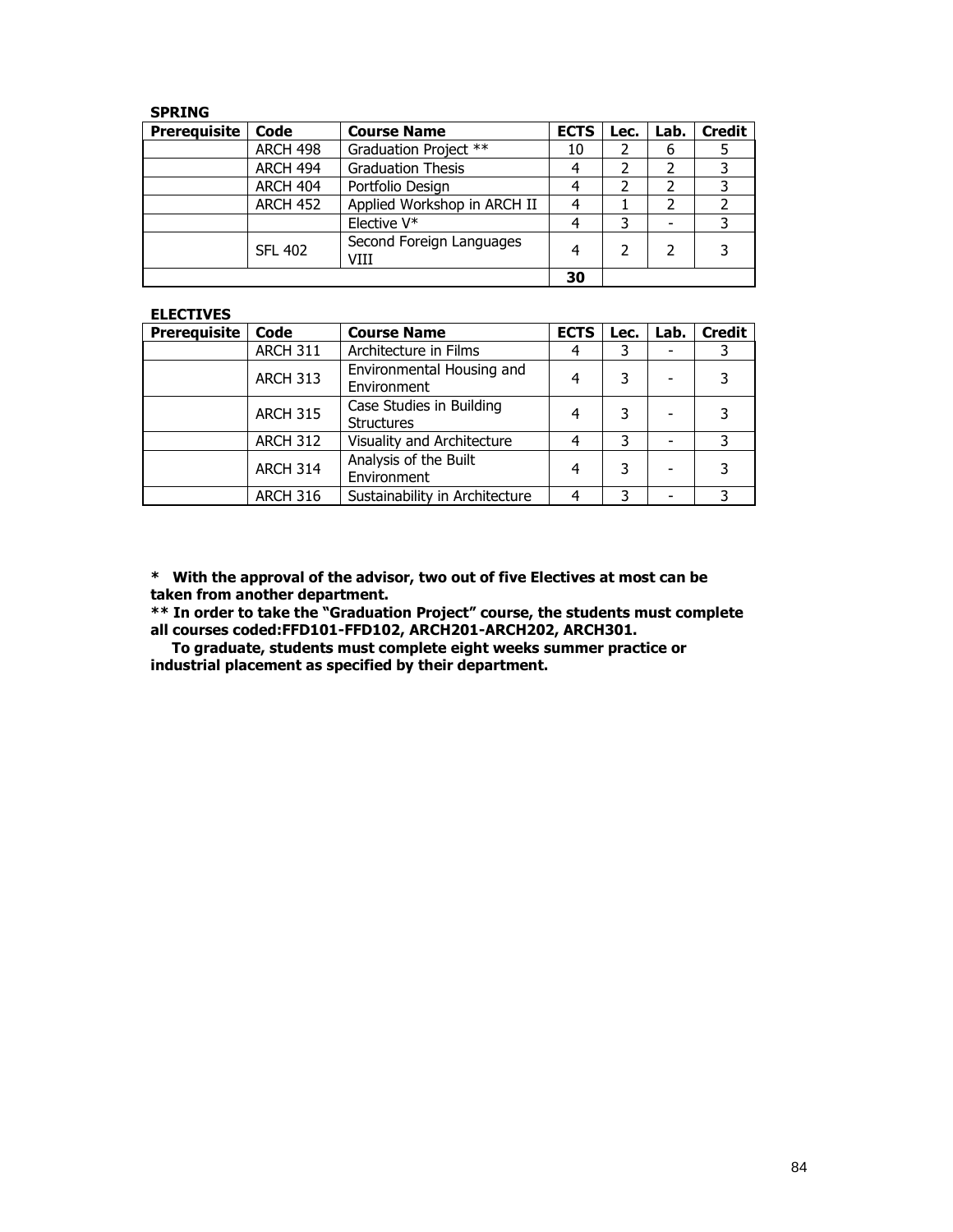**SPRING**

| Prerequisite | Code | Course Name | ECTS | Lec. | Lab. | Credit |
|---|---|---|---|---|---|---|
| | ARCH 498 | Graduation Project ** | 10 | 2 | 6 | 5 |
| | ARCH 494 | Graduation Thesis | 4 | 2 | 2 | 3 |
| | ARCH 404 | Portfolio Design | 4 | 2 | 2 | 3 |
| | ARCH 452 | Applied Workshop in ARCH II | 4 | 1 | 2 | 2 |
| | | Elective V* | 4 | 3 | - | 3 |
| | SFL 402 | Second Foreign Languages VIII | 4 | 2 | 2 | 3 |
| | | | **30** | | | |

**ELECTIVES**

| Prerequisite | Code | Course Name | ECTS | Lec. | Lab. | Credit |
|---|---|---|---|---|---|---|
| | ARCH 311 | Architecture in Films | 4 | 3 | - | 3 |
| | ARCH 313 | Environmental Housing and Environment | 4 | 3 | - | 3 |
| | ARCH 315 | Case Studies in Building Structures | 4 | 3 | - | 3 |
| | ARCH 312 | Visuality and Architecture | 4 | 3 | - | 3 |
| | ARCH 314 | Analysis of the Built Environment | 4 | 3 | - | 3 |
| | ARCH 316 | Sustainability in Architecture | 4 | 3 | - | 3 |

**\* With the approval of the advisor, two out of five Electives at most can be taken from another department.**

**\*\* In order to take the "Graduation Project" course, the students must complete all courses coded:FFD101-FFD102, ARCH201-ARCH202, ARCH301.**

**To graduate, students must complete eight weeks summer practice or industrial placement as specified by their department.**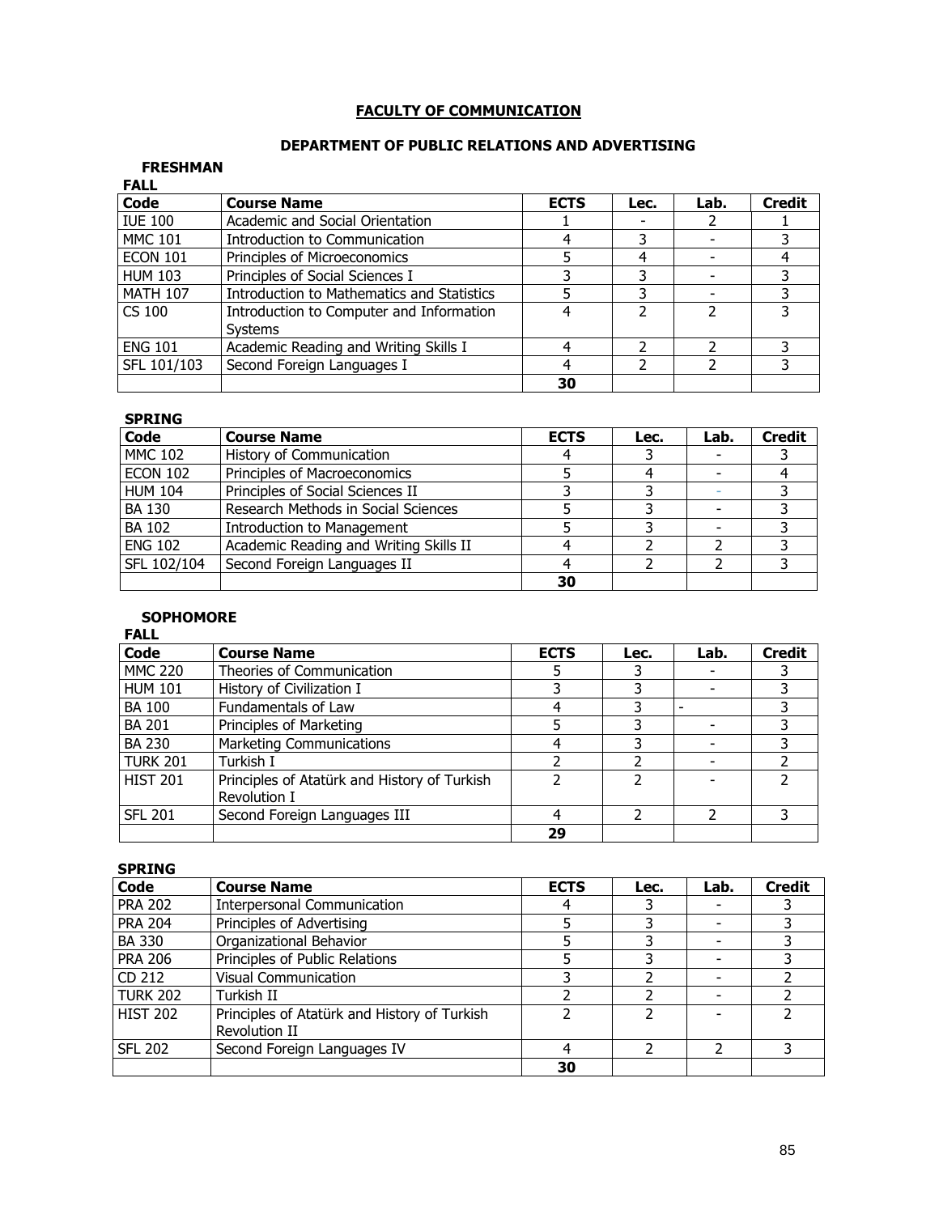# FACULTY OF COMMUNICATION

## DEPARTMENT OF PUBLIC RELATIONS AND ADVERTISING

### FRESHMAN

**FALL**

| Code | Course Name | ECTS | Lec. | Lab. | Credit |
|---|---|---|---|---|---|
| IUE 100 | Academic and Social Orientation | 1 | - | 2 | 1 |
| MMC 101 | Introduction to Communication | 4 | 3 | - | 3 |
| ECON 101 | Principles of Microeconomics | 5 | 4 | - | 4 |
| HUM 103 | Principles of Social Sciences I | 3 | 3 | - | 3 |
| MATH 107 | Introduction to Mathematics and Statistics | 5 | 3 | - | 3 |
| CS 100 | Introduction to Computer and Information Systems | 4 | 2 | 2 | 3 |
| ENG 101 | Academic Reading and Writing Skills I | 4 | 2 | 2 | 3 |
| SFL 101/103 | Second Foreign Languages I | 4 | 2 | 2 | 3 |
| | | **30** | | | |

**SPRING**

| Code | Course Name | ECTS | Lec. | Lab. | Credit |
|---|---|---|---|---|---|
| MMC 102 | History of Communication | 4 | 3 | - | 3 |
| ECON 102 | Principles of Macroeconomics | 5 | 4 | - | 4 |
| HUM 104 | Principles of Social Sciences II | 3 | 3 | - | 3 |
| BA 130 | Research Methods in Social Sciences | 5 | 3 | - | 3 |
| BA 102 | Introduction to Management | 5 | 3 | - | 3 |
| ENG 102 | Academic Reading and Writing Skills II | 4 | 2 | 2 | 3 |
| SFL 102/104 | Second Foreign Languages II | 4 | 2 | 2 | 3 |
| | | **30** | | | |

### SOPHOMORE

**FALL**

| Code | Course Name | ECTS | Lec. | Lab. | Credit |
|---|---|---|---|---|---|
| MMC 220 | Theories of Communication | 5 | 3 | - | 3 |
| HUM 101 | History of Civilization I | 3 | 3 | - | 3 |
| BA 100 | Fundamentals of Law | 4 | 3 | - | 3 |
| BA 201 | Principles of Marketing | 5 | 3 | - | 3 |
| BA 230 | Marketing Communications | 4 | 3 | - | 3 |
| TURK 201 | Turkish I | 2 | 2 | - | 2 |
| HIST 201 | Principles of Atatürk and History of Turkish Revolution I | 2 | 2 | - | 2 |
| SFL 201 | Second Foreign Languages III | 4 | 2 | 2 | 3 |
| | | **29** | | | |

**SPRING**

| Code | Course Name | ECTS | Lec. | Lab. | Credit |
|---|---|---|---|---|---|
| PRA 202 | Interpersonal Communication | 4 | 3 | - | 3 |
| PRA 204 | Principles of Advertising | 5 | 3 | - | 3 |
| BA 330 | Organizational Behavior | 5 | 3 | - | 3 |
| PRA 206 | Principles of Public Relations | 5 | 3 | - | 3 |
| CD 212 | Visual Communication | 3 | 2 | - | 2 |
| TURK 202 | Turkish II | 2 | 2 | - | 2 |
| HIST 202 | Principles of Atatürk and History of Turkish Revolution II | 2 | 2 | - | 2 |
| SFL 202 | Second Foreign Languages IV | 4 | 2 | 2 | 3 |
| | | **30** | | | |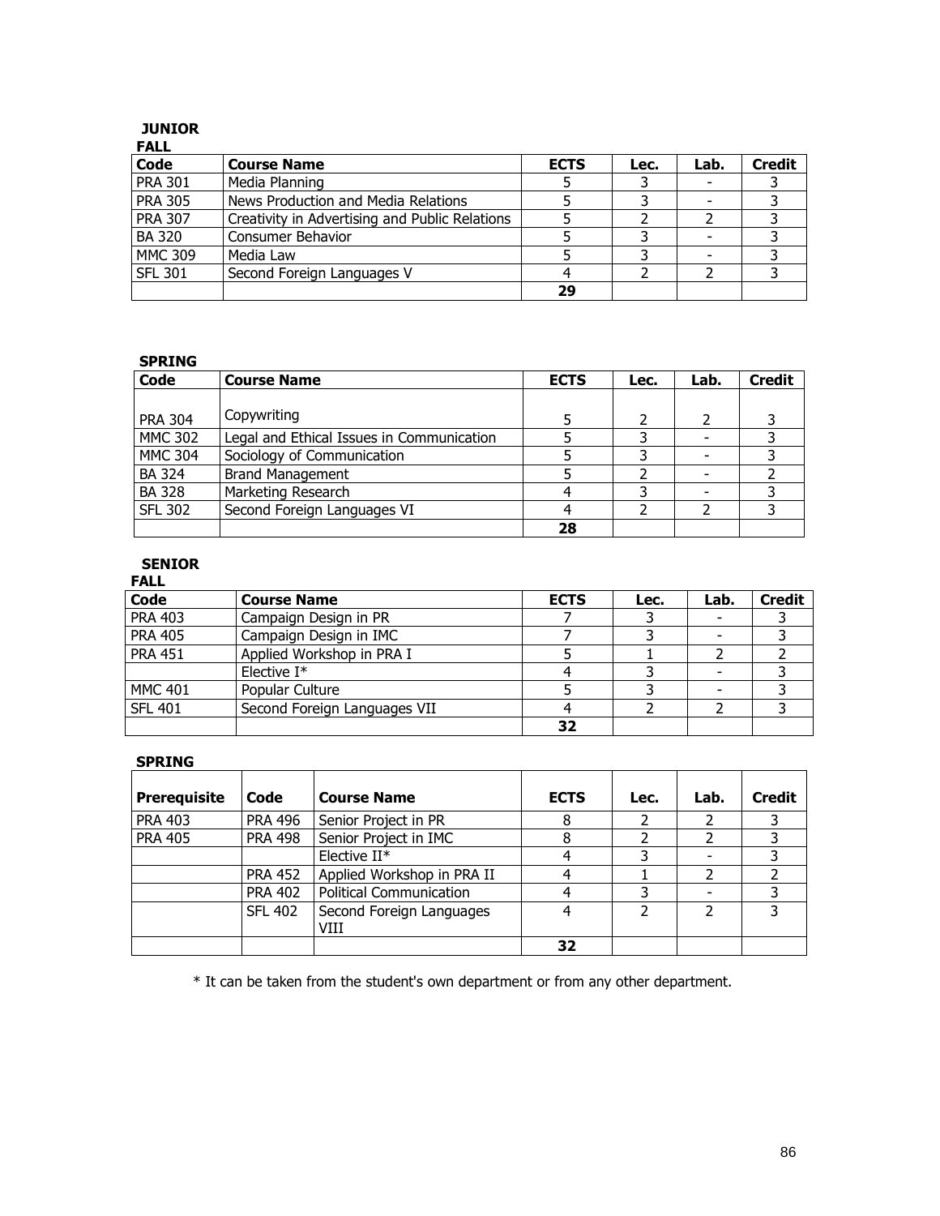**JUNIOR**

**FALL**

| Code | Course Name | ECTS | Lec. | Lab. | Credit |
|---|---|---|---|---|---|
| PRA 301 | Media Planning | 5 | 3 | - | 3 |
| PRA 305 | News Production and Media Relations | 5 | 3 | - | 3 |
| PRA 307 | Creativity in Advertising and Public Relations | 5 | 2 | 2 | 3 |
| BA 320 | Consumer Behavior | 5 | 3 | - | 3 |
| MMC 309 | Media Law | 5 | 3 | - | 3 |
| SFL 301 | Second Foreign Languages V | 4 | 2 | 2 | 3 |
| | | **29** | | | |

**SPRING**

| Code | Course Name | ECTS | Lec. | Lab. | Credit |
|---|---|---|---|---|---|
| PRA 304 | Copywriting | 5 | 2 | 2 | 3 |
| MMC 302 | Legal and Ethical Issues in Communication | 5 | 3 | - | 3 |
| MMC 304 | Sociology of Communication | 5 | 3 | - | 3 |
| BA 324 | Brand Management | 5 | 2 | - | 2 |
| BA 328 | Marketing Research | 4 | 3 | - | 3 |
| SFL 302 | Second Foreign Languages VI | 4 | 2 | 2 | 3 |
| | | **28** | | | |

**SENIOR**

**FALL**

| Code | Course Name | ECTS | Lec. | Lab. | Credit |
|---|---|---|---|---|---|
| PRA 403 | Campaign Design in PR | 7 | 3 | - | 3 |
| PRA 405 | Campaign Design in IMC | 7 | 3 | - | 3 |
| PRA 451 | Applied Workshop in PRA I | 5 | 1 | 2 | 2 |
| | Elective I* | 4 | 3 | - | 3 |
| MMC 401 | Popular Culture | 5 | 3 | - | 3 |
| SFL 401 | Second Foreign Languages VII | 4 | 2 | 2 | 3 |
| | | **32** | | | |

**SPRING**

| Prerequisite | Code | Course Name | ECTS | Lec. | Lab. | Credit |
|---|---|---|---|---|---|---|
| PRA 403 | PRA 496 | Senior Project in PR | 8 | 2 | 2 | 3 |
| PRA 405 | PRA 498 | Senior Project in IMC | 8 | 2 | 2 | 3 |
| | | Elective II* | 4 | 3 | - | 3 |
| | PRA 452 | Applied Workshop in PRA II | 4 | 1 | 2 | 2 |
| | PRA 402 | Political Communication | 4 | 3 | - | 3 |
| | SFL 402 | Second Foreign Languages VIII | 4 | 2 | 2 | 3 |
| | | | **32** | | | |

* It can be taken from the student's own department or from any other department.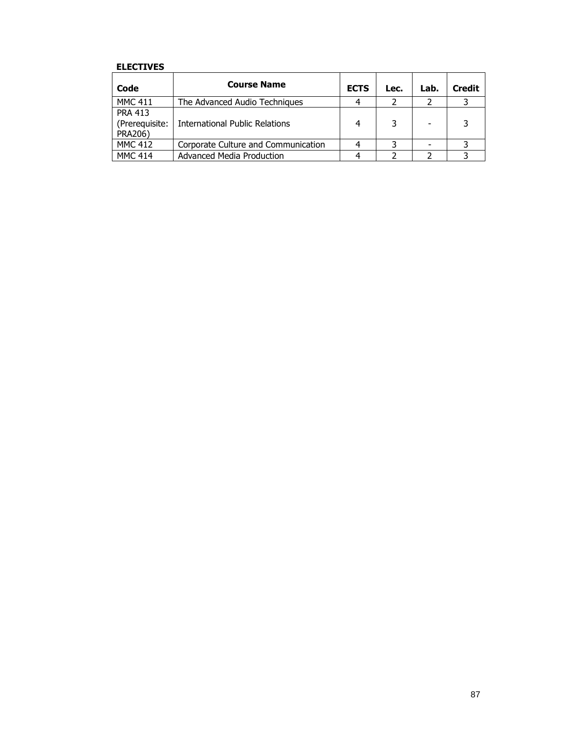**ELECTIVES**

| Code | Course Name | ECTS | Lec. | Lab. | Credit |
|---|---|---|---|---|---|
| MMC 411 | The Advanced Audio Techniques | 4 | 2 | 2 | 3 |
| PRA 413 (Prerequisite: PRA206) | International Public Relations | 4 | 3 | - | 3 |
| MMC 412 | Corporate Culture and Communication | 4 | 3 | - | 3 |
| MMC 414 | Advanced Media Production | 4 | 2 | 2 | 3 |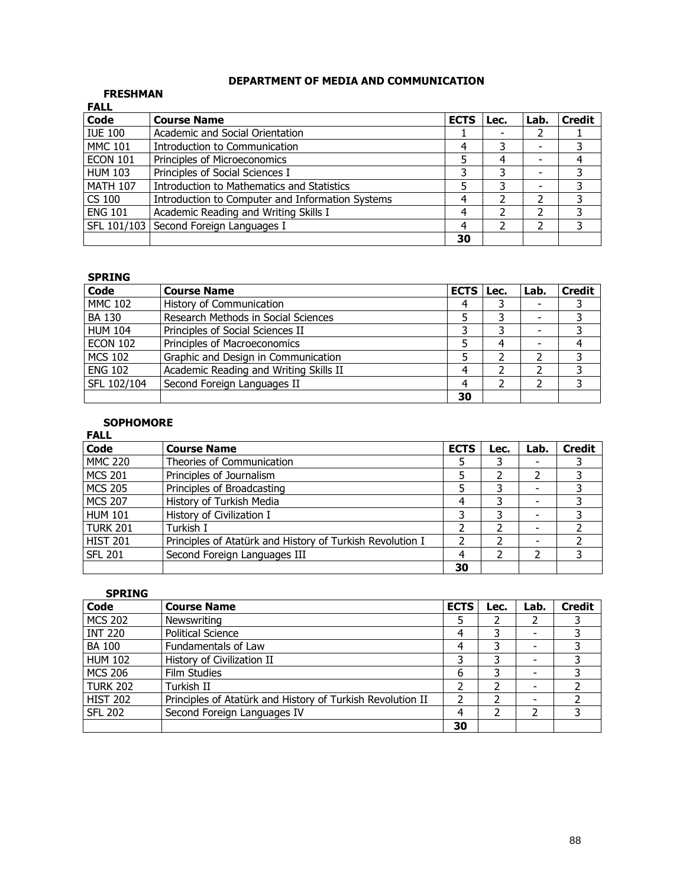# DEPARTMENT OF MEDIA AND COMMUNICATION

## FRESHMAN

### FALL

| Code | Course Name | ECTS | Lec. | Lab. | Credit |
|---|---|---|---|---|---|
| IUE 100 | Academic and Social Orientation | 1 | - | 2 | 1 |
| MMC 101 | Introduction to Communication | 4 | 3 | - | 3 |
| ECON 101 | Principles of Microeconomics | 5 | 4 | - | 4 |
| HUM 103 | Principles of Social Sciences I | 3 | 3 | - | 3 |
| MATH 107 | Introduction to Mathematics and Statistics | 5 | 3 | - | 3 |
| CS 100 | Introduction to Computer and Information Systems | 4 | 2 | 2 | 3 |
| ENG 101 | Academic Reading and Writing Skills I | 4 | 2 | 2 | 3 |
| SFL 101/103 | Second Foreign Languages I | 4 | 2 | 2 | 3 |
| | | **30** | | | |

### SPRING

| Code | Course Name | ECTS | Lec. | Lab. | Credit |
|---|---|---|---|---|---|
| MMC 102 | History of Communication | 4 | 3 | - | 3 |
| BA 130 | Research Methods in Social Sciences | 5 | 3 | - | 3 |
| HUM 104 | Principles of Social Sciences II | 3 | 3 | - | 3 |
| ECON 102 | Principles of Macroeconomics | 5 | 4 | - | 4 |
| MCS 102 | Graphic and Design in Communication | 5 | 2 | 2 | 3 |
| ENG 102 | Academic Reading and Writing Skills II | 4 | 2 | 2 | 3 |
| SFL 102/104 | Second Foreign Languages II | 4 | 2 | 2 | 3 |
| | | **30** | | | |

## SOPHOMORE

### FALL

| Code | Course Name | ECTS | Lec. | Lab. | Credit |
|---|---|---|---|---|---|
| MMC 220 | Theories of Communication | 5 | 3 | - | 3 |
| MCS 201 | Principles of Journalism | 5 | 2 | 2 | 3 |
| MCS 205 | Principles of Broadcasting | 5 | 3 | - | 3 |
| MCS 207 | History of Turkish Media | 4 | 3 | - | 3 |
| HUM 101 | History of Civilization I | 3 | 3 | - | 3 |
| TURK 201 | Turkish I | 2 | 2 | - | 2 |
| HIST 201 | Principles of Atatürk and History of Turkish Revolution I | 2 | 2 | - | 2 |
| SFL 201 | Second Foreign Languages III | 4 | 2 | 2 | 3 |
| | | **30** | | | |

### SPRING

| Code | Course Name | ECTS | Lec. | Lab. | Credit |
|---|---|---|---|---|---|
| MCS 202 | Newswriting | 5 | 2 | 2 | 3 |
| INT 220 | Political Science | 4 | 3 | - | 3 |
| BA 100 | Fundamentals of Law | 4 | 3 | - | 3 |
| HUM 102 | History of Civilization II | 3 | 3 | - | 3 |
| MCS 206 | Film Studies | 6 | 3 | - | 3 |
| TURK 202 | Turkish II | 2 | 2 | - | 2 |
| HIST 202 | Principles of Atatürk and History of Turkish Revolution II | 2 | 2 | - | 2 |
| SFL 202 | Second Foreign Languages IV | 4 | 2 | 2 | 3 |
| | | **30** | | | |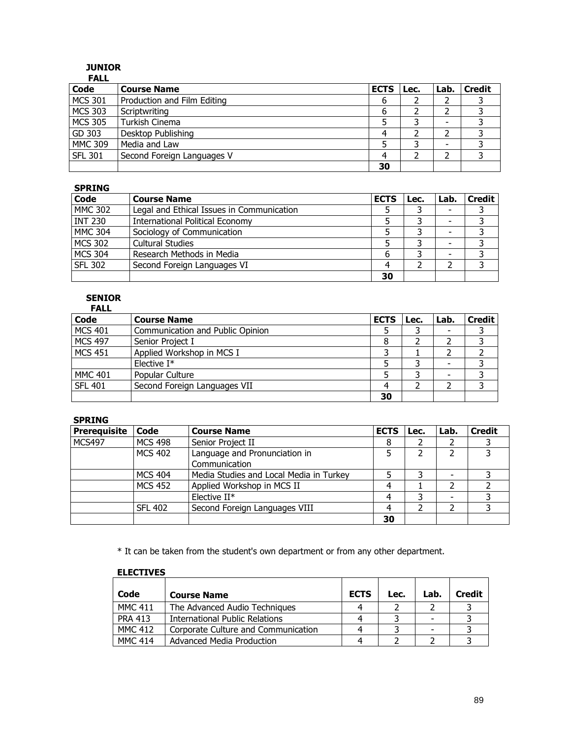## JUNIOR

### FALL

| Code | Course Name | ECTS | Lec. | Lab. | Credit |
|---|---|---|---|---|---|
| MCS 301 | Production and Film Editing | 6 | 2 | 2 | 3 |
| MCS 303 | Scriptwriting | 6 | 2 | 2 | 3 |
| MCS 305 | Turkish Cinema | 5 | 3 | - | 3 |
| GD 303 | Desktop Publishing | 4 | 2 | 2 | 3 |
| MMC 309 | Media and Law | 5 | 3 | - | 3 |
| SFL 301 | Second Foreign Languages V | 4 | 2 | 2 | 3 |
| | | **30** | | | |

### SPRING

| Code | Course Name | ECTS | Lec. | Lab. | Credit |
|---|---|---|---|---|---|
| MMC 302 | Legal and Ethical Issues in Communication | 5 | 3 | - | 3 |
| INT 230 | International Political Economy | 5 | 3 | - | 3 |
| MMC 304 | Sociology of Communication | 5 | 3 | - | 3 |
| MCS 302 | Cultural Studies | 5 | 3 | - | 3 |
| MCS 304 | Research Methods in Media | 6 | 3 | - | 3 |
| SFL 302 | Second Foreign Languages VI | 4 | 2 | 2 | 3 |
| | | **30** | | | |

## SENIOR

### FALL

| Code | Course Name | ECTS | Lec. | Lab. | Credit |
|---|---|---|---|---|---|
| MCS 401 | Communication and Public Opinion | 5 | 3 | - | 3 |
| MCS 497 | Senior Project I | 8 | 2 | 2 | 3 |
| MCS 451 | Applied Workshop in MCS I | 3 | 1 | 2 | 2 |
| | Elective I* | 5 | 3 | - | 3 |
| MMC 401 | Popular Culture | 5 | 3 | - | 3 |
| SFL 401 | Second Foreign Languages VII | 4 | 2 | 2 | 3 |
| | | **30** | | | |

### SPRING

| Prerequisite | Code | Course Name | ECTS | Lec. | Lab. | Credit |
|---|---|---|---|---|---|---|
| MCS497 | MCS 498 | Senior Project II | 8 | 2 | 2 | 3 |
| | MCS 402 | Language and Pronunciation in Communication | 5 | 2 | 2 | 3 |
| | MCS 404 | Media Studies and Local Media in Turkey | 5 | 3 | - | 3 |
| | MCS 452 | Applied Workshop in MCS II | 4 | 1 | 2 | 2 |
| | | Elective II* | 4 | 3 | - | 3 |
| | SFL 402 | Second Foreign Languages VIII | 4 | 2 | 2 | 3 |
| | | | **30** | | | |

* It can be taken from the student's own department or from any other department.

### ELECTIVES

| Code | Course Name | ECTS | Lec. | Lab. | Credit |
|---|---|---|---|---|---|
| MMC 411 | The Advanced Audio Techniques | 4 | 2 | 2 | 3 |
| PRA 413 | International Public Relations | 4 | 3 | - | 3 |
| MMC 412 | Corporate Culture and Communication | 4 | 3 | - | 3 |
| MMC 414 | Advanced Media Production | 4 | 2 | 2 | 3 |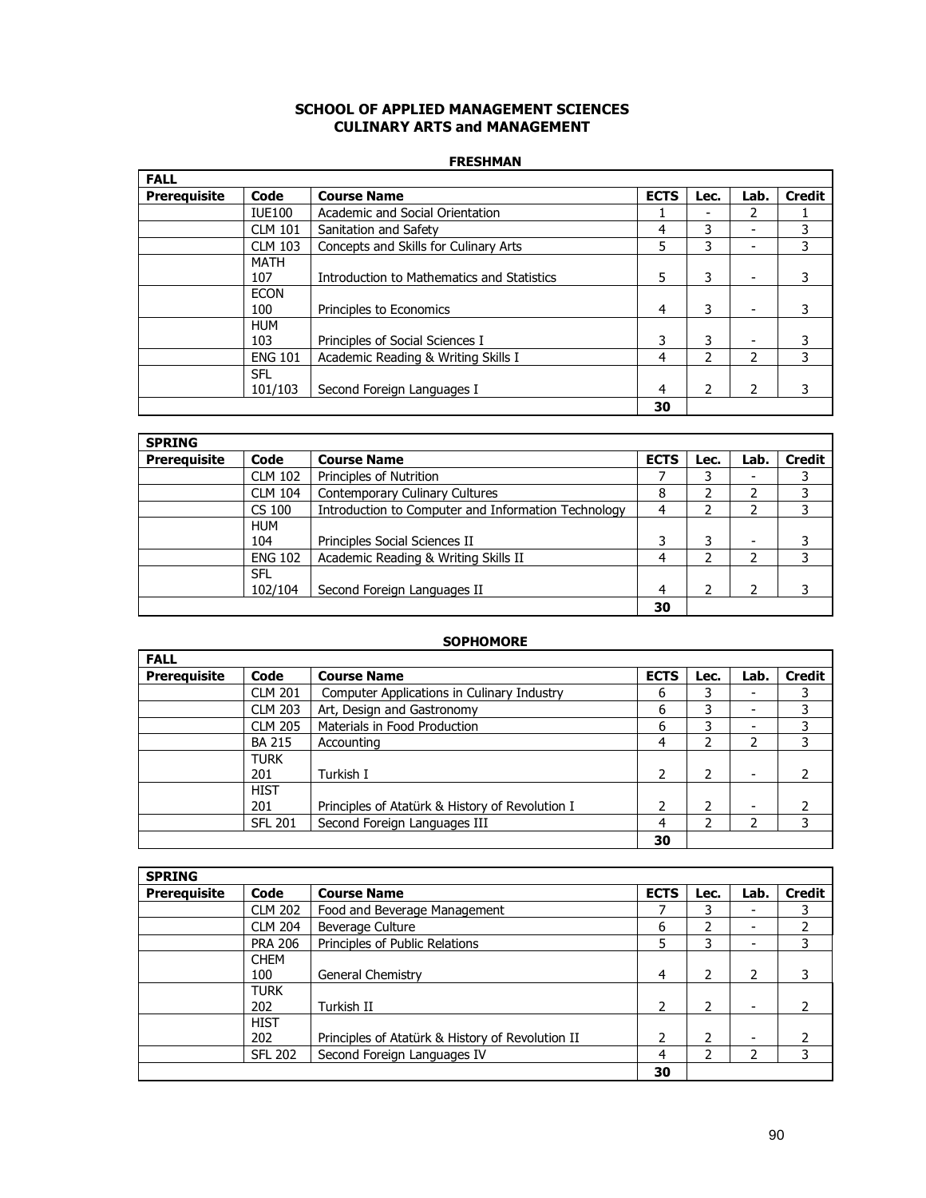# SCHOOL OF APPLIED MANAGEMENT SCIENCES
## CULINARY ARTS and MANAGEMENT

### FRESHMAN

| FALL | | | | | | |
|---|---|---|---|---|---|---|
| **Prerequisite** | **Code** | **Course Name** | **ECTS** | **Lec.** | **Lab.** | **Credit** |
| | IUE100 | Academic and Social Orientation | 1 | - | 2 | 1 |
| | CLM 101 | Sanitation and Safety | 4 | 3 | - | 3 |
| | CLM 103 | Concepts and Skills for Culinary Arts | 5 | 3 | - | 3 |
| | MATH 107 | Introduction to Mathematics and Statistics | 5 | 3 | - | 3 |
| | ECON 100 | Principles to Economics | 4 | 3 | - | 3 |
| | HUM 103 | Principles of Social Sciences I | 3 | 3 | - | 3 |
| | ENG 101 | Academic Reading & Writing Skills I | 4 | 2 | 2 | 3 |
| | SFL 101/103 | Second Foreign Languages I | 4 | 2 | 2 | 3 |
| | | | 30 | | | |

| SPRING | | | | | | |
|---|---|---|---|---|---|---|
| **Prerequisite** | **Code** | **Course Name** | **ECTS** | **Lec.** | **Lab.** | **Credit** |
| | CLM 102 | Principles of Nutrition | 7 | 3 | - | 3 |
| | CLM 104 | Contemporary Culinary Cultures | 8 | 2 | 2 | 3 |
| | CS 100 | Introduction to Computer and Information Technology | 4 | 2 | 2 | 3 |
| | HUM 104 | Principles Social Sciences II | 3 | 3 | - | 3 |
| | ENG 102 | Academic Reading & Writing Skills II | 4 | 2 | 2 | 3 |
| | SFL 102/104 | Second Foreign Languages II | 4 | 2 | 2 | 3 |
| | | | 30 | | | |

### SOPHOMORE

| FALL | | | | | | |
|---|---|---|---|---|---|---|
| **Prerequisite** | **Code** | **Course Name** | **ECTS** | **Lec.** | **Lab.** | **Credit** |
| | CLM 201 | Computer Applications in Culinary Industry | 6 | 3 | - | 3 |
| | CLM 203 | Art, Design and Gastronomy | 6 | 3 | - | 3 |
| | CLM 205 | Materials in Food Production | 6 | 3 | - | 3 |
| | BA 215 | Accounting | 4 | 2 | 2 | 3 |
| | TURK 201 | Turkish I | 2 | 2 | - | 2 |
| | HIST 201 | Principles of Atatürk & History of Revolution I | 2 | 2 | - | 2 |
| | SFL 201 | Second Foreign Languages III | 4 | 2 | 2 | 3 |
| | | | 30 | | | |

| SPRING | | | | | | |
|---|---|---|---|---|---|---|
| **Prerequisite** | **Code** | **Course Name** | **ECTS** | **Lec.** | **Lab.** | **Credit** |
| | CLM 202 | Food and Beverage Management | 7 | 3 | - | 3 |
| | CLM 204 | Beverage Culture | 6 | 2 | - | 2 |
| | PRA 206 | Principles of Public Relations | 5 | 3 | - | 3 |
| | CHEM 100 | General Chemistry | 4 | 2 | 2 | 3 |
| | TURK 202 | Turkish II | 2 | 2 | - | 2 |
| | HIST 202 | Principles of Atatürk & History of Revolution II | 2 | 2 | - | 2 |
| | SFL 202 | Second Foreign Languages IV | 4 | 2 | 2 | 3 |
| | | | 30 | | | |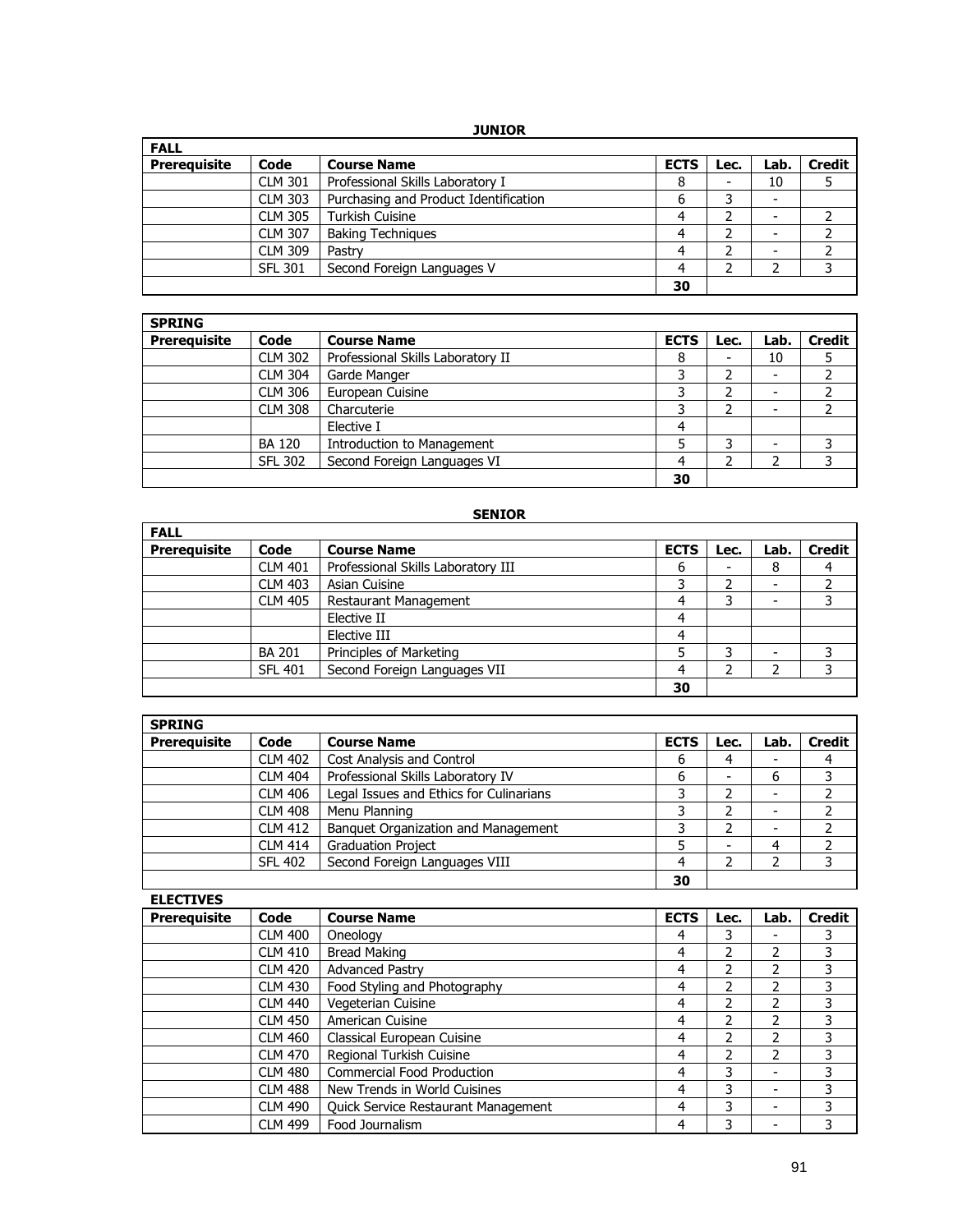## JUNIOR

| FALL | | | | | | |
|---|---|---|---|---|---|---|
| **Prerequisite** | **Code** | **Course Name** | **ECTS** | **Lec.** | **Lab.** | **Credit** |
| | CLM 301 | Professional Skills Laboratory I | 8 | - | 10 | 5 |
| | CLM 303 | Purchasing and Product Identification | 6 | 3 | - | |
| | CLM 305 | Turkish Cuisine | 4 | 2 | - | 2 |
| | CLM 307 | Baking Techniques | 4 | 2 | - | 2 |
| | CLM 309 | Pastry | 4 | 2 | - | 2 |
| | SFL 301 | Second Foreign Languages V | 4 | 2 | 2 | 3 |
| | | | **30** | | | |

| SPRING | | | | | | |
|---|---|---|---|---|---|---|
| **Prerequisite** | **Code** | **Course Name** | **ECTS** | **Lec.** | **Lab.** | **Credit** |
| | CLM 302 | Professional Skills Laboratory II | 8 | - | 10 | 5 |
| | CLM 304 | Garde Manger | 3 | 2 | - | 2 |
| | CLM 306 | European Cuisine | 3 | 2 | - | 2 |
| | CLM 308 | Charcuterie | 3 | 2 | - | 2 |
| | | Elective I | 4 | | | |
| | BA 120 | Introduction to Management | 5 | 3 | - | 3 |
| | SFL 302 | Second Foreign Languages VI | 4 | 2 | 2 | 3 |
| | | | **30** | | | |

## SENIOR

| FALL | | | | | | |
|---|---|---|---|---|---|---|
| **Prerequisite** | **Code** | **Course Name** | **ECTS** | **Lec.** | **Lab.** | **Credit** |
| | CLM 401 | Professional Skills Laboratory III | 6 | - | 8 | 4 |
| | CLM 403 | Asian Cuisine | 3 | 2 | - | 2 |
| | CLM 405 | Restaurant Management | 4 | 3 | - | 3 |
| | | Elective II | 4 | | | |
| | | Elective III | 4 | | | |
| | BA 201 | Principles of Marketing | 5 | 3 | - | 3 |
| | SFL 401 | Second Foreign Languages VII | 4 | 2 | 2 | 3 |
| | | | **30** | | | |

| SPRING | | | | | | |
|---|---|---|---|---|---|---|
| **Prerequisite** | **Code** | **Course Name** | **ECTS** | **Lec.** | **Lab.** | **Credit** |
| | CLM 402 | Cost Analysis and Control | 6 | 4 | - | 4 |
| | CLM 404 | Professional Skills Laboratory IV | 6 | - | 6 | 3 |
| | CLM 406 | Legal Issues and Ethics for Culinarians | 3 | 2 | - | 2 |
| | CLM 408 | Menu Planning | 3 | 2 | - | 2 |
| | CLM 412 | Banquet Organization and Management | 3 | 2 | - | 2 |
| | CLM 414 | Graduation Project | 5 | - | 4 | 2 |
| | SFL 402 | Second Foreign Languages VIII | 4 | 2 | 2 | 3 |
| | | | **30** | | | |

**ELECTIVES**

| **Prerequisite** | **Code** | **Course Name** | **ECTS** | **Lec.** | **Lab.** | **Credit** |
|---|---|---|---|---|---|---|
| | CLM 400 | Oneology | 4 | 3 | - | 3 |
| | CLM 410 | Bread Making | 4 | 2 | 2 | 3 |
| | CLM 420 | Advanced Pastry | 4 | 2 | 2 | 3 |
| | CLM 430 | Food Styling and Photography | 4 | 2 | 2 | 3 |
| | CLM 440 | Vegeterian Cuisine | 4 | 2 | 2 | 3 |
| | CLM 450 | American Cuisine | 4 | 2 | 2 | 3 |
| | CLM 460 | Classical European Cuisine | 4 | 2 | 2 | 3 |
| | CLM 470 | Regional Turkish Cuisine | 4 | 2 | 2 | 3 |
| | CLM 480 | Commercial Food Production | 4 | 3 | - | 3 |
| | CLM 488 | New Trends in World Cuisines | 4 | 3 | - | 3 |
| | CLM 490 | Quick Service Restaurant Management | 4 | 3 | - | 3 |
| | CLM 499 | Food Journalism | 4 | 3 | - | 3 |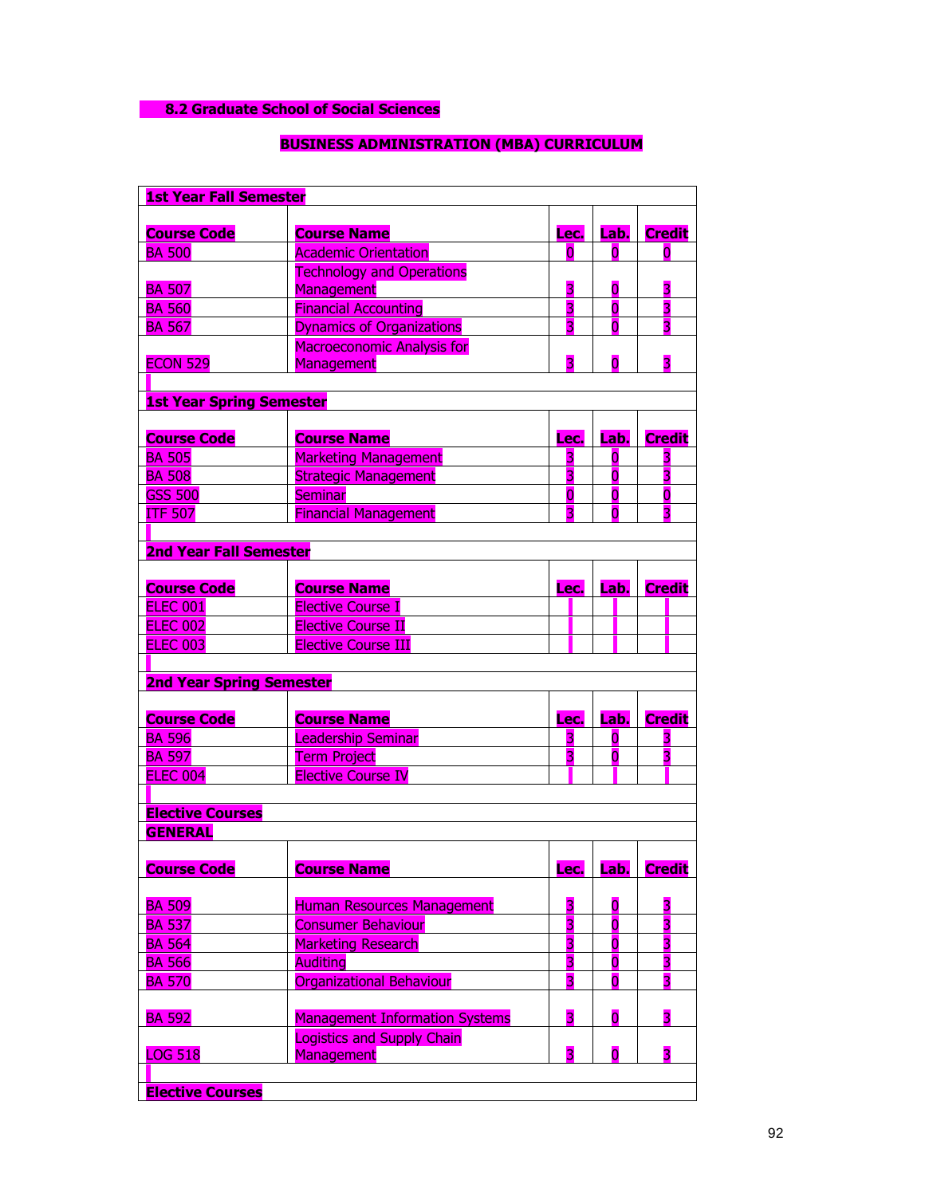### 8.2 Graduate School of Social Sciences

## BUSINESS ADMINISTRATION (MBA) CURRICULUM

| **1st Year Fall Semester** | | | | |
|---|---|---|---|---|
| **Course Code** | **Course Name** | **Lec.** | **Lab.** | **Credit** |
| BA 500 | Academic Orientation | 0 | 0 | 0 |
| BA 507 | Technology and Operations Management | 3 | 0 | 3 |
| BA 560 | Financial Accounting | 3 | 0 | 3 |
| BA 567 | Dynamics of Organizations | 3 | 0 | 3 |
| ECON 529 | Macroeconomic Analysis for Management | 3 | 0 | 3 |
| | | | | |
| **1st Year Spring Semester** | | | | |
| **Course Code** | **Course Name** | **Lec.** | **Lab.** | **Credit** |
| BA 505 | Marketing Management | 3 | 0 | 3 |
| BA 508 | Strategic Management | 3 | 0 | 3 |
| GSS 500 | Seminar | 0 | 0 | 0 |
| ITF 507 | Financial Management | 3 | 0 | 3 |
| | | | | |
| **2nd Year Fall Semester** | | | | |
| **Course Code** | **Course Name** | **Lec.** | **Lab.** | **Credit** |
| ELEC 001 | Elective Course I | | | |
| ELEC 002 | Elective Course II | | | |
| ELEC 003 | Elective Course III | | | |
| | | | | |
| **2nd Year Spring Semester** | | | | |
| **Course Code** | **Course Name** | **Lec.** | **Lab.** | **Credit** |
| BA 596 | Leadership Seminar | 3 | 0 | 3 |
| BA 597 | Term Project | 3 | 0 | 3 |
| ELEC 004 | Elective Course IV | | | |
| | | | | |
| **Elective Courses** | | | | |
| **GENERAL** | | | | |
| **Course Code** | **Course Name** | **Lec.** | **Lab.** | **Credit** |
| BA 509 | Human Resources Management | 3 | 0 | 3 |
| BA 537 | Consumer Behaviour | 3 | 0 | 3 |
| BA 564 | Marketing Research | 3 | 0 | 3 |
| BA 566 | Auditing | 3 | 0 | 3 |
| BA 570 | Organizational Behaviour | 3 | 0 | 3 |
| BA 592 | Management Information Systems | 3 | 0 | 3 |
| LOG 518 | Logistics and Supply Chain Management | 3 | 0 | 3 |
| | | | | |
| **Elective Courses** | | | | |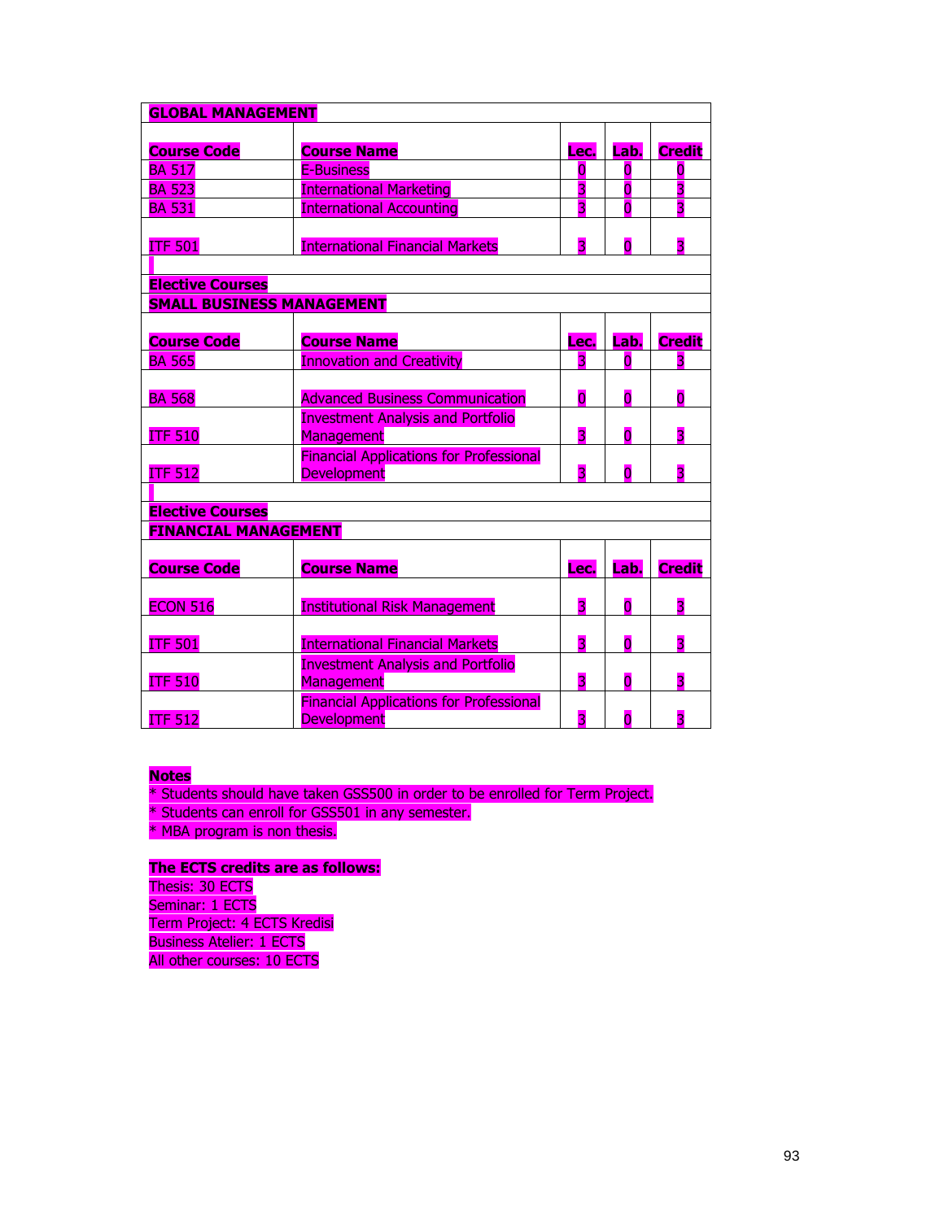| GLOBAL MANAGEMENT | | | | |
|---|---|---|---|---|
| **Course Code** | **Course Name** | **Lec.** | **Lab.** | **Credit** |
| BA 517 | E-Business | 0 | 0 | 0 |
| BA 523 | International Marketing | 3 | 0 | 3 |
| BA 531 | International Accounting | 3 | 0 | 3 |
| ITF 501 | International Financial Markets | 3 | 0 | 3 |

| Elective Courses | | | | |
|---|---|---|---|---|
| **SMALL BUSINESS MANAGEMENT** | | | | |
| **Course Code** | **Course Name** | **Lec.** | **Lab.** | **Credit** |
| BA 565 | Innovation and Creativity | 3 | 0 | 3 |
| BA 568 | Advanced Business Communication | 0 | 0 | 0 |
| ITF 510 | Investment Analysis and Portfolio Management | 3 | 0 | 3 |
| ITF 512 | Financial Applications for Professional Development | 3 | 0 | 3 |

| Elective Courses | | | | |
|---|---|---|---|---|
| **FINANCIAL MANAGEMENT** | | | | |
| **Course Code** | **Course Name** | **Lec.** | **Lab.** | **Credit** |
| ECON 516 | Institutional Risk Management | 3 | 0 | 3 |
| ITF 501 | International Financial Markets | 3 | 0 | 3 |
| ITF 510 | Investment Analysis and Portfolio Management | 3 | 0 | 3 |
| ITF 512 | Financial Applications for Professional Development | 3 | 0 | 3 |

**Notes**

* Students should have taken GSS500 in order to be enrolled for Term Project.
* Students can enroll for GSS501 in any semester.
* MBA program is non thesis.

**The ECTS credits are as follows:**

Thesis: 30 ECTS
Seminar: 1 ECTS
Term Project: 4 ECTS Kredisi
Business Atelier: 1 ECTS
All other courses: 10 ECTS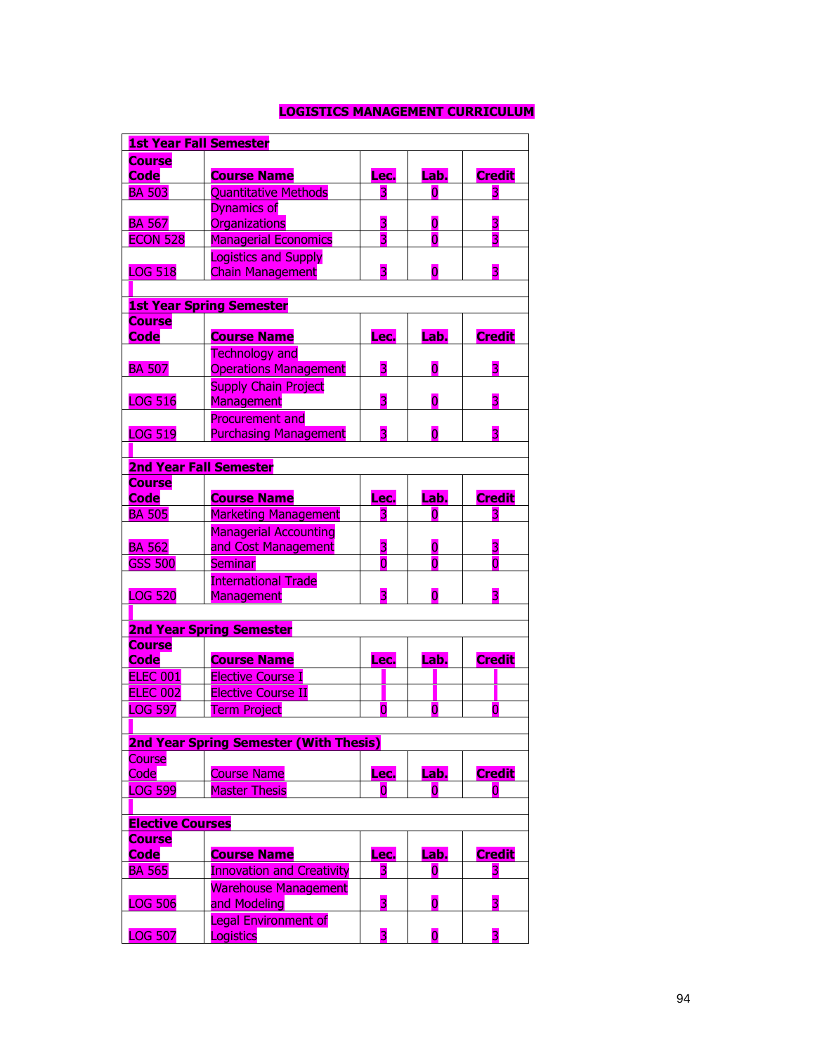# LOGISTICS MANAGEMENT CURRICULUM

| 1st Year Fall Semester | | | | |
|---|---|---|---|---|
| **Course Code** | **Course Name** | **Lec.** | **Lab.** | **Credit** |
| BA 503 | Quantitative Methods | 3 | 0 | 3 |
| BA 567 | Dynamics of Organizations | 3 | 0 | 3 |
| ECON 528 | Managerial Economics | 3 | 0 | 3 |
| LOG 518 | Logistics and Supply Chain Management | 3 | 0 | 3 |
| | | | | |
| **1st Year Spring Semester** | | | | |
| **Course Code** | **Course Name** | **Lec.** | **Lab.** | **Credit** |
| BA 507 | Technology and Operations Management | 3 | 0 | 3 |
| LOG 516 | Supply Chain Project Management | 3 | 0 | 3 |
| LOG 519 | Procurement and Purchasing Management | 3 | 0 | 3 |
| | | | | |
| **2nd Year Fall Semester** | | | | |
| **Course Code** | **Course Name** | **Lec.** | **Lab.** | **Credit** |
| BA 505 | Marketing Management | 3 | 0 | 3 |
| BA 562 | Managerial Accounting and Cost Management | 3 | 0 | 3 |
| GSS 500 | Seminar | 0 | 0 | 0 |
| LOG 520 | International Trade Management | 3 | 0 | 3 |
| | | | | |
| **2nd Year Spring Semester** | | | | |
| **Course Code** | **Course Name** | **Lec.** | **Lab.** | **Credit** |
| ELEC 001 | Elective Course I | | | |
| ELEC 002 | Elective Course II | | | |
| LOG 597 | Term Project | 0 | 0 | 0 |
| | | | | |
| **2nd Year Spring Semester (With Thesis)** | | | | |
| Course Code | Course Name | **Lec.** | **Lab.** | **Credit** |
| LOG 599 | Master Thesis | 0 | 0 | 0 |
| | | | | |
| **Elective Courses** | | | | |
| **Course Code** | **Course Name** | **Lec.** | **Lab.** | **Credit** |
| BA 565 | Innovation and Creativity | 3 | 0 | 3 |
| LOG 506 | Warehouse Management and Modeling | 3 | 0 | 3 |
| LOG 507 | Legal Environment of Logistics | 3 | 0 | 3 |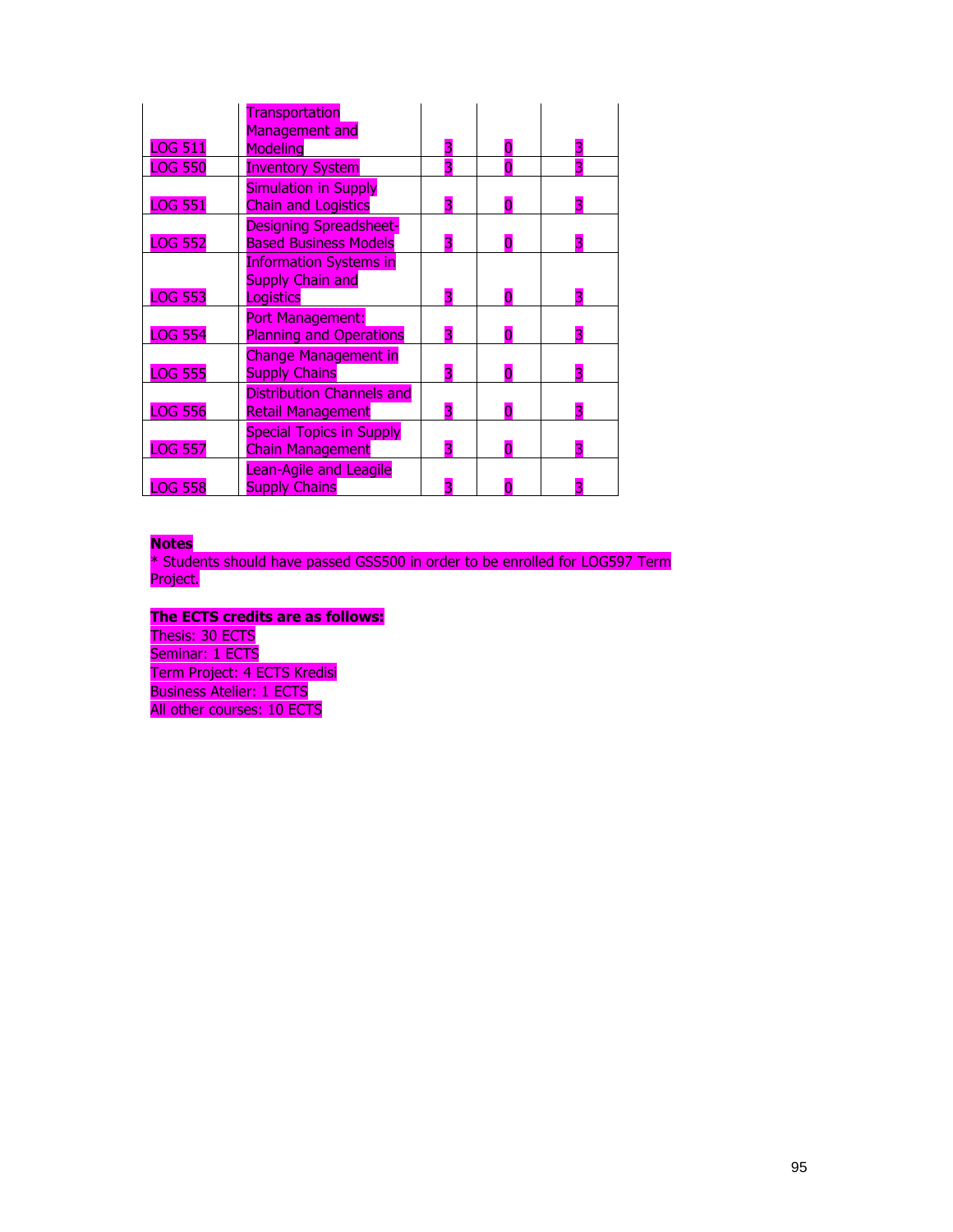| | | | | |
|---|---|---|---|---|
| LOG 511 | Transportation Management and Modeling | 3 | 0 | 3 |
| LOG 550 | Inventory System | 3 | 0 | 3 |
| LOG 551 | Simulation in Supply Chain and Logistics | 3 | 0 | 3 |
| LOG 552 | Designing Spreadsheet-Based Business Models | 3 | 0 | 3 |
| LOG 553 | Information Systems in Supply Chain and Logistics | 3 | 0 | 3 |
| LOG 554 | Port Management: Planning and Operations | 3 | 0 | 3 |
| LOG 555 | Change Management in Supply Chains | 3 | 0 | 3 |
| LOG 556 | Distribution Channels and Retail Management | 3 | 0 | 3 |
| LOG 557 | Special Topics in Supply Chain Management | 3 | 0 | 3 |
| LOG 558 | Lean-Agile and Leagile Supply Chains | 3 | 0 | 3 |

**Notes**

* Students should have passed GSS500 in order to be enrolled for LOG597 Term Project.

**The ECTS credits are as follows:**

Thesis: 30 ECTS
Seminar: 1 ECTS
Term Project: 4 ECTS Kredisi
Business Atelier: 1 ECTS
All other courses: 10 ECTS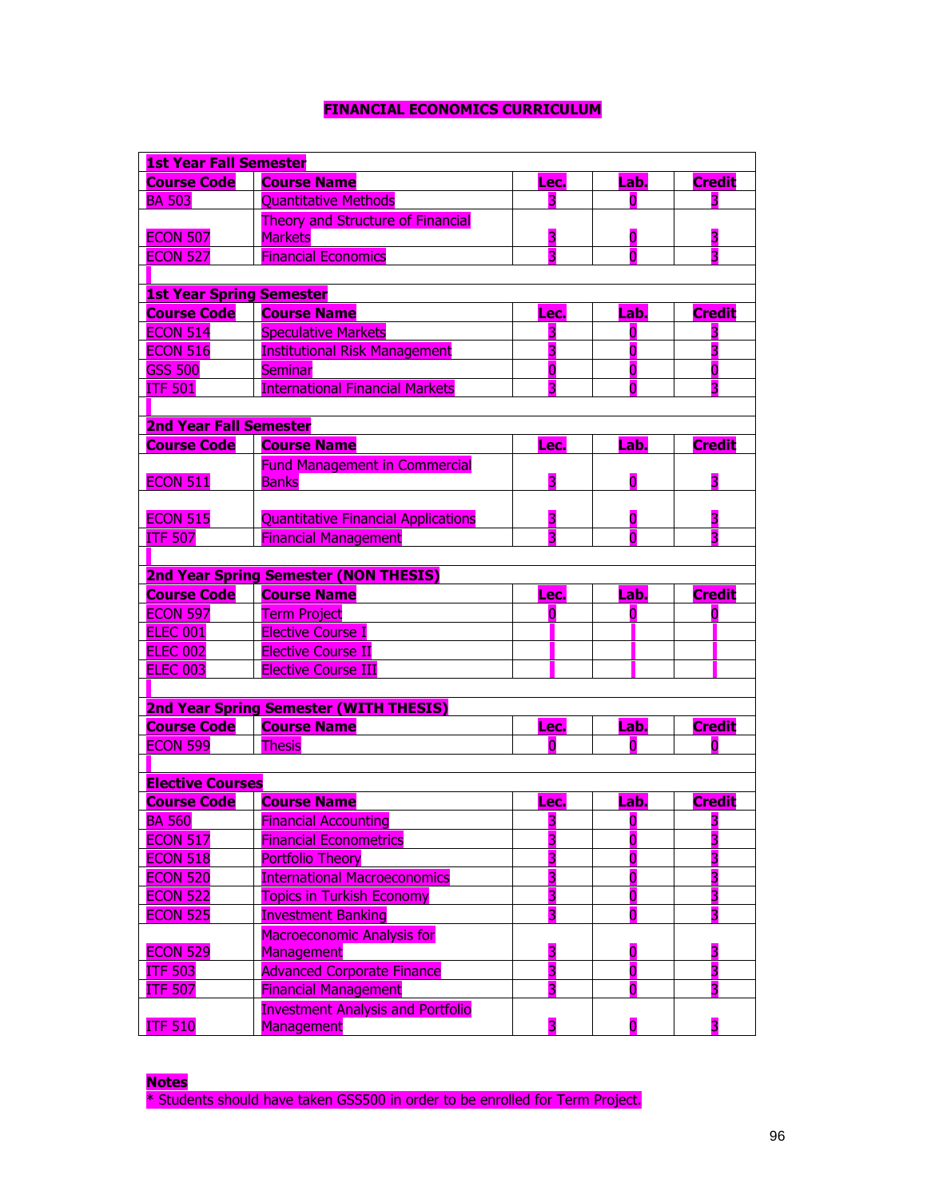# FINANCIAL ECONOMICS CURRICULUM

| 1st Year Fall Semester | | | | |
|---|---|---|---|---|
| **Course Code** | **Course Name** | **Lec.** | **Lab.** | **Credit** |
| BA 503 | Quantitative Methods | 3 | 0 | 3 |
| ECON 507 | Theory and Structure of Financial Markets | 3 | 0 | 3 |
| ECON 527 | Financial Economics | 3 | 0 | 3 |

| 1st Year Spring Semester | | | | |
|---|---|---|---|---|
| **Course Code** | **Course Name** | **Lec.** | **Lab.** | **Credit** |
| ECON 514 | Speculative Markets | 3 | 0 | 3 |
| ECON 516 | Institutional Risk Management | 3 | 0 | 3 |
| GSS 500 | Seminar | 0 | 0 | 0 |
| ITF 501 | International Financial Markets | 3 | 0 | 3 |

| 2nd Year Fall Semester | | | | |
|---|---|---|---|---|
| **Course Code** | **Course Name** | **Lec.** | **Lab.** | **Credit** |
| ECON 511 | Fund Management in Commercial Banks | 3 | 0 | 3 |
| ECON 515 | Quantitative Financial Applications | 3 | 0 | 3 |
| ITF 507 | Financial Management | 3 | 0 | 3 |

| 2nd Year Spring Semester (NON THESIS) | | | | |
|---|---|---|---|---|
| **Course Code** | **Course Name** | **Lec.** | **Lab.** | **Credit** |
| ECON 597 | Term Project | 0 | 0 | 0 |
| ELEC 001 | Elective Course I | | | |
| ELEC 002 | Elective Course II | | | |
| ELEC 003 | Elective Course III | | | |

| 2nd Year Spring Semester (WITH THESIS) | | | | |
|---|---|---|---|---|
| **Course Code** | **Course Name** | **Lec.** | **Lab.** | **Credit** |
| ECON 599 | Thesis | 0 | 0 | 0 |

| Elective Courses | | | | |
|---|---|---|---|---|
| **Course Code** | **Course Name** | **Lec.** | **Lab.** | **Credit** |
| BA 560 | Financial Accounting | 3 | 0 | 3 |
| ECON 517 | Financial Econometrics | 3 | 0 | 3 |
| ECON 518 | Portfolio Theory | 3 | 0 | 3 |
| ECON 520 | International Macroeconomics | 3 | 0 | 3 |
| ECON 522 | Topics in Turkish Economy | 3 | 0 | 3 |
| ECON 525 | Investment Banking | 3 | 0 | 3 |
| ECON 529 | Macroeconomic Analysis for Management | 3 | 0 | 3 |
| ITF 503 | Advanced Corporate Finance | 3 | 0 | 3 |
| ITF 507 | Financial Management | 3 | 0 | 3 |
| ITF 510 | Investment Analysis and Portfolio Management | 3 | 0 | 3 |

**Notes**

* Students should have taken GSS500 in order to be enrolled for Term Project.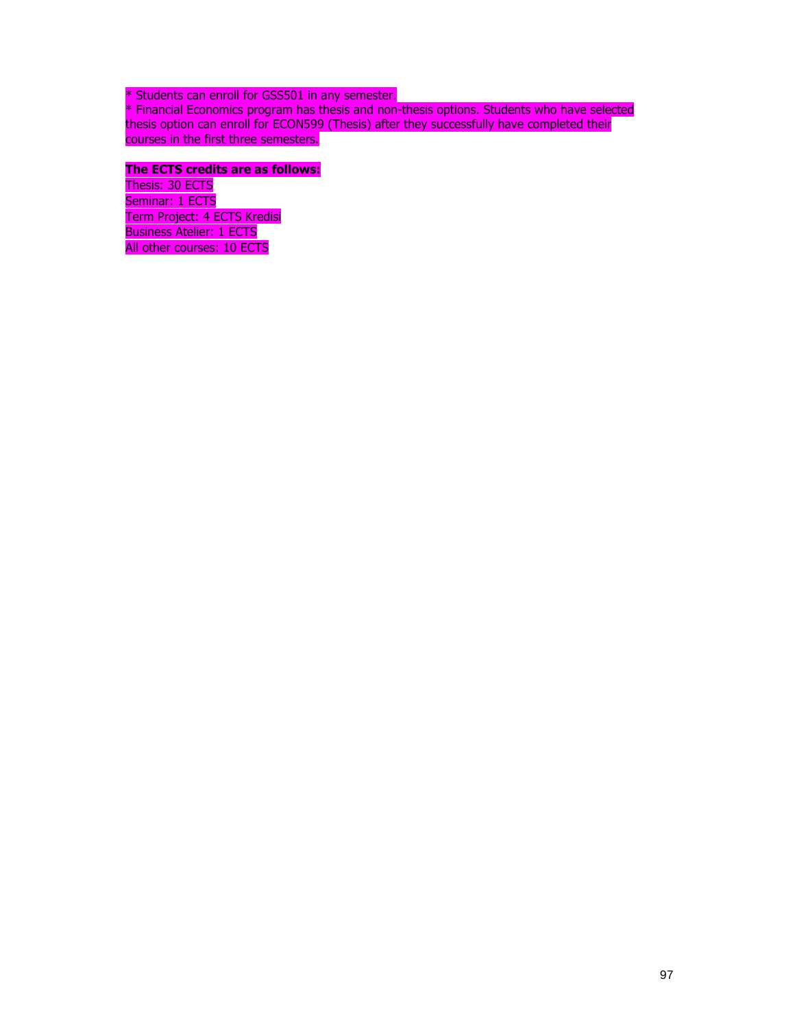* Students can enroll for GSS501 in any semester.
* Financial Economics program has thesis and non-thesis options. Students who have selected thesis option can enroll for ECON599 (Thesis) after they successfully have completed their courses in the first three semesters.

**The ECTS credits are as follows:**

Thesis: 30 ECTS
Seminar: 1 ECTS
Term Project: 4 ECTS Kredisi
Business Atelier: 1 ECTS
All other courses: 10 ECTS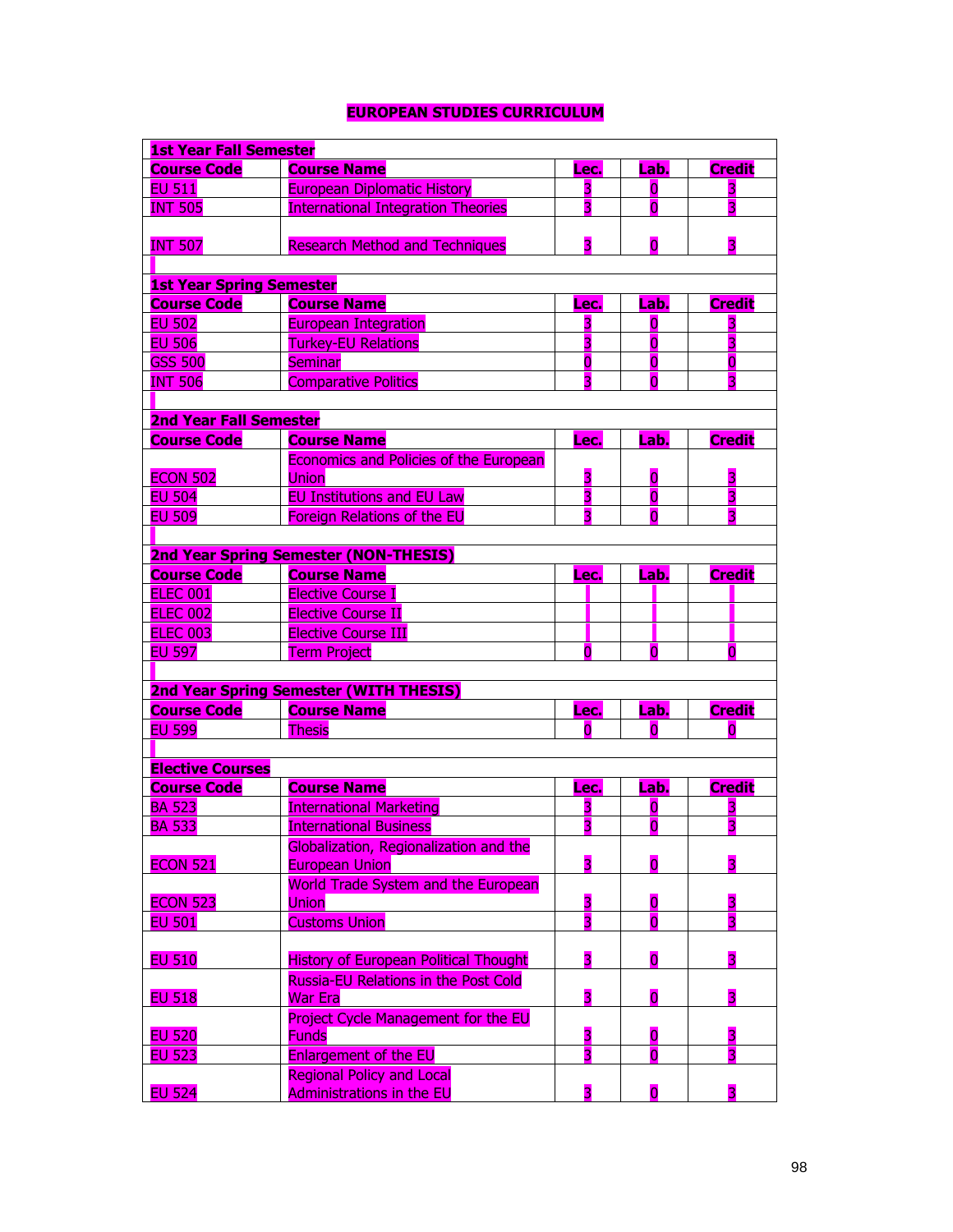# EUROPEAN STUDIES CURRICULUM

| 1st Year Fall Semester | | | | |
|---|---|---|---|---|
| **Course Code** | **Course Name** | **Lec.** | **Lab.** | **Credit** |
| EU 511 | European Diplomatic History | 3 | 0 | 3 |
| INT 505 | International Integration Theories | 3 | 0 | 3 |
| INT 507 | Research Method and Techniques | 3 | 0 | 3 |

| 1st Year Spring Semester | | | | |
|---|---|---|---|---|
| **Course Code** | **Course Name** | **Lec.** | **Lab.** | **Credit** |
| EU 502 | European Integration | 3 | 0 | 3 |
| EU 506 | Turkey-EU Relations | 3 | 0 | 3 |
| GSS 500 | Seminar | 0 | 0 | 0 |
| INT 506 | Comparative Politics | 3 | 0 | 3 |

| 2nd Year Fall Semester | | | | |
|---|---|---|---|---|
| **Course Code** | **Course Name** | **Lec.** | **Lab.** | **Credit** |
| ECON 502 | Economics and Policies of the European Union | 3 | 0 | 3 |
| EU 504 | EU Institutions and EU Law | 3 | 0 | 3 |
| EU 509 | Foreign Relations of the EU | 3 | 0 | 3 |

| 2nd Year Spring Semester (NON-THESIS) | | | | |
|---|---|---|---|---|
| **Course Code** | **Course Name** | **Lec.** | **Lab.** | **Credit** |
| ELEC 001 | Elective Course I | | | |
| ELEC 002 | Elective Course II | | | |
| ELEC 003 | Elective Course III | | | |
| EU 597 | Term Project | 0 | 0 | 0 |

| 2nd Year Spring Semester (WITH THESIS) | | | | |
|---|---|---|---|---|
| **Course Code** | **Course Name** | **Lec.** | **Lab.** | **Credit** |
| EU 599 | Thesis | 0 | 0 | 0 |

| Elective Courses | | | | |
|---|---|---|---|---|
| **Course Code** | **Course Name** | **Lec.** | **Lab.** | **Credit** |
| BA 523 | International Marketing | 3 | 0 | 3 |
| BA 533 | International Business | 3 | 0 | 3 |
| ECON 521 | Globalization, Regionalization and the European Union | 3 | 0 | 3 |
| ECON 523 | World Trade System and the European Union | 3 | 0 | 3 |
| EU 501 | Customs Union | 3 | 0 | 3 |
| EU 510 | History of European Political Thought | 3 | 0 | 3 |
| EU 518 | Russia-EU Relations in the Post Cold War Era | 3 | 0 | 3 |
| EU 520 | Project Cycle Management for the EU Funds | 3 | 0 | 3 |
| EU 523 | Enlargement of the EU | 3 | 0 | 3 |
| EU 524 | Regional Policy and Local Administrations in the EU | 3 | 0 | 3 |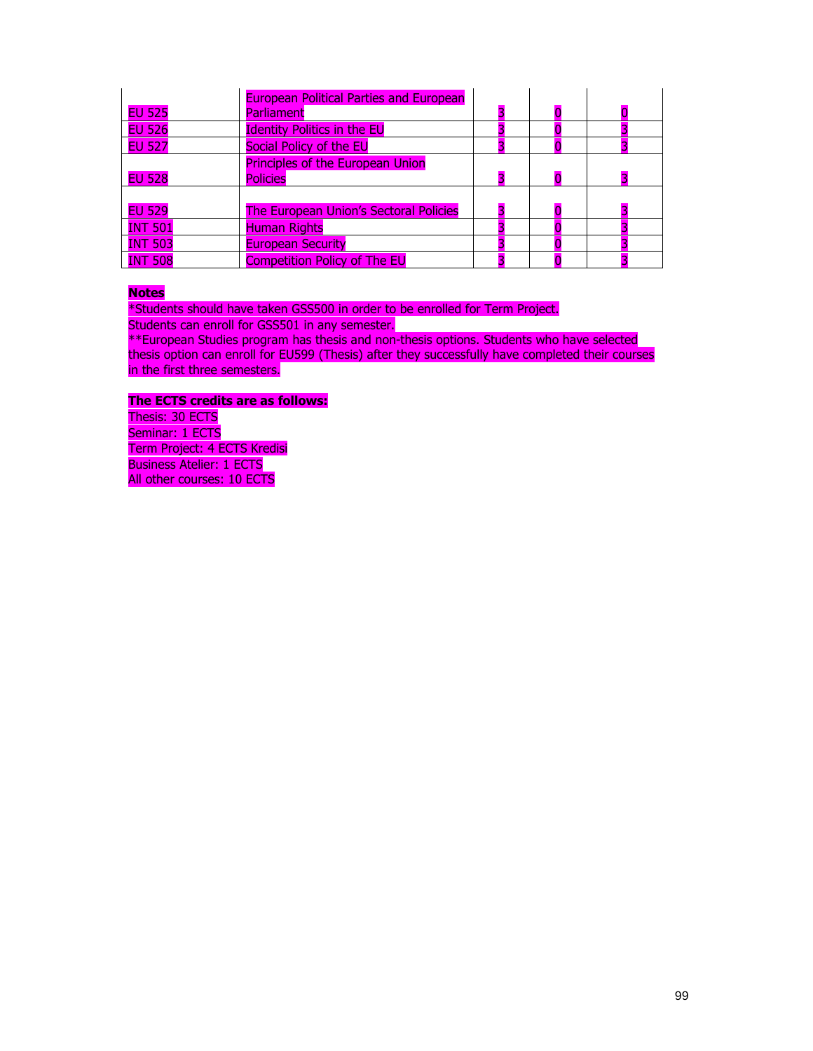| | | | | |
|---|---|---|---|---|
| EU 525 | European Political Parties and European Parliament | 3 | 0 | 0 |
| EU 526 | Identity Politics in the EU | 3 | 0 | 3 |
| EU 527 | Social Policy of the EU | 3 | 0 | 3 |
| EU 528 | Principles of the European Union Policies | 3 | 0 | 3 |
| EU 529 | The European Union's Sectoral Policies | 3 | 0 | 3 |
| INT 501 | Human Rights | 3 | 0 | 3 |
| INT 503 | European Security | 3 | 0 | 3 |
| INT 508 | Competition Policy of The EU | 3 | 0 | 3 |

**Notes**

*Students should have taken GSS500 in order to be enrolled for Term Project.
Students can enroll for GSS501 in any semester.
**European Studies program has thesis and non-thesis options. Students who have selected thesis option can enroll for EU599 (Thesis) after they successfully have completed their courses in the first three semesters.

**The ECTS credits are as follows:**

Thesis: 30 ECTS
Seminar: 1 ECTS
Term Project: 4 ECTS Kredisi
Business Atelier: 1 ECTS
All other courses: 10 ECTS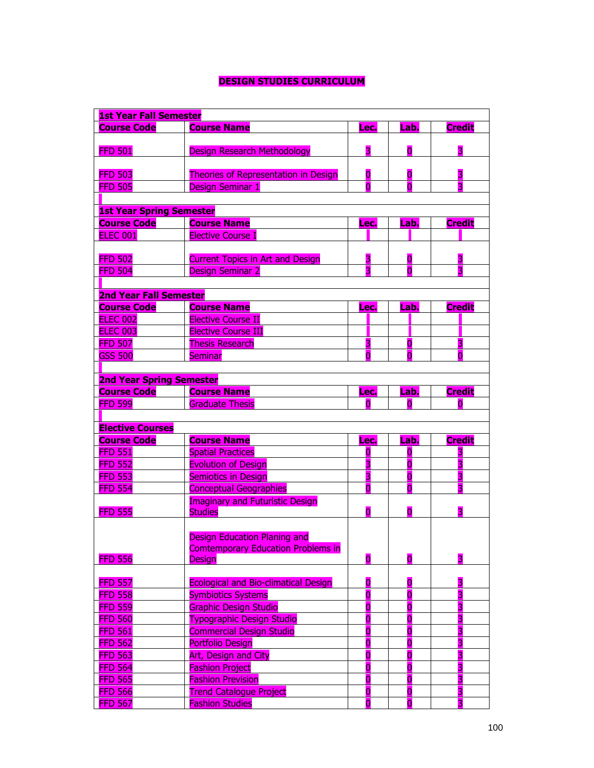## DESIGN STUDIES CURRICULUM

| 1st Year Fall Semester | | | | |
|---|---|---|---|---|
| **Course Code** | **Course Name** | **Lec.** | **Lab.** | **Credit** |
| FFD 501 | Design Research Methodology | 3 | 0 | 3 |
| FFD 503 | Theories of Representation in Design | 0 | 0 | 3 |
| FFD 505 | Design Seminar 1 | 0 | 0 | 3 |
| | | | | |
| **1st Year Spring Semester** | | | | |
| **Course Code** | **Course Name** | **Lec.** | **Lab.** | **Credit** |
| ELEC 001 | Elective Course I | | | |
| FFD 502 | Current Topics in Art and Design | 3 | 0 | 3 |
| FFD 504 | Design Seminar 2 | 3 | 0 | 3 |
| | | | | |
| **2nd Year Fall Semester** | | | | |
| **Course Code** | **Course Name** | **Lec.** | **Lab.** | **Credit** |
| ELEC 002 | Elective Course II | | | |
| ELEC 003 | Elective Course III | | | |
| FFD 507 | Thesis Research | 3 | 0 | 3 |
| GSS 500 | Seminar | 0 | 0 | 0 |
| | | | | |
| **2nd Year Spring Semester** | | | | |
| **Course Code** | **Course Name** | **Lec.** | **Lab.** | **Credit** |
| FFD 599 | Graduate Thesis | 0 | 0 | 0 |
| | | | | |
| **Elective Courses** | | | | |
| **Course Code** | **Course Name** | **Lec.** | **Lab.** | **Credit** |
| FFD 551 | Spatial Practices | 0 | 0 | 3 |
| FFD 552 | Evolution of Design | 3 | 0 | 3 |
| FFD 553 | Semiotics in Design | 3 | 0 | 3 |
| FFD 554 | Conceptual Geographies | 0 | 0 | 3 |
| FFD 555 | Imaginary and Futuristic Design Studies | 0 | 0 | 3 |
| FFD 556 | Design Education Planing and Comtemporary Education Problems in Design | 0 | 0 | 3 |
| FFD 557 | Ecological and Bio-climatical Design | 0 | 0 | 3 |
| FFD 558 | Symbiotics Systems | 0 | 0 | 3 |
| FFD 559 | Graphic Design Studio | 0 | 0 | 3 |
| FFD 560 | Typographic Design Studio | 0 | 0 | 3 |
| FFD 561 | Commercial Design Studio | 0 | 0 | 3 |
| FFD 562 | Portfolio Design | 0 | 0 | 3 |
| FFD 563 | Art, Design and City | 0 | 0 | 3 |
| FFD 564 | Fashion Project | 0 | 0 | 3 |
| FFD 565 | Fashion Prevision | 0 | 0 | 3 |
| FFD 566 | Trend Catalogue Project | 0 | 0 | 3 |
| FFD 567 | Fashion Studies | 0 | 0 | 3 |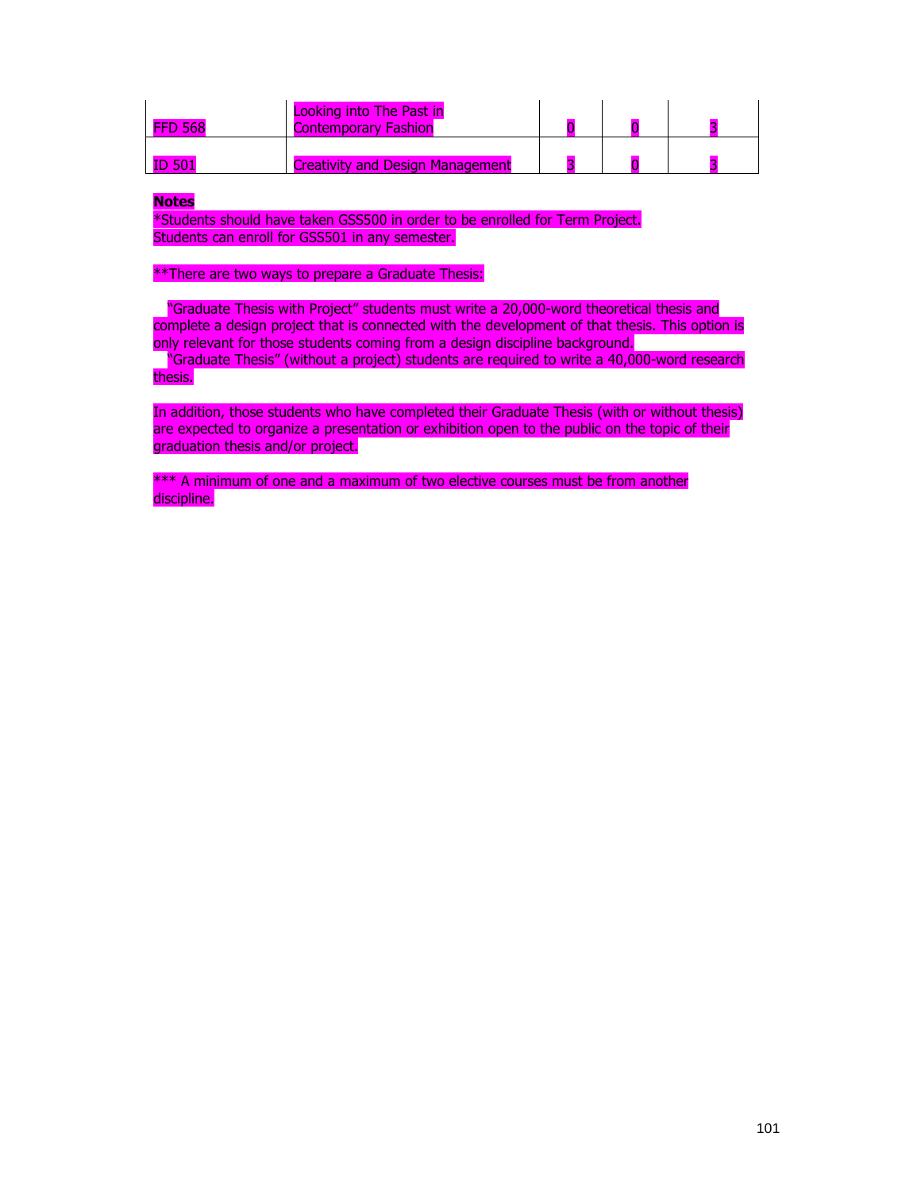| | | | | |
|---|---|---|---|---|
| FFD 568 | Looking into The Past in Contemporary Fashion | 0 | 0 | 3 |
| ID 501 | Creativity and Design Management | 3 | 0 | 3 |

**Notes**

*Students should have taken GSS500 in order to be enrolled for Term Project.
Students can enroll for GSS501 in any semester.

**There are two ways to prepare a Graduate Thesis:

"Graduate Thesis with Project" students must write a 20,000-word theoretical thesis and complete a design project that is connected with the development of that thesis. This option is only relevant for those students coming from a design discipline background.
"Graduate Thesis" (without a project) students are required to write a 40,000-word research thesis.

In addition, those students who have completed their Graduate Thesis (with or without thesis) are expected to organize a presentation or exhibition open to the public on the topic of their graduation thesis and/or project.

*** A minimum of one and a maximum of two elective courses must be from another discipline.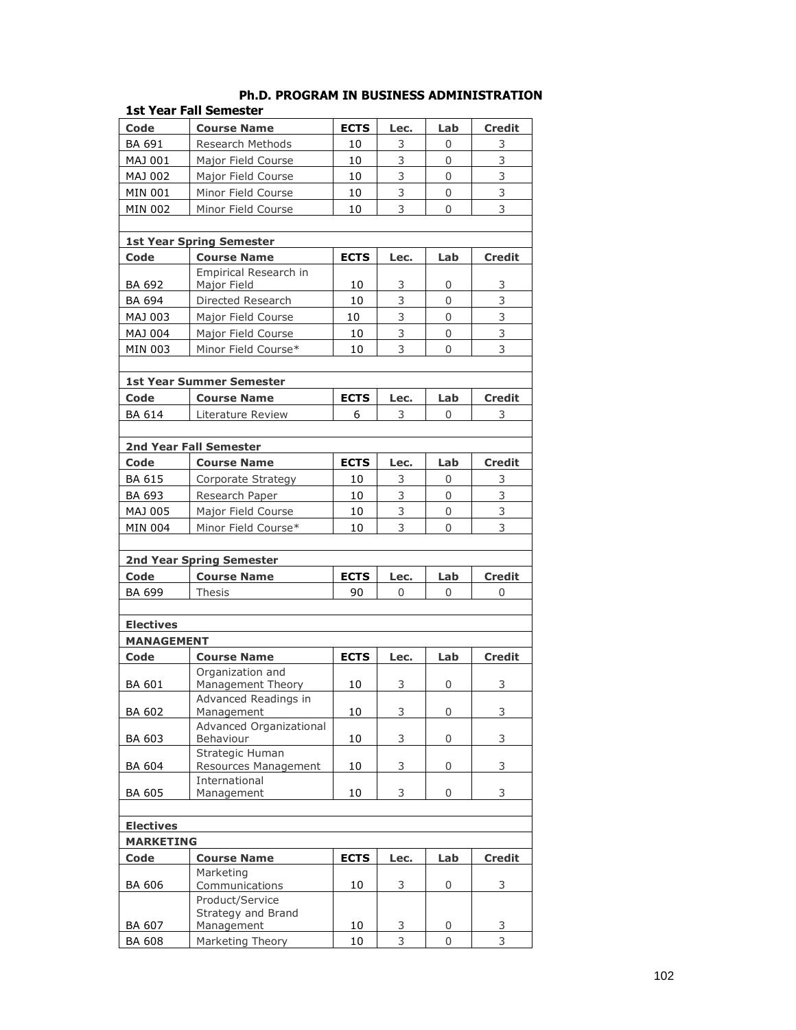# Ph.D. PROGRAM IN BUSINESS ADMINISTRATION

### 1st Year Fall Semester

| Code | Course Name | ECTS | Lec. | Lab | Credit |
|---|---|---|---|---|---|
| BA 691 | Research Methods | 10 | 3 | 0 | 3 |
| MAJ 001 | Major Field Course | 10 | 3 | 0 | 3 |
| MAJ 002 | Major Field Course | 10 | 3 | 0 | 3 |
| MIN 001 | Minor Field Course | 10 | 3 | 0 | 3 |
| MIN 002 | Minor Field Course | 10 | 3 | 0 | 3 |

### 1st Year Spring Semester

| Code | Course Name | ECTS | Lec. | Lab | Credit |
|---|---|---|---|---|---|
| BA 692 | Empirical Research in Major Field | 10 | 3 | 0 | 3 |
| BA 694 | Directed Research | 10 | 3 | 0 | 3 |
| MAJ 003 | Major Field Course | 10 | 3 | 0 | 3 |
| MAJ 004 | Major Field Course | 10 | 3 | 0 | 3 |
| MIN 003 | Minor Field Course* | 10 | 3 | 0 | 3 |

### 1st Year Summer Semester

| Code | Course Name | ECTS | Lec. | Lab | Credit |
|---|---|---|---|---|---|
| BA 614 | Literature Review | 6 | 3 | 0 | 3 |

### 2nd Year Fall Semester

| Code | Course Name | ECTS | Lec. | Lab | Credit |
|---|---|---|---|---|---|
| BA 615 | Corporate Strategy | 10 | 3 | 0 | 3 |
| BA 693 | Research Paper | 10 | 3 | 0 | 3 |
| MAJ 005 | Major Field Course | 10 | 3 | 0 | 3 |
| MIN 004 | Minor Field Course* | 10 | 3 | 0 | 3 |

### 2nd Year Spring Semester

| Code | Course Name | ECTS | Lec. | Lab | Credit |
|---|---|---|---|---|---|
| BA 699 | Thesis | 90 | 0 | 0 | 0 |

### Electives

**MANAGEMENT**

| Code | Course Name | ECTS | Lec. | Lab | Credit |
|---|---|---|---|---|---|
| BA 601 | Organization and Management Theory | 10 | 3 | 0 | 3 |
| BA 602 | Advanced Readings in Management | 10 | 3 | 0 | 3 |
| BA 603 | Advanced Organizational Behaviour | 10 | 3 | 0 | 3 |
| BA 604 | Strategic Human Resources Management | 10 | 3 | 0 | 3 |
| BA 605 | International Management | 10 | 3 | 0 | 3 |

### Electives

**MARKETING**

| Code | Course Name | ECTS | Lec. | Lab | Credit |
|---|---|---|---|---|---|
| BA 606 | Marketing Communications | 10 | 3 | 0 | 3 |
| BA 607 | Product/Service Strategy and Brand Management | 10 | 3 | 0 | 3 |
| BA 608 | Marketing Theory | 10 | 3 | 0 | 3 |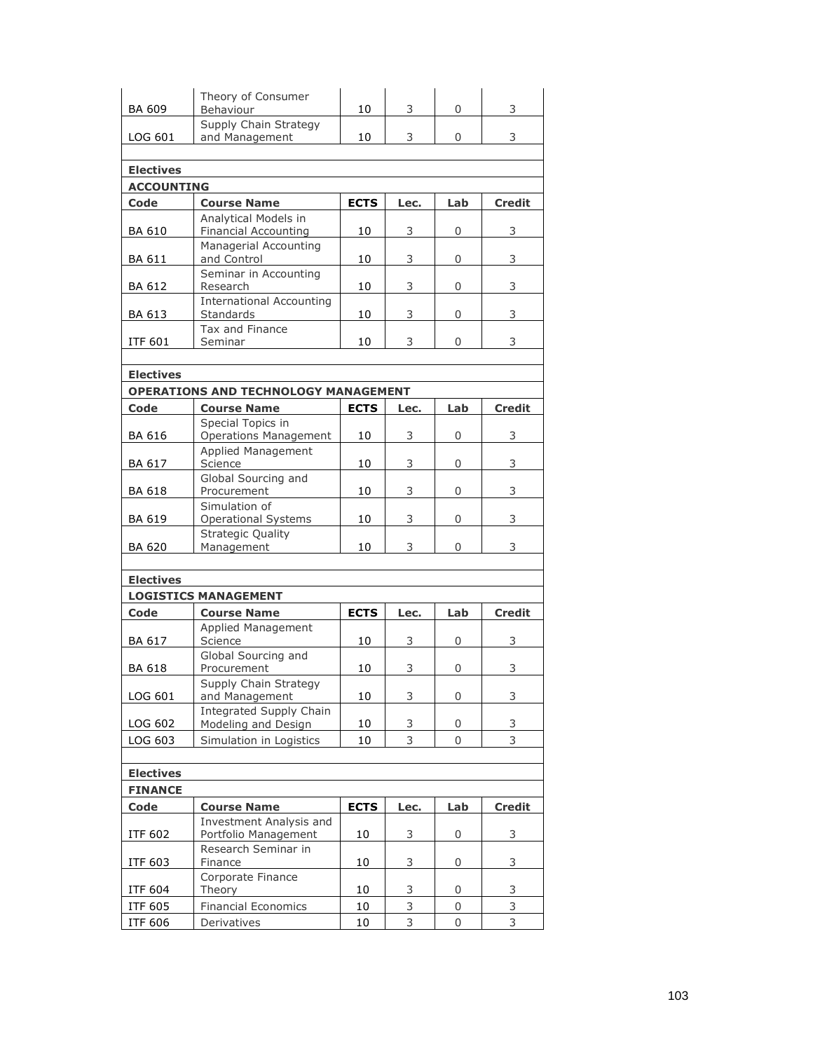| | | | | | |
|---|---|---|---|---|---|
| BA 609 | Theory of Consumer Behaviour | 10 | 3 | 0 | 3 |
| LOG 601 | Supply Chain Strategy and Management | 10 | 3 | 0 | 3 |

**Electives**

**ACCOUNTING**

| Code | Course Name | ECTS | Lec. | Lab | Credit |
|---|---|---|---|---|---|
| BA 610 | Analytical Models in Financial Accounting | 10 | 3 | 0 | 3 |
| BA 611 | Managerial Accounting and Control | 10 | 3 | 0 | 3 |
| BA 612 | Seminar in Accounting Research | 10 | 3 | 0 | 3 |
| BA 613 | International Accounting Standards | 10 | 3 | 0 | 3 |
| ITF 601 | Tax and Finance Seminar | 10 | 3 | 0 | 3 |

**Electives**

**OPERATIONS AND TECHNOLOGY MANAGEMENT**

| Code | Course Name | ECTS | Lec. | Lab | Credit |
|---|---|---|---|---|---|
| BA 616 | Special Topics in Operations Management | 10 | 3 | 0 | 3 |
| BA 617 | Applied Management Science | 10 | 3 | 0 | 3 |
| BA 618 | Global Sourcing and Procurement | 10 | 3 | 0 | 3 |
| BA 619 | Simulation of Operational Systems | 10 | 3 | 0 | 3 |
| BA 620 | Strategic Quality Management | 10 | 3 | 0 | 3 |

**Electives**

**LOGISTICS MANAGEMENT**

| Code | Course Name | ECTS | Lec. | Lab | Credit |
|---|---|---|---|---|---|
| BA 617 | Applied Management Science | 10 | 3 | 0 | 3 |
| BA 618 | Global Sourcing and Procurement | 10 | 3 | 0 | 3 |
| LOG 601 | Supply Chain Strategy and Management | 10 | 3 | 0 | 3 |
| LOG 602 | Integrated Supply Chain Modeling and Design | 10 | 3 | 0 | 3 |
| LOG 603 | Simulation in Logistics | 10 | 3 | 0 | 3 |

**Electives**

**FINANCE**

| Code | Course Name | ECTS | Lec. | Lab | Credit |
|---|---|---|---|---|---|
| ITF 602 | Investment Analysis and Portfolio Management | 10 | 3 | 0 | 3 |
| ITF 603 | Research Seminar in Finance | 10 | 3 | 0 | 3 |
| ITF 604 | Corporate Finance Theory | 10 | 3 | 0 | 3 |
| ITF 605 | Financial Economics | 10 | 3 | 0 | 3 |
| ITF 606 | Derivatives | 10 | 3 | 0 | 3 |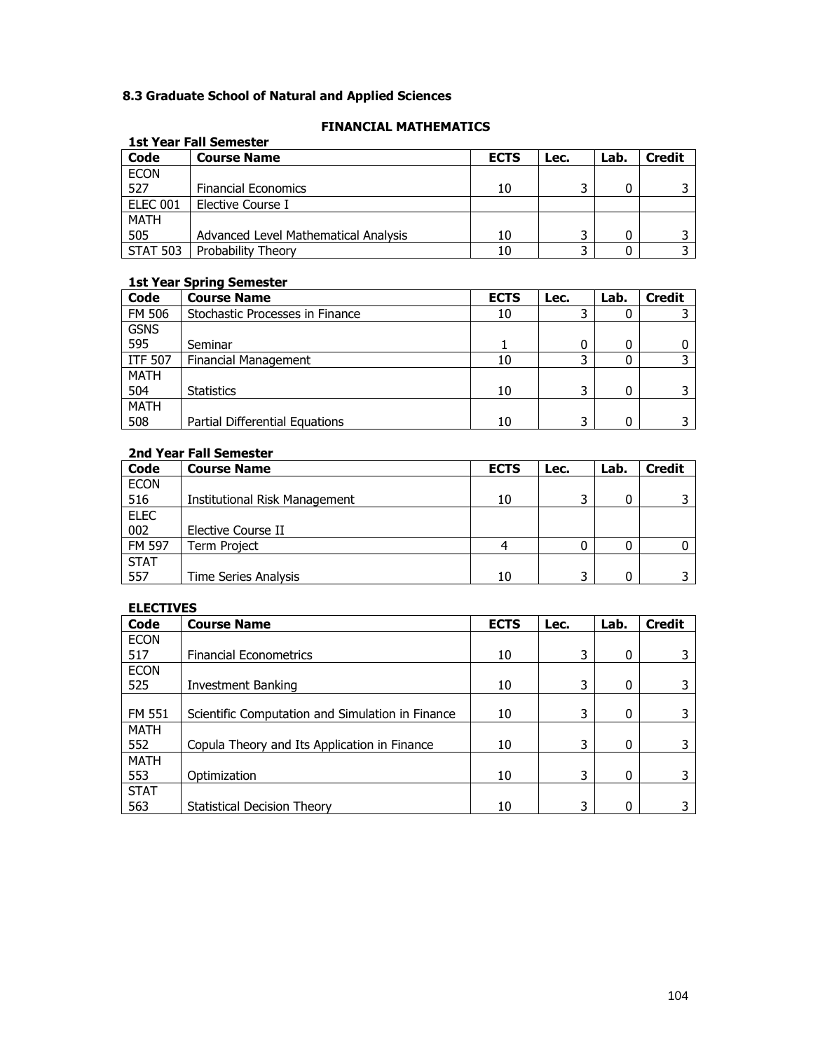### 8.3 Graduate School of Natural and Applied Sciences

#### FINANCIAL MATHEMATICS

**1st Year Fall Semester**

| Code | Course Name | ECTS | Lec. | Lab. | Credit |
|---|---|---|---|---|---|
| ECON 527 | Financial Economics | 10 | 3 | 0 | 3 |
| ELEC 001 | Elective Course I | | | | |
| MATH 505 | Advanced Level Mathematical Analysis | 10 | 3 | 0 | 3 |
| STAT 503 | Probability Theory | 10 | 3 | 0 | 3 |

**1st Year Spring Semester**

| Code | Course Name | ECTS | Lec. | Lab. | Credit |
|---|---|---|---|---|---|
| FM 506 | Stochastic Processes in Finance | 10 | 3 | 0 | 3 |
| GSNS 595 | Seminar | 1 | 0 | 0 | 0 |
| ITF 507 | Financial Management | 10 | 3 | 0 | 3 |
| MATH 504 | Statistics | 10 | 3 | 0 | 3 |
| MATH 508 | Partial Differential Equations | 10 | 3 | 0 | 3 |

**2nd Year Fall Semester**

| Code | Course Name | ECTS | Lec. | Lab. | Credit |
|---|---|---|---|---|---|
| ECON 516 | Institutional Risk Management | 10 | 3 | 0 | 3 |
| ELEC 002 | Elective Course II | | | | |
| FM 597 | Term Project | 4 | 0 | 0 | 0 |
| STAT 557 | Time Series Analysis | 10 | 3 | 0 | 3 |

**ELECTIVES**

| Code | Course Name | ECTS | Lec. | Lab. | Credit |
|---|---|---|---|---|---|
| ECON 517 | Financial Econometrics | 10 | 3 | 0 | 3 |
| ECON 525 | Investment Banking | 10 | 3 | 0 | 3 |
| FM 551 | Scientific Computation and Simulation in Finance | 10 | 3 | 0 | 3 |
| MATH 552 | Copula Theory and Its Application in Finance | 10 | 3 | 0 | 3 |
| MATH 553 | Optimization | 10 | 3 | 0 | 3 |
| STAT 563 | Statistical Decision Theory | 10 | 3 | 0 | 3 |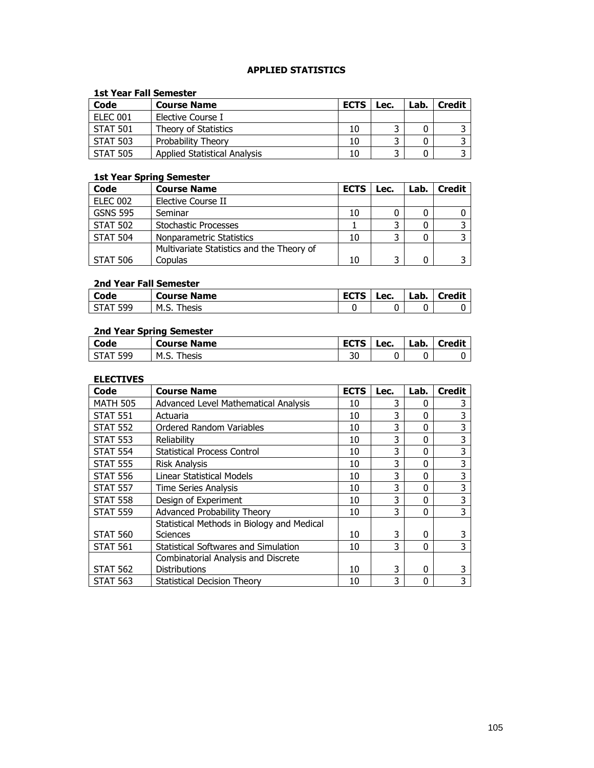# APPLIED STATISTICS

### 1st Year Fall Semester

| Code | Course Name | ECTS | Lec. | Lab. | Credit |
|---|---|---|---|---|---|
| ELEC 001 | Elective Course I | | | | |
| STAT 501 | Theory of Statistics | 10 | 3 | 0 | 3 |
| STAT 503 | Probability Theory | 10 | 3 | 0 | 3 |
| STAT 505 | Applied Statistical Analysis | 10 | 3 | 0 | 3 |

### 1st Year Spring Semester

| Code | Course Name | ECTS | Lec. | Lab. | Credit |
|---|---|---|---|---|---|
| ELEC 002 | Elective Course II | | | | |
| GSNS 595 | Seminar | 10 | 0 | 0 | 0 |
| STAT 502 | Stochastic Processes | 1 | 3 | 0 | 3 |
| STAT 504 | Nonparametric Statistics | 10 | 3 | 0 | 3 |
| STAT 506 | Multivariate Statistics and the Theory of Copulas | 10 | 3 | 0 | 3 |

### 2nd Year Fall Semester

| Code | Course Name | ECTS | Lec. | Lab. | Credit |
|---|---|---|---|---|---|
| STAT 599 | M.S. Thesis | 0 | 0 | 0 | 0 |

### 2nd Year Spring Semester

| Code | Course Name | ECTS | Lec. | Lab. | Credit |
|---|---|---|---|---|---|
| STAT 599 | M.S. Thesis | 30 | 0 | 0 | 0 |

### ELECTIVES

| Code | Course Name | ECTS | Lec. | Lab. | Credit |
|---|---|---|---|---|---|
| MATH 505 | Advanced Level Mathematical Analysis | 10 | 3 | 0 | 3 |
| STAT 551 | Actuaria | 10 | 3 | 0 | 3 |
| STAT 552 | Ordered Random Variables | 10 | 3 | 0 | 3 |
| STAT 553 | Reliability | 10 | 3 | 0 | 3 |
| STAT 554 | Statistical Process Control | 10 | 3 | 0 | 3 |
| STAT 555 | Risk Analysis | 10 | 3 | 0 | 3 |
| STAT 556 | Linear Statistical Models | 10 | 3 | 0 | 3 |
| STAT 557 | Time Series Analysis | 10 | 3 | 0 | 3 |
| STAT 558 | Design of Experiment | 10 | 3 | 0 | 3 |
| STAT 559 | Advanced Probability Theory | 10 | 3 | 0 | 3 |
| STAT 560 | Statistical Methods in Biology and Medical Sciences | 10 | 3 | 0 | 3 |
| STAT 561 | Statistical Softwares and Simulation | 10 | 3 | 0 | 3 |
| STAT 562 | Combinatorial Analysis and Discrete Distributions | 10 | 3 | 0 | 3 |
| STAT 563 | Statistical Decision Theory | 10 | 3 | 0 | 3 |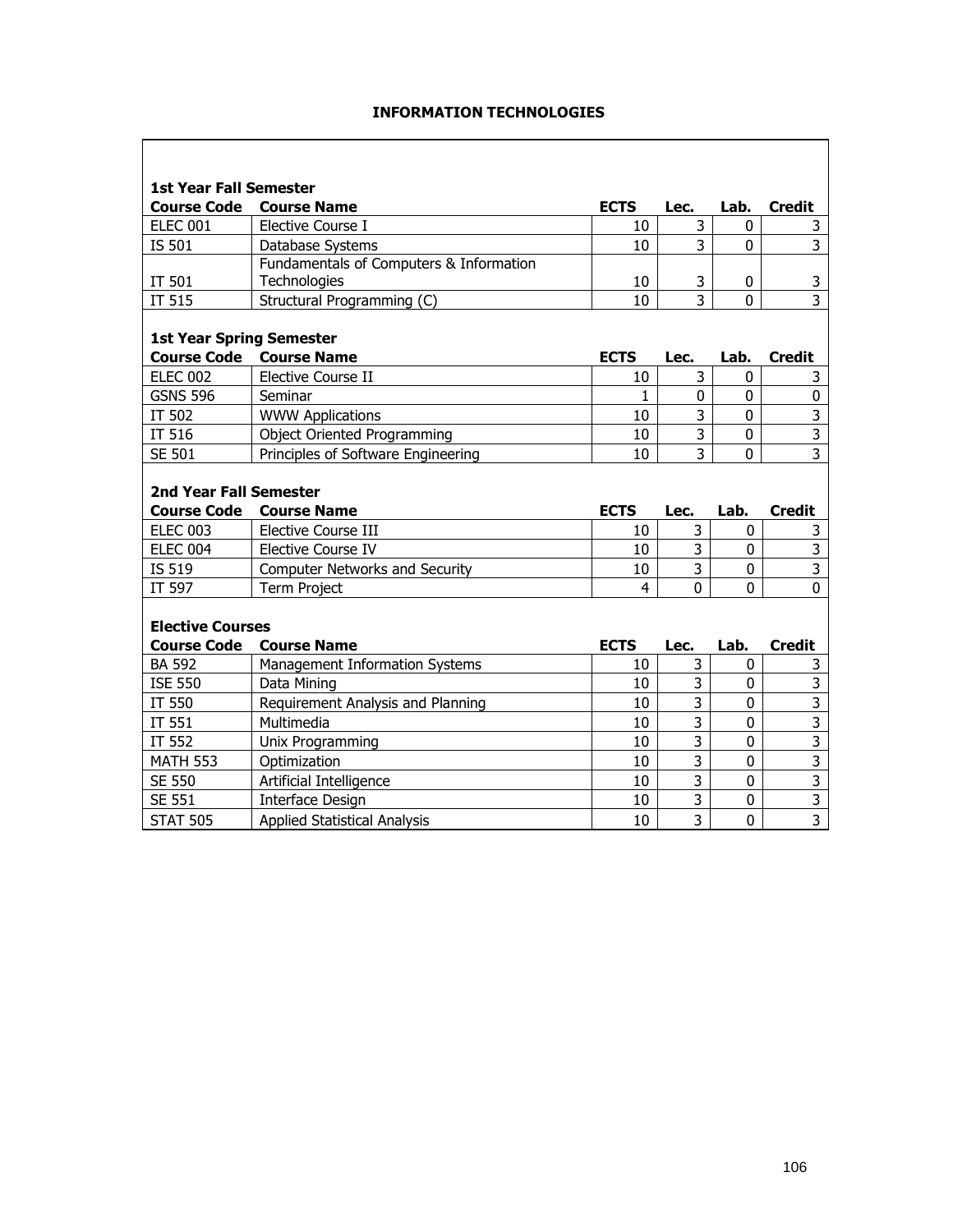# INFORMATION TECHNOLOGIES

### 1st Year Fall Semester

| Course Code | Course Name | ECTS | Lec. | Lab. | Credit |
|---|---|---|---|---|---|
| ELEC 001 | Elective Course I | 10 | 3 | 0 | 3 |
| IS 501 | Database Systems | 10 | 3 | 0 | 3 |
| IT 501 | Fundamentals of Computers & Information Technologies | 10 | 3 | 0 | 3 |
| IT 515 | Structural Programming (C) | 10 | 3 | 0 | 3 |

### 1st Year Spring Semester

| Course Code | Course Name | ECTS | Lec. | Lab. | Credit |
|---|---|---|---|---|---|
| ELEC 002 | Elective Course II | 10 | 3 | 0 | 3 |
| GSNS 596 | Seminar | 1 | 0 | 0 | 0 |
| IT 502 | WWW Applications | 10 | 3 | 0 | 3 |
| IT 516 | Object Oriented Programming | 10 | 3 | 0 | 3 |
| SE 501 | Principles of Software Engineering | 10 | 3 | 0 | 3 |

### 2nd Year Fall Semester

| Course Code | Course Name | ECTS | Lec. | Lab. | Credit |
|---|---|---|---|---|---|
| ELEC 003 | Elective Course III | 10 | 3 | 0 | 3 |
| ELEC 004 | Elective Course IV | 10 | 3 | 0 | 3 |
| IS 519 | Computer Networks and Security | 10 | 3 | 0 | 3 |
| IT 597 | Term Project | 4 | 0 | 0 | 0 |

### Elective Courses

| Course Code | Course Name | ECTS | Lec. | Lab. | Credit |
|---|---|---|---|---|---|
| BA 592 | Management Information Systems | 10 | 3 | 0 | 3 |
| ISE 550 | Data Mining | 10 | 3 | 0 | 3 |
| IT 550 | Requirement Analysis and Planning | 10 | 3 | 0 | 3 |
| IT 551 | Multimedia | 10 | 3 | 0 | 3 |
| IT 552 | Unix Programming | 10 | 3 | 0 | 3 |
| MATH 553 | Optimization | 10 | 3 | 0 | 3 |
| SE 550 | Artificial Intelligence | 10 | 3 | 0 | 3 |
| SE 551 | Interface Design | 10 | 3 | 0 | 3 |
| STAT 505 | Applied Statistical Analysis | 10 | 3 | 0 | 3 |